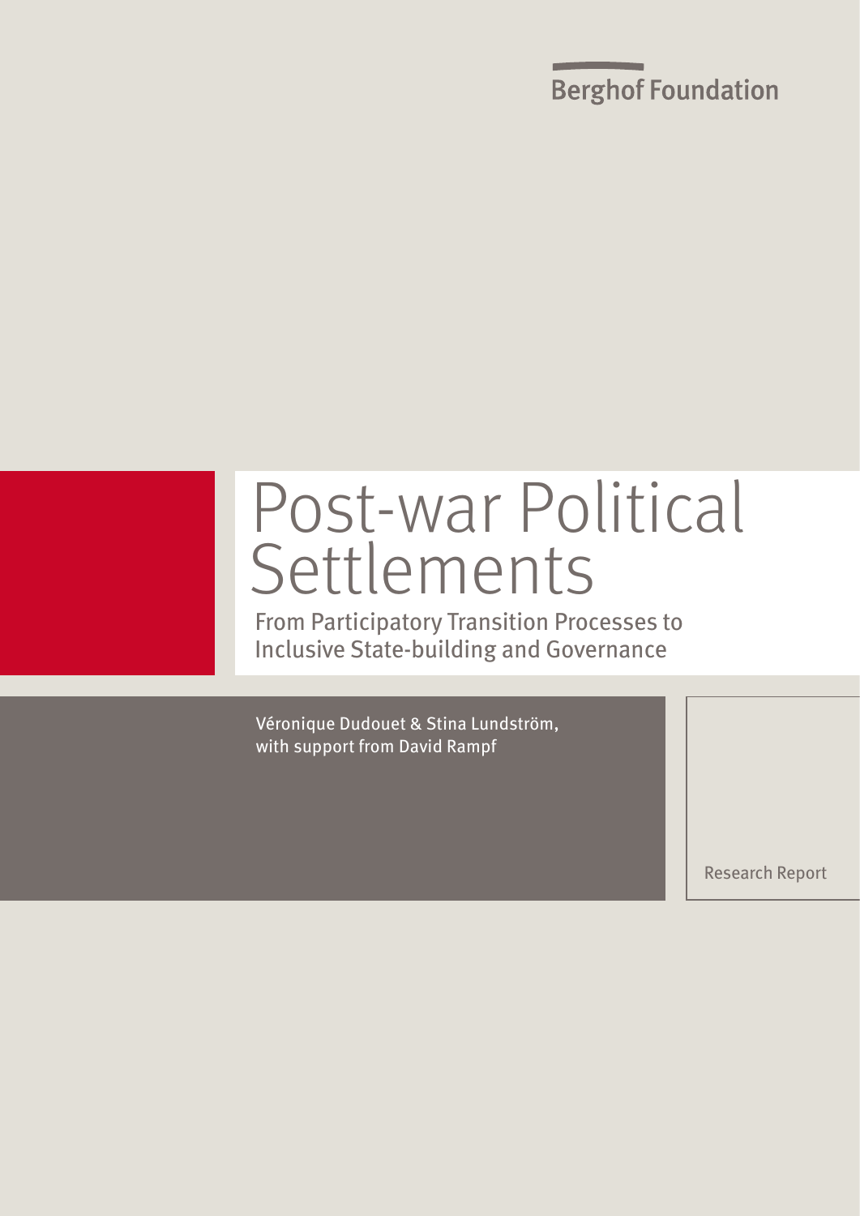Berghof Foundation

# Post-war Political Settlements

## From Participatory Transition Processes to Inclusive State-building and Governance

Véronique Dudouet & Stina Lundström, with support from David Rampf

Research Report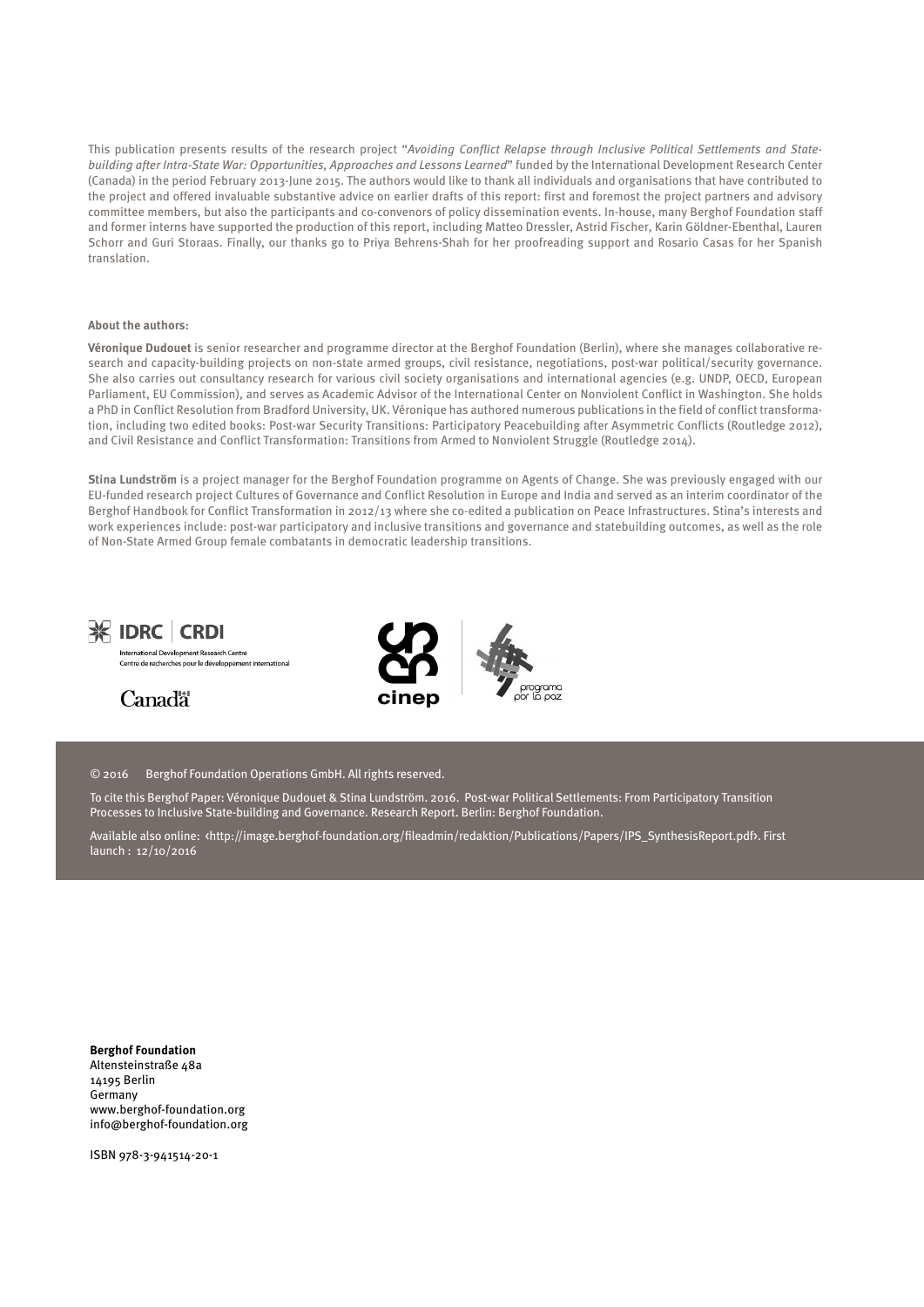This publication presents results of the research project "*Avoiding Conflict Relapse through Inclusive Political Settlements and State-building after Intra-State War: Opportunities, Approaches and Lessons Learned*" funded by the International Development Research Center (Canada) in the period February 2013-June 2015. The authors would like to thank all individuals and organisations that have contributed to the project and offered invaluable substantive advice on earlier drafts of this report: first and foremost the project partners and advisory committee members, but also the participants and co-convenors of policy dissemination events. In-house, many Berghof Foundation staff and former interns have supported the production of this report, including Matteo Dressler, Astrid Fischer, Karin Göldner-Ebenthal, Lauren Schorr and Guri Storaas. Finally, our thanks go to Priya Behrens-Shah for her proofreading support and Rosario Casas for her Spanish translation.

**About the authors:**

**Véronique Dudouet** is senior researcher and programme director at the Berghof Foundation (Berlin), where she manages collaborative research and capacity-building projects on non-state armed groups, civil resistance, negotiations, post-war political/security governance. She also carries out consultancy research for various civil society organisations and international agencies (e.g. UNDP, OECD, European Parliament, EU Commission), and serves as Academic Advisor of the International Center on Nonviolent Conflict in Washington. She holds a PhD in Conflict Resolution from Bradford University, UK. Véronique has authored numerous publications in the field of conflict transformation, including two edited books: Post-war Security Transitions: Participatory Peacebuilding after Asymmetric Conflicts (Routledge 2012), and Civil Resistance and Conflict Transformation: Transitions from Armed to Nonviolent Struggle (Routledge 2014).

**Stina Lundström** is a project manager for the Berghof Foundation programme on Agents of Change. She was previously engaged with our EU-funded research project Cultures of Governance and Conflict Resolution in Europe and India and served as an interim coordinator of the Berghof Handbook for Conflict Transformation in 2012/13 where she co-edited a publication on Peace Infrastructures. Stina's interests and work experiences include: post-war participatory and inclusive transitions and governance and statebuilding outcomes, as well as the role of Non-State Armed Group female combatants in democratic leadership transitions.

IDRC | CRDI
International Development Research Centre
Centre de recherches pour le développement international

Canada

cinep

programa por la paz

© 2016 Berghof Foundation Operations GmbH. All rights reserved.

To cite this Berghof Paper: Véronique Dudouet & Stina Lundström. 2016. Post-war Political Settlements: From Participatory Transition Processes to Inclusive State-building and Governance. Research Report. Berlin: Berghof Foundation.

Available also online: <http://image.berghof-foundation.org/fileadmin/redaktion/Publications/Papers/IPS_SynthesisReport.pdf>. First launch : 12/10/2016

**Berghof Foundation**
Altensteinstraße 48a
14195 Berlin
Germany
www.berghof-foundation.org
info@berghof-foundation.org

ISBN 978-3-941514-20-1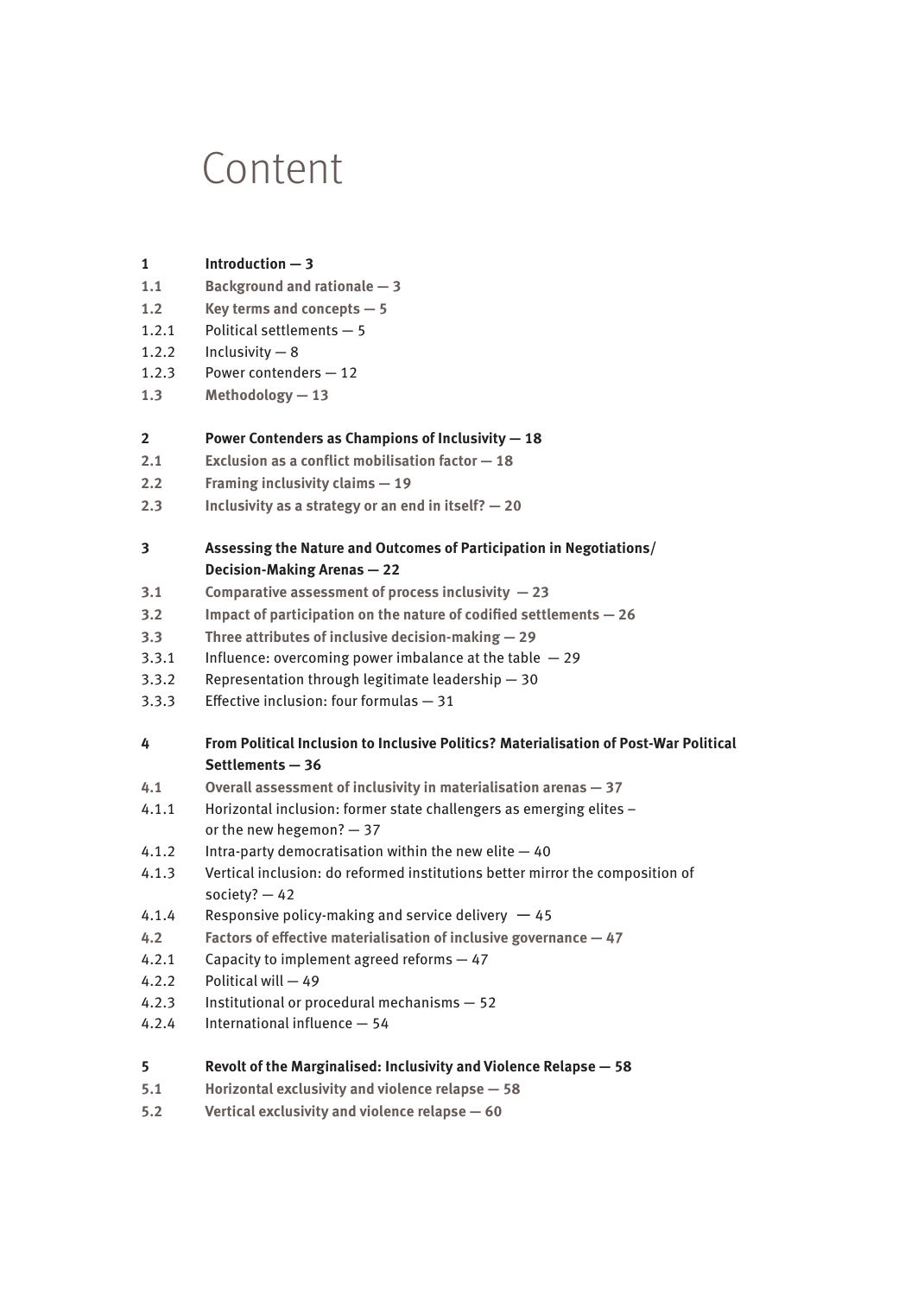# Content

**1 Introduction — 3**

**1.1 Background and rationale — 3**

**1.2 Key terms and concepts — 5**

1.2.1 Political settlements — 5

1.2.2 Inclusivity — 8

1.2.3 Power contenders — 12

**1.3 Methodology — 13**

**2 Power Contenders as Champions of Inclusivity — 18**

**2.1 Exclusion as a conflict mobilisation factor — 18**

**2.2 Framing inclusivity claims — 19**

**2.3 Inclusivity as a strategy or an end in itself? — 20**

**3 Assessing the Nature and Outcomes of Participation in Negotiations/ Decision-Making Arenas — 22**

**3.1 Comparative assessment of process inclusivity — 23**

**3.2 Impact of participation on the nature of codified settlements — 26**

**3.3 Three attributes of inclusive decision-making — 29**

3.3.1 Influence: overcoming power imbalance at the table — 29

3.3.2 Representation through legitimate leadership — 30

3.3.3 Effective inclusion: four formulas — 31

**4 From Political Inclusion to Inclusive Politics? Materialisation of Post-War Political Settlements — 36**

**4.1 Overall assessment of inclusivity in materialisation arenas — 37**

4.1.1 Horizontal inclusion: former state challengers as emerging elites – or the new hegemon? — 37

4.1.2 Intra-party democratisation within the new elite — 40

4.1.3 Vertical inclusion: do reformed institutions better mirror the composition of society? — 42

4.1.4 Responsive policy-making and service delivery — 45

**4.2 Factors of effective materialisation of inclusive governance — 47**

4.2.1 Capacity to implement agreed reforms — 47

4.2.2 Political will — 49

4.2.3 Institutional or procedural mechanisms — 52

4.2.4 International influence — 54

**5 Revolt of the Marginalised: Inclusivity and Violence Relapse — 58**

**5.1 Horizontal exclusivity and violence relapse — 58**

**5.2 Vertical exclusivity and violence relapse — 60**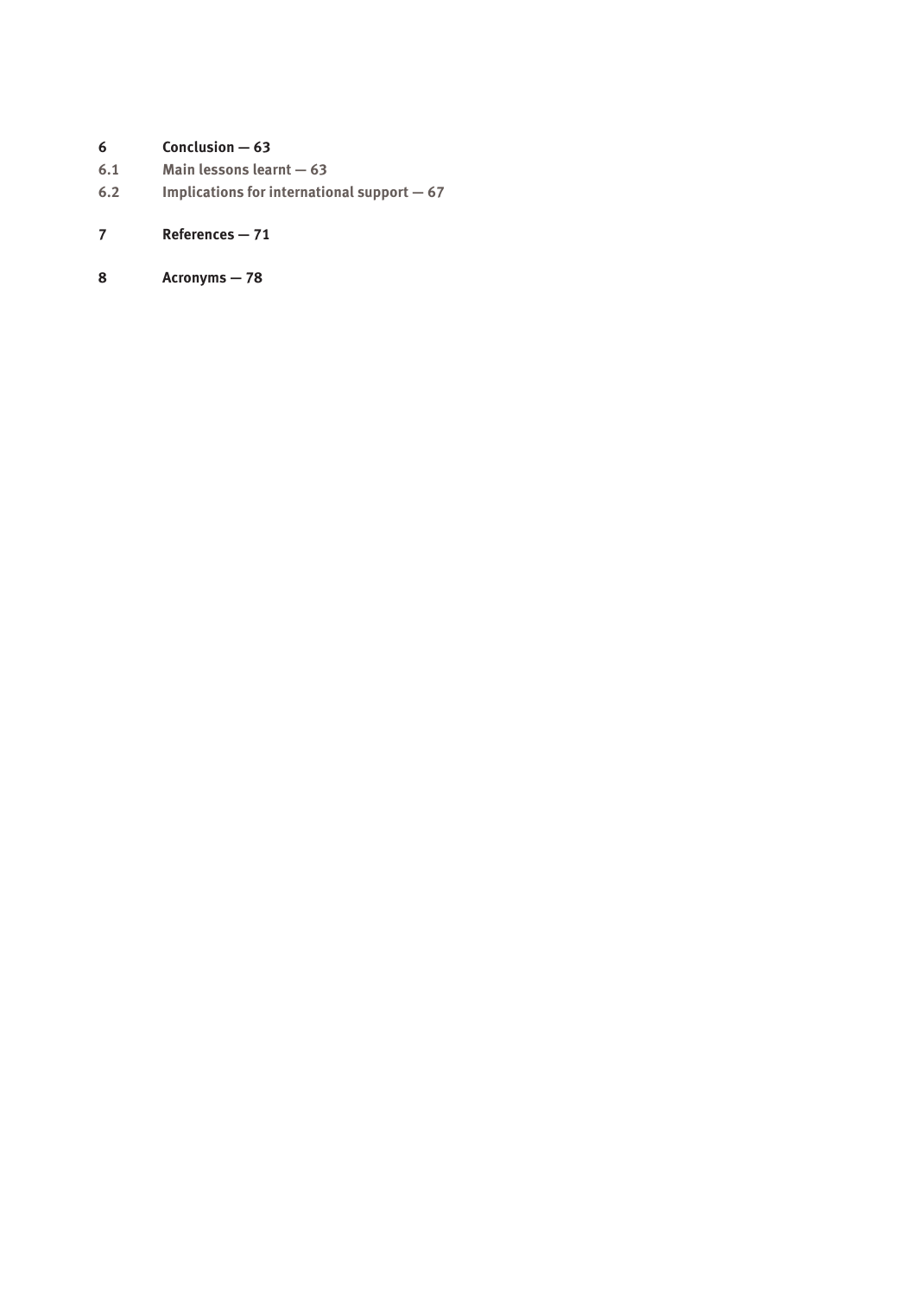6 **Conclusion — 63**

6.1 **Main lessons learnt — 63**

6.2 **Implications for international support — 67**

7 **References — 71**

8 **Acronyms — 78**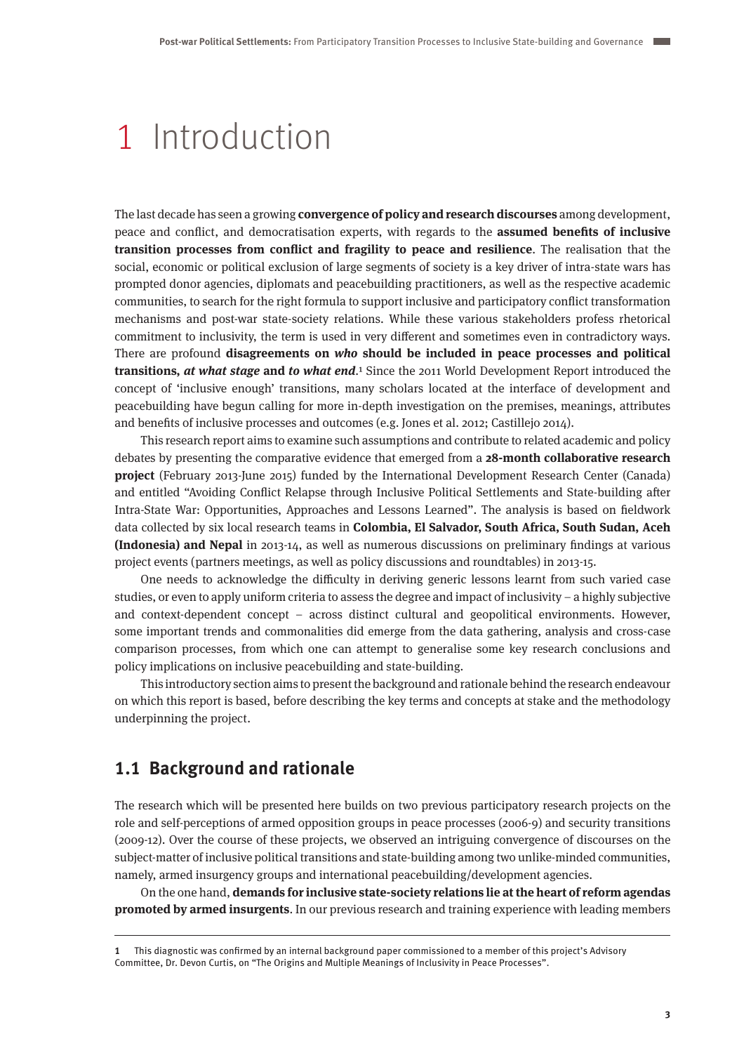# 1 Introduction

The last decade has seen a growing **convergence of policy and research discourses** among development, peace and conflict, and democratisation experts, with regards to the **assumed benefits of inclusive transition processes from conflict and fragility to peace and resilience**. The realisation that the social, economic or political exclusion of large segments of society is a key driver of intra-state wars has prompted donor agencies, diplomats and peacebuilding practitioners, as well as the respective academic communities, to search for the right formula to support inclusive and participatory conflict transformation mechanisms and post-war state-society relations. While these various stakeholders profess rhetorical commitment to inclusivity, the term is used in very different and sometimes even in contradictory ways. There are profound **disagreements on *who* should be included in peace processes and political transitions, *at what stage* and *to what end***.[1] Since the 2011 World Development Report introduced the concept of 'inclusive enough' transitions, many scholars located at the interface of development and peacebuilding have begun calling for more in-depth investigation on the premises, meanings, attributes and benefits of inclusive processes and outcomes (e.g. Jones et al. 2012; Castillejo 2014).

This research report aims to examine such assumptions and contribute to related academic and policy debates by presenting the comparative evidence that emerged from a **28-month collaborative research project** (February 2013-June 2015) funded by the International Development Research Center (Canada) and entitled "Avoiding Conflict Relapse through Inclusive Political Settlements and State-building after Intra-State War: Opportunities, Approaches and Lessons Learned". The analysis is based on fieldwork data collected by six local research teams in **Colombia, El Salvador, South Africa, South Sudan, Aceh (Indonesia) and Nepal** in 2013-14, as well as numerous discussions on preliminary findings at various project events (partners meetings, as well as policy discussions and roundtables) in 2013-15.

One needs to acknowledge the difficulty in deriving generic lessons learnt from such varied case studies, or even to apply uniform criteria to assess the degree and impact of inclusivity – a highly subjective and context-dependent concept – across distinct cultural and geopolitical environments. However, some important trends and commonalities did emerge from the data gathering, analysis and cross-case comparison processes, from which one can attempt to generalise some key research conclusions and policy implications on inclusive peacebuilding and state-building.

This introductory section aims to present the background and rationale behind the research endeavour on which this report is based, before describing the key terms and concepts at stake and the methodology underpinning the project.

## 1.1 Background and rationale

The research which will be presented here builds on two previous participatory research projects on the role and self-perceptions of armed opposition groups in peace processes (2006-9) and security transitions (2009-12). Over the course of these projects, we observed an intriguing convergence of discourses on the subject-matter of inclusive political transitions and state-building among two unlike-minded communities, namely, armed insurgency groups and international peacebuilding/development agencies.

On the one hand, **demands for inclusive state-society relations lie at the heart of reform agendas promoted by armed insurgents**. In our previous research and training experience with leading members

---

1 This diagnostic was confirmed by an internal background paper commissioned to a member of this project's Advisory Committee, Dr. Devon Curtis, on "The Origins and Multiple Meanings of Inclusivity in Peace Processes".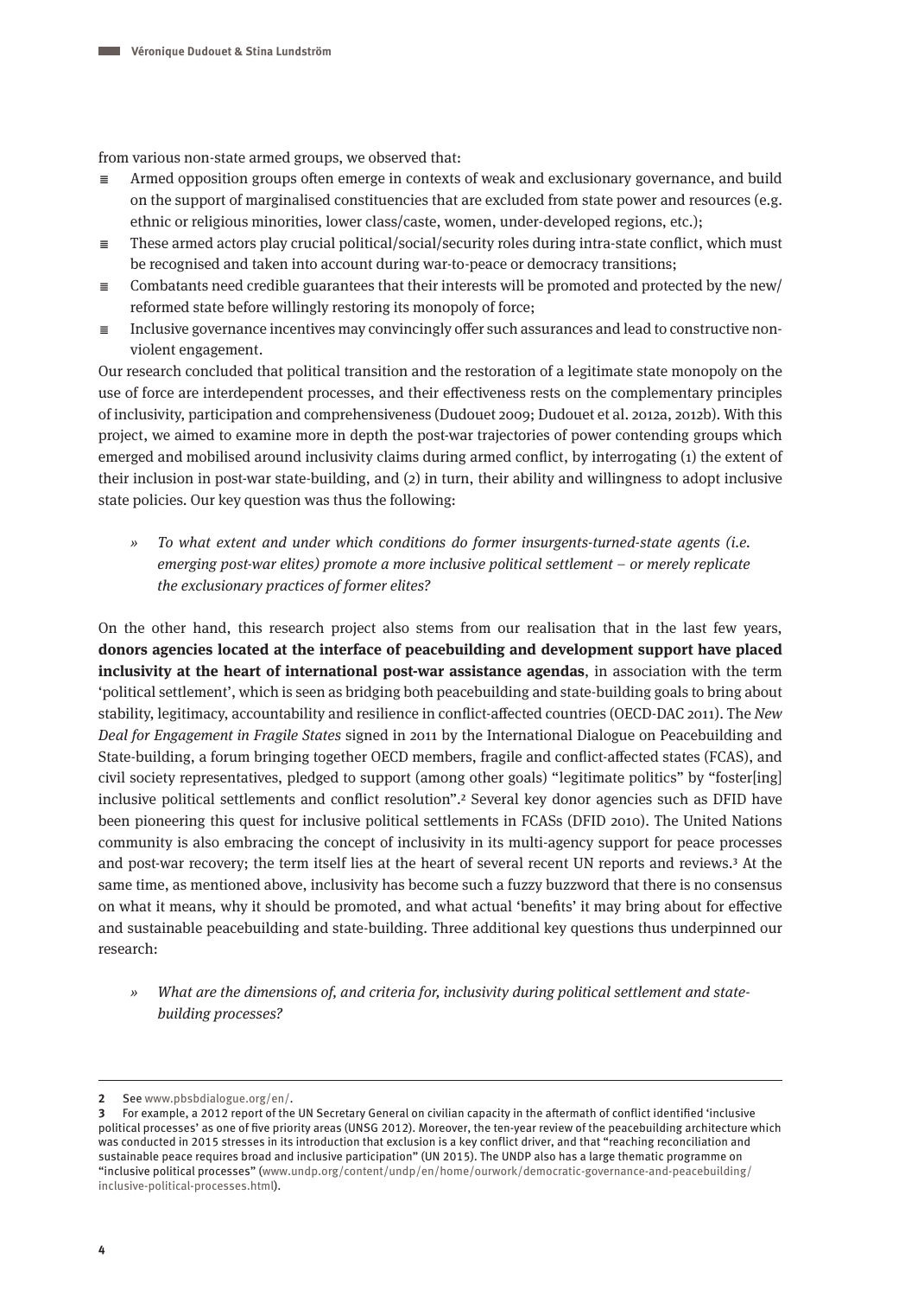from various non-state armed groups, we observed that:

- Armed opposition groups often emerge in contexts of weak and exclusionary governance, and build on the support of marginalised constituencies that are excluded from state power and resources (e.g. ethnic or religious minorities, lower class/caste, women, under-developed regions, etc.);
- These armed actors play crucial political/social/security roles during intra-state conflict, which must be recognised and taken into account during war-to-peace or democracy transitions;
- Combatants need credible guarantees that their interests will be promoted and protected by the new/reformed state before willingly restoring its monopoly of force;
- Inclusive governance incentives may convincingly offer such assurances and lead to constructive non-violent engagement.

Our research concluded that political transition and the restoration of a legitimate state monopoly on the use of force are interdependent processes, and their effectiveness rests on the complementary principles of inclusivity, participation and comprehensiveness (Dudouet 2009; Dudouet et al. 2012a, 2012b). With this project, we aimed to examine more in depth the post-war trajectories of power contending groups which emerged and mobilised around inclusivity claims during armed conflict, by interrogating (1) the extent of their inclusion in post-war state-building, and (2) in turn, their ability and willingness to adopt inclusive state policies. Our key question was thus the following:

> » *To what extent and under which conditions do former insurgents-turned-state agents (i.e. emerging post-war elites) promote a more inclusive political settlement – or merely replicate the exclusionary practices of former elites?*

On the other hand, this research project also stems from our realisation that in the last few years, **donors agencies located at the interface of peacebuilding and development support have placed inclusivity at the heart of international post-war assistance agendas**, in association with the term 'political settlement', which is seen as bridging both peacebuilding and state-building goals to bring about stability, legitimacy, accountability and resilience in conflict-affected countries (OECD-DAC 2011). The *New Deal for Engagement in Fragile States* signed in 2011 by the International Dialogue on Peacebuilding and State-building, a forum bringing together OECD members, fragile and conflict-affected states (FCAS), and civil society representatives, pledged to support (among other goals) "legitimate politics" by "foster[ing] inclusive political settlements and conflict resolution".[2] Several key donor agencies such as DFID have been pioneering this quest for inclusive political settlements in FCASs (DFID 2010). The United Nations community is also embracing the concept of inclusivity in its multi-agency support for peace processes and post-war recovery; the term itself lies at the heart of several recent UN reports and reviews.[3] At the same time, as mentioned above, inclusivity has become such a fuzzy buzzword that there is no consensus on what it means, why it should be promoted, and what actual 'benefits' it may bring about for effective and sustainable peacebuilding and state-building. Three additional key questions thus underpinned our research:

> » *What are the dimensions of, and criteria for, inclusivity during political settlement and state-building processes?*

---

**2** See www.pbsbdialogue.org/en/.

**3** For example, a 2012 report of the UN Secretary General on civilian capacity in the aftermath of conflict identified 'inclusive political processes' as one of five priority areas (UNSG 2012). Moreover, the ten-year review of the peacebuilding architecture which was conducted in 2015 stresses in its introduction that exclusion is a key conflict driver, and that "reaching reconciliation and sustainable peace requires broad and inclusive participation" (UN 2015). The UNDP also has a large thematic programme on "inclusive political processes" (www.undp.org/content/undp/en/home/ourwork/democratic-governance-and-peacebuilding/inclusive-political-processes.html).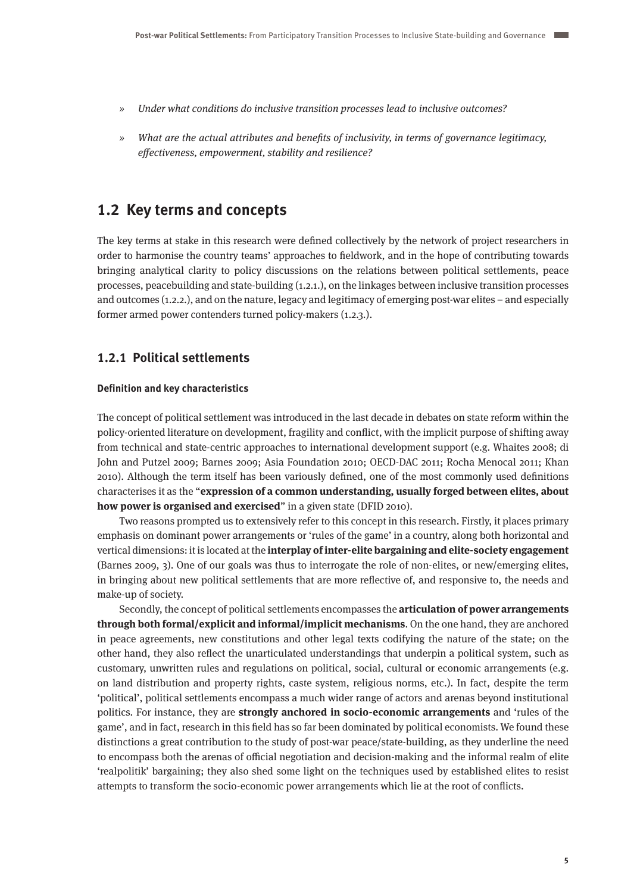- *Under what conditions do inclusive transition processes lead to inclusive outcomes?*
- *What are the actual attributes and benefits of inclusivity, in terms of governance legitimacy, effectiveness, empowerment, stability and resilience?*

## 1.2 Key terms and concepts

The key terms at stake in this research were defined collectively by the network of project researchers in order to harmonise the country teams' approaches to fieldwork, and in the hope of contributing towards bringing analytical clarity to policy discussions on the relations between political settlements, peace processes, peacebuilding and state-building (1.2.1.), on the linkages between inclusive transition processes and outcomes (1.2.2.), and on the nature, legacy and legitimacy of emerging post-war elites – and especially former armed power contenders turned policy-makers (1.2.3.).

### 1.2.1 Political settlements

#### Definition and key characteristics

The concept of political settlement was introduced in the last decade in debates on state reform within the policy-oriented literature on development, fragility and conflict, with the implicit purpose of shifting away from technical and state-centric approaches to international development support (e.g. Whaites 2008; di John and Putzel 2009; Barnes 2009; Asia Foundation 2010; OECD-DAC 2011; Rocha Menocal 2011; Khan 2010). Although the term itself has been variously defined, one of the most commonly used definitions characterises it as the "**expression of a common understanding, usually forged between elites, about how power is organised and exercised**" in a given state (DFID 2010).

Two reasons prompted us to extensively refer to this concept in this research. Firstly, it places primary emphasis on dominant power arrangements or 'rules of the game' in a country, along both horizontal and vertical dimensions: it is located at the **interplay of inter-elite bargaining and elite-society engagement** (Barnes 2009, 3). One of our goals was thus to interrogate the role of non-elites, or new/emerging elites, in bringing about new political settlements that are more reflective of, and responsive to, the needs and make-up of society.

Secondly, the concept of political settlements encompasses the **articulation of power arrangements through both formal/explicit and informal/implicit mechanisms**. On the one hand, they are anchored in peace agreements, new constitutions and other legal texts codifying the nature of the state; on the other hand, they also reflect the unarticulated understandings that underpin a political system, such as customary, unwritten rules and regulations on political, social, cultural or economic arrangements (e.g. on land distribution and property rights, caste system, religious norms, etc.). In fact, despite the term 'political', political settlements encompass a much wider range of actors and arenas beyond institutional politics. For instance, they are **strongly anchored in socio-economic arrangements** and 'rules of the game', and in fact, research in this field has so far been dominated by political economists. We found these distinctions a great contribution to the study of post-war peace/state-building, as they underline the need to encompass both the arenas of official negotiation and decision-making and the informal realm of elite 'realpolitik' bargaining; they also shed some light on the techniques used by established elites to resist attempts to transform the socio-economic power arrangements which lie at the root of conflicts.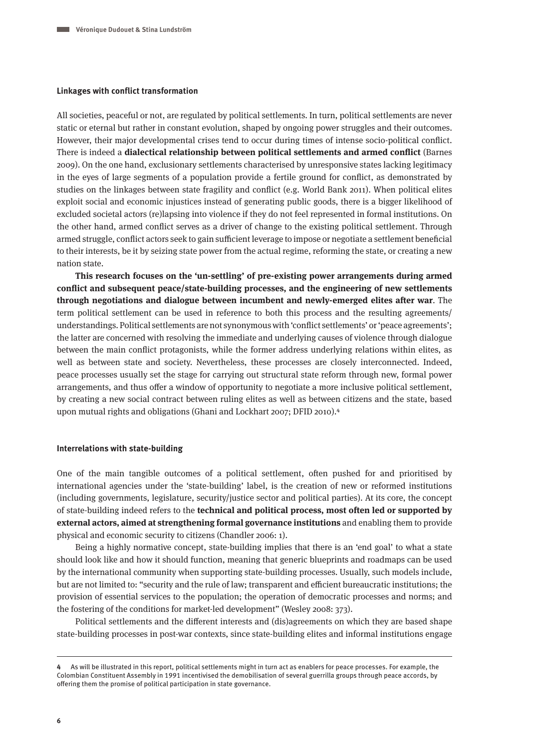### Linkages with conflict transformation

All societies, peaceful or not, are regulated by political settlements. In turn, political settlements are never static or eternal but rather in constant evolution, shaped by ongoing power struggles and their outcomes. However, their major developmental crises tend to occur during times of intense socio-political conflict. There is indeed a **dialectical relationship between political settlements and armed conflict** (Barnes 2009). On the one hand, exclusionary settlements characterised by unresponsive states lacking legitimacy in the eyes of large segments of a population provide a fertile ground for conflict, as demonstrated by studies on the linkages between state fragility and conflict (e.g. World Bank 2011). When political elites exploit social and economic injustices instead of generating public goods, there is a bigger likelihood of excluded societal actors (re)lapsing into violence if they do not feel represented in formal institutions. On the other hand, armed conflict serves as a driver of change to the existing political settlement. Through armed struggle, conflict actors seek to gain sufficient leverage to impose or negotiate a settlement beneficial to their interests, be it by seizing state power from the actual regime, reforming the state, or creating a new nation state.

**This research focuses on the 'un-settling' of pre-existing power arrangements during armed conflict and subsequent peace/state-building processes, and the engineering of new settlements through negotiations and dialogue between incumbent and newly-emerged elites after war**. The term political settlement can be used in reference to both this process and the resulting agreements/understandings. Political settlements are not synonymous with 'conflict settlements' or 'peace agreements'; the latter are concerned with resolving the immediate and underlying causes of violence through dialogue between the main conflict protagonists, while the former address underlying relations within elites, as well as between state and society. Nevertheless, these processes are closely interconnected. Indeed, peace processes usually set the stage for carrying out structural state reform through new, formal power arrangements, and thus offer a window of opportunity to negotiate a more inclusive political settlement, by creating a new social contract between ruling elites as well as between citizens and the state, based upon mutual rights and obligations (Ghani and Lockhart 2007; DFID 2010).[4]

### Interrelations with state-building

One of the main tangible outcomes of a political settlement, often pushed for and prioritised by international agencies under the 'state-building' label, is the creation of new or reformed institutions (including governments, legislature, security/justice sector and political parties). At its core, the concept of state-building indeed refers to the **technical and political process, most often led or supported by external actors, aimed at strengthening formal governance institutions** and enabling them to provide physical and economic security to citizens (Chandler 2006: 1).

Being a highly normative concept, state-building implies that there is an 'end goal' to what a state should look like and how it should function, meaning that generic blueprints and roadmaps can be used by the international community when supporting state-building processes. Usually, such models include, but are not limited to: "security and the rule of law; transparent and efficient bureaucratic institutions; the provision of essential services to the population; the operation of democratic processes and norms; and the fostering of the conditions for market-led development" (Wesley 2008: 373).

Political settlements and the different interests and (dis)agreements on which they are based shape state-building processes in post-war contexts, since state-building elites and informal institutions engage

---

4 As will be illustrated in this report, political settlements might in turn act as enablers for peace processes. For example, the Colombian Constituent Assembly in 1991 incentivised the demobilisation of several guerrilla groups through peace accords, by offering them the promise of political participation in state governance.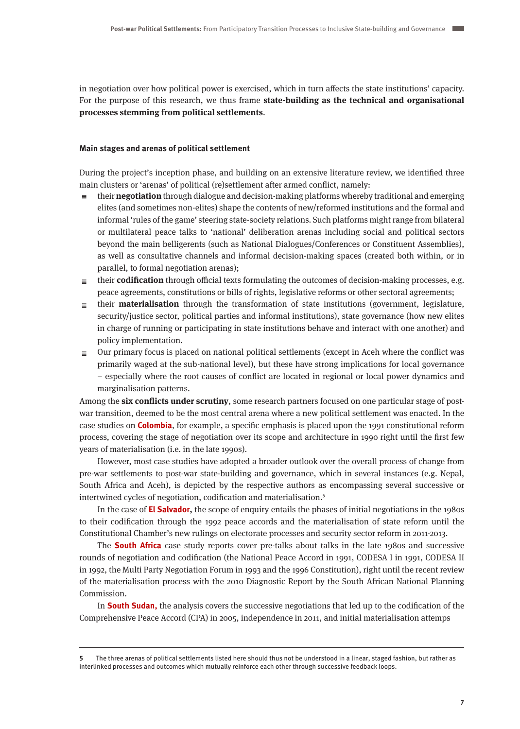in negotiation over how political power is exercised, which in turn affects the state institutions' capacity. For the purpose of this research, we thus frame **state-building as the technical and organisational processes stemming from political settlements**.

#### Main stages and arenas of political settlement

During the project's inception phase, and building on an extensive literature review, we identified three main clusters or 'arenas' of political (re)settlement after armed conflict, namely:

- their **negotiation** through dialogue and decision-making platforms whereby traditional and emerging elites (and sometimes non-elites) shape the contents of new/reformed institutions and the formal and informal 'rules of the game' steering state-society relations. Such platforms might range from bilateral or multilateral peace talks to 'national' deliberation arenas including social and political sectors beyond the main belligerents (such as National Dialogues/Conferences or Constituent Assemblies), as well as consultative channels and informal decision-making spaces (created both within, or in parallel, to formal negotiation arenas);
- their **codification** through official texts formulating the outcomes of decision-making processes, e.g. peace agreements, constitutions or bills of rights, legislative reforms or other sectoral agreements;
- their **materialisation** through the transformation of state institutions (government, legislature, security/justice sector, political parties and informal institutions), state governance (how new elites in charge of running or participating in state institutions behave and interact with one another) and policy implementation.
- Our primary focus is placed on national political settlements (except in Aceh where the conflict was primarily waged at the sub-national level), but these have strong implications for local governance – especially where the root causes of conflict are located in regional or local power dynamics and marginalisation patterns.

Among the **six conflicts under scrutiny**, some research partners focused on one particular stage of post-war transition, deemed to be the most central arena where a new political settlement was enacted. In the case studies on **Colombia**, for example, a specific emphasis is placed upon the 1991 constitutional reform process, covering the stage of negotiation over its scope and architecture in 1990 right until the first few years of materialisation (i.e. in the late 1990s).

However, most case studies have adopted a broader outlook over the overall process of change from pre-war settlements to post-war state-building and governance, which in several instances (e.g. Nepal, South Africa and Aceh), is depicted by the respective authors as encompassing several successive or intertwined cycles of negotiation, codification and materialisation.[5]

In the case of **El Salvador,** the scope of enquiry entails the phases of initial negotiations in the 1980s to their codification through the 1992 peace accords and the materialisation of state reform until the Constitutional Chamber's new rulings on electorate processes and security sector reform in 2011-2013.

The **South Africa** case study reports cover pre-talks about talks in the late 1980s and successive rounds of negotiation and codification (the National Peace Accord in 1991, CODESA I in 1991, CODESA II in 1992, the Multi Party Negotiation Forum in 1993 and the 1996 Constitution), right until the recent review of the materialisation process with the 2010 Diagnostic Report by the South African National Planning Commission.

In **South Sudan,** the analysis covers the successive negotiations that led up to the codification of the Comprehensive Peace Accord (CPA) in 2005, independence in 2011, and initial materialisation attemps

---

5 The three arenas of political settlements listed here should thus not be understood in a linear, staged fashion, but rather as interlinked processes and outcomes which mutually reinforce each other through successive feedback loops.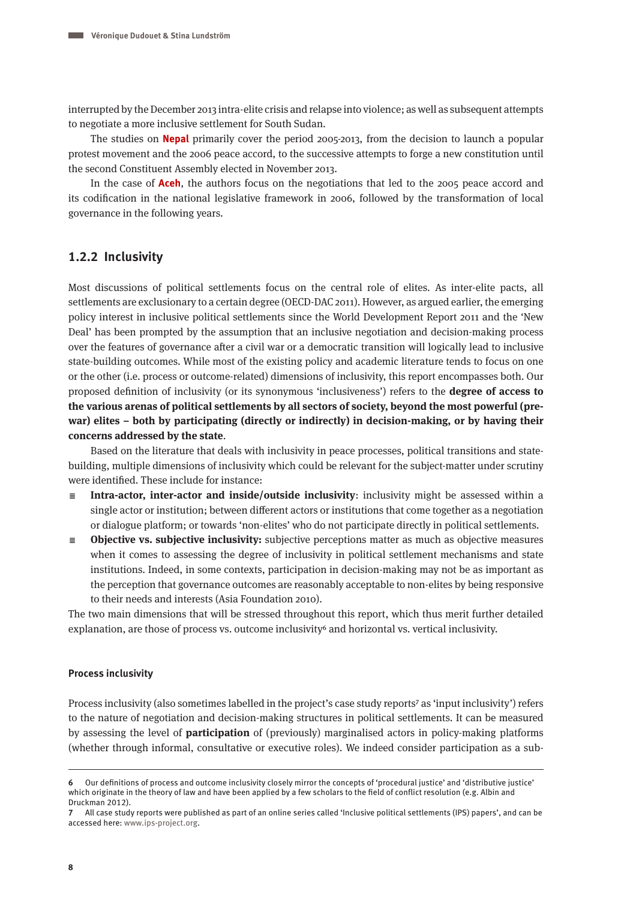interrupted by the December 2013 intra-elite crisis and relapse into violence; as well as subsequent attempts to negotiate a more inclusive settlement for South Sudan.

The studies on **Nepal** primarily cover the period 2005-2013, from the decision to launch a popular protest movement and the 2006 peace accord, to the successive attempts to forge a new constitution until the second Constituent Assembly elected in November 2013.

In the case of **Aceh**, the authors focus on the negotiations that led to the 2005 peace accord and its codification in the national legislative framework in 2006, followed by the transformation of local governance in the following years.

### 1.2.2 Inclusivity

Most discussions of political settlements focus on the central role of elites. As inter-elite pacts, all settlements are exclusionary to a certain degree (OECD-DAC 2011). However, as argued earlier, the emerging policy interest in inclusive political settlements since the World Development Report 2011 and the 'New Deal' has been prompted by the assumption that an inclusive negotiation and decision-making process over the features of governance after a civil war or a democratic transition will logically lead to inclusive state-building outcomes. While most of the existing policy and academic literature tends to focus on one or the other (i.e. process or outcome-related) dimensions of inclusivity, this report encompasses both. Our proposed definition of inclusivity (or its synonymous 'inclusiveness') refers to the **degree of access to the various arenas of political settlements by all sectors of society, beyond the most powerful (pre-war) elites – both by participating (directly or indirectly) in decision-making, or by having their concerns addressed by the state**.

Based on the literature that deals with inclusivity in peace processes, political transitions and state-building, multiple dimensions of inclusivity which could be relevant for the subject-matter under scrutiny were identified. These include for instance:

- **Intra-actor, inter-actor and inside/outside inclusivity**: inclusivity might be assessed within a single actor or institution; between different actors or institutions that come together as a negotiation or dialogue platform; or towards 'non-elites' who do not participate directly in political settlements.
- **Objective vs. subjective inclusivity:** subjective perceptions matter as much as objective measures when it comes to assessing the degree of inclusivity in political settlement mechanisms and state institutions. Indeed, in some contexts, participation in decision-making may not be as important as the perception that governance outcomes are reasonably acceptable to non-elites by being responsive to their needs and interests (Asia Foundation 2010).

The two main dimensions that will be stressed throughout this report, which thus merit further detailed explanation, are those of process vs. outcome inclusivity[6] and horizontal vs. vertical inclusivity.

#### Process inclusivity

Process inclusivity (also sometimes labelled in the project's case study reports[7] as 'input inclusivity') refers to the nature of negotiation and decision-making structures in political settlements. It can be measured by assessing the level of **participation** of (previously) marginalised actors in policy-making platforms (whether through informal, consultative or executive roles). We indeed consider participation as a sub-

---

**6** Our definitions of process and outcome inclusivity closely mirror the concepts of 'procedural justice' and 'distributive justice' which originate in the theory of law and have been applied by a few scholars to the field of conflict resolution (e.g. Albin and Druckman 2012).

**7** All case study reports were published as part of an online series called 'Inclusive political settlements (IPS) papers', and can be accessed here: www.ips-project.org.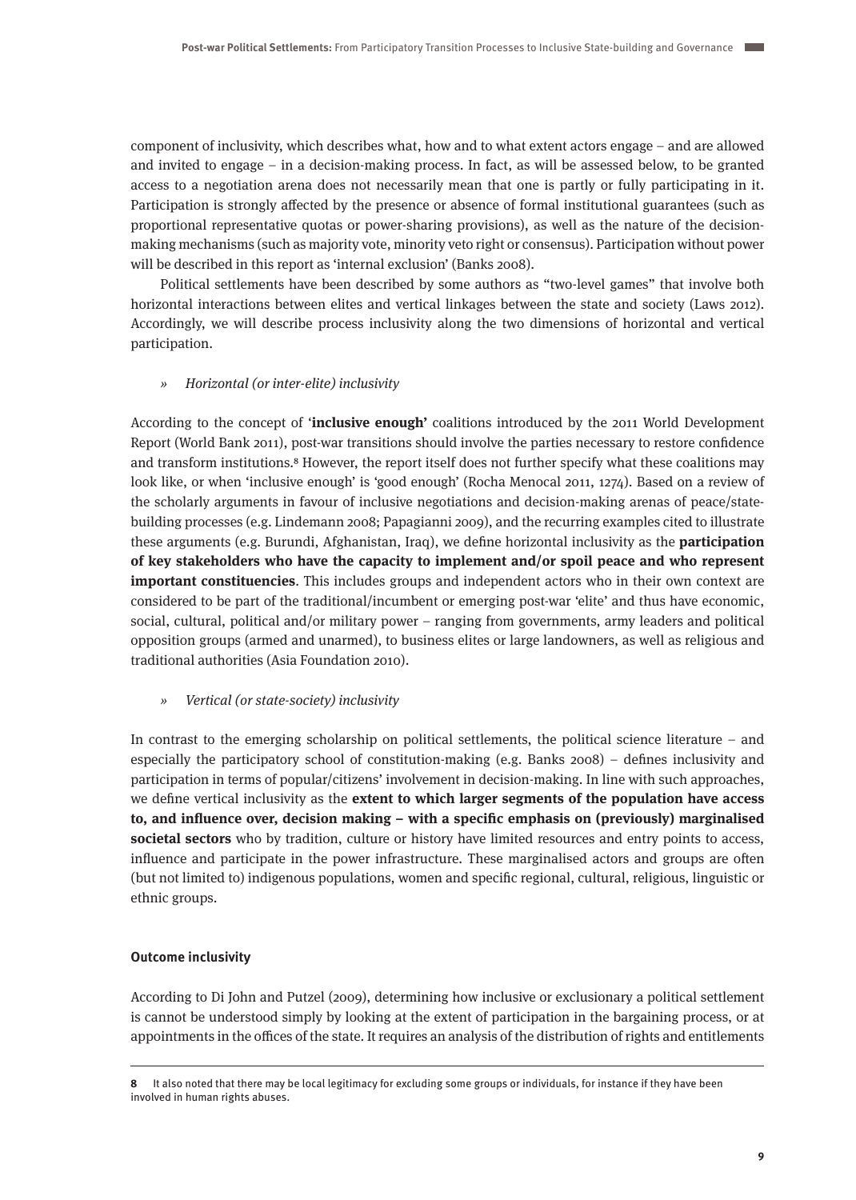component of inclusivity, which describes what, how and to what extent actors engage – and are allowed and invited to engage – in a decision-making process. In fact, as will be assessed below, to be granted access to a negotiation arena does not necessarily mean that one is partly or fully participating in it. Participation is strongly affected by the presence or absence of formal institutional guarantees (such as proportional representative quotas or power-sharing provisions), as well as the nature of the decision-making mechanisms (such as majority vote, minority veto right or consensus). Participation without power will be described in this report as 'internal exclusion' (Banks 2008).

Political settlements have been described by some authors as "two-level games" that involve both horizontal interactions between elites and vertical linkages between the state and society (Laws 2012). Accordingly, we will describe process inclusivity along the two dimensions of horizontal and vertical participation.

» *Horizontal (or inter-elite) inclusivity*

According to the concept of '**inclusive enough'** coalitions introduced by the 2011 World Development Report (World Bank 2011), post-war transitions should involve the parties necessary to restore confidence and transform institutions.[8] However, the report itself does not further specify what these coalitions may look like, or when 'inclusive enough' is 'good enough' (Rocha Menocal 2011, 1274). Based on a review of the scholarly arguments in favour of inclusive negotiations and decision-making arenas of peace/state-building processes (e.g. Lindemann 2008; Papagianni 2009), and the recurring examples cited to illustrate these arguments (e.g. Burundi, Afghanistan, Iraq), we define horizontal inclusivity as the **participation of key stakeholders who have the capacity to implement and/or spoil peace and who represent important constituencies**. This includes groups and independent actors who in their own context are considered to be part of the traditional/incumbent or emerging post-war 'elite' and thus have economic, social, cultural, political and/or military power – ranging from governments, army leaders and political opposition groups (armed and unarmed), to business elites or large landowners, as well as religious and traditional authorities (Asia Foundation 2010).

» *Vertical (or state-society) inclusivity*

In contrast to the emerging scholarship on political settlements, the political science literature – and especially the participatory school of constitution-making (e.g. Banks 2008) – defines inclusivity and participation in terms of popular/citizens' involvement in decision-making. In line with such approaches, we define vertical inclusivity as the **extent to which larger segments of the population have access to, and influence over, decision making – with a specific emphasis on (previously) marginalised societal sectors** who by tradition, culture or history have limited resources and entry points to access, influence and participate in the power infrastructure. These marginalised actors and groups are often (but not limited to) indigenous populations, women and specific regional, cultural, religious, linguistic or ethnic groups.

#### Outcome inclusivity

According to Di John and Putzel (2009), determining how inclusive or exclusionary a political settlement is cannot be understood simply by looking at the extent of participation in the bargaining process, or at appointments in the offices of the state. It requires an analysis of the distribution of rights and entitlements

---

**8** It also noted that there may be local legitimacy for excluding some groups or individuals, for instance if they have been involved in human rights abuses.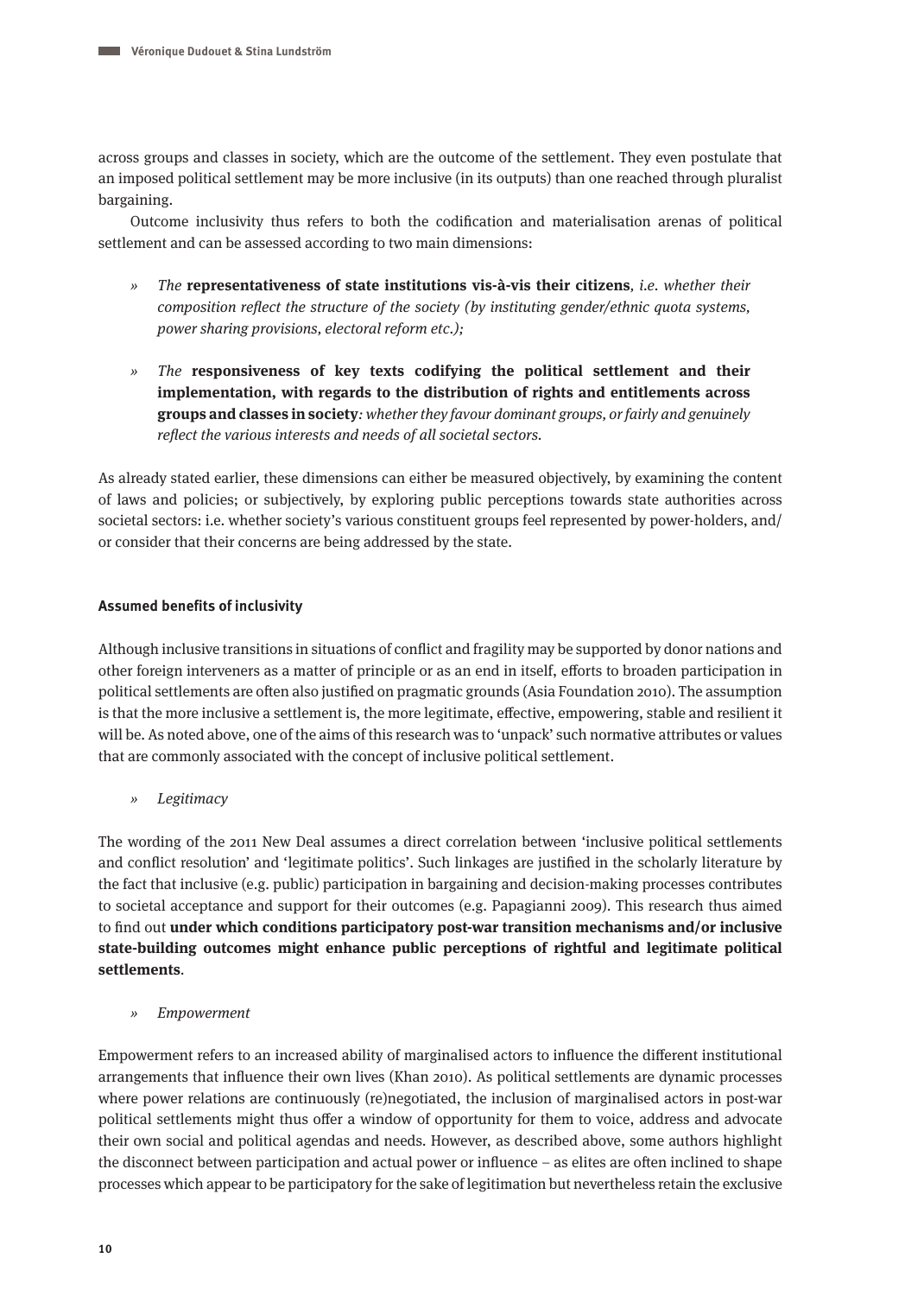across groups and classes in society, which are the outcome of the settlement. They even postulate that an imposed political settlement may be more inclusive (in its outputs) than one reached through pluralist bargaining.

Outcome inclusivity thus refers to both the codification and materialisation arenas of political settlement and can be assessed according to two main dimensions:

» *The* **representativeness of state institutions vis-à-vis their citizens**, *i.e. whether their composition reflect the structure of the society (by instituting gender/ethnic quota systems, power sharing provisions, electoral reform etc.);*

» *The* **responsiveness of key texts codifying the political settlement and their implementation, with regards to the distribution of rights and entitlements across groups and classes in society***: whether they favour dominant groups, or fairly and genuinely reflect the various interests and needs of all societal sectors.*

As already stated earlier, these dimensions can either be measured objectively, by examining the content of laws and policies; or subjectively, by exploring public perceptions towards state authorities across societal sectors: i.e. whether society's various constituent groups feel represented by power-holders, and/or consider that their concerns are being addressed by the state.

#### Assumed benefits of inclusivity

Although inclusive transitions in situations of conflict and fragility may be supported by donor nations and other foreign interveners as a matter of principle or as an end in itself, efforts to broaden participation in political settlements are often also justified on pragmatic grounds (Asia Foundation 2010). The assumption is that the more inclusive a settlement is, the more legitimate, effective, empowering, stable and resilient it will be. As noted above, one of the aims of this research was to 'unpack' such normative attributes or values that are commonly associated with the concept of inclusive political settlement.

» *Legitimacy*

The wording of the 2011 New Deal assumes a direct correlation between 'inclusive political settlements and conflict resolution' and 'legitimate politics'. Such linkages are justified in the scholarly literature by the fact that inclusive (e.g. public) participation in bargaining and decision-making processes contributes to societal acceptance and support for their outcomes (e.g. Papagianni 2009). This research thus aimed to find out **under which conditions participatory post-war transition mechanisms and/or inclusive state-building outcomes might enhance public perceptions of rightful and legitimate political settlements**.

» *Empowerment*

Empowerment refers to an increased ability of marginalised actors to influence the different institutional arrangements that influence their own lives (Khan 2010). As political settlements are dynamic processes where power relations are continuously (re)negotiated, the inclusion of marginalised actors in post-war political settlements might thus offer a window of opportunity for them to voice, address and advocate their own social and political agendas and needs. However, as described above, some authors highlight the disconnect between participation and actual power or influence – as elites are often inclined to shape processes which appear to be participatory for the sake of legitimation but nevertheless retain the exclusive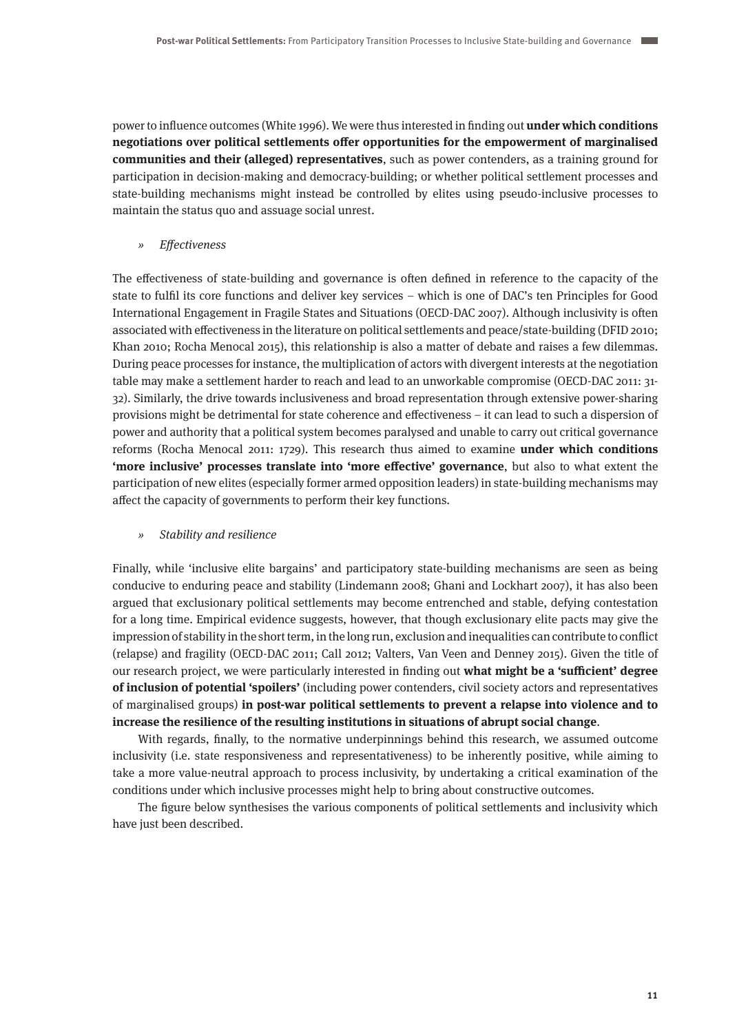power to influence outcomes (White 1996). We were thus interested in finding out **under which conditions negotiations over political settlements offer opportunities for the empowerment of marginalised communities and their (alleged) representatives**, such as power contenders, as a training ground for participation in decision-making and democracy-building; or whether political settlement processes and state-building mechanisms might instead be controlled by elites using pseudo-inclusive processes to maintain the status quo and assuage social unrest.

» *Effectiveness*

The effectiveness of state-building and governance is often defined in reference to the capacity of the state to fulfil its core functions and deliver key services – which is one of DAC's ten Principles for Good International Engagement in Fragile States and Situations (OECD-DAC 2007). Although inclusivity is often associated with effectiveness in the literature on political settlements and peace/state-building (DFID 2010; Khan 2010; Rocha Menocal 2015), this relationship is also a matter of debate and raises a few dilemmas. During peace processes for instance, the multiplication of actors with divergent interests at the negotiation table may make a settlement harder to reach and lead to an unworkable compromise (OECD-DAC 2011: 31-32). Similarly, the drive towards inclusiveness and broad representation through extensive power-sharing provisions might be detrimental for state coherence and effectiveness – it can lead to such a dispersion of power and authority that a political system becomes paralysed and unable to carry out critical governance reforms (Rocha Menocal 2011: 1729). This research thus aimed to examine **under which conditions 'more inclusive' processes translate into 'more effective' governance**, but also to what extent the participation of new elites (especially former armed opposition leaders) in state-building mechanisms may affect the capacity of governments to perform their key functions.

» *Stability and resilience*

Finally, while 'inclusive elite bargains' and participatory state-building mechanisms are seen as being conducive to enduring peace and stability (Lindemann 2008; Ghani and Lockhart 2007), it has also been argued that exclusionary political settlements may become entrenched and stable, defying contestation for a long time. Empirical evidence suggests, however, that though exclusionary elite pacts may give the impression of stability in the short term, in the long run, exclusion and inequalities can contribute to conflict (relapse) and fragility (OECD-DAC 2011; Call 2012; Valters, Van Veen and Denney 2015). Given the title of our research project, we were particularly interested in finding out **what might be a 'sufficient' degree of inclusion of potential 'spoilers'** (including power contenders, civil society actors and representatives of marginalised groups) **in post-war political settlements to prevent a relapse into violence and to increase the resilience of the resulting institutions in situations of abrupt social change**.

With regards, finally, to the normative underpinnings behind this research, we assumed outcome inclusivity (i.e. state responsiveness and representativeness) to be inherently positive, while aiming to take a more value-neutral approach to process inclusivity, by undertaking a critical examination of the conditions under which inclusive processes might help to bring about constructive outcomes.

The figure below synthesises the various components of political settlements and inclusivity which have just been described.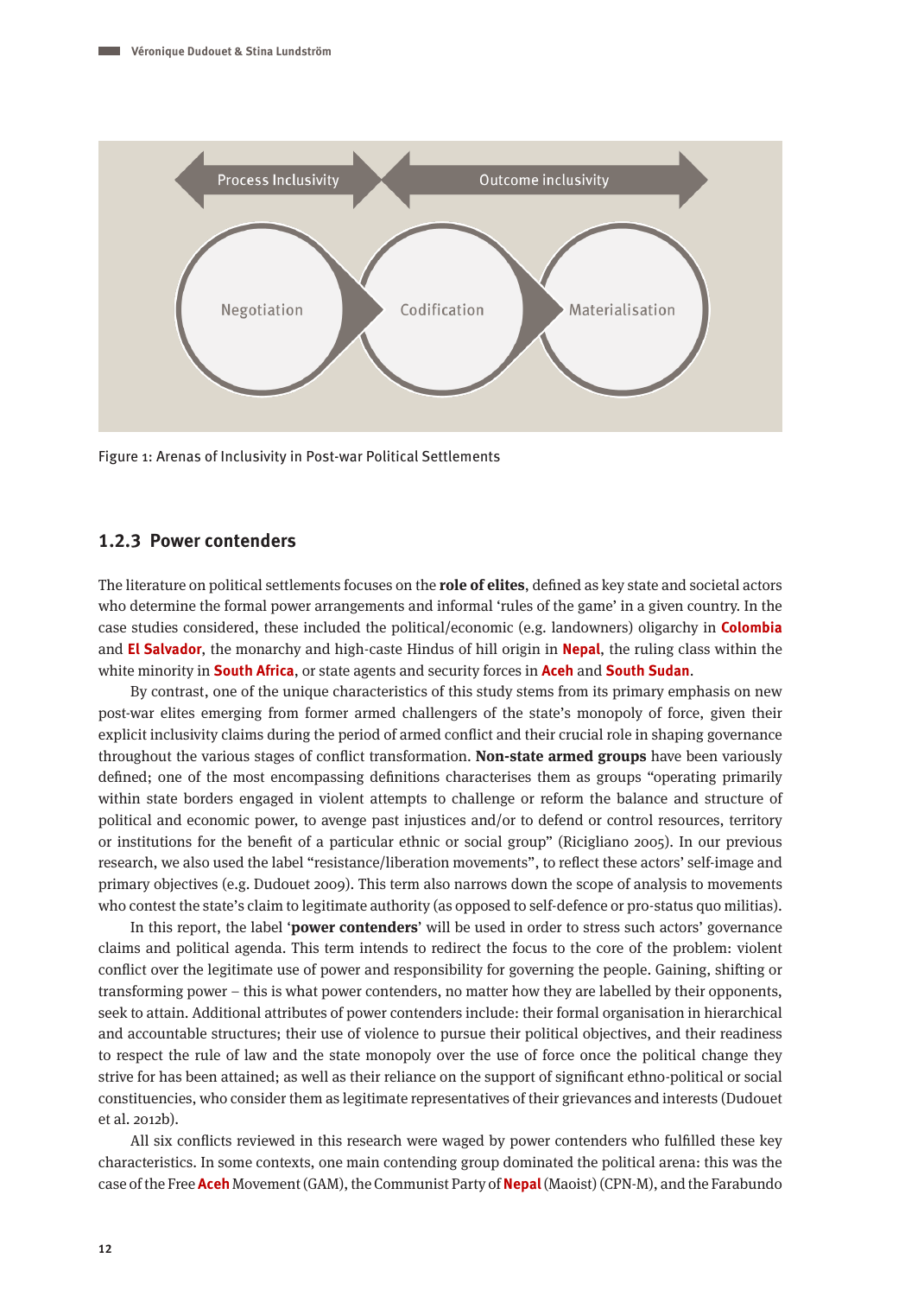Figure 1: Arenas of Inclusivity in Post-war Political Settlements

### 1.2.3 Power contenders

The literature on political settlements focuses on the **role of elites**, defined as key state and societal actors who determine the formal power arrangements and informal 'rules of the game' in a given country. In the case studies considered, these included the political/economic (e.g. landowners) oligarchy in **Colombia** and **El Salvador**, the monarchy and high-caste Hindus of hill origin in **Nepal**, the ruling class within the white minority in **South Africa**, or state agents and security forces in **Aceh** and **South Sudan**.

By contrast, one of the unique characteristics of this study stems from its primary emphasis on new post-war elites emerging from former armed challengers of the state's monopoly of force, given their explicit inclusivity claims during the period of armed conflict and their crucial role in shaping governance throughout the various stages of conflict transformation. **Non-state armed groups** have been variously defined; one of the most encompassing definitions characterises them as groups "operating primarily within state borders engaged in violent attempts to challenge or reform the balance and structure of political and economic power, to avenge past injustices and/or to defend or control resources, territory or institutions for the benefit of a particular ethnic or social group" (Ricigliano 2005). In our previous research, we also used the label "resistance/liberation movements", to reflect these actors' self-image and primary objectives (e.g. Dudouet 2009). This term also narrows down the scope of analysis to movements who contest the state's claim to legitimate authority (as opposed to self-defence or pro-status quo militias).

In this report, the label '**power contenders**' will be used in order to stress such actors' governance claims and political agenda. This term intends to redirect the focus to the core of the problem: violent conflict over the legitimate use of power and responsibility for governing the people. Gaining, shifting or transforming power – this is what power contenders, no matter how they are labelled by their opponents, seek to attain. Additional attributes of power contenders include: their formal organisation in hierarchical and accountable structures; their use of violence to pursue their political objectives, and their readiness to respect the rule of law and the state monopoly over the use of force once the political change they strive for has been attained; as well as their reliance on the support of significant ethno-political or social constituencies, who consider them as legitimate representatives of their grievances and interests (Dudouet et al. 2012b).

All six conflicts reviewed in this research were waged by power contenders who fulfilled these key characteristics. In some contexts, one main contending group dominated the political arena: this was the case of the Free **Aceh** Movement (GAM), the Communist Party of **Nepal** (Maoist) (CPN-M), and the Farabundo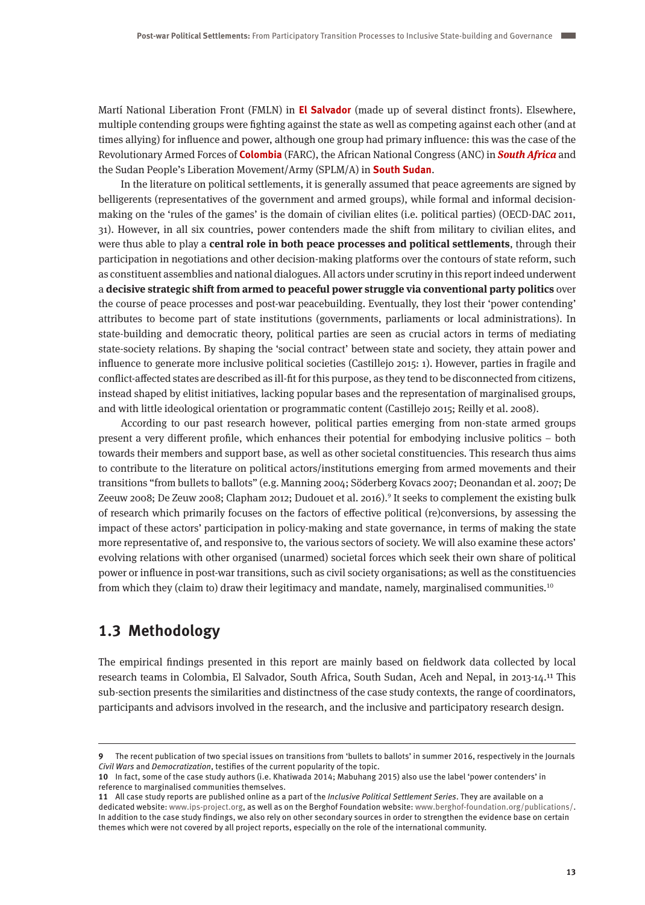Martí National Liberation Front (FMLN) in **El Salvador** (made up of several distinct fronts). Elsewhere, multiple contending groups were fighting against the state as well as competing against each other (and at times allying) for influence and power, although one group had primary influence: this was the case of the Revolutionary Armed Forces of **Colombia** (FARC), the African National Congress (ANC) in ***South Africa*** and the Sudan People's Liberation Movement/Army (SPLM/A) in **South Sudan**.

In the literature on political settlements, it is generally assumed that peace agreements are signed by belligerents (representatives of the government and armed groups), while formal and informal decision-making on the 'rules of the games' is the domain of civilian elites (i.e. political parties) (OECD-DAC 2011, 31). However, in all six countries, power contenders made the shift from military to civilian elites, and were thus able to play a **central role in both peace processes and political settlements**, through their participation in negotiations and other decision-making platforms over the contours of state reform, such as constituent assemblies and national dialogues. All actors under scrutiny in this report indeed underwent a **decisive strategic shift from armed to peaceful power struggle via conventional party politics** over the course of peace processes and post-war peacebuilding. Eventually, they lost their 'power contending' attributes to become part of state institutions (governments, parliaments or local administrations). In state-building and democratic theory, political parties are seen as crucial actors in terms of mediating state-society relations. By shaping the 'social contract' between state and society, they attain power and influence to generate more inclusive political societies (Castillejo 2015: 1). However, parties in fragile and conflict-affected states are described as ill-fit for this purpose, as they tend to be disconnected from citizens, instead shaped by elitist initiatives, lacking popular bases and the representation of marginalised groups, and with little ideological orientation or programmatic content (Castillejo 2015; Reilly et al. 2008).

According to our past research however, political parties emerging from non-state armed groups present a very different profile, which enhances their potential for embodying inclusive politics – both towards their members and support base, as well as other societal constituencies. This research thus aims to contribute to the literature on political actors/institutions emerging from armed movements and their transitions "from bullets to ballots" (e.g. Manning 2004; Söderberg Kovacs 2007; Deonandan et al. 2007; De Zeeuw 2008; De Zeeuw 2008; Clapham 2012; Dudouet et al. 2016).[9] It seeks to complement the existing bulk of research which primarily focuses on the factors of effective political (re)conversions, by assessing the impact of these actors' participation in policy-making and state governance, in terms of making the state more representative of, and responsive to, the various sectors of society. We will also examine these actors' evolving relations with other organised (unarmed) societal forces which seek their own share of political power or influence in post-war transitions, such as civil society organisations; as well as the constituencies from which they (claim to) draw their legitimacy and mandate, namely, marginalised communities.[10]

## 1.3 Methodology

The empirical findings presented in this report are mainly based on fieldwork data collected by local research teams in Colombia, El Salvador, South Africa, South Sudan, Aceh and Nepal, in 2013-14.[11] This sub-section presents the similarities and distinctness of the case study contexts, the range of coordinators, participants and advisors involved in the research, and the inclusive and participatory research design.

---

**9** The recent publication of two special issues on transitions from 'bullets to ballots' in summer 2016, respectively in the Journals *Civil Wars* and *Democratization*, testifies of the current popularity of the topic.

**10** In fact, some of the case study authors (i.e. Khatiwada 2014; Mabuhang 2015) also use the label 'power contenders' in reference to marginalised communities themselves.

**11** All case study reports are published online as a part of the *Inclusive Political Settlement Series*. They are available on a dedicated website: www.ips-project.org, as well as on the Berghof Foundation website: www.berghof-foundation.org/publications/. In addition to the case study findings, we also rely on other secondary sources in order to strengthen the evidence base on certain themes which were not covered by all project reports, especially on the role of the international community.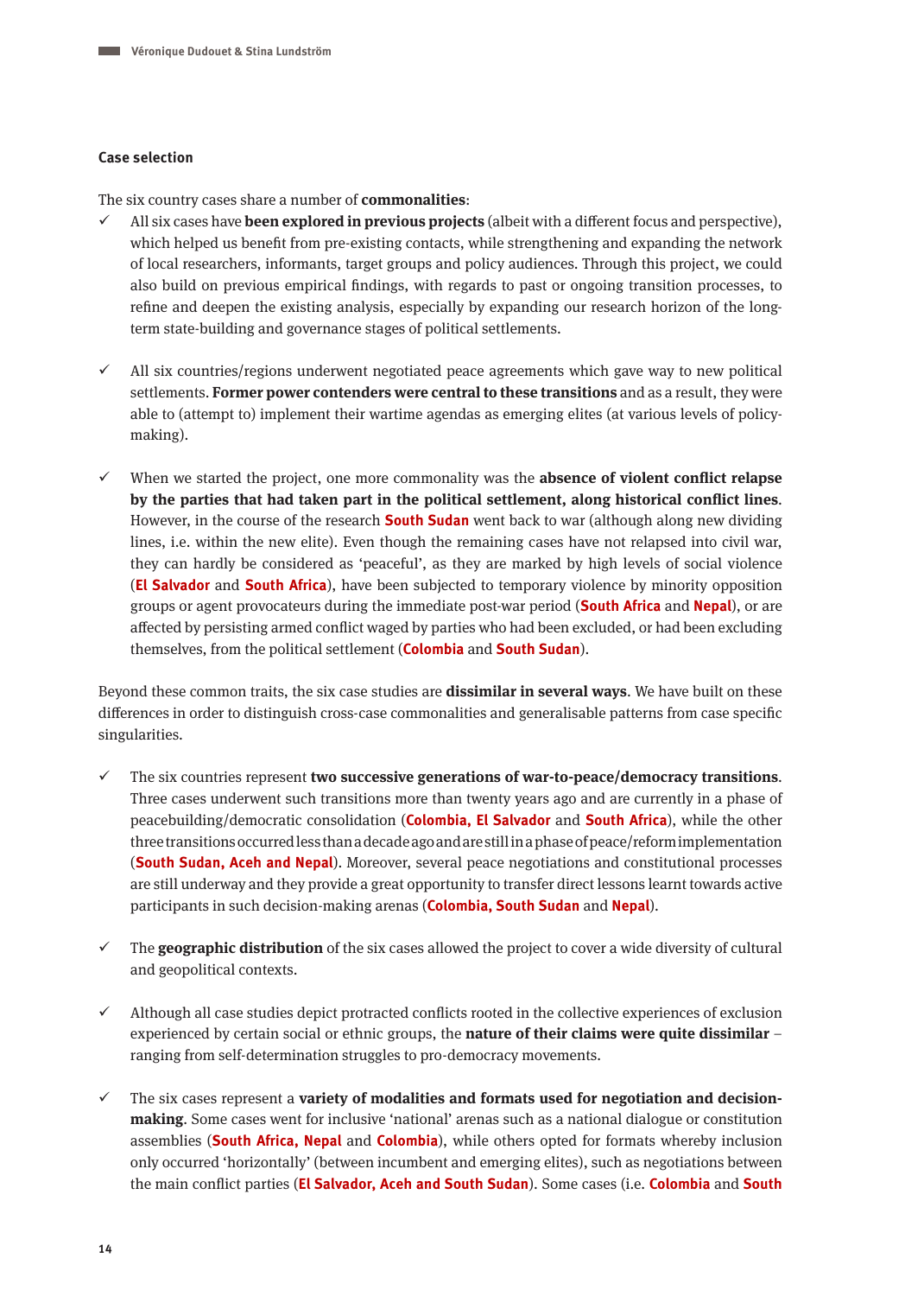### Case selection

The six country cases share a number of **commonalities**:

- ✓ All six cases have **been explored in previous projects** (albeit with a different focus and perspective), which helped us benefit from pre-existing contacts, while strengthening and expanding the network of local researchers, informants, target groups and policy audiences. Through this project, we could also build on previous empirical findings, with regards to past or ongoing transition processes, to refine and deepen the existing analysis, especially by expanding our research horizon of the long-term state-building and governance stages of political settlements.

- ✓ All six countries/regions underwent negotiated peace agreements which gave way to new political settlements. **Former power contenders were central to these transitions** and as a result, they were able to (attempt to) implement their wartime agendas as emerging elites (at various levels of policy-making).

- ✓ When we started the project, one more commonality was the **absence of violent conflict relapse by the parties that had taken part in the political settlement, along historical conflict lines**. However, in the course of the research **South Sudan** went back to war (although along new dividing lines, i.e. within the new elite). Even though the remaining cases have not relapsed into civil war, they can hardly be considered as 'peaceful', as they are marked by high levels of social violence (**El Salvador** and **South Africa**), have been subjected to temporary violence by minority opposition groups or agent provocateurs during the immediate post-war period (**South Africa** and **Nepal**), or are affected by persisting armed conflict waged by parties who had been excluded, or had been excluding themselves, from the political settlement (**Colombia** and **South Sudan**).

Beyond these common traits, the six case studies are **dissimilar in several ways**. We have built on these differences in order to distinguish cross-case commonalities and generalisable patterns from case specific singularities.

- ✓ The six countries represent **two successive generations of war-to-peace/democracy transitions**. Three cases underwent such transitions more than twenty years ago and are currently in a phase of peacebuilding/democratic consolidation (**Colombia, El Salvador** and **South Africa**), while the other three transitions occurred less than a decade ago and are still in a phase of peace/reform implementation (**South Sudan, Aceh and Nepal**). Moreover, several peace negotiations and constitutional processes are still underway and they provide a great opportunity to transfer direct lessons learnt towards active participants in such decision-making arenas (**Colombia, South Sudan** and **Nepal**).

- ✓ The **geographic distribution** of the six cases allowed the project to cover a wide diversity of cultural and geopolitical contexts.

- ✓ Although all case studies depict protracted conflicts rooted in the collective experiences of exclusion experienced by certain social or ethnic groups, the **nature of their claims were quite dissimilar** – ranging from self-determination struggles to pro-democracy movements.

- ✓ The six cases represent a **variety of modalities and formats used for negotiation and decision-making**. Some cases went for inclusive 'national' arenas such as a national dialogue or constitution assemblies (**South Africa, Nepal** and **Colombia**), while others opted for formats whereby inclusion only occurred 'horizontally' (between incumbent and emerging elites), such as negotiations between the main conflict parties (**El Salvador, Aceh and South Sudan**). Some cases (i.e. **Colombia** and **South**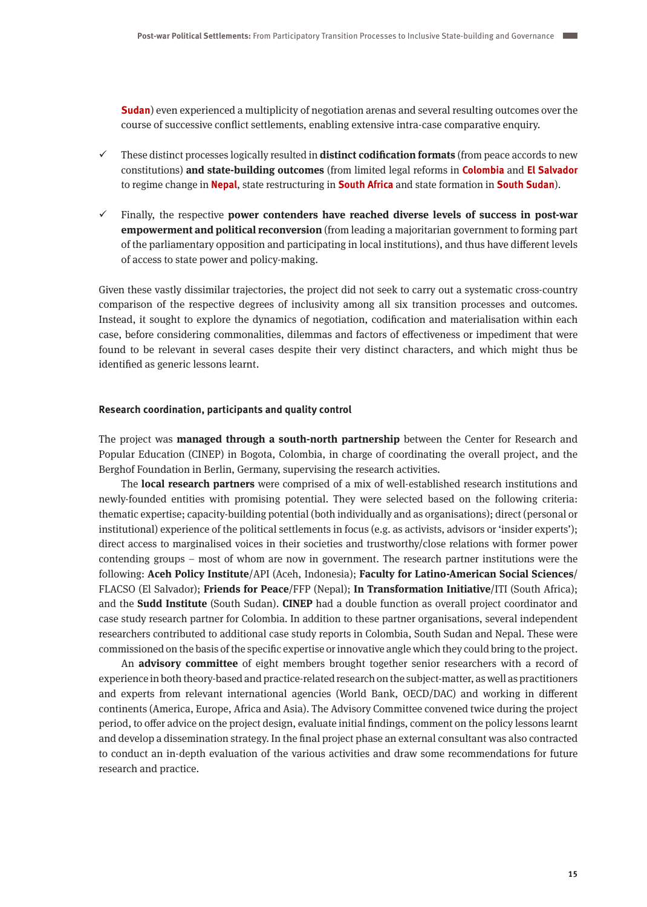**Sudan**) even experienced a multiplicity of negotiation arenas and several resulting outcomes over the course of successive conflict settlements, enabling extensive intra-case comparative enquiry.

- ✓ These distinct processes logically resulted in **distinct codification formats** (from peace accords to new constitutions) **and state-building outcomes** (from limited legal reforms in **Colombia** and **El Salvador** to regime change in **Nepal**, state restructuring in **South Africa** and state formation in **South Sudan**).

- ✓ Finally, the respective **power contenders have reached diverse levels of success in post-war empowerment and political reconversion** (from leading a majoritarian government to forming part of the parliamentary opposition and participating in local institutions), and thus have different levels of access to state power and policy-making.

Given these vastly dissimilar trajectories, the project did not seek to carry out a systematic cross-country comparison of the respective degrees of inclusivity among all six transition processes and outcomes. Instead, it sought to explore the dynamics of negotiation, codification and materialisation within each case, before considering commonalities, dilemmas and factors of effectiveness or impediment that were found to be relevant in several cases despite their very distinct characters, and which might thus be identified as generic lessons learnt.

#### Research coordination, participants and quality control

The project was **managed through a south-north partnership** between the Center for Research and Popular Education (CINEP) in Bogota, Colombia, in charge of coordinating the overall project, and the Berghof Foundation in Berlin, Germany, supervising the research activities.

The **local research partners** were comprised of a mix of well-established research institutions and newly-founded entities with promising potential. They were selected based on the following criteria: thematic expertise; capacity-building potential (both individually and as organisations); direct (personal or institutional) experience of the political settlements in focus (e.g. as activists, advisors or 'insider experts'); direct access to marginalised voices in their societies and trustworthy/close relations with former power contending groups – most of whom are now in government. The research partner institutions were the following: **Aceh Policy Institute**/API (Aceh, Indonesia); **Faculty for Latino-American Social Sciences**/FLACSO (El Salvador); **Friends for Peace**/FFP (Nepal); **In Transformation Initiative**/ITI (South Africa); and the **Sudd Institute** (South Sudan). **CINEP** had a double function as overall project coordinator and case study research partner for Colombia. In addition to these partner organisations, several independent researchers contributed to additional case study reports in Colombia, South Sudan and Nepal. These were commissioned on the basis of the specific expertise or innovative angle which they could bring to the project.

An **advisory committee** of eight members brought together senior researchers with a record of experience in both theory-based and practice-related research on the subject-matter, as well as practitioners and experts from relevant international agencies (World Bank, OECD/DAC) and working in different continents (America, Europe, Africa and Asia). The Advisory Committee convened twice during the project period, to offer advice on the project design, evaluate initial findings, comment on the policy lessons learnt and develop a dissemination strategy. In the final project phase an external consultant was also contracted to conduct an in-depth evaluation of the various activities and draw some recommendations for future research and practice.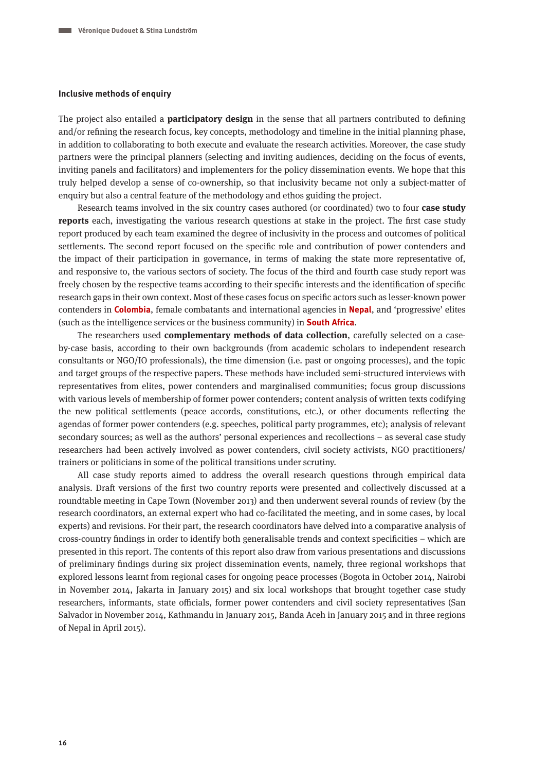#### Inclusive methods of enquiry

The project also entailed a **participatory design** in the sense that all partners contributed to defining and/or refining the research focus, key concepts, methodology and timeline in the initial planning phase, in addition to collaborating to both execute and evaluate the research activities. Moreover, the case study partners were the principal planners (selecting and inviting audiences, deciding on the focus of events, inviting panels and facilitators) and implementers for the policy dissemination events. We hope that this truly helped develop a sense of co-ownership, so that inclusivity became not only a subject-matter of enquiry but also a central feature of the methodology and ethos guiding the project.

Research teams involved in the six country cases authored (or coordinated) two to four **case study reports** each, investigating the various research questions at stake in the project. The first case study report produced by each team examined the degree of inclusivity in the process and outcomes of political settlements. The second report focused on the specific role and contribution of power contenders and the impact of their participation in governance, in terms of making the state more representative of, and responsive to, the various sectors of society. The focus of the third and fourth case study report was freely chosen by the respective teams according to their specific interests and the identification of specific research gaps in their own context. Most of these cases focus on specific actors such as lesser-known power contenders in **Colombia**, female combatants and international agencies in **Nepal**, and 'progressive' elites (such as the intelligence services or the business community) in **South Africa**.

The researchers used **complementary methods of data collection**, carefully selected on a case-by-case basis, according to their own backgrounds (from academic scholars to independent research consultants or NGO/IO professionals), the time dimension (i.e. past or ongoing processes), and the topic and target groups of the respective papers. These methods have included semi-structured interviews with representatives from elites, power contenders and marginalised communities; focus group discussions with various levels of membership of former power contenders; content analysis of written texts codifying the new political settlements (peace accords, constitutions, etc.), or other documents reflecting the agendas of former power contenders (e.g. speeches, political party programmes, etc); analysis of relevant secondary sources; as well as the authors' personal experiences and recollections – as several case study researchers had been actively involved as power contenders, civil society activists, NGO practitioners/ trainers or politicians in some of the political transitions under scrutiny.

All case study reports aimed to address the overall research questions through empirical data analysis. Draft versions of the first two country reports were presented and collectively discussed at a roundtable meeting in Cape Town (November 2013) and then underwent several rounds of review (by the research coordinators, an external expert who had co-facilitated the meeting, and in some cases, by local experts) and revisions. For their part, the research coordinators have delved into a comparative analysis of cross-country findings in order to identify both generalisable trends and context specificities – which are presented in this report. The contents of this report also draw from various presentations and discussions of preliminary findings during six project dissemination events, namely, three regional workshops that explored lessons learnt from regional cases for ongoing peace processes (Bogota in October 2014, Nairobi in November 2014, Jakarta in January 2015) and six local workshops that brought together case study researchers, informants, state officials, former power contenders and civil society representatives (San Salvador in November 2014, Kathmandu in January 2015, Banda Aceh in January 2015 and in three regions of Nepal in April 2015).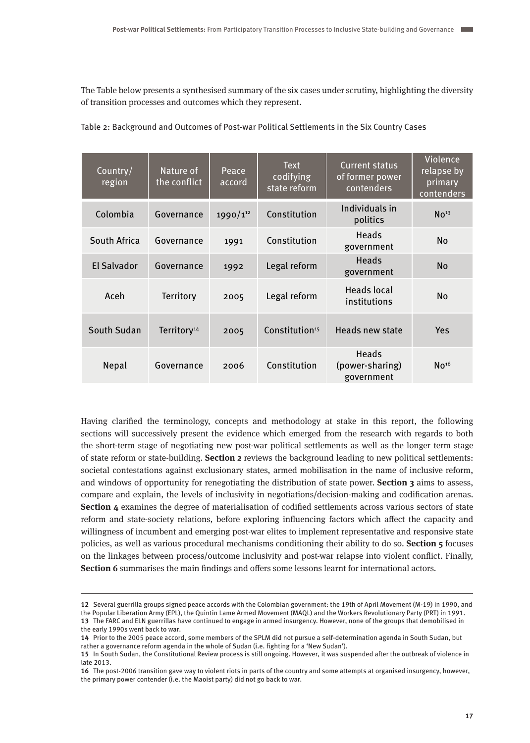The Table below presents a synthesised summary of the six cases under scrutiny, highlighting the diversity of transition processes and outcomes which they represent.

Table 2: Background and Outcomes of Post-war Political Settlements in the Six Country Cases

| Country/ region | Nature of the conflict | Peace accord | Text codifying state reform | Current status of former power contenders | Violence relapse by primary contenders |
|---|---|---|---|---|---|
| Colombia | Governance | 1990/1[12] | Constitution | Individuals in politics | No[13] |
| South Africa | Governance | 1991 | Constitution | Heads government | No |
| El Salvador | Governance | 1992 | Legal reform | Heads government | No |
| Aceh | Territory | 2005 | Legal reform | Heads local institutions | No |
| South Sudan | Territory[14] | 2005 | Constitution[15] | Heads new state | Yes |
| Nepal | Governance | 2006 | Constitution | Heads (power-sharing) government | No[16] |

Having clarified the terminology, concepts and methodology at stake in this report, the following sections will successively present the evidence which emerged from the research with regards to both the short-term stage of negotiating new post-war political settlements as well as the longer term stage of state reform or state-building. **Section 2** reviews the background leading to new political settlements: societal contestations against exclusionary states, armed mobilisation in the name of inclusive reform, and windows of opportunity for renegotiating the distribution of state power. **Section 3** aims to assess, compare and explain, the levels of inclusivity in negotiations/decision-making and codification arenas. **Section 4** examines the degree of materialisation of codified settlements across various sectors of state reform and state-society relations, before exploring influencing factors which affect the capacity and willingness of incumbent and emerging post-war elites to implement representative and responsive state policies, as well as various procedural mechanisms conditioning their ability to do so. **Section 5** focuses on the linkages between process/outcome inclusivity and post-war relapse into violent conflict. Finally, **Section 6** summarises the main findings and offers some lessons learnt for international actors.

---

**12** Several guerrilla groups signed peace accords with the Colombian government: the 19th of April Movement (M-19) in 1990, and the Popular Liberation Army (EPL), the Quintin Lame Armed Movement (MAQL) and the Workers Revolutionary Party (PRT) in 1991.
**13** The FARC and ELN guerrillas have continued to engage in armed insurgency. However, none of the groups that demobilised in the early 1990s went back to war.
**14** Prior to the 2005 peace accord, some members of the SPLM did not pursue a self-determination agenda in South Sudan, but rather a governance reform agenda in the whole of Sudan (i.e. fighting for a 'New Sudan').
**15** In South Sudan, the Constitutional Review process is still ongoing. However, it was suspended after the outbreak of violence in late 2013.
**16** The post-2006 transition gave way to violent riots in parts of the country and some attempts at organised insurgency, however, the primary power contender (i.e. the Maoist party) did not go back to war.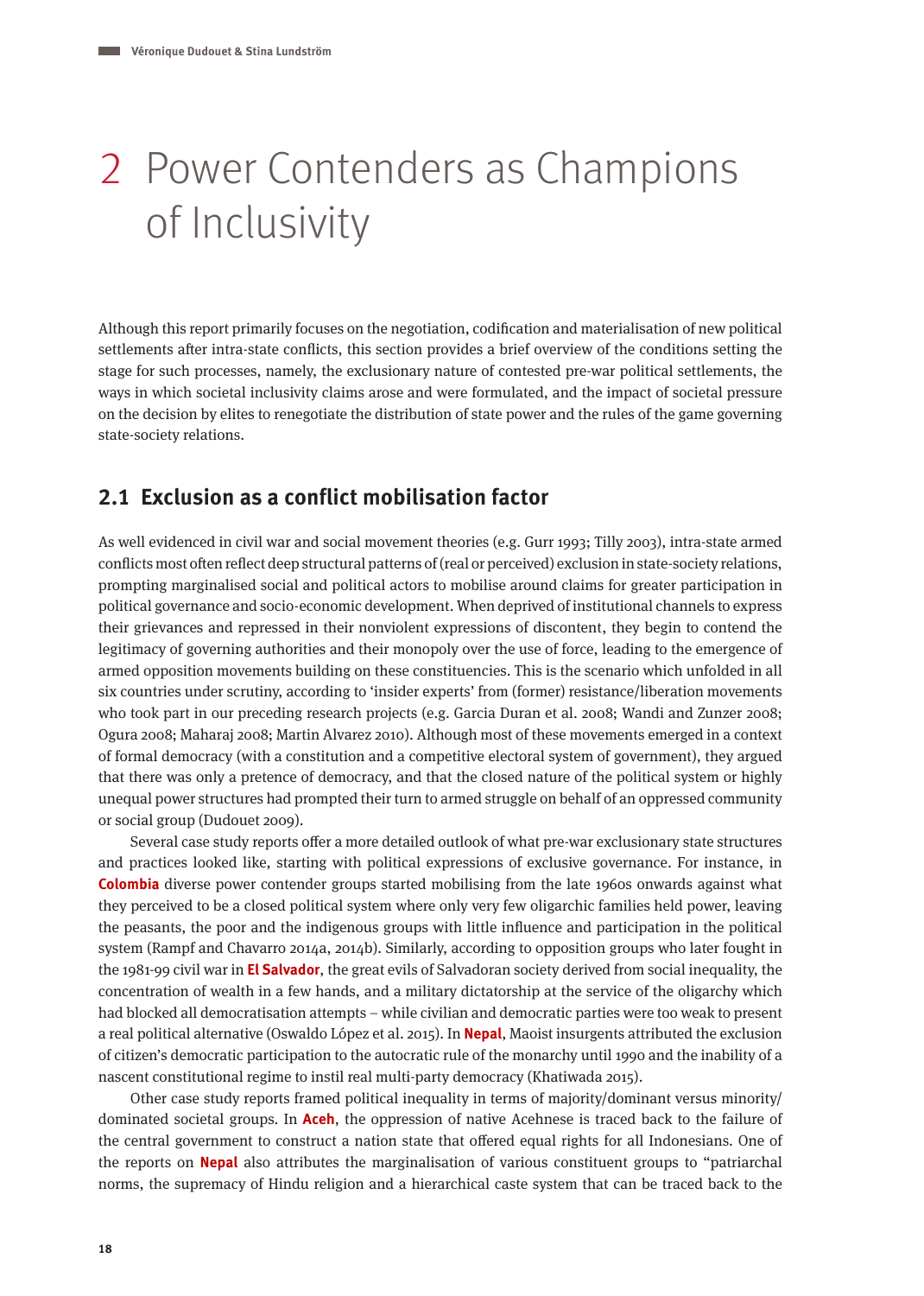# 2 Power Contenders as Champions of Inclusivity

Although this report primarily focuses on the negotiation, codification and materialisation of new political settlements after intra-state conflicts, this section provides a brief overview of the conditions setting the stage for such processes, namely, the exclusionary nature of contested pre-war political settlements, the ways in which societal inclusivity claims arose and were formulated, and the impact of societal pressure on the decision by elites to renegotiate the distribution of state power and the rules of the game governing state-society relations.

## 2.1 Exclusion as a conflict mobilisation factor

As well evidenced in civil war and social movement theories (e.g. Gurr 1993; Tilly 2003), intra-state armed conflicts most often reflect deep structural patterns of (real or perceived) exclusion in state-society relations, prompting marginalised social and political actors to mobilise around claims for greater participation in political governance and socio-economic development. When deprived of institutional channels to express their grievances and repressed in their nonviolent expressions of discontent, they begin to contend the legitimacy of governing authorities and their monopoly over the use of force, leading to the emergence of armed opposition movements building on these constituencies. This is the scenario which unfolded in all six countries under scrutiny, according to 'insider experts' from (former) resistance/liberation movements who took part in our preceding research projects (e.g. Garcia Duran et al. 2008; Wandi and Zunzer 2008; Ogura 2008; Maharaj 2008; Martin Alvarez 2010). Although most of these movements emerged in a context of formal democracy (with a constitution and a competitive electoral system of government), they argued that there was only a pretence of democracy, and that the closed nature of the political system or highly unequal power structures had prompted their turn to armed struggle on behalf of an oppressed community or social group (Dudouet 2009).

Several case study reports offer a more detailed outlook of what pre-war exclusionary state structures and practices looked like, starting with political expressions of exclusive governance. For instance, in **Colombia** diverse power contender groups started mobilising from the late 1960s onwards against what they perceived to be a closed political system where only very few oligarchic families held power, leaving the peasants, the poor and the indigenous groups with little influence and participation in the political system (Rampf and Chavarro 2014a, 2014b). Similarly, according to opposition groups who later fought in the 1981-99 civil war in **El Salvador**, the great evils of Salvadoran society derived from social inequality, the concentration of wealth in a few hands, and a military dictatorship at the service of the oligarchy which had blocked all democratisation attempts – while civilian and democratic parties were too weak to present a real political alternative (Oswaldo López et al. 2015). In **Nepal**, Maoist insurgents attributed the exclusion of citizen's democratic participation to the autocratic rule of the monarchy until 1990 and the inability of a nascent constitutional regime to instil real multi-party democracy (Khatiwada 2015).

Other case study reports framed political inequality in terms of majority/dominant versus minority/dominated societal groups. In **Aceh**, the oppression of native Acehnese is traced back to the failure of the central government to construct a nation state that offered equal rights for all Indonesians. One of the reports on **Nepal** also attributes the marginalisation of various constituent groups to "patriarchal norms, the supremacy of Hindu religion and a hierarchical caste system that can be traced back to the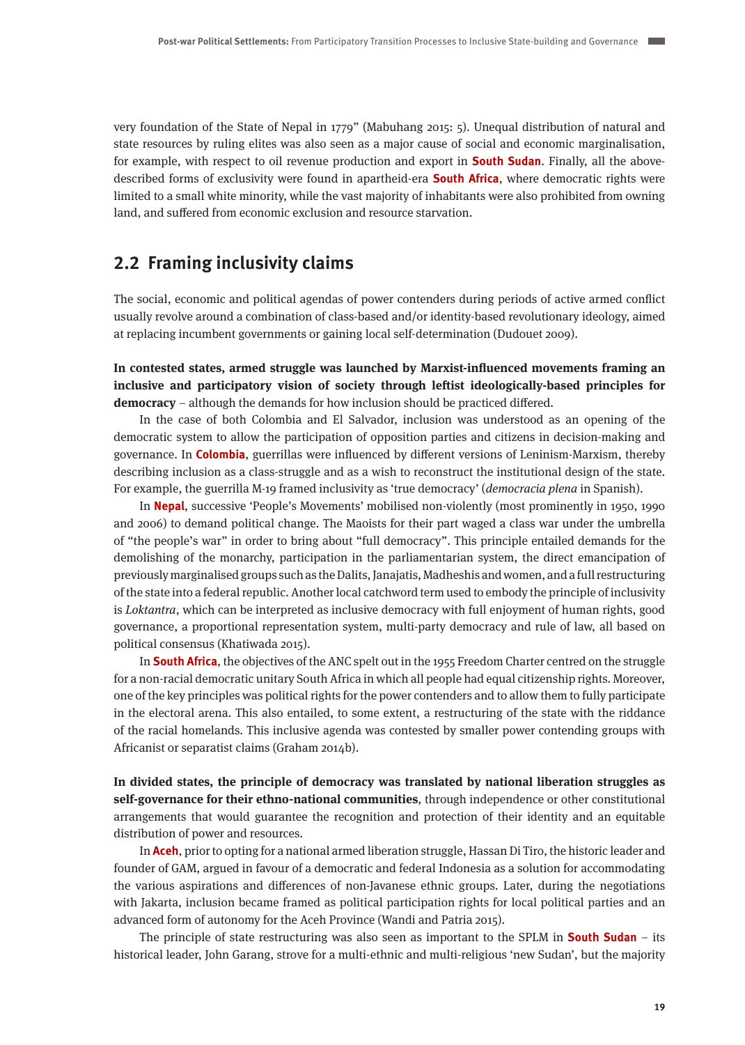very foundation of the State of Nepal in 1779" (Mabuhang 2015: 5). Unequal distribution of natural and state resources by ruling elites was also seen as a major cause of social and economic marginalisation, for example, with respect to oil revenue production and export in **South Sudan**. Finally, all the above-described forms of exclusivity were found in apartheid-era **South Africa**, where democratic rights were limited to a small white minority, while the vast majority of inhabitants were also prohibited from owning land, and suffered from economic exclusion and resource starvation.

## 2.2 Framing inclusivity claims

The social, economic and political agendas of power contenders during periods of active armed conflict usually revolve around a combination of class-based and/or identity-based revolutionary ideology, aimed at replacing incumbent governments or gaining local self-determination (Dudouet 2009).

**In contested states, armed struggle was launched by Marxist-influenced movements framing an inclusive and participatory vision of society through leftist ideologically-based principles for democracy** – although the demands for how inclusion should be practiced differed.

In the case of both Colombia and El Salvador, inclusion was understood as an opening of the democratic system to allow the participation of opposition parties and citizens in decision-making and governance. In **Colombia**, guerrillas were influenced by different versions of Leninism-Marxism, thereby describing inclusion as a class-struggle and as a wish to reconstruct the institutional design of the state. For example, the guerrilla M-19 framed inclusivity as 'true democracy' (*democracia plena* in Spanish).

In **Nepal**, successive 'People's Movements' mobilised non-violently (most prominently in 1950, 1990 and 2006) to demand political change. The Maoists for their part waged a class war under the umbrella of "the people's war" in order to bring about "full democracy". This principle entailed demands for the demolishing of the monarchy, participation in the parliamentarian system, the direct emancipation of previously marginalised groups such as the Dalits, Janajatis, Madheshis and women, and a full restructuring of the state into a federal republic. Another local catchword term used to embody the principle of inclusivity is *Loktantra*, which can be interpreted as inclusive democracy with full enjoyment of human rights, good governance, a proportional representation system, multi-party democracy and rule of law, all based on political consensus (Khatiwada 2015).

In **South Africa**, the objectives of the ANC spelt out in the 1955 Freedom Charter centred on the struggle for a non-racial democratic unitary South Africa in which all people had equal citizenship rights. Moreover, one of the key principles was political rights for the power contenders and to allow them to fully participate in the electoral arena. This also entailed, to some extent, a restructuring of the state with the riddance of the racial homelands. This inclusive agenda was contested by smaller power contending groups with Africanist or separatist claims (Graham 2014b).

**In divided states, the principle of democracy was translated by national liberation struggles as self-governance for their ethno-national communities**, through independence or other constitutional arrangements that would guarantee the recognition and protection of their identity and an equitable distribution of power and resources.

In **Aceh**, prior to opting for a national armed liberation struggle, Hassan Di Tiro, the historic leader and founder of GAM, argued in favour of a democratic and federal Indonesia as a solution for accommodating the various aspirations and differences of non-Javanese ethnic groups. Later, during the negotiations with Jakarta, inclusion became framed as political participation rights for local political parties and an advanced form of autonomy for the Aceh Province (Wandi and Patria 2015).

The principle of state restructuring was also seen as important to the SPLM in **South Sudan** – its historical leader, John Garang, strove for a multi-ethnic and multi-religious 'new Sudan', but the majority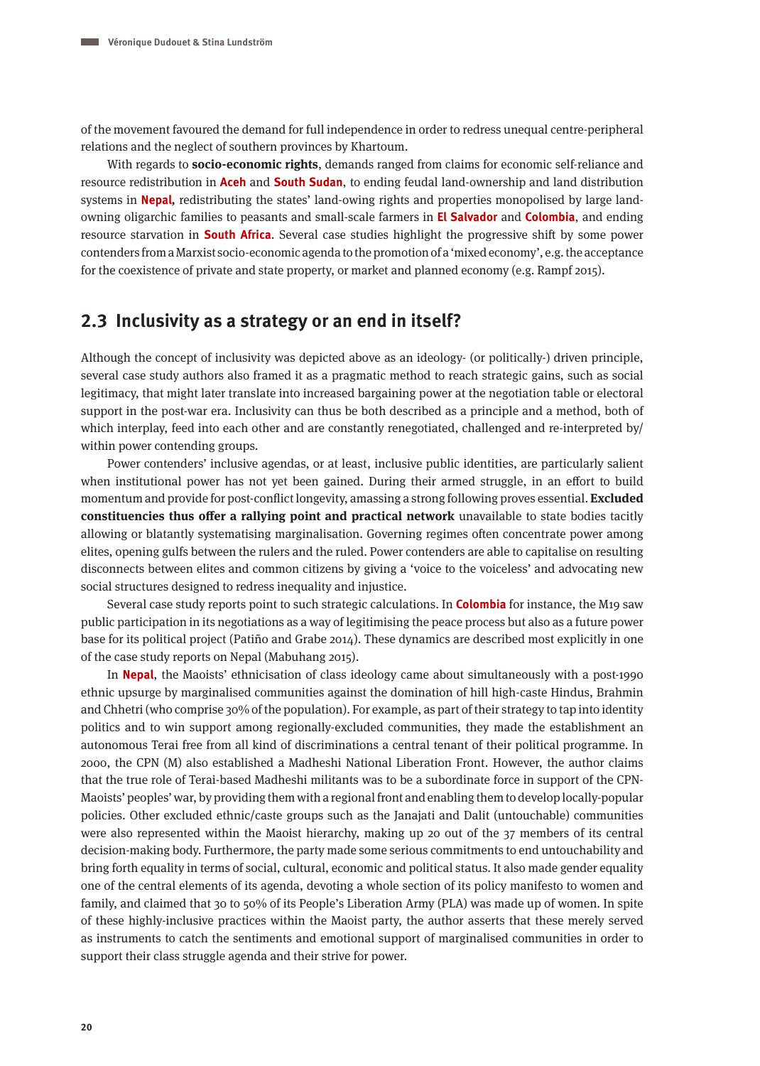of the movement favoured the demand for full independence in order to redress unequal centre-peripheral relations and the neglect of southern provinces by Khartoum.

With regards to **socio-economic rights**, demands ranged from claims for economic self-reliance and resource redistribution in **Aceh** and **South Sudan**, to ending feudal land-ownership and land distribution systems in **Nepal**, redistributing the states' land-owing rights and properties monopolised by large land-owning oligarchic families to peasants and small-scale farmers in **El Salvador** and **Colombia**, and ending resource starvation in **South Africa**. Several case studies highlight the progressive shift by some power contenders from a Marxist socio-economic agenda to the promotion of a 'mixed economy', e.g. the acceptance for the coexistence of private and state property, or market and planned economy (e.g. Rampf 2015).

## 2.3 Inclusivity as a strategy or an end in itself?

Although the concept of inclusivity was depicted above as an ideology- (or politically-) driven principle, several case study authors also framed it as a pragmatic method to reach strategic gains, such as social legitimacy, that might later translate into increased bargaining power at the negotiation table or electoral support in the post-war era. Inclusivity can thus be both described as a principle and a method, both of which interplay, feed into each other and are constantly renegotiated, challenged and re-interpreted by/within power contending groups.

Power contenders' inclusive agendas, or at least, inclusive public identities, are particularly salient when institutional power has not yet been gained. During their armed struggle, in an effort to build momentum and provide for post-conflict longevity, amassing a strong following proves essential. **Excluded constituencies thus offer a rallying point and practical network** unavailable to state bodies tacitly allowing or blatantly systematising marginalisation. Governing regimes often concentrate power among elites, opening gulfs between the rulers and the ruled. Power contenders are able to capitalise on resulting disconnects between elites and common citizens by giving a 'voice to the voiceless' and advocating new social structures designed to redress inequality and injustice.

Several case study reports point to such strategic calculations. In **Colombia** for instance, the M19 saw public participation in its negotiations as a way of legitimising the peace process but also as a future power base for its political project (Patiño and Grabe 2014). These dynamics are described most explicitly in one of the case study reports on Nepal (Mabuhang 2015).

In **Nepal**, the Maoists' ethnicisation of class ideology came about simultaneously with a post-1990 ethnic upsurge by marginalised communities against the domination of hill high-caste Hindus, Brahmin and Chhetri (who comprise 30% of the population). For example, as part of their strategy to tap into identity politics and to win support among regionally-excluded communities, they made the establishment an autonomous Terai free from all kind of discriminations a central tenant of their political programme. In 2000, the CPN (M) also established a Madheshi National Liberation Front. However, the author claims that the true role of Terai-based Madheshi militants was to be a subordinate force in support of the CPN-Maoists' peoples' war, by providing them with a regional front and enabling them to develop locally-popular policies. Other excluded ethnic/caste groups such as the Janajati and Dalit (untouchable) communities were also represented within the Maoist hierarchy, making up 20 out of the 37 members of its central decision-making body. Furthermore, the party made some serious commitments to end untouchability and bring forth equality in terms of social, cultural, economic and political status. It also made gender equality one of the central elements of its agenda, devoting a whole section of its policy manifesto to women and family, and claimed that 30 to 50% of its People's Liberation Army (PLA) was made up of women. In spite of these highly-inclusive practices within the Maoist party, the author asserts that these merely served as instruments to catch the sentiments and emotional support of marginalised communities in order to support their class struggle agenda and their strive for power.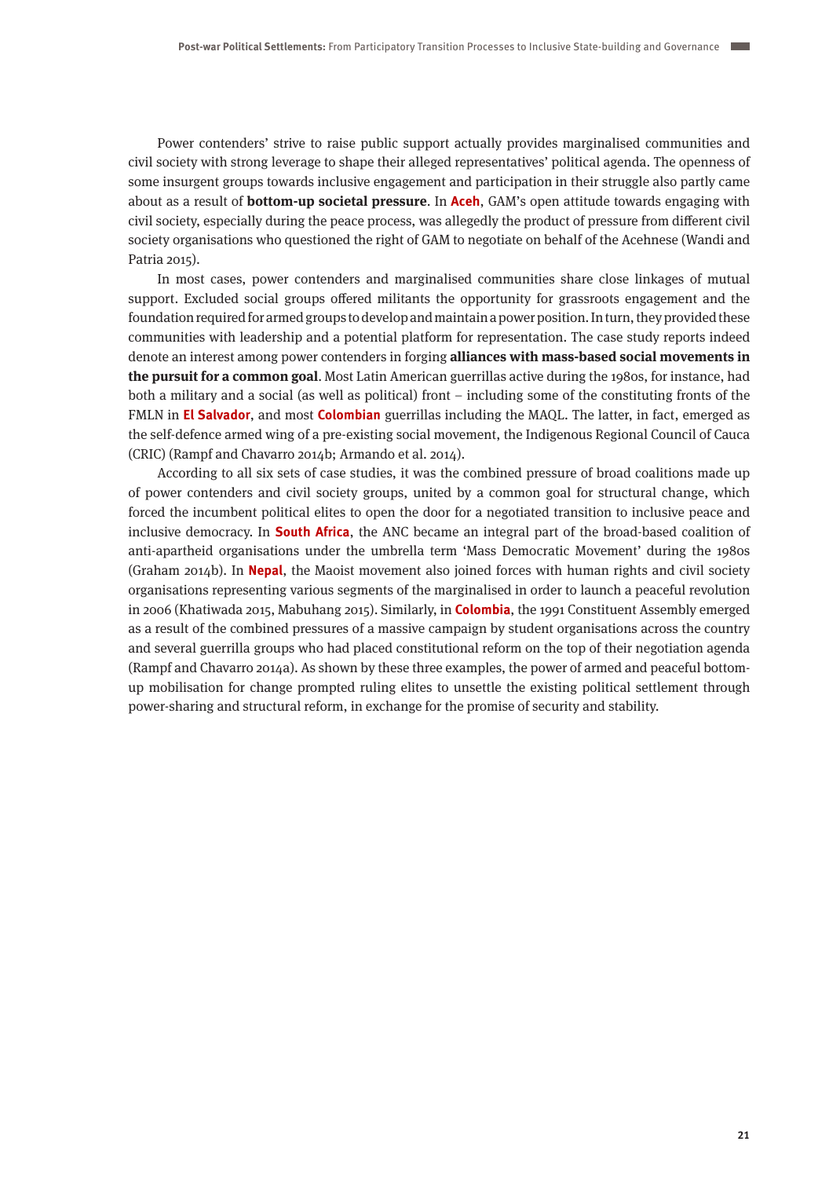Power contenders' strive to raise public support actually provides marginalised communities and civil society with strong leverage to shape their alleged representatives' political agenda. The openness of some insurgent groups towards inclusive engagement and participation in their struggle also partly came about as a result of **bottom-up societal pressure**. In **Aceh**, GAM's open attitude towards engaging with civil society, especially during the peace process, was allegedly the product of pressure from different civil society organisations who questioned the right of GAM to negotiate on behalf of the Acehnese (Wandi and Patria 2015).

In most cases, power contenders and marginalised communities share close linkages of mutual support. Excluded social groups offered militants the opportunity for grassroots engagement and the foundation required for armed groups to develop and maintain a power position. In turn, they provided these communities with leadership and a potential platform for representation. The case study reports indeed denote an interest among power contenders in forging **alliances with mass-based social movements in the pursuit for a common goal**. Most Latin American guerrillas active during the 1980s, for instance, had both a military and a social (as well as political) front – including some of the constituting fronts of the FMLN in **El Salvador**, and most **Colombian** guerrillas including the MAQL. The latter, in fact, emerged as the self-defence armed wing of a pre-existing social movement, the Indigenous Regional Council of Cauca (CRIC) (Rampf and Chavarro 2014b; Armando et al. 2014).

According to all six sets of case studies, it was the combined pressure of broad coalitions made up of power contenders and civil society groups, united by a common goal for structural change, which forced the incumbent political elites to open the door for a negotiated transition to inclusive peace and inclusive democracy. In **South Africa**, the ANC became an integral part of the broad-based coalition of anti-apartheid organisations under the umbrella term 'Mass Democratic Movement' during the 1980s (Graham 2014b). In **Nepal**, the Maoist movement also joined forces with human rights and civil society organisations representing various segments of the marginalised in order to launch a peaceful revolution in 2006 (Khatiwada 2015, Mabuhang 2015). Similarly, in **Colombia**, the 1991 Constituent Assembly emerged as a result of the combined pressures of a massive campaign by student organisations across the country and several guerrilla groups who had placed constitutional reform on the top of their negotiation agenda (Rampf and Chavarro 2014a). As shown by these three examples, the power of armed and peaceful bottom-up mobilisation for change prompted ruling elites to unsettle the existing political settlement through power-sharing and structural reform, in exchange for the promise of security and stability.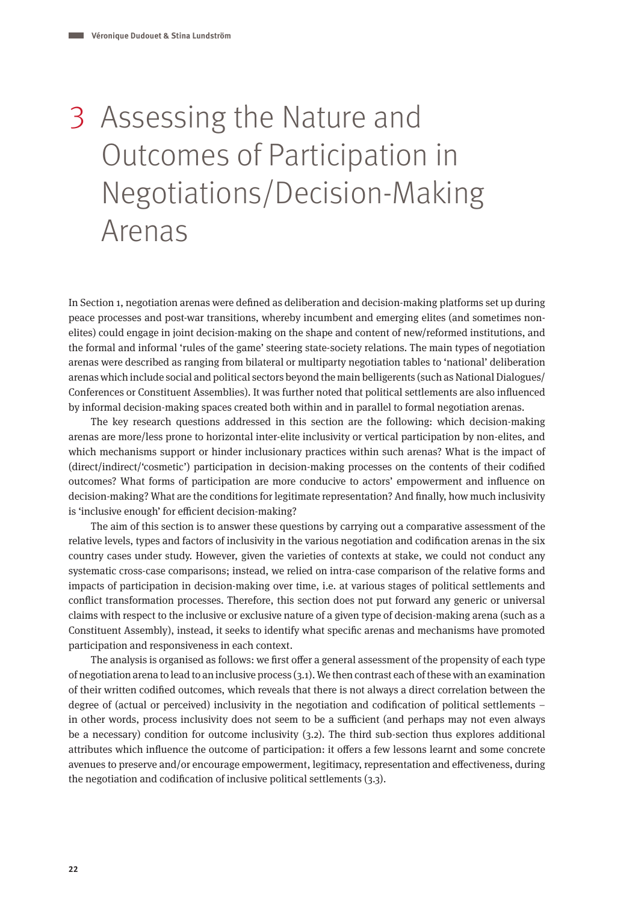# 3 Assessing the Nature and Outcomes of Participation in Negotiations/Decision-Making Arenas

In Section 1, negotiation arenas were defined as deliberation and decision-making platforms set up during peace processes and post-war transitions, whereby incumbent and emerging elites (and sometimes non-elites) could engage in joint decision-making on the shape and content of new/reformed institutions, and the formal and informal 'rules of the game' steering state-society relations. The main types of negotiation arenas were described as ranging from bilateral or multiparty negotiation tables to 'national' deliberation arenas which include social and political sectors beyond the main belligerents (such as National Dialogues/Conferences or Constituent Assemblies). It was further noted that political settlements are also influenced by informal decision-making spaces created both within and in parallel to formal negotiation arenas.

The key research questions addressed in this section are the following: which decision-making arenas are more/less prone to horizontal inter-elite inclusivity or vertical participation by non-elites, and which mechanisms support or hinder inclusionary practices within such arenas? What is the impact of (direct/indirect/'cosmetic') participation in decision-making processes on the contents of their codified outcomes? What forms of participation are more conducive to actors' empowerment and influence on decision-making? What are the conditions for legitimate representation? And finally, how much inclusivity is 'inclusive enough' for efficient decision-making?

The aim of this section is to answer these questions by carrying out a comparative assessment of the relative levels, types and factors of inclusivity in the various negotiation and codification arenas in the six country cases under study. However, given the varieties of contexts at stake, we could not conduct any systematic cross-case comparisons; instead, we relied on intra-case comparison of the relative forms and impacts of participation in decision-making over time, i.e. at various stages of political settlements and conflict transformation processes. Therefore, this section does not put forward any generic or universal claims with respect to the inclusive or exclusive nature of a given type of decision-making arena (such as a Constituent Assembly), instead, it seeks to identify what specific arenas and mechanisms have promoted participation and responsiveness in each context.

The analysis is organised as follows: we first offer a general assessment of the propensity of each type of negotiation arena to lead to an inclusive process (3.1). We then contrast each of these with an examination of their written codified outcomes, which reveals that there is not always a direct correlation between the degree of (actual or perceived) inclusivity in the negotiation and codification of political settlements – in other words, process inclusivity does not seem to be a sufficient (and perhaps may not even always be a necessary) condition for outcome inclusivity (3.2). The third sub-section thus explores additional attributes which influence the outcome of participation: it offers a few lessons learnt and some concrete avenues to preserve and/or encourage empowerment, legitimacy, representation and effectiveness, during the negotiation and codification of inclusive political settlements (3.3).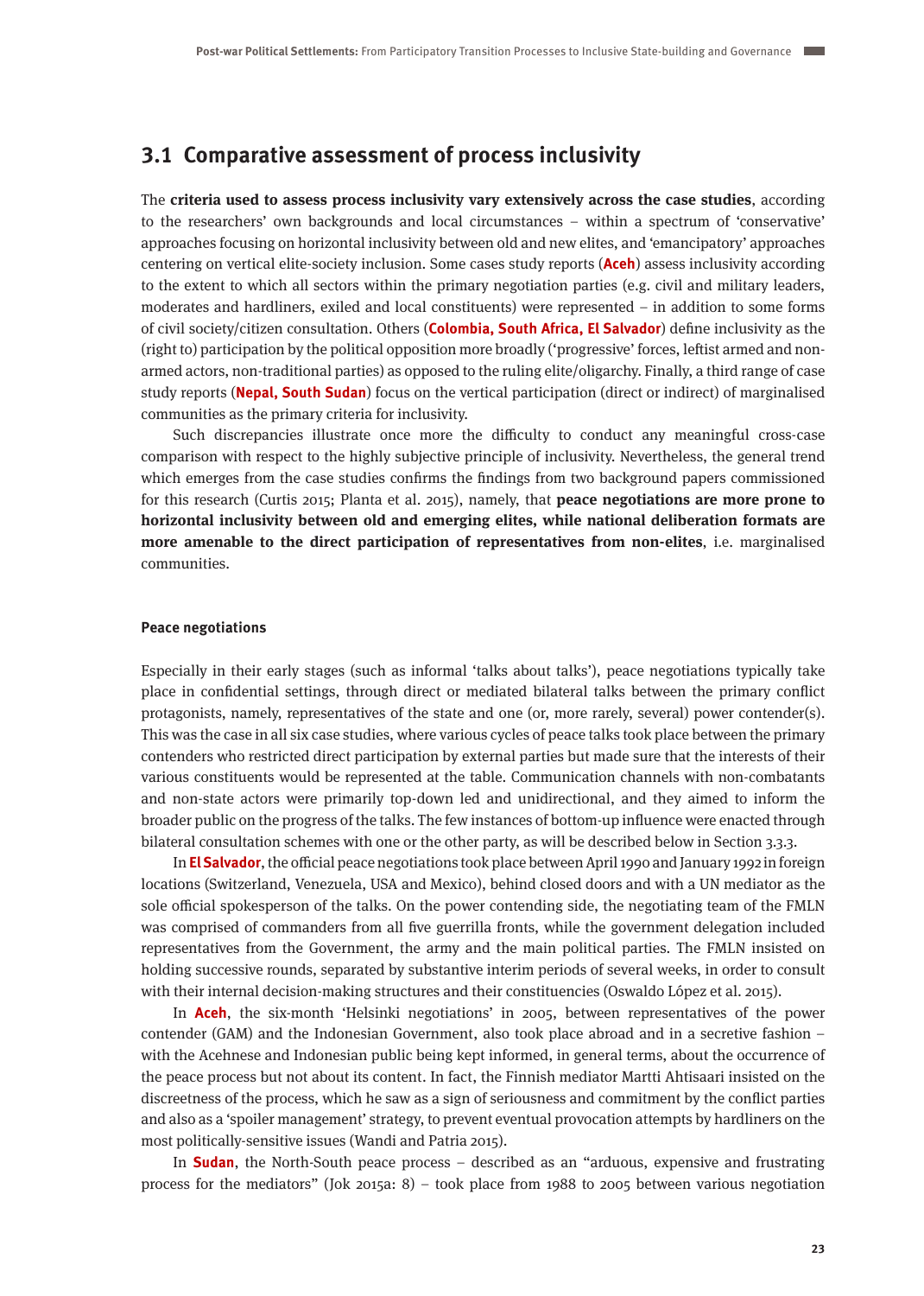## 3.1 Comparative assessment of process inclusivity

The **criteria used to assess process inclusivity vary extensively across the case studies**, according to the researchers' own backgrounds and local circumstances – within a spectrum of 'conservative' approaches focusing on horizontal inclusivity between old and new elites, and 'emancipatory' approaches centering on vertical elite-society inclusion. Some cases study reports (**Aceh**) assess inclusivity according to the extent to which all sectors within the primary negotiation parties (e.g. civil and military leaders, moderates and hardliners, exiled and local constituents) were represented – in addition to some forms of civil society/citizen consultation. Others (**Colombia, South Africa, El Salvador**) define inclusivity as the (right to) participation by the political opposition more broadly ('progressive' forces, leftist armed and non-armed actors, non-traditional parties) as opposed to the ruling elite/oligarchy. Finally, a third range of case study reports (**Nepal, South Sudan**) focus on the vertical participation (direct or indirect) of marginalised communities as the primary criteria for inclusivity.

Such discrepancies illustrate once more the difficulty to conduct any meaningful cross-case comparison with respect to the highly subjective principle of inclusivity. Nevertheless, the general trend which emerges from the case studies confirms the findings from two background papers commissioned for this research (Curtis 2015; Planta et al. 2015), namely, that **peace negotiations are more prone to horizontal inclusivity between old and emerging elites, while national deliberation formats are more amenable to the direct participation of representatives from non-elites**, i.e. marginalised communities.

#### Peace negotiations

Especially in their early stages (such as informal 'talks about talks'), peace negotiations typically take place in confidential settings, through direct or mediated bilateral talks between the primary conflict protagonists, namely, representatives of the state and one (or, more rarely, several) power contender(s). This was the case in all six case studies, where various cycles of peace talks took place between the primary contenders who restricted direct participation by external parties but made sure that the interests of their various constituents would be represented at the table. Communication channels with non-combatants and non-state actors were primarily top-down led and unidirectional, and they aimed to inform the broader public on the progress of the talks. The few instances of bottom-up influence were enacted through bilateral consultation schemes with one or the other party, as will be described below in Section 3.3.3.

In **El Salvador**, the official peace negotiations took place between April 1990 and January 1992 in foreign locations (Switzerland, Venezuela, USA and Mexico), behind closed doors and with a UN mediator as the sole official spokesperson of the talks. On the power contending side, the negotiating team of the FMLN was comprised of commanders from all five guerrilla fronts, while the government delegation included representatives from the Government, the army and the main political parties. The FMLN insisted on holding successive rounds, separated by substantive interim periods of several weeks, in order to consult with their internal decision-making structures and their constituencies (Oswaldo López et al. 2015).

In **Aceh**, the six-month 'Helsinki negotiations' in 2005, between representatives of the power contender (GAM) and the Indonesian Government, also took place abroad and in a secretive fashion – with the Acehnese and Indonesian public being kept informed, in general terms, about the occurrence of the peace process but not about its content. In fact, the Finnish mediator Martti Ahtisaari insisted on the discreetness of the process, which he saw as a sign of seriousness and commitment by the conflict parties and also as a 'spoiler management' strategy, to prevent eventual provocation attempts by hardliners on the most politically-sensitive issues (Wandi and Patria 2015).

In **Sudan**, the North-South peace process – described as an "arduous, expensive and frustrating process for the mediators" (Jok 2015a: 8) – took place from 1988 to 2005 between various negotiation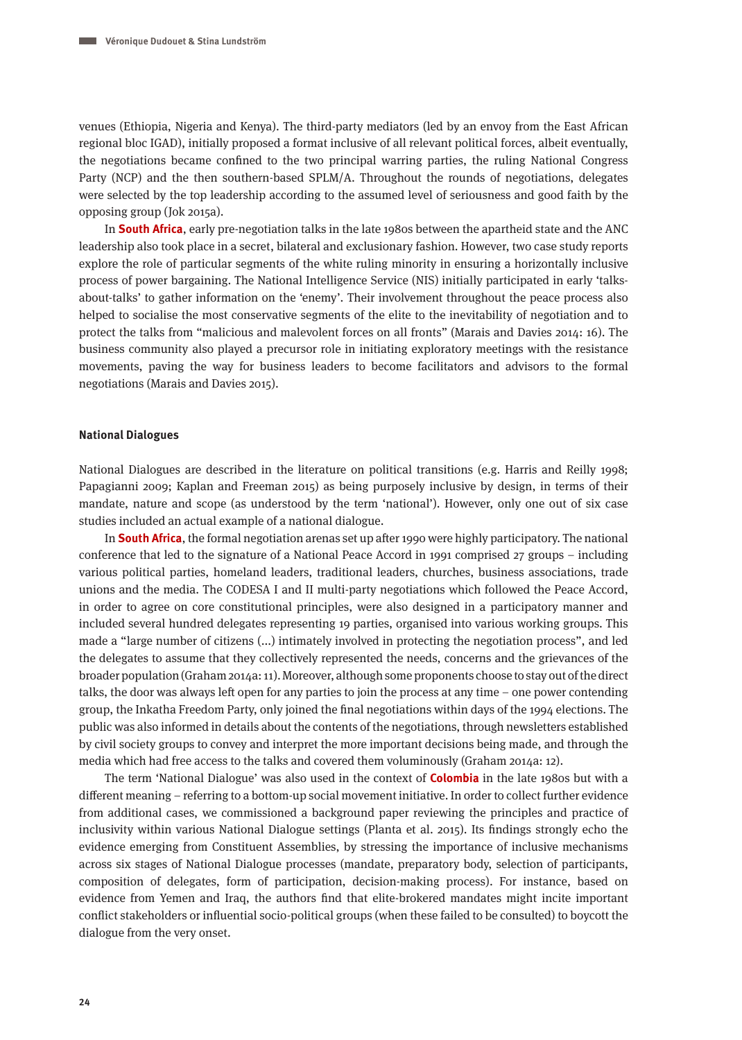venues (Ethiopia, Nigeria and Kenya). The third-party mediators (led by an envoy from the East African regional bloc IGAD), initially proposed a format inclusive of all relevant political forces, albeit eventually, the negotiations became confined to the two principal warring parties, the ruling National Congress Party (NCP) and the then southern-based SPLM/A. Throughout the rounds of negotiations, delegates were selected by the top leadership according to the assumed level of seriousness and good faith by the opposing group (Jok 2015a).

In **South Africa**, early pre-negotiation talks in the late 1980s between the apartheid state and the ANC leadership also took place in a secret, bilateral and exclusionary fashion. However, two case study reports explore the role of particular segments of the white ruling minority in ensuring a horizontally inclusive process of power bargaining. The National Intelligence Service (NIS) initially participated in early 'talks-about-talks' to gather information on the 'enemy'. Their involvement throughout the peace process also helped to socialise the most conservative segments of the elite to the inevitability of negotiation and to protect the talks from "malicious and malevolent forces on all fronts" (Marais and Davies 2014: 16). The business community also played a precursor role in initiating exploratory meetings with the resistance movements, paving the way for business leaders to become facilitators and advisors to the formal negotiations (Marais and Davies 2015).

### National Dialogues

National Dialogues are described in the literature on political transitions (e.g. Harris and Reilly 1998; Papagianni 2009; Kaplan and Freeman 2015) as being purposely inclusive by design, in terms of their mandate, nature and scope (as understood by the term 'national'). However, only one out of six case studies included an actual example of a national dialogue.

In **South Africa**, the formal negotiation arenas set up after 1990 were highly participatory. The national conference that led to the signature of a National Peace Accord in 1991 comprised 27 groups – including various political parties, homeland leaders, traditional leaders, churches, business associations, trade unions and the media. The CODESA I and II multi-party negotiations which followed the Peace Accord, in order to agree on core constitutional principles, were also designed in a participatory manner and included several hundred delegates representing 19 parties, organised into various working groups. This made a "large number of citizens (...) intimately involved in protecting the negotiation process", and led the delegates to assume that they collectively represented the needs, concerns and the grievances of the broader population (Graham 2014a: 11). Moreover, although some proponents choose to stay out of the direct talks, the door was always left open for any parties to join the process at any time – one power contending group, the Inkatha Freedom Party, only joined the final negotiations within days of the 1994 elections. The public was also informed in details about the contents of the negotiations, through newsletters established by civil society groups to convey and interpret the more important decisions being made, and through the media which had free access to the talks and covered them voluminously (Graham 2014a: 12).

The term 'National Dialogue' was also used in the context of **Colombia** in the late 1980s but with a different meaning – referring to a bottom-up social movement initiative. In order to collect further evidence from additional cases, we commissioned a background paper reviewing the principles and practice of inclusivity within various National Dialogue settings (Planta et al. 2015). Its findings strongly echo the evidence emerging from Constituent Assemblies, by stressing the importance of inclusive mechanisms across six stages of National Dialogue processes (mandate, preparatory body, selection of participants, composition of delegates, form of participation, decision-making process). For instance, based on evidence from Yemen and Iraq, the authors find that elite-brokered mandates might incite important conflict stakeholders or influential socio-political groups (when these failed to be consulted) to boycott the dialogue from the very onset.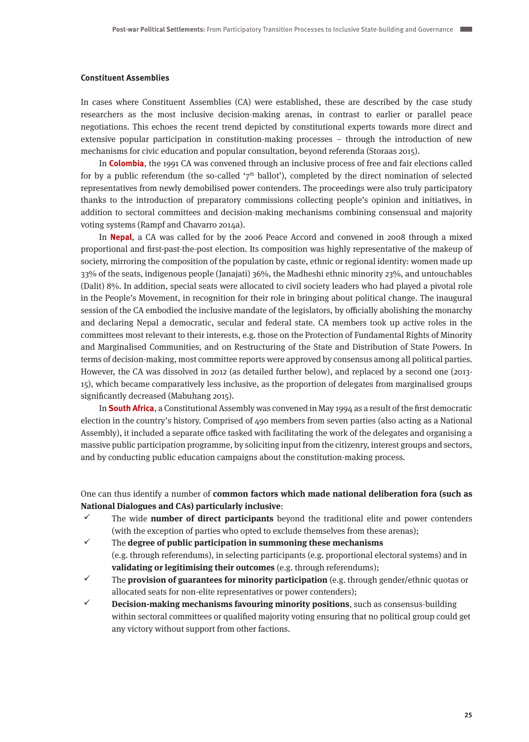### Constituent Assemblies

In cases where Constituent Assemblies (CA) were established, these are described by the case study researchers as the most inclusive decision-making arenas, in contrast to earlier or parallel peace negotiations. This echoes the recent trend depicted by constitutional experts towards more direct and extensive popular participation in constitution-making processes – through the introduction of new mechanisms for civic education and popular consultation, beyond referenda (Storaas 2015).

In **Colombia**, the 1991 CA was convened through an inclusive process of free and fair elections called for by a public referendum (the so-called '7th ballot'), completed by the direct nomination of selected representatives from newly demobilised power contenders. The proceedings were also truly participatory thanks to the introduction of preparatory commissions collecting people's opinion and initiatives, in addition to sectoral committees and decision-making mechanisms combining consensual and majority voting systems (Rampf and Chavarro 2014a).

In **Nepal**, a CA was called for by the 2006 Peace Accord and convened in 2008 through a mixed proportional and first-past-the-post election. Its composition was highly representative of the makeup of society, mirroring the composition of the population by caste, ethnic or regional identity: women made up 33% of the seats, indigenous people (Janajati) 36%, the Madheshi ethnic minority 23%, and untouchables (Dalit) 8%. In addition, special seats were allocated to civil society leaders who had played a pivotal role in the People's Movement, in recognition for their role in bringing about political change. The inaugural session of the CA embodied the inclusive mandate of the legislators, by officially abolishing the monarchy and declaring Nepal a democratic, secular and federal state. CA members took up active roles in the committees most relevant to their interests, e.g. those on the Protection of Fundamental Rights of Minority and Marginalised Communities, and on Restructuring of the State and Distribution of State Powers. In terms of decision-making, most committee reports were approved by consensus among all political parties. However, the CA was dissolved in 2012 (as detailed further below), and replaced by a second one (2013-15), which became comparatively less inclusive, as the proportion of delegates from marginalised groups significantly decreased (Mabuhang 2015).

In **South Africa**, a Constitutional Assembly was convened in May 1994 as a result of the first democratic election in the country's history. Comprised of 490 members from seven parties (also acting as a National Assembly), it included a separate office tasked with facilitating the work of the delegates and organising a massive public participation programme, by soliciting input from the citizenry, interest groups and sectors, and by conducting public education campaigns about the constitution-making process.

One can thus identify a number of **common factors which made national deliberation fora (such as National Dialogues and CAs) particularly inclusive**:

- ✓ The wide **number of direct participants** beyond the traditional elite and power contenders (with the exception of parties who opted to exclude themselves from these arenas);
- ✓ The **degree of public participation in summoning these mechanisms** (e.g. through referendums), in selecting participants (e.g. proportional electoral systems) and in **validating or legitimising their outcomes** (e.g. through referendums);
- ✓ The **provision of guarantees for minority participation** (e.g. through gender/ethnic quotas or allocated seats for non-elite representatives or power contenders);
- ✓ **Decision-making mechanisms favouring minority positions**, such as consensus-building within sectoral committees or qualified majority voting ensuring that no political group could get any victory without support from other factions.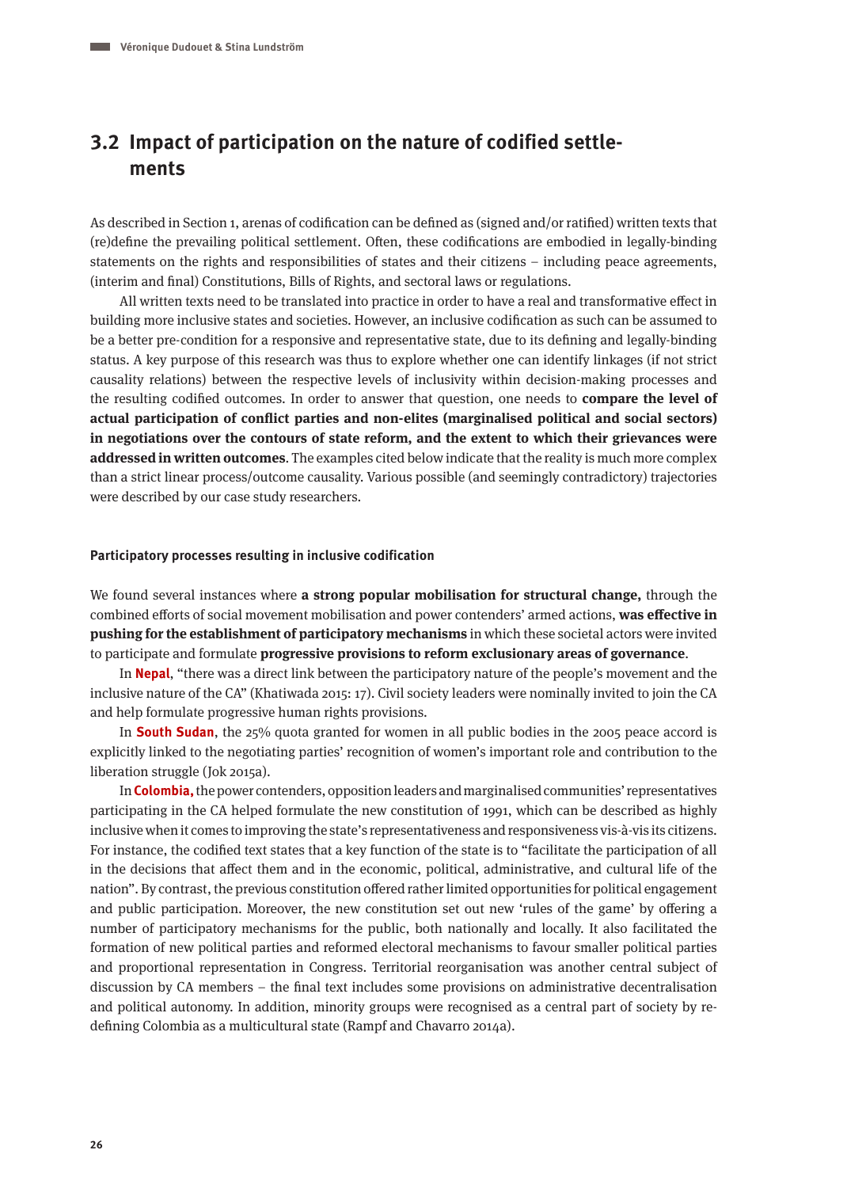## 3.2 Impact of participation on the nature of codified settlements

As described in Section 1, arenas of codification can be defined as (signed and/or ratified) written texts that (re)define the prevailing political settlement. Often, these codifications are embodied in legally-binding statements on the rights and responsibilities of states and their citizens – including peace agreements, (interim and final) Constitutions, Bills of Rights, and sectoral laws or regulations.

All written texts need to be translated into practice in order to have a real and transformative effect in building more inclusive states and societies. However, an inclusive codification as such can be assumed to be a better pre-condition for a responsive and representative state, due to its defining and legally-binding status. A key purpose of this research was thus to explore whether one can identify linkages (if not strict causality relations) between the respective levels of inclusivity within decision-making processes and the resulting codified outcomes. In order to answer that question, one needs to **compare the level of actual participation of conflict parties and non-elites (marginalised political and social sectors) in negotiations over the contours of state reform, and the extent to which their grievances were addressed in written outcomes**. The examples cited below indicate that the reality is much more complex than a strict linear process/outcome causality. Various possible (and seemingly contradictory) trajectories were described by our case study researchers.

#### Participatory processes resulting in inclusive codification

We found several instances where **a strong popular mobilisation for structural change,** through the combined efforts of social movement mobilisation and power contenders' armed actions, **was effective in pushing for the establishment of participatory mechanisms** in which these societal actors were invited to participate and formulate **progressive provisions to reform exclusionary areas of governance**.

In **Nepal**, "there was a direct link between the participatory nature of the people's movement and the inclusive nature of the CA" (Khatiwada 2015: 17). Civil society leaders were nominally invited to join the CA and help formulate progressive human rights provisions.

In **South Sudan**, the 25% quota granted for women in all public bodies in the 2005 peace accord is explicitly linked to the negotiating parties' recognition of women's important role and contribution to the liberation struggle (Jok 2015a).

In **Colombia,** the power contenders, opposition leaders and marginalised communities' representatives participating in the CA helped formulate the new constitution of 1991, which can be described as highly inclusive when it comes to improving the state's representativeness and responsiveness vis-à-vis its citizens. For instance, the codified text states that a key function of the state is to "facilitate the participation of all in the decisions that affect them and in the economic, political, administrative, and cultural life of the nation". By contrast, the previous constitution offered rather limited opportunities for political engagement and public participation. Moreover, the new constitution set out new 'rules of the game' by offering a number of participatory mechanisms for the public, both nationally and locally. It also facilitated the formation of new political parties and reformed electoral mechanisms to favour smaller political parties and proportional representation in Congress. Territorial reorganisation was another central subject of discussion by CA members – the final text includes some provisions on administrative decentralisation and political autonomy. In addition, minority groups were recognised as a central part of society by redefining Colombia as a multicultural state (Rampf and Chavarro 2014a).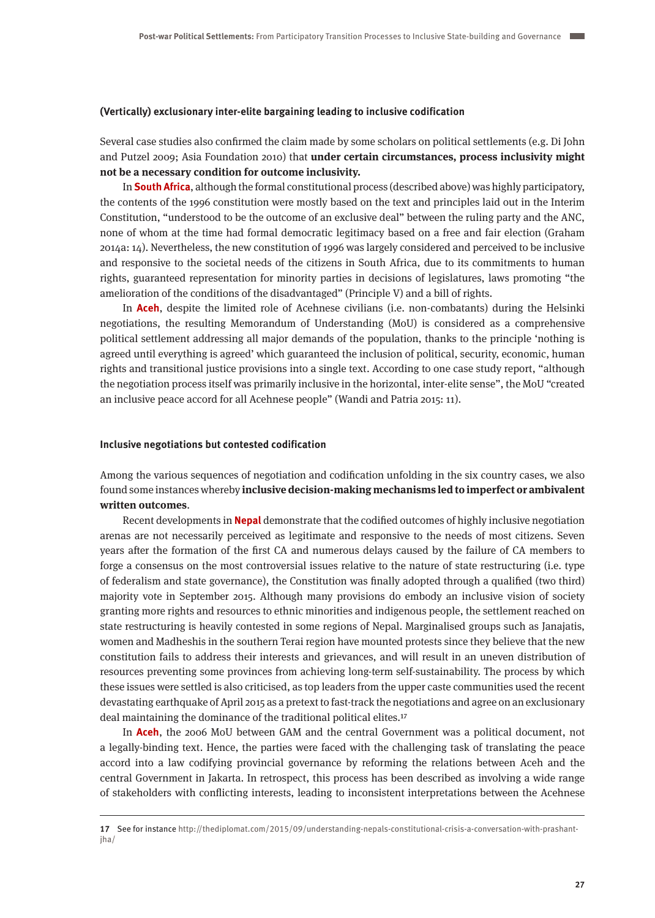#### (Vertically) exclusionary inter-elite bargaining leading to inclusive codification

Several case studies also confirmed the claim made by some scholars on political settlements (e.g. Di John and Putzel 2009; Asia Foundation 2010) that **under certain circumstances, process inclusivity might not be a necessary condition for outcome inclusivity.**

In **South Africa**, although the formal constitutional process (described above) was highly participatory, the contents of the 1996 constitution were mostly based on the text and principles laid out in the Interim Constitution, "understood to be the outcome of an exclusive deal" between the ruling party and the ANC, none of whom at the time had formal democratic legitimacy based on a free and fair election (Graham 2014a: 14). Nevertheless, the new constitution of 1996 was largely considered and perceived to be inclusive and responsive to the societal needs of the citizens in South Africa, due to its commitments to human rights, guaranteed representation for minority parties in decisions of legislatures, laws promoting "the amelioration of the conditions of the disadvantaged" (Principle V) and a bill of rights.

In **Aceh**, despite the limited role of Acehnese civilians (i.e. non-combatants) during the Helsinki negotiations, the resulting Memorandum of Understanding (MoU) is considered as a comprehensive political settlement addressing all major demands of the population, thanks to the principle 'nothing is agreed until everything is agreed' which guaranteed the inclusion of political, security, economic, human rights and transitional justice provisions into a single text. According to one case study report, "although the negotiation process itself was primarily inclusive in the horizontal, inter-elite sense", the MoU "created an inclusive peace accord for all Acehnese people" (Wandi and Patria 2015: 11).

#### Inclusive negotiations but contested codification

Among the various sequences of negotiation and codification unfolding in the six country cases, we also found some instances whereby **inclusive decision-making mechanisms led to imperfect or ambivalent written outcomes**.

Recent developments in **Nepal** demonstrate that the codified outcomes of highly inclusive negotiation arenas are not necessarily perceived as legitimate and responsive to the needs of most citizens. Seven years after the formation of the first CA and numerous delays caused by the failure of CA members to forge a consensus on the most controversial issues relative to the nature of state restructuring (i.e. type of federalism and state governance), the Constitution was finally adopted through a qualified (two third) majority vote in September 2015. Although many provisions do embody an inclusive vision of society granting more rights and resources to ethnic minorities and indigenous people, the settlement reached on state restructuring is heavily contested in some regions of Nepal. Marginalised groups such as Janajatis, women and Madheshis in the southern Terai region have mounted protests since they believe that the new constitution fails to address their interests and grievances, and will result in an uneven distribution of resources preventing some provinces from achieving long-term self-sustainability. The process by which these issues were settled is also criticised, as top leaders from the upper caste communities used the recent devastating earthquake of April 2015 as a pretext to fast-track the negotiations and agree on an exclusionary deal maintaining the dominance of the traditional political elites.[17]

In **Aceh**, the 2006 MoU between GAM and the central Government was a political document, not a legally-binding text. Hence, the parties were faced with the challenging task of translating the peace accord into a law codifying provincial governance by reforming the relations between Aceh and the central Government in Jakarta. In retrospect, this process has been described as involving a wide range of stakeholders with conflicting interests, leading to inconsistent interpretations between the Acehnese

---

17 See for instance http://thediplomat.com/2015/09/understanding-nepals-constitutional-crisis-a-conversation-with-prashant-jha/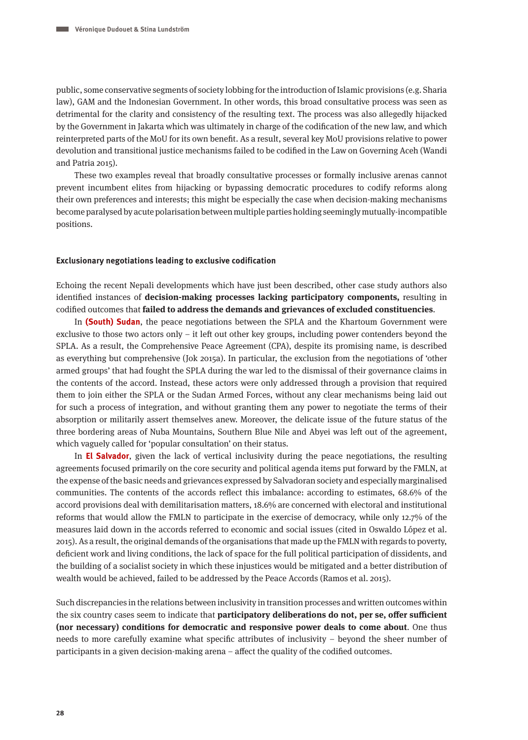public, some conservative segments of society lobbing for the introduction of Islamic provisions (e.g. Sharia law), GAM and the Indonesian Government. In other words, this broad consultative process was seen as detrimental for the clarity and consistency of the resulting text. The process was also allegedly hijacked by the Government in Jakarta which was ultimately in charge of the codification of the new law, and which reinterpreted parts of the MoU for its own benefit. As a result, several key MoU provisions relative to power devolution and transitional justice mechanisms failed to be codified in the Law on Governing Aceh (Wandi and Patria 2015).

These two examples reveal that broadly consultative processes or formally inclusive arenas cannot prevent incumbent elites from hijacking or bypassing democratic procedures to codify reforms along their own preferences and interests; this might be especially the case when decision-making mechanisms become paralysed by acute polarisation between multiple parties holding seemingly mutually-incompatible positions.

#### Exclusionary negotiations leading to exclusive codification

Echoing the recent Nepali developments which have just been described, other case study authors also identified instances of **decision-making processes lacking participatory components,** resulting in codified outcomes that **failed to address the demands and grievances of excluded constituencies**.

In **(South) Sudan**, the peace negotiations between the SPLA and the Khartoum Government were exclusive to those two actors only – it left out other key groups, including power contenders beyond the SPLA. As a result, the Comprehensive Peace Agreement (CPA), despite its promising name, is described as everything but comprehensive (Jok 2015a). In particular, the exclusion from the negotiations of 'other armed groups' that had fought the SPLA during the war led to the dismissal of their governance claims in the contents of the accord. Instead, these actors were only addressed through a provision that required them to join either the SPLA or the Sudan Armed Forces, without any clear mechanisms being laid out for such a process of integration, and without granting them any power to negotiate the terms of their absorption or militarily assert themselves anew. Moreover, the delicate issue of the future status of the three bordering areas of Nuba Mountains, Southern Blue Nile and Abyei was left out of the agreement, which vaguely called for 'popular consultation' on their status.

In **El Salvador**, given the lack of vertical inclusivity during the peace negotiations, the resulting agreements focused primarily on the core security and political agenda items put forward by the FMLN, at the expense of the basic needs and grievances expressed by Salvadoran society and especially marginalised communities. The contents of the accords reflect this imbalance: according to estimates, 68.6% of the accord provisions deal with demilitarisation matters, 18.6% are concerned with electoral and institutional reforms that would allow the FMLN to participate in the exercise of democracy, while only 12.7% of the measures laid down in the accords referred to economic and social issues (cited in Oswaldo López et al. 2015). As a result, the original demands of the organisations that made up the FMLN with regards to poverty, deficient work and living conditions, the lack of space for the full political participation of dissidents, and the building of a socialist society in which these injustices would be mitigated and a better distribution of wealth would be achieved, failed to be addressed by the Peace Accords (Ramos et al. 2015).

Such discrepancies in the relations between inclusivity in transition processes and written outcomes within the six country cases seem to indicate that **participatory deliberations do not, per se, offer sufficient (nor necessary) conditions for democratic and responsive power deals to come about**. One thus needs to more carefully examine what specific attributes of inclusivity – beyond the sheer number of participants in a given decision-making arena – affect the quality of the codified outcomes.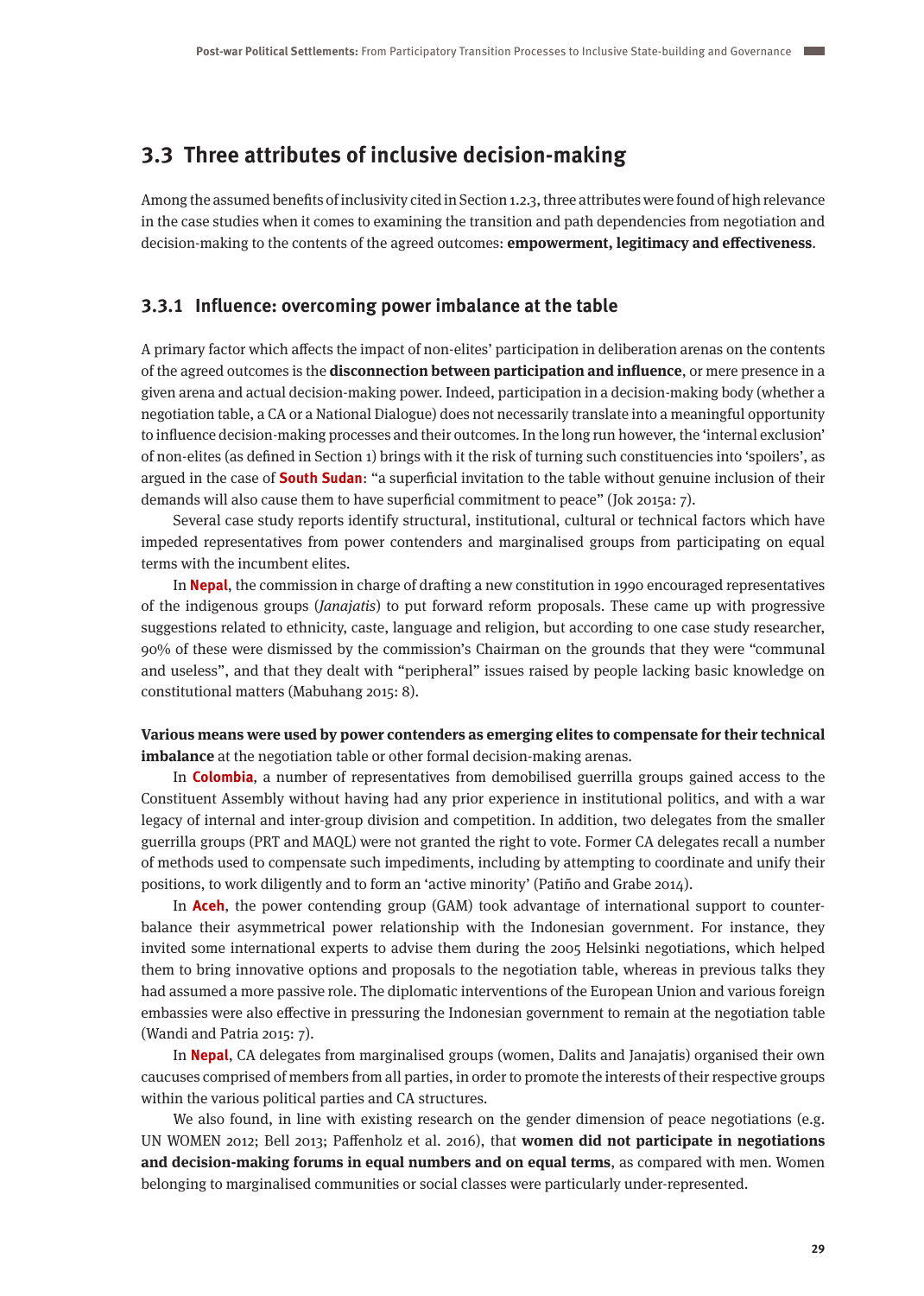## 3.3 Three attributes of inclusive decision-making

Among the assumed benefits of inclusivity cited in Section 1.2.3, three attributes were found of high relevance in the case studies when it comes to examining the transition and path dependencies from negotiation and decision-making to the contents of the agreed outcomes: **empowerment, legitimacy and effectiveness**.

### 3.3.1 Influence: overcoming power imbalance at the table

A primary factor which affects the impact of non-elites' participation in deliberation arenas on the contents of the agreed outcomes is the **disconnection between participation and influence**, or mere presence in a given arena and actual decision-making power. Indeed, participation in a decision-making body (whether a negotiation table, a CA or a National Dialogue) does not necessarily translate into a meaningful opportunity to influence decision-making processes and their outcomes. In the long run however, the 'internal exclusion' of non-elites (as defined in Section 1) brings with it the risk of turning such constituencies into 'spoilers', as argued in the case of **South Sudan**: "a superficial invitation to the table without genuine inclusion of their demands will also cause them to have superficial commitment to peace" (Jok 2015a: 7).

Several case study reports identify structural, institutional, cultural or technical factors which have impeded representatives from power contenders and marginalised groups from participating on equal terms with the incumbent elites.

In **Nepal**, the commission in charge of drafting a new constitution in 1990 encouraged representatives of the indigenous groups (*Janajatis*) to put forward reform proposals. These came up with progressive suggestions related to ethnicity, caste, language and religion, but according to one case study researcher, 90% of these were dismissed by the commission's Chairman on the grounds that they were "communal and useless", and that they dealt with "peripheral" issues raised by people lacking basic knowledge on constitutional matters (Mabuhang 2015: 8).

**Various means were used by power contenders as emerging elites to compensate for their technical imbalance** at the negotiation table or other formal decision-making arenas.

In **Colombia**, a number of representatives from demobilised guerrilla groups gained access to the Constituent Assembly without having had any prior experience in institutional politics, and with a war legacy of internal and inter-group division and competition. In addition, two delegates from the smaller guerrilla groups (PRT and MAQL) were not granted the right to vote. Former CA delegates recall a number of methods used to compensate such impediments, including by attempting to coordinate and unify their positions, to work diligently and to form an 'active minority' (Patiño and Grabe 2014).

In **Aceh**, the power contending group (GAM) took advantage of international support to counter-balance their asymmetrical power relationship with the Indonesian government. For instance, they invited some international experts to advise them during the 2005 Helsinki negotiations, which helped them to bring innovative options and proposals to the negotiation table, whereas in previous talks they had assumed a more passive role. The diplomatic interventions of the European Union and various foreign embassies were also effective in pressuring the Indonesian government to remain at the negotiation table (Wandi and Patria 2015: 7).

In **Nepal**, CA delegates from marginalised groups (women, Dalits and Janajatis) organised their own caucuses comprised of members from all parties, in order to promote the interests of their respective groups within the various political parties and CA structures.

We also found, in line with existing research on the gender dimension of peace negotiations (e.g. UN WOMEN 2012; Bell 2013; Paffenholz et al. 2016), that **women did not participate in negotiations and decision-making forums in equal numbers and on equal terms**, as compared with men. Women belonging to marginalised communities or social classes were particularly under-represented.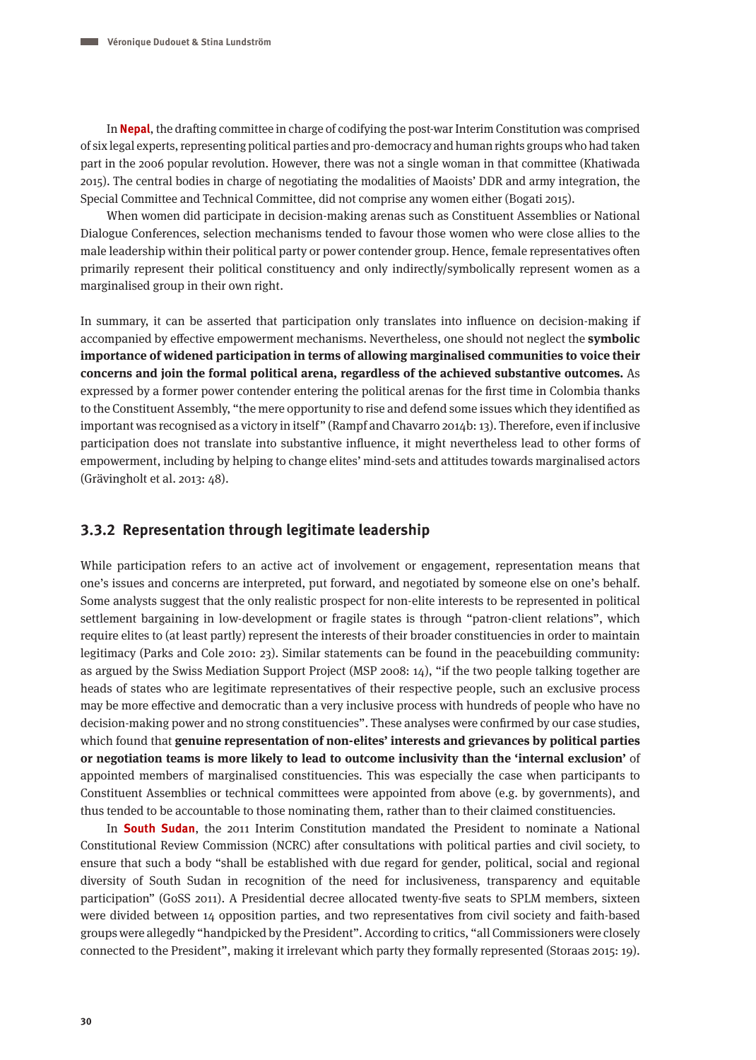In **Nepal**, the drafting committee in charge of codifying the post-war Interim Constitution was comprised of six legal experts, representing political parties and pro-democracy and human rights groups who had taken part in the 2006 popular revolution. However, there was not a single woman in that committee (Khatiwada 2015). The central bodies in charge of negotiating the modalities of Maoists' DDR and army integration, the Special Committee and Technical Committee, did not comprise any women either (Bogati 2015).

When women did participate in decision-making arenas such as Constituent Assemblies or National Dialogue Conferences, selection mechanisms tended to favour those women who were close allies to the male leadership within their political party or power contender group. Hence, female representatives often primarily represent their political constituency and only indirectly/symbolically represent women as a marginalised group in their own right.

In summary, it can be asserted that participation only translates into influence on decision-making if accompanied by effective empowerment mechanisms. Nevertheless, one should not neglect the **symbolic importance of widened participation in terms of allowing marginalised communities to voice their concerns and join the formal political arena, regardless of the achieved substantive outcomes.** As expressed by a former power contender entering the political arenas for the first time in Colombia thanks to the Constituent Assembly, "the mere opportunity to rise and defend some issues which they identified as important was recognised as a victory in itself" (Rampf and Chavarro 2014b: 13). Therefore, even if inclusive participation does not translate into substantive influence, it might nevertheless lead to other forms of empowerment, including by helping to change elites' mind-sets and attitudes towards marginalised actors (Grävingholt et al. 2013: 48).

### 3.3.2 Representation through legitimate leadership

While participation refers to an active act of involvement or engagement, representation means that one's issues and concerns are interpreted, put forward, and negotiated by someone else on one's behalf. Some analysts suggest that the only realistic prospect for non-elite interests to be represented in political settlement bargaining in low-development or fragile states is through "patron-client relations", which require elites to (at least partly) represent the interests of their broader constituencies in order to maintain legitimacy (Parks and Cole 2010: 23). Similar statements can be found in the peacebuilding community: as argued by the Swiss Mediation Support Project (MSP 2008: 14), "if the two people talking together are heads of states who are legitimate representatives of their respective people, such an exclusive process may be more effective and democratic than a very inclusive process with hundreds of people who have no decision-making power and no strong constituencies". These analyses were confirmed by our case studies, which found that **genuine representation of non-elites' interests and grievances by political parties or negotiation teams is more likely to lead to outcome inclusivity than the 'internal exclusion'** of appointed members of marginalised constituencies. This was especially the case when participants to Constituent Assemblies or technical committees were appointed from above (e.g. by governments), and thus tended to be accountable to those nominating them, rather than to their claimed constituencies.

In **South Sudan**, the 2011 Interim Constitution mandated the President to nominate a National Constitutional Review Commission (NCRC) after consultations with political parties and civil society, to ensure that such a body "shall be established with due regard for gender, political, social and regional diversity of South Sudan in recognition of the need for inclusiveness, transparency and equitable participation" (GoSS 2011). A Presidential decree allocated twenty-five seats to SPLM members, sixteen were divided between 14 opposition parties, and two representatives from civil society and faith-based groups were allegedly "handpicked by the President". According to critics, "all Commissioners were closely connected to the President", making it irrelevant which party they formally represented (Storaas 2015: 19).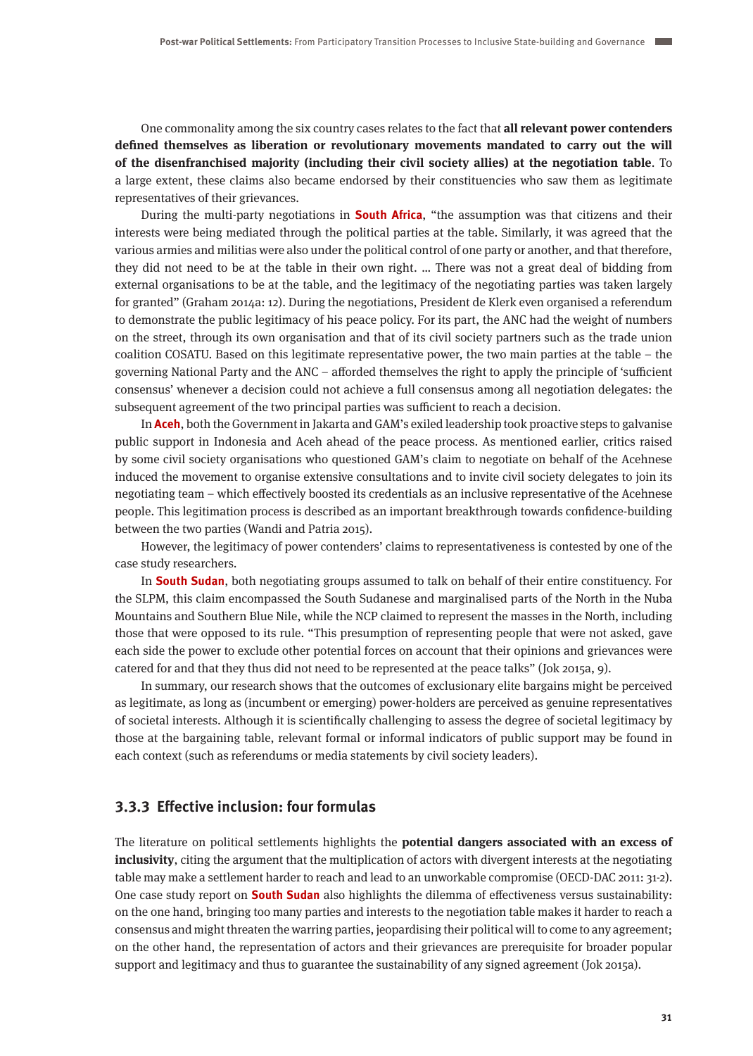One commonality among the six country cases relates to the fact that **all relevant power contenders defined themselves as liberation or revolutionary movements mandated to carry out the will of the disenfranchised majority (including their civil society allies) at the negotiation table**. To a large extent, these claims also became endorsed by their constituencies who saw them as legitimate representatives of their grievances.

During the multi-party negotiations in **South Africa**, "the assumption was that citizens and their interests were being mediated through the political parties at the table. Similarly, it was agreed that the various armies and militias were also under the political control of one party or another, and that therefore, they did not need to be at the table in their own right. … There was not a great deal of bidding from external organisations to be at the table, and the legitimacy of the negotiating parties was taken largely for granted" (Graham 2014a: 12). During the negotiations, President de Klerk even organised a referendum to demonstrate the public legitimacy of his peace policy. For its part, the ANC had the weight of numbers on the street, through its own organisation and that of its civil society partners such as the trade union coalition COSATU. Based on this legitimate representative power, the two main parties at the table – the governing National Party and the ANC – afforded themselves the right to apply the principle of 'sufficient consensus' whenever a decision could not achieve a full consensus among all negotiation delegates: the subsequent agreement of the two principal parties was sufficient to reach a decision.

In **Aceh**, both the Government in Jakarta and GAM's exiled leadership took proactive steps to galvanise public support in Indonesia and Aceh ahead of the peace process. As mentioned earlier, critics raised by some civil society organisations who questioned GAM's claim to negotiate on behalf of the Acehnese induced the movement to organise extensive consultations and to invite civil society delegates to join its negotiating team – which effectively boosted its credentials as an inclusive representative of the Acehnese people. This legitimation process is described as an important breakthrough towards confidence-building between the two parties (Wandi and Patria 2015).

However, the legitimacy of power contenders' claims to representativeness is contested by one of the case study researchers.

In **South Sudan**, both negotiating groups assumed to talk on behalf of their entire constituency. For the SLPM, this claim encompassed the South Sudanese and marginalised parts of the North in the Nuba Mountains and Southern Blue Nile, while the NCP claimed to represent the masses in the North, including those that were opposed to its rule. "This presumption of representing people that were not asked, gave each side the power to exclude other potential forces on account that their opinions and grievances were catered for and that they thus did not need to be represented at the peace talks" (Jok 2015a, 9).

In summary, our research shows that the outcomes of exclusionary elite bargains might be perceived as legitimate, as long as (incumbent or emerging) power-holders are perceived as genuine representatives of societal interests. Although it is scientifically challenging to assess the degree of societal legitimacy by those at the bargaining table, relevant formal or informal indicators of public support may be found in each context (such as referendums or media statements by civil society leaders).

### 3.3.3 Effective inclusion: four formulas

The literature on political settlements highlights the **potential dangers associated with an excess of inclusivity**, citing the argument that the multiplication of actors with divergent interests at the negotiating table may make a settlement harder to reach and lead to an unworkable compromise (OECD-DAC 2011: 31-2). One case study report on **South Sudan** also highlights the dilemma of effectiveness versus sustainability: on the one hand, bringing too many parties and interests to the negotiation table makes it harder to reach a consensus and might threaten the warring parties, jeopardising their political will to come to any agreement; on the other hand, the representation of actors and their grievances are prerequisite for broader popular support and legitimacy and thus to guarantee the sustainability of any signed agreement (Jok 2015a).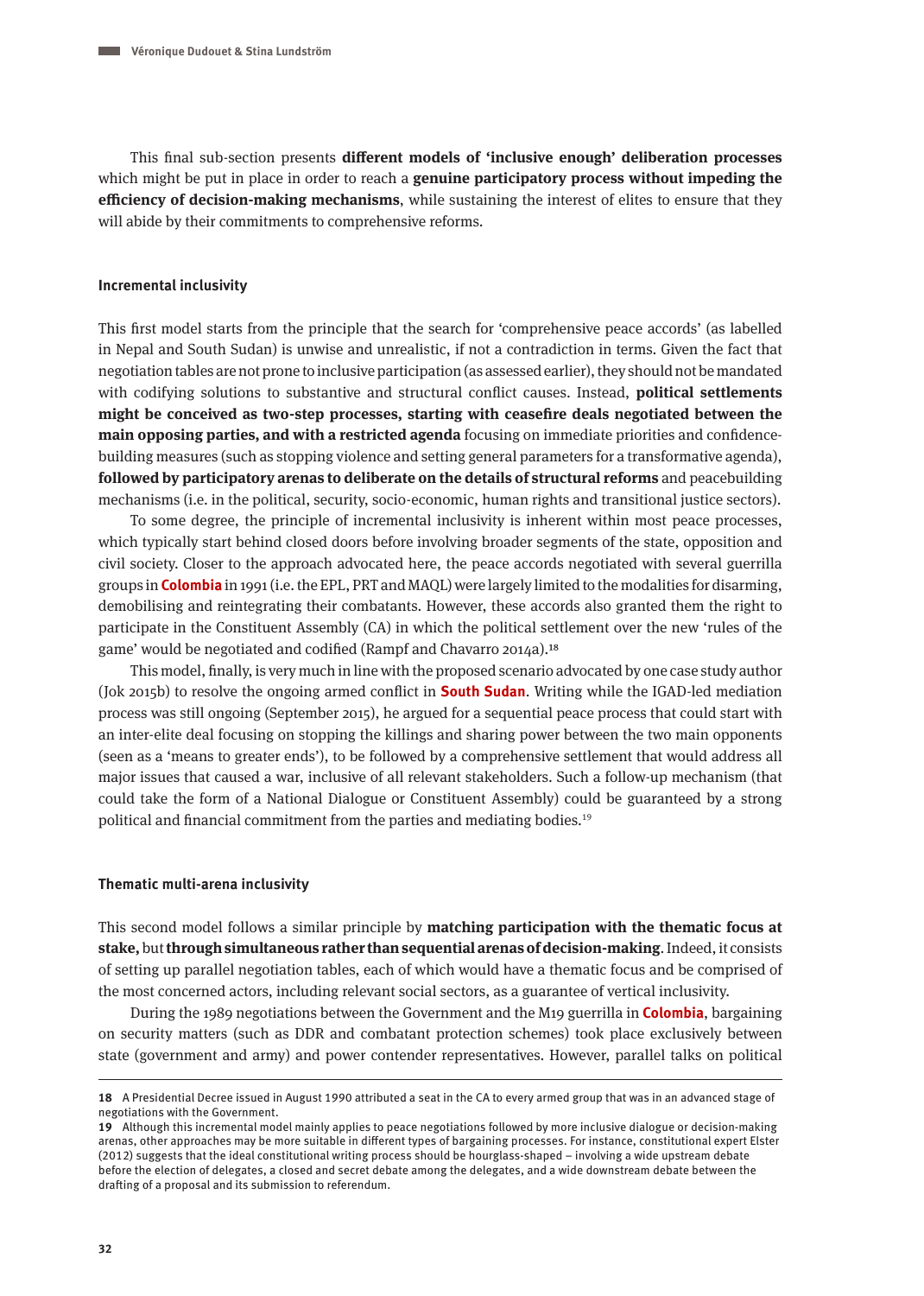This final sub-section presents **different models of 'inclusive enough' deliberation processes** which might be put in place in order to reach a **genuine participatory process without impeding the efficiency of decision-making mechanisms**, while sustaining the interest of elites to ensure that they will abide by their commitments to comprehensive reforms.

### Incremental inclusivity

This first model starts from the principle that the search for 'comprehensive peace accords' (as labelled in Nepal and South Sudan) is unwise and unrealistic, if not a contradiction in terms. Given the fact that negotiation tables are not prone to inclusive participation (as assessed earlier), they should not be mandated with codifying solutions to substantive and structural conflict causes. Instead, **political settlements might be conceived as two-step processes, starting with ceasefire deals negotiated between the main opposing parties, and with a restricted agenda** focusing on immediate priorities and confidence-building measures (such as stopping violence and setting general parameters for a transformative agenda), **followed by participatory arenas to deliberate on the details of structural reforms** and peacebuilding mechanisms (i.e. in the political, security, socio-economic, human rights and transitional justice sectors).

To some degree, the principle of incremental inclusivity is inherent within most peace processes, which typically start behind closed doors before involving broader segments of the state, opposition and civil society. Closer to the approach advocated here, the peace accords negotiated with several guerrilla groups in **Colombia** in 1991 (i.e. the EPL, PRT and MAQL) were largely limited to the modalities for disarming, demobilising and reintegrating their combatants. However, these accords also granted them the right to participate in the Constituent Assembly (CA) in which the political settlement over the new 'rules of the game' would be negotiated and codified (Rampf and Chavarro 2014a).[18]

This model, finally, is very much in line with the proposed scenario advocated by one case study author (Jok 2015b) to resolve the ongoing armed conflict in **South Sudan**. Writing while the IGAD-led mediation process was still ongoing (September 2015), he argued for a sequential peace process that could start with an inter-elite deal focusing on stopping the killings and sharing power between the two main opponents (seen as a 'means to greater ends'), to be followed by a comprehensive settlement that would address all major issues that caused a war, inclusive of all relevant stakeholders. Such a follow-up mechanism (that could take the form of a National Dialogue or Constituent Assembly) could be guaranteed by a strong political and financial commitment from the parties and mediating bodies.[19]

### Thematic multi-arena inclusivity

This second model follows a similar principle by **matching participation with the thematic focus at stake,** but **through simultaneous rather than sequential arenas of decision-making**. Indeed, it consists of setting up parallel negotiation tables, each of which would have a thematic focus and be comprised of the most concerned actors, including relevant social sectors, as a guarantee of vertical inclusivity.

During the 1989 negotiations between the Government and the M19 guerrilla in **Colombia**, bargaining on security matters (such as DDR and combatant protection schemes) took place exclusively between state (government and army) and power contender representatives. However, parallel talks on political

---

**18** A Presidential Decree issued in August 1990 attributed a seat in the CA to every armed group that was in an advanced stage of negotiations with the Government.

**19** Although this incremental model mainly applies to peace negotiations followed by more inclusive dialogue or decision-making arenas, other approaches may be more suitable in different types of bargaining processes. For instance, constitutional expert Elster (2012) suggests that the ideal constitutional writing process should be hourglass-shaped – involving a wide upstream debate before the election of delegates, a closed and secret debate among the delegates, and a wide downstream debate between the drafting of a proposal and its submission to referendum.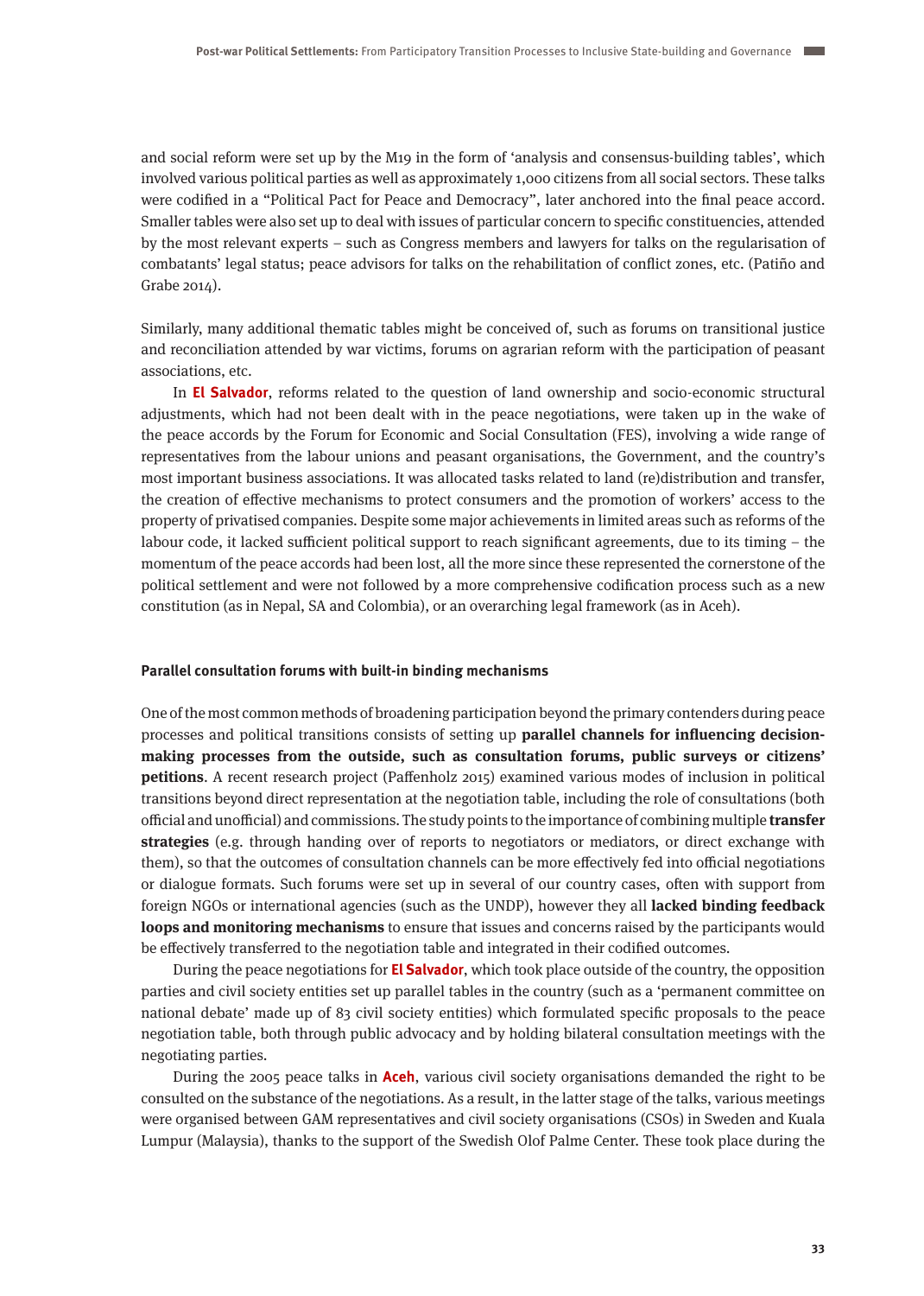and social reform were set up by the M19 in the form of 'analysis and consensus-building tables', which involved various political parties as well as approximately 1,000 citizens from all social sectors. These talks were codified in a "Political Pact for Peace and Democracy", later anchored into the final peace accord. Smaller tables were also set up to deal with issues of particular concern to specific constituencies, attended by the most relevant experts – such as Congress members and lawyers for talks on the regularisation of combatants' legal status; peace advisors for talks on the rehabilitation of conflict zones, etc. (Patiño and Grabe 2014).

Similarly, many additional thematic tables might be conceived of, such as forums on transitional justice and reconciliation attended by war victims, forums on agrarian reform with the participation of peasant associations, etc.

In **El Salvador**, reforms related to the question of land ownership and socio-economic structural adjustments, which had not been dealt with in the peace negotiations, were taken up in the wake of the peace accords by the Forum for Economic and Social Consultation (FES), involving a wide range of representatives from the labour unions and peasant organisations, the Government, and the country's most important business associations. It was allocated tasks related to land (re)distribution and transfer, the creation of effective mechanisms to protect consumers and the promotion of workers' access to the property of privatised companies. Despite some major achievements in limited areas such as reforms of the labour code, it lacked sufficient political support to reach significant agreements, due to its timing – the momentum of the peace accords had been lost, all the more since these represented the cornerstone of the political settlement and were not followed by a more comprehensive codification process such as a new constitution (as in Nepal, SA and Colombia), or an overarching legal framework (as in Aceh).

#### Parallel consultation forums with built-in binding mechanisms

One of the most common methods of broadening participation beyond the primary contenders during peace processes and political transitions consists of setting up **parallel channels for influencing decision-making processes from the outside, such as consultation forums, public surveys or citizens' petitions**. A recent research project (Paffenholz 2015) examined various modes of inclusion in political transitions beyond direct representation at the negotiation table, including the role of consultations (both official and unofficial) and commissions. The study points to the importance of combining multiple **transfer strategies** (e.g. through handing over of reports to negotiators or mediators, or direct exchange with them), so that the outcomes of consultation channels can be more effectively fed into official negotiations or dialogue formats. Such forums were set up in several of our country cases, often with support from foreign NGOs or international agencies (such as the UNDP), however they all **lacked binding feedback loops and monitoring mechanisms** to ensure that issues and concerns raised by the participants would be effectively transferred to the negotiation table and integrated in their codified outcomes.

During the peace negotiations for **El Salvador**, which took place outside of the country, the opposition parties and civil society entities set up parallel tables in the country (such as a 'permanent committee on national debate' made up of 83 civil society entities) which formulated specific proposals to the peace negotiation table, both through public advocacy and by holding bilateral consultation meetings with the negotiating parties.

During the 2005 peace talks in **Aceh**, various civil society organisations demanded the right to be consulted on the substance of the negotiations. As a result, in the latter stage of the talks, various meetings were organised between GAM representatives and civil society organisations (CSOs) in Sweden and Kuala Lumpur (Malaysia), thanks to the support of the Swedish Olof Palme Center. These took place during the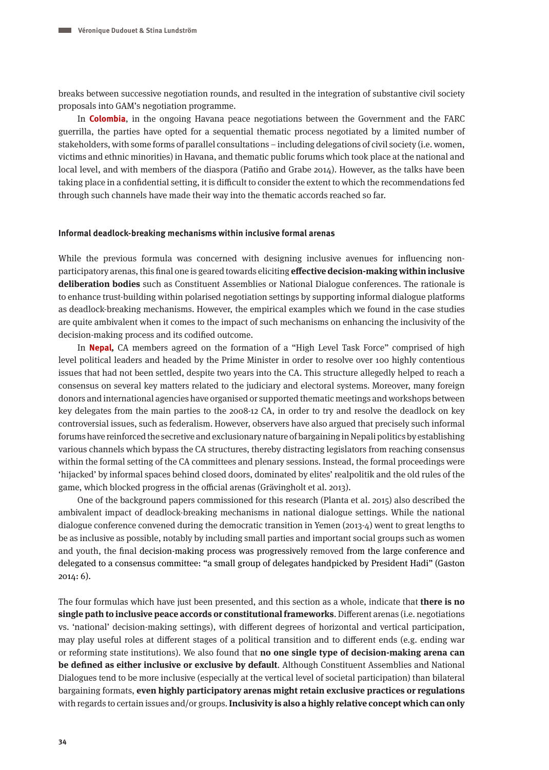breaks between successive negotiation rounds, and resulted in the integration of substantive civil society proposals into GAM's negotiation programme.

In **Colombia**, in the ongoing Havana peace negotiations between the Government and the FARC guerrilla, the parties have opted for a sequential thematic process negotiated by a limited number of stakeholders, with some forms of parallel consultations – including delegations of civil society (i.e. women, victims and ethnic minorities) in Havana, and thematic public forums which took place at the national and local level, and with members of the diaspora (Patiño and Grabe 2014). However, as the talks have been taking place in a confidential setting, it is difficult to consider the extent to which the recommendations fed through such channels have made their way into the thematic accords reached so far.

#### Informal deadlock-breaking mechanisms within inclusive formal arenas

While the previous formula was concerned with designing inclusive avenues for influencing non-participatory arenas, this final one is geared towards eliciting **effective decision-making within inclusive deliberation bodies** such as Constituent Assemblies or National Dialogue conferences. The rationale is to enhance trust-building within polarised negotiation settings by supporting informal dialogue platforms as deadlock-breaking mechanisms. However, the empirical examples which we found in the case studies are quite ambivalent when it comes to the impact of such mechanisms on enhancing the inclusivity of the decision-making process and its codified outcome.

In **Nepal**, CA members agreed on the formation of a "High Level Task Force" comprised of high level political leaders and headed by the Prime Minister in order to resolve over 100 highly contentious issues that had not been settled, despite two years into the CA. This structure allegedly helped to reach a consensus on several key matters related to the judiciary and electoral systems. Moreover, many foreign donors and international agencies have organised or supported thematic meetings and workshops between key delegates from the main parties to the 2008-12 CA, in order to try and resolve the deadlock on key controversial issues, such as federalism. However, observers have also argued that precisely such informal forums have reinforced the secretive and exclusionary nature of bargaining in Nepali politics by establishing various channels which bypass the CA structures, thereby distracting legislators from reaching consensus within the formal setting of the CA committees and plenary sessions. Instead, the formal proceedings were 'hijacked' by informal spaces behind closed doors, dominated by elites' realpolitik and the old rules of the game, which blocked progress in the official arenas (Grävingholt et al. 2013).

One of the background papers commissioned for this research (Planta et al. 2015) also described the ambivalent impact of deadlock-breaking mechanisms in national dialogue settings. While the national dialogue conference convened during the democratic transition in Yemen (2013-4) went to great lengths to be as inclusive as possible, notably by including small parties and important social groups such as women and youth, the final decision-making process was progressively removed from the large conference and delegated to a consensus committee: "a small group of delegates handpicked by President Hadi" (Gaston 2014: 6).

The four formulas which have just been presented, and this section as a whole, indicate that **there is no single path to inclusive peace accords or constitutional frameworks**. Different arenas (i.e. negotiations vs. 'national' decision-making settings), with different degrees of horizontal and vertical participation, may play useful roles at different stages of a political transition and to different ends (e.g. ending war or reforming state institutions). We also found that **no one single type of decision-making arena can be defined as either inclusive or exclusive by default**. Although Constituent Assemblies and National Dialogues tend to be more inclusive (especially at the vertical level of societal participation) than bilateral bargaining formats, **even highly participatory arenas might retain exclusive practices or regulations** with regards to certain issues and/or groups. **Inclusivity is also a highly relative concept which can only**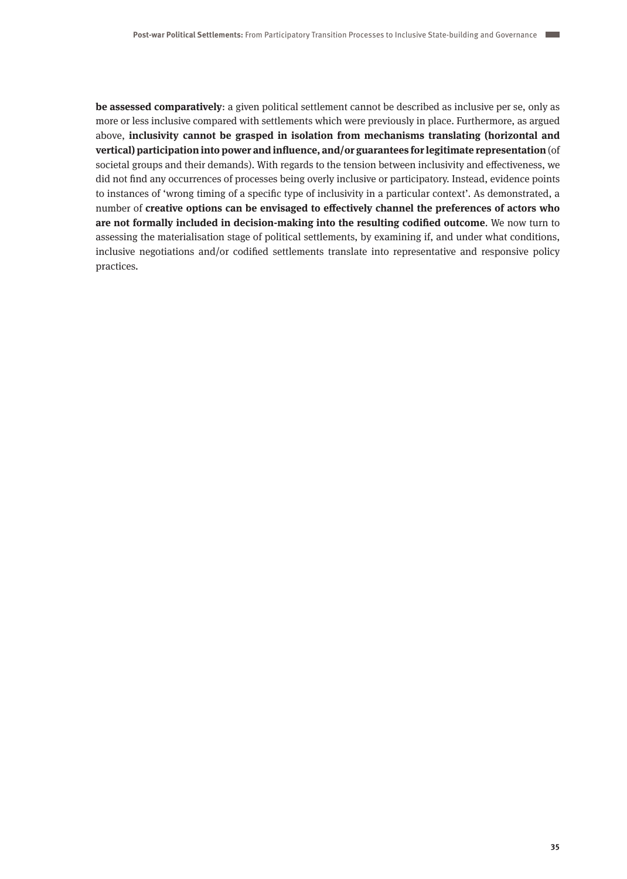**be assessed comparatively**: a given political settlement cannot be described as inclusive per se, only as more or less inclusive compared with settlements which were previously in place. Furthermore, as argued above, **inclusivity cannot be grasped in isolation from mechanisms translating (horizontal and vertical) participation into power and influence, and/or guarantees for legitimate representation** (of societal groups and their demands). With regards to the tension between inclusivity and effectiveness, we did not find any occurrences of processes being overly inclusive or participatory. Instead, evidence points to instances of 'wrong timing of a specific type of inclusivity in a particular context'. As demonstrated, a number of **creative options can be envisaged to effectively channel the preferences of actors who are not formally included in decision-making into the resulting codified outcome**. We now turn to assessing the materialisation stage of political settlements, by examining if, and under what conditions, inclusive negotiations and/or codified settlements translate into representative and responsive policy practices.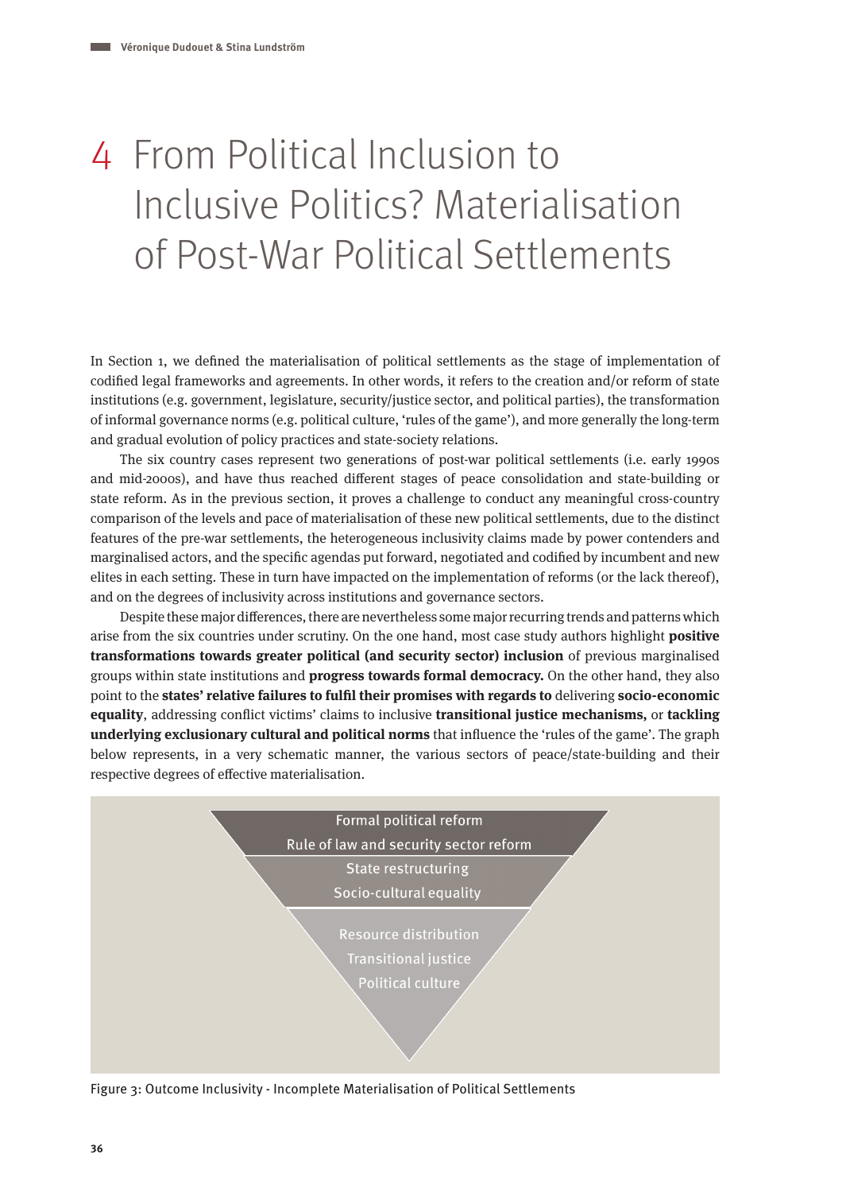# 4 From Political Inclusion to Inclusive Politics? Materialisation of Post-War Political Settlements

In Section 1, we defined the materialisation of political settlements as the stage of implementation of codified legal frameworks and agreements. In other words, it refers to the creation and/or reform of state institutions (e.g. government, legislature, security/justice sector, and political parties), the transformation of informal governance norms (e.g. political culture, 'rules of the game'), and more generally the long-term and gradual evolution of policy practices and state-society relations.

The six country cases represent two generations of post-war political settlements (i.e. early 1990s and mid-2000s), and have thus reached different stages of peace consolidation and state-building or state reform. As in the previous section, it proves a challenge to conduct any meaningful cross-country comparison of the levels and pace of materialisation of these new political settlements, due to the distinct features of the pre-war settlements, the heterogeneous inclusivity claims made by power contenders and marginalised actors, and the specific agendas put forward, negotiated and codified by incumbent and new elites in each setting. These in turn have impacted on the implementation of reforms (or the lack thereof), and on the degrees of inclusivity across institutions and governance sectors.

Despite these major differences, there are nevertheless some major recurring trends and patterns which arise from the six countries under scrutiny. On the one hand, most case study authors highlight **positive transformations towards greater political (and security sector) inclusion** of previous marginalised groups within state institutions and **progress towards formal democracy.** On the other hand, they also point to the **states' relative failures to fulfil their promises with regards to** delivering **socio-economic equality**, addressing conflict victims' claims to inclusive **transitional justice mechanisms,** or **tackling underlying exclusionary cultural and political norms** that influence the 'rules of the game'. The graph below represents, in a very schematic manner, the various sectors of peace/state-building and their respective degrees of effective materialisation.

Formal political reform
Rule of law and security sector reform
State restructuring
Socio-cultural equality
Resource distribution
Transitional justice
Political culture

Figure 3: Outcome Inclusivity - Incomplete Materialisation of Political Settlements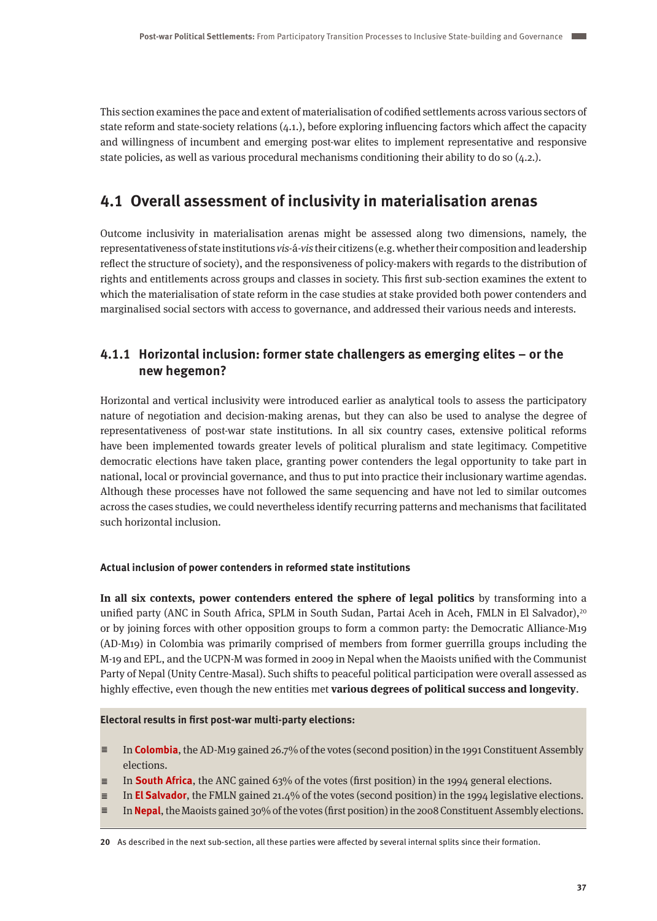This section examines the pace and extent of materialisation of codified settlements across various sectors of state reform and state-society relations (4.1.), before exploring influencing factors which affect the capacity and willingness of incumbent and emerging post-war elites to implement representative and responsive state policies, as well as various procedural mechanisms conditioning their ability to do so (4.2.).

## 4.1 Overall assessment of inclusivity in materialisation arenas

Outcome inclusivity in materialisation arenas might be assessed along two dimensions, namely, the representativeness of state institutions *vis-á-vis* their citizens (e.g. whether their composition and leadership reflect the structure of society), and the responsiveness of policy-makers with regards to the distribution of rights and entitlements across groups and classes in society. This first sub-section examines the extent to which the materialisation of state reform in the case studies at stake provided both power contenders and marginalised social sectors with access to governance, and addressed their various needs and interests.

### 4.1.1 Horizontal inclusion: former state challengers as emerging elites – or the new hegemon?

Horizontal and vertical inclusivity were introduced earlier as analytical tools to assess the participatory nature of negotiation and decision-making arenas, but they can also be used to analyse the degree of representativeness of post-war state institutions. In all six country cases, extensive political reforms have been implemented towards greater levels of political pluralism and state legitimacy. Competitive democratic elections have taken place, granting power contenders the legal opportunity to take part in national, local or provincial governance, and thus to put into practice their inclusionary wartime agendas. Although these processes have not followed the same sequencing and have not led to similar outcomes across the cases studies, we could nevertheless identify recurring patterns and mechanisms that facilitated such horizontal inclusion.

#### Actual inclusion of power contenders in reformed state institutions

**In all six contexts, power contenders entered the sphere of legal politics** by transforming into a unified party (ANC in South Africa, SPLM in South Sudan, Partai Aceh in Aceh, FMLN in El Salvador),[20] or by joining forces with other opposition groups to form a common party: the Democratic Alliance-M19 (AD-M19) in Colombia was primarily comprised of members from former guerrilla groups including the M-19 and EPL, and the UCPN-M was formed in 2009 in Nepal when the Maoists unified with the Communist Party of Nepal (Unity Centre-Masal). Such shifts to peaceful political participation were overall assessed as highly effective, even though the new entities met **various degrees of political success and longevity**.

**Electoral results in first post-war multi-party elections:**

- In **Colombia**, the AD-M19 gained 26.7% of the votes (second position) in the 1991 Constituent Assembly elections.
- In **South Africa**, the ANC gained 63% of the votes (first position) in the 1994 general elections.
- In **El Salvador**, the FMLN gained 21.4% of the votes (second position) in the 1994 legislative elections.
- In **Nepal**, the Maoists gained 30% of the votes (first position) in the 2008 Constituent Assembly elections.

[20] As described in the next sub-section, all these parties were affected by several internal splits since their formation.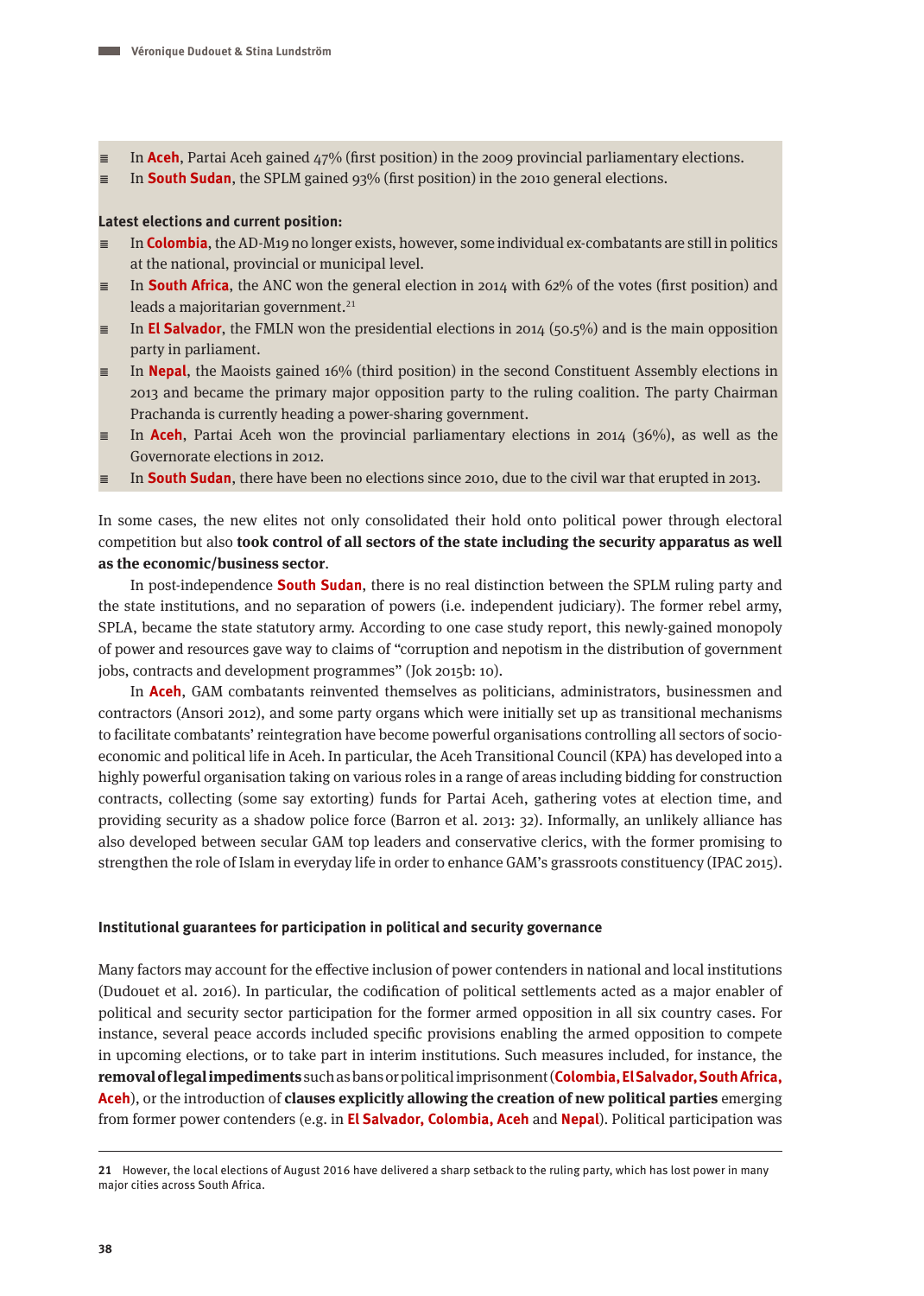- In **Aceh**, Partai Aceh gained 47% (first position) in the 2009 provincial parliamentary elections.
- In **South Sudan**, the SPLM gained 93% (first position) in the 2010 general elections.

**Latest elections and current position:**

- In **Colombia**, the AD-M19 no longer exists, however, some individual ex-combatants are still in politics at the national, provincial or municipal level.
- In **South Africa**, the ANC won the general election in 2014 with 62% of the votes (first position) and leads a majoritarian government.[21]
- In **El Salvador**, the FMLN won the presidential elections in 2014 (50.5%) and is the main opposition party in parliament.
- In **Nepal**, the Maoists gained 16% (third position) in the second Constituent Assembly elections in 2013 and became the primary major opposition party to the ruling coalition. The party Chairman Prachanda is currently heading a power-sharing government.
- In **Aceh**, Partai Aceh won the provincial parliamentary elections in 2014 (36%), as well as the Governorate elections in 2012.
- In **South Sudan**, there have been no elections since 2010, due to the civil war that erupted in 2013.

In some cases, the new elites not only consolidated their hold onto political power through electoral competition but also **took control of all sectors of the state including the security apparatus as well as the economic/business sector**.

In post-independence **South Sudan**, there is no real distinction between the SPLM ruling party and the state institutions, and no separation of powers (i.e. independent judiciary). The former rebel army, SPLA, became the state statutory army. According to one case study report, this newly-gained monopoly of power and resources gave way to claims of "corruption and nepotism in the distribution of government jobs, contracts and development programmes" (Jok 2015b: 10).

In **Aceh**, GAM combatants reinvented themselves as politicians, administrators, businessmen and contractors (Ansori 2012), and some party organs which were initially set up as transitional mechanisms to facilitate combatants' reintegration have become powerful organisations controlling all sectors of socio-economic and political life in Aceh. In particular, the Aceh Transitional Council (KPA) has developed into a highly powerful organisation taking on various roles in a range of areas including bidding for construction contracts, collecting (some say extorting) funds for Partai Aceh, gathering votes at election time, and providing security as a shadow police force (Barron et al. 2013: 32). Informally, an unlikely alliance has also developed between secular GAM top leaders and conservative clerics, with the former promising to strengthen the role of Islam in everyday life in order to enhance GAM's grassroots constituency (IPAC 2015).

### Institutional guarantees for participation in political and security governance

Many factors may account for the effective inclusion of power contenders in national and local institutions (Dudouet et al. 2016). In particular, the codification of political settlements acted as a major enabler of political and security sector participation for the former armed opposition in all six country cases. For instance, several peace accords included specific provisions enabling the armed opposition to compete in upcoming elections, or to take part in interim institutions. Such measures included, for instance, the **removal of legal impediments** such as bans or political imprisonment (**Colombia, El Salvador, South Africa, Aceh**), or the introduction of **clauses explicitly allowing the creation of new political parties** emerging from former power contenders (e.g. in **El Salvador, Colombia, Aceh** and **Nepal**). Political participation was

---

21 However, the local elections of August 2016 have delivered a sharp setback to the ruling party, which has lost power in many major cities across South Africa.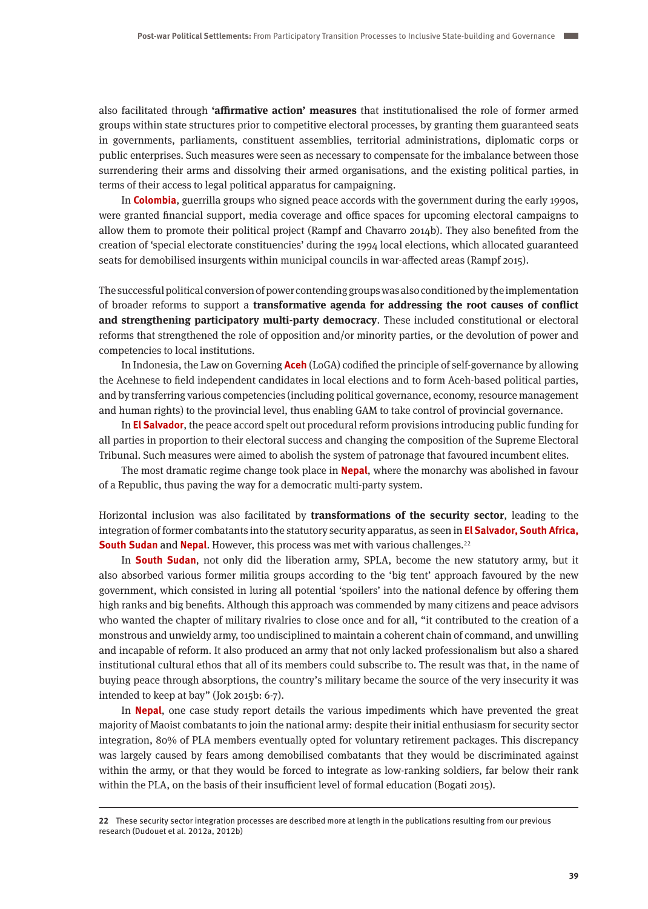also facilitated through **'affirmative action' measures** that institutionalised the role of former armed groups within state structures prior to competitive electoral processes, by granting them guaranteed seats in governments, parliaments, constituent assemblies, territorial administrations, diplomatic corps or public enterprises. Such measures were seen as necessary to compensate for the imbalance between those surrendering their arms and dissolving their armed organisations, and the existing political parties, in terms of their access to legal political apparatus for campaigning.

In **Colombia**, guerrilla groups who signed peace accords with the government during the early 1990s, were granted financial support, media coverage and office spaces for upcoming electoral campaigns to allow them to promote their political project (Rampf and Chavarro 2014b). They also benefited from the creation of 'special electorate constituencies' during the 1994 local elections, which allocated guaranteed seats for demobilised insurgents within municipal councils in war-affected areas (Rampf 2015).

The successful political conversion of power contending groups was also conditioned by the implementation of broader reforms to support a **transformative agenda for addressing the root causes of conflict and strengthening participatory multi-party democracy**. These included constitutional or electoral reforms that strengthened the role of opposition and/or minority parties, or the devolution of power and competencies to local institutions.

In Indonesia, the Law on Governing **Aceh** (LoGA) codified the principle of self-governance by allowing the Acehnese to field independent candidates in local elections and to form Aceh-based political parties, and by transferring various competencies (including political governance, economy, resource management and human rights) to the provincial level, thus enabling GAM to take control of provincial governance.

In **El Salvador**, the peace accord spelt out procedural reform provisions introducing public funding for all parties in proportion to their electoral success and changing the composition of the Supreme Electoral Tribunal. Such measures were aimed to abolish the system of patronage that favoured incumbent elites.

The most dramatic regime change took place in **Nepal**, where the monarchy was abolished in favour of a Republic, thus paving the way for a democratic multi-party system.

Horizontal inclusion was also facilitated by **transformations of the security sector**, leading to the integration of former combatants into the statutory security apparatus, as seen in **El Salvador, South Africa, South Sudan** and **Nepal**. However, this process was met with various challenges.[22]

In **South Sudan**, not only did the liberation army, SPLA, become the new statutory army, but it also absorbed various former militia groups according to the 'big tent' approach favoured by the new government, which consisted in luring all potential 'spoilers' into the national defence by offering them high ranks and big benefits. Although this approach was commended by many citizens and peace advisors who wanted the chapter of military rivalries to close once and for all, "it contributed to the creation of a monstrous and unwieldy army, too undisciplined to maintain a coherent chain of command, and unwilling and incapable of reform. It also produced an army that not only lacked professionalism but also a shared institutional cultural ethos that all of its members could subscribe to. The result was that, in the name of buying peace through absorptions, the country's military became the source of the very insecurity it was intended to keep at bay" (Jok 2015b: 6-7).

In **Nepal**, one case study report details the various impediments which have prevented the great majority of Maoist combatants to join the national army: despite their initial enthusiasm for security sector integration, 80% of PLA members eventually opted for voluntary retirement packages. This discrepancy was largely caused by fears among demobilised combatants that they would be discriminated against within the army, or that they would be forced to integrate as low-ranking soldiers, far below their rank within the PLA, on the basis of their insufficient level of formal education (Bogati 2015).

---

**22** These security sector integration processes are described more at length in the publications resulting from our previous research (Dudouet et al. 2012a, 2012b)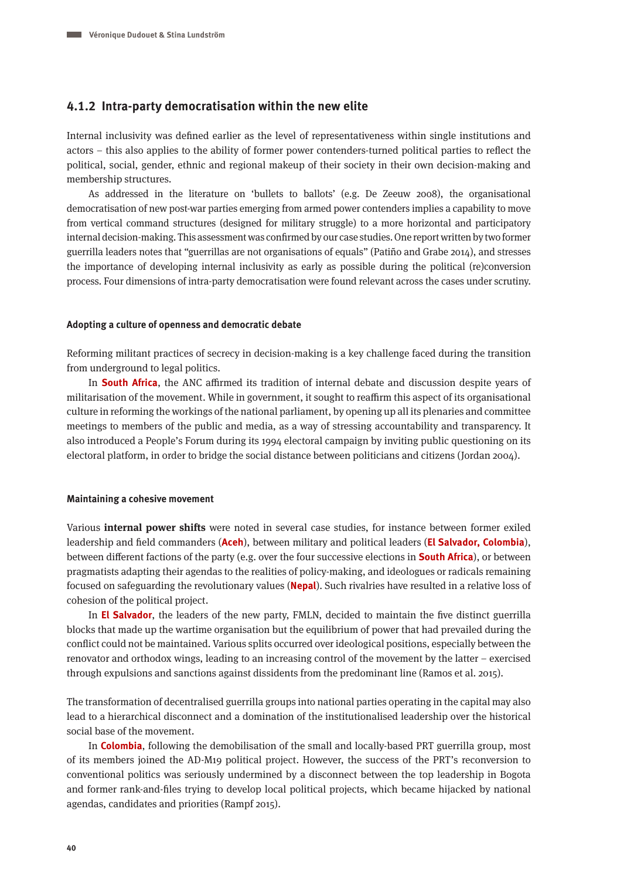### 4.1.2 Intra-party democratisation within the new elite

Internal inclusivity was defined earlier as the level of representativeness within single institutions and actors – this also applies to the ability of former power contenders-turned political parties to reflect the political, social, gender, ethnic and regional makeup of their society in their own decision-making and membership structures.

As addressed in the literature on 'bullets to ballots' (e.g. De Zeeuw 2008), the organisational democratisation of new post-war parties emerging from armed power contenders implies a capability to move from vertical command structures (designed for military struggle) to a more horizontal and participatory internal decision-making. This assessment was confirmed by our case studies. One report written by two former guerrilla leaders notes that "guerrillas are not organisations of equals" (Patiño and Grabe 2014), and stresses the importance of developing internal inclusivity as early as possible during the political (re)conversion process. Four dimensions of intra-party democratisation were found relevant across the cases under scrutiny.

#### Adopting a culture of openness and democratic debate

Reforming militant practices of secrecy in decision-making is a key challenge faced during the transition from underground to legal politics.

In **South Africa**, the ANC affirmed its tradition of internal debate and discussion despite years of militarisation of the movement. While in government, it sought to reaffirm this aspect of its organisational culture in reforming the workings of the national parliament, by opening up all its plenaries and committee meetings to members of the public and media, as a way of stressing accountability and transparency. It also introduced a People's Forum during its 1994 electoral campaign by inviting public questioning on its electoral platform, in order to bridge the social distance between politicians and citizens (Jordan 2004).

#### Maintaining a cohesive movement

Various **internal power shifts** were noted in several case studies, for instance between former exiled leadership and field commanders (**Aceh**), between military and political leaders (**El Salvador, Colombia**), between different factions of the party (e.g. over the four successive elections in **South Africa**), or between pragmatists adapting their agendas to the realities of policy-making, and ideologues or radicals remaining focused on safeguarding the revolutionary values (**Nepal**). Such rivalries have resulted in a relative loss of cohesion of the political project.

In **El Salvador**, the leaders of the new party, FMLN, decided to maintain the five distinct guerrilla blocks that made up the wartime organisation but the equilibrium of power that had prevailed during the conflict could not be maintained. Various splits occurred over ideological positions, especially between the renovator and orthodox wings, leading to an increasing control of the movement by the latter – exercised through expulsions and sanctions against dissidents from the predominant line (Ramos et al. 2015).

The transformation of decentralised guerrilla groups into national parties operating in the capital may also lead to a hierarchical disconnect and a domination of the institutionalised leadership over the historical social base of the movement.

In **Colombia**, following the demobilisation of the small and locally-based PRT guerrilla group, most of its members joined the AD-M19 political project. However, the success of the PRT's reconversion to conventional politics was seriously undermined by a disconnect between the top leadership in Bogota and former rank-and-files trying to develop local political projects, which became hijacked by national agendas, candidates and priorities (Rampf 2015).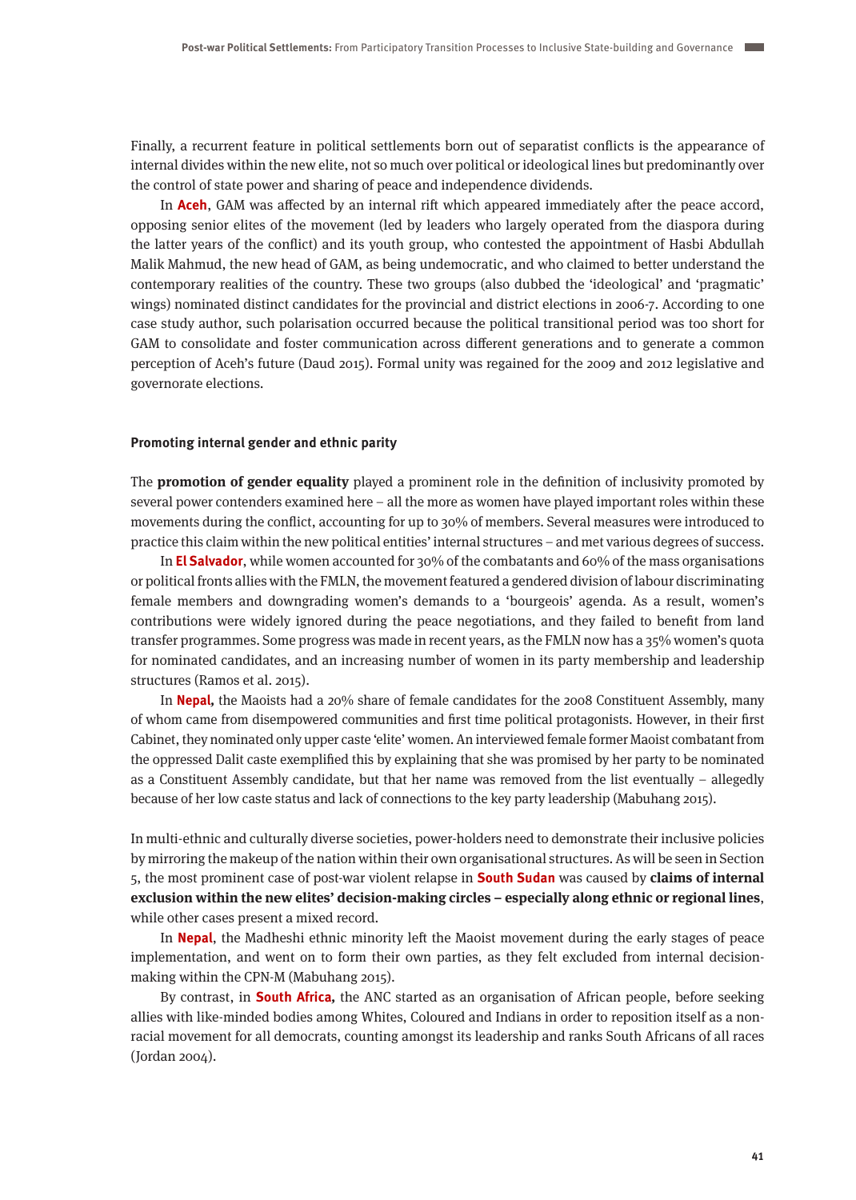Finally, a recurrent feature in political settlements born out of separatist conflicts is the appearance of internal divides within the new elite, not so much over political or ideological lines but predominantly over the control of state power and sharing of peace and independence dividends.

In **Aceh**, GAM was affected by an internal rift which appeared immediately after the peace accord, opposing senior elites of the movement (led by leaders who largely operated from the diaspora during the latter years of the conflict) and its youth group, who contested the appointment of Hasbi Abdullah Malik Mahmud, the new head of GAM, as being undemocratic, and who claimed to better understand the contemporary realities of the country. These two groups (also dubbed the 'ideological' and 'pragmatic' wings) nominated distinct candidates for the provincial and district elections in 2006-7. According to one case study author, such polarisation occurred because the political transitional period was too short for GAM to consolidate and foster communication across different generations and to generate a common perception of Aceh's future (Daud 2015). Formal unity was regained for the 2009 and 2012 legislative and governorate elections.

### Promoting internal gender and ethnic parity

The **promotion of gender equality** played a prominent role in the definition of inclusivity promoted by several power contenders examined here – all the more as women have played important roles within these movements during the conflict, accounting for up to 30% of members. Several measures were introduced to practice this claim within the new political entities' internal structures – and met various degrees of success.

In **El Salvador**, while women accounted for 30% of the combatants and 60% of the mass organisations or political fronts allies with the FMLN, the movement featured a gendered division of labour discriminating female members and downgrading women's demands to a 'bourgeois' agenda. As a result, women's contributions were widely ignored during the peace negotiations, and they failed to benefit from land transfer programmes. Some progress was made in recent years, as the FMLN now has a 35% women's quota for nominated candidates, and an increasing number of women in its party membership and leadership structures (Ramos et al. 2015).

In **Nepal**, the Maoists had a 20% share of female candidates for the 2008 Constituent Assembly, many of whom came from disempowered communities and first time political protagonists. However, in their first Cabinet, they nominated only upper caste 'elite' women. An interviewed female former Maoist combatant from the oppressed Dalit caste exemplified this by explaining that she was promised by her party to be nominated as a Constituent Assembly candidate, but that her name was removed from the list eventually – allegedly because of her low caste status and lack of connections to the key party leadership (Mabuhang 2015).

In multi-ethnic and culturally diverse societies, power-holders need to demonstrate their inclusive policies by mirroring the makeup of the nation within their own organisational structures. As will be seen in Section 5, the most prominent case of post-war violent relapse in **South Sudan** was caused by **claims of internal exclusion within the new elites' decision-making circles – especially along ethnic or regional lines**, while other cases present a mixed record.

In **Nepal**, the Madheshi ethnic minority left the Maoist movement during the early stages of peace implementation, and went on to form their own parties, as they felt excluded from internal decision-making within the CPN-M (Mabuhang 2015).

By contrast, in **South Africa**, the ANC started as an organisation of African people, before seeking allies with like-minded bodies among Whites, Coloured and Indians in order to reposition itself as a non-racial movement for all democrats, counting amongst its leadership and ranks South Africans of all races (Jordan 2004).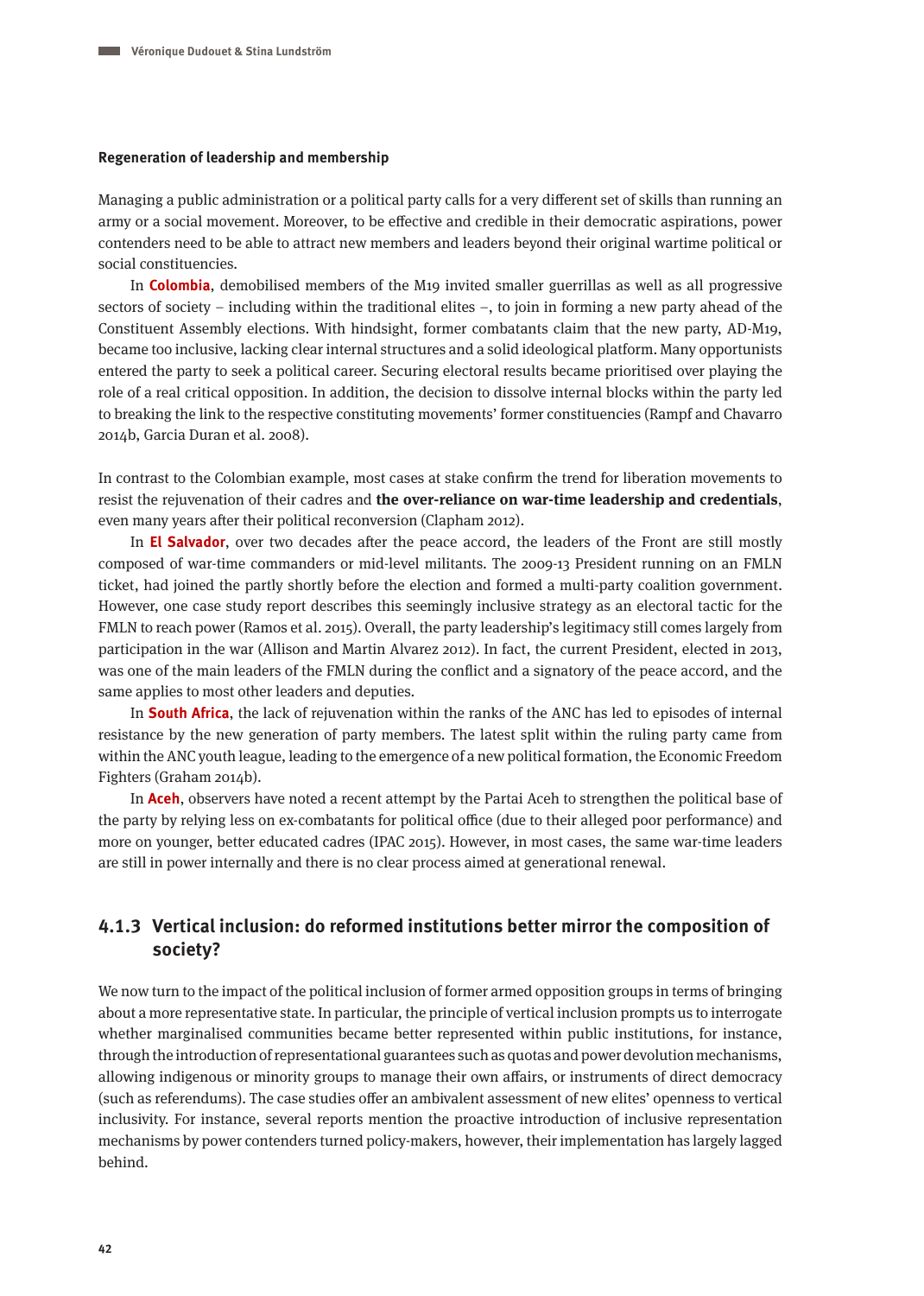#### Regeneration of leadership and membership

Managing a public administration or a political party calls for a very different set of skills than running an army or a social movement. Moreover, to be effective and credible in their democratic aspirations, power contenders need to be able to attract new members and leaders beyond their original wartime political or social constituencies.

In **Colombia**, demobilised members of the M19 invited smaller guerrillas as well as all progressive sectors of society – including within the traditional elites –, to join in forming a new party ahead of the Constituent Assembly elections. With hindsight, former combatants claim that the new party, AD-M19, became too inclusive, lacking clear internal structures and a solid ideological platform. Many opportunists entered the party to seek a political career. Securing electoral results became prioritised over playing the role of a real critical opposition. In addition, the decision to dissolve internal blocks within the party led to breaking the link to the respective constituting movements' former constituencies (Rampf and Chavarro 2014b, Garcia Duran et al. 2008).

In contrast to the Colombian example, most cases at stake confirm the trend for liberation movements to resist the rejuvenation of their cadres and **the over-reliance on war-time leadership and credentials**, even many years after their political reconversion (Clapham 2012).

In **El Salvador**, over two decades after the peace accord, the leaders of the Front are still mostly composed of war-time commanders or mid-level militants. The 2009-13 President running on an FMLN ticket, had joined the partly shortly before the election and formed a multi-party coalition government. However, one case study report describes this seemingly inclusive strategy as an electoral tactic for the FMLN to reach power (Ramos et al. 2015). Overall, the party leadership's legitimacy still comes largely from participation in the war (Allison and Martin Alvarez 2012). In fact, the current President, elected in 2013, was one of the main leaders of the FMLN during the conflict and a signatory of the peace accord, and the same applies to most other leaders and deputies.

In **South Africa**, the lack of rejuvenation within the ranks of the ANC has led to episodes of internal resistance by the new generation of party members. The latest split within the ruling party came from within the ANC youth league, leading to the emergence of a new political formation, the Economic Freedom Fighters (Graham 2014b).

In **Aceh**, observers have noted a recent attempt by the Partai Aceh to strengthen the political base of the party by relying less on ex-combatants for political office (due to their alleged poor performance) and more on younger, better educated cadres (IPAC 2015). However, in most cases, the same war-time leaders are still in power internally and there is no clear process aimed at generational renewal.

### 4.1.3 Vertical inclusion: do reformed institutions better mirror the composition of society?

We now turn to the impact of the political inclusion of former armed opposition groups in terms of bringing about a more representative state. In particular, the principle of vertical inclusion prompts us to interrogate whether marginalised communities became better represented within public institutions, for instance, through the introduction of representational guarantees such as quotas and power devolution mechanisms, allowing indigenous or minority groups to manage their own affairs, or instruments of direct democracy (such as referendums). The case studies offer an ambivalent assessment of new elites' openness to vertical inclusivity. For instance, several reports mention the proactive introduction of inclusive representation mechanisms by power contenders turned policy-makers, however, their implementation has largely lagged behind.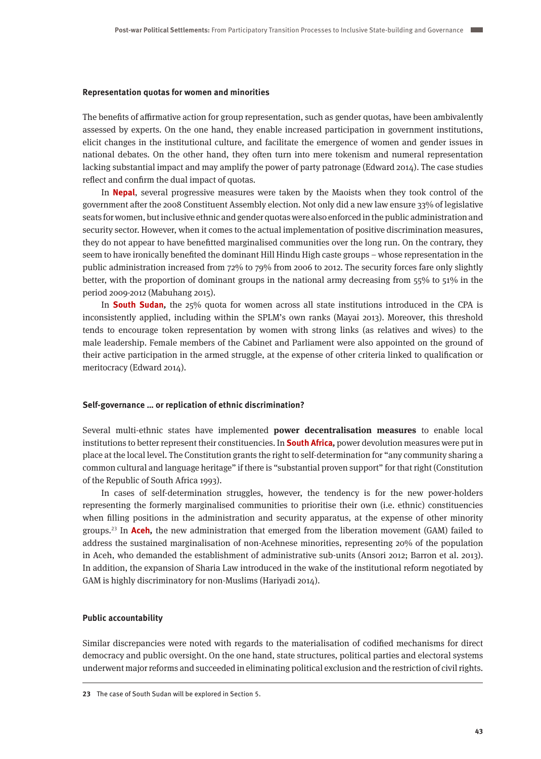### Representation quotas for women and minorities

The benefits of affirmative action for group representation, such as gender quotas, have been ambivalently assessed by experts. On the one hand, they enable increased participation in government institutions, elicit changes in the institutional culture, and facilitate the emergence of women and gender issues in national debates. On the other hand, they often turn into mere tokenism and numeral representation lacking substantial impact and may amplify the power of party patronage (Edward 2014). The case studies reflect and confirm the dual impact of quotas.

In **Nepal**, several progressive measures were taken by the Maoists when they took control of the government after the 2008 Constituent Assembly election. Not only did a new law ensure 33% of legislative seats for women, but inclusive ethnic and gender quotas were also enforced in the public administration and security sector. However, when it comes to the actual implementation of positive discrimination measures, they do not appear to have benefitted marginalised communities over the long run. On the contrary, they seem to have ironically benefited the dominant Hill Hindu High caste groups – whose representation in the public administration increased from 72% to 79% from 2006 to 2012. The security forces fare only slightly better, with the proportion of dominant groups in the national army decreasing from 55% to 51% in the period 2009-2012 (Mabuhang 2015).

In **South Sudan,** the 25% quota for women across all state institutions introduced in the CPA is inconsistently applied, including within the SPLM's own ranks (Mayai 2013). Moreover, this threshold tends to encourage token representation by women with strong links (as relatives and wives) to the male leadership. Female members of the Cabinet and Parliament were also appointed on the ground of their active participation in the armed struggle, at the expense of other criteria linked to qualification or meritocracy (Edward 2014).

### Self-governance … or replication of ethnic discrimination?

Several multi-ethnic states have implemented **power decentralisation measures** to enable local institutions to better represent their constituencies. In **South Africa,** power devolution measures were put in place at the local level. The Constitution grants the right to self-determination for "any community sharing a common cultural and language heritage" if there is "substantial proven support" for that right (Constitution of the Republic of South Africa 1993).

In cases of self-determination struggles, however, the tendency is for the new power-holders representing the formerly marginalised communities to prioritise their own (i.e. ethnic) constituencies when filling positions in the administration and security apparatus, at the expense of other minority groups.[23] In **Aceh,** the new administration that emerged from the liberation movement (GAM) failed to address the sustained marginalisation of non-Acehnese minorities, representing 20% of the population in Aceh, who demanded the establishment of administrative sub-units (Ansori 2012; Barron et al. 2013). In addition, the expansion of Sharia Law introduced in the wake of the institutional reform negotiated by GAM is highly discriminatory for non-Muslims (Hariyadi 2014).

### Public accountability

Similar discrepancies were noted with regards to the materialisation of codified mechanisms for direct democracy and public oversight. On the one hand, state structures, political parties and electoral systems underwent major reforms and succeeded in eliminating political exclusion and the restriction of civil rights.

---

**23** The case of South Sudan will be explored in Section 5.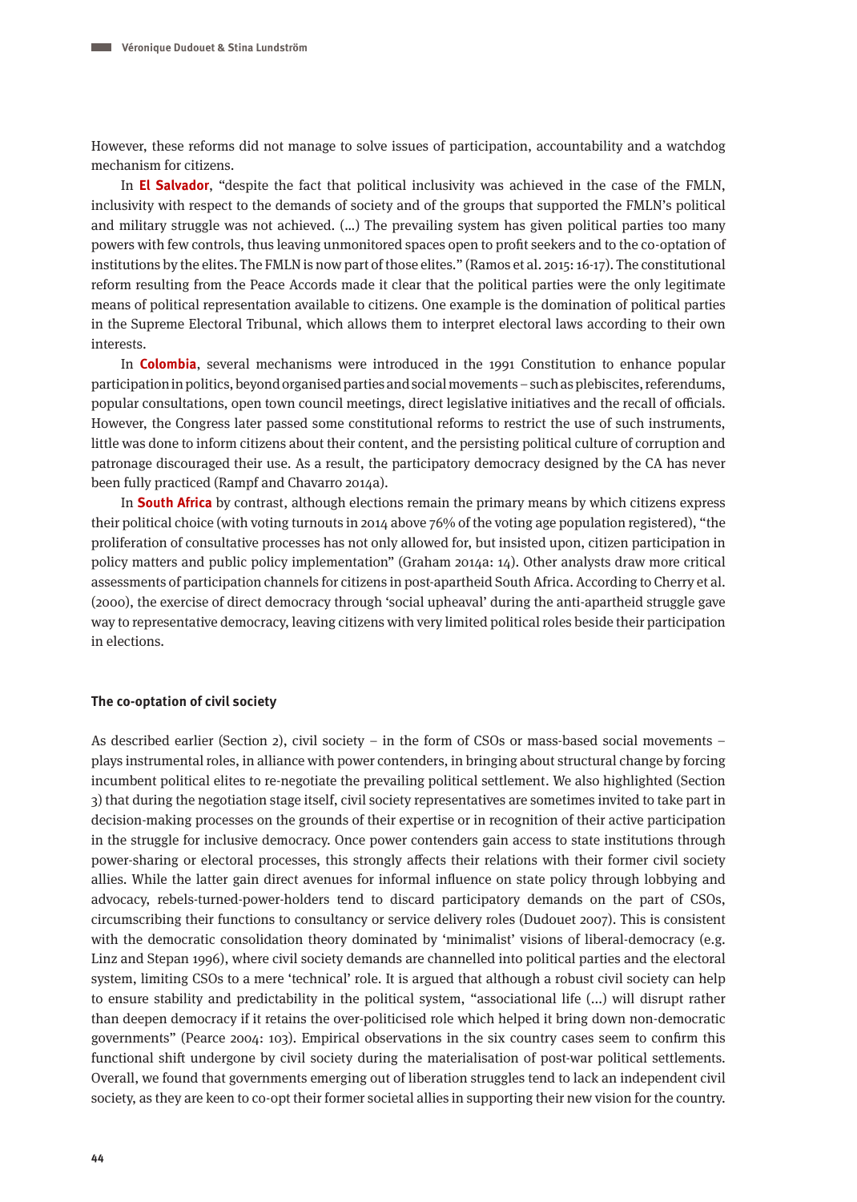However, these reforms did not manage to solve issues of participation, accountability and a watchdog mechanism for citizens.

In **El Salvador**, "despite the fact that political inclusivity was achieved in the case of the FMLN, inclusivity with respect to the demands of society and of the groups that supported the FMLN's political and military struggle was not achieved. (…) The prevailing system has given political parties too many powers with few controls, thus leaving unmonitored spaces open to profit seekers and to the co-optation of institutions by the elites. The FMLN is now part of those elites." (Ramos et al. 2015: 16-17). The constitutional reform resulting from the Peace Accords made it clear that the political parties were the only legitimate means of political representation available to citizens. One example is the domination of political parties in the Supreme Electoral Tribunal, which allows them to interpret electoral laws according to their own interests.

In **Colombia**, several mechanisms were introduced in the 1991 Constitution to enhance popular participation in politics, beyond organised parties and social movements – such as plebiscites, referendums, popular consultations, open town council meetings, direct legislative initiatives and the recall of officials. However, the Congress later passed some constitutional reforms to restrict the use of such instruments, little was done to inform citizens about their content, and the persisting political culture of corruption and patronage discouraged their use. As a result, the participatory democracy designed by the CA has never been fully practiced (Rampf and Chavarro 2014a).

In **South Africa** by contrast, although elections remain the primary means by which citizens express their political choice (with voting turnouts in 2014 above 76% of the voting age population registered), "the proliferation of consultative processes has not only allowed for, but insisted upon, citizen participation in policy matters and public policy implementation" (Graham 2014a: 14). Other analysts draw more critical assessments of participation channels for citizens in post-apartheid South Africa. According to Cherry et al. (2000), the exercise of direct democracy through 'social upheaval' during the anti-apartheid struggle gave way to representative democracy, leaving citizens with very limited political roles beside their participation in elections.

### The co-optation of civil society

As described earlier (Section 2), civil society – in the form of CSOs or mass-based social movements – plays instrumental roles, in alliance with power contenders, in bringing about structural change by forcing incumbent political elites to re-negotiate the prevailing political settlement. We also highlighted (Section 3) that during the negotiation stage itself, civil society representatives are sometimes invited to take part in decision-making processes on the grounds of their expertise or in recognition of their active participation in the struggle for inclusive democracy. Once power contenders gain access to state institutions through power-sharing or electoral processes, this strongly affects their relations with their former civil society allies. While the latter gain direct avenues for informal influence on state policy through lobbying and advocacy, rebels-turned-power-holders tend to discard participatory demands on the part of CSOs, circumscribing their functions to consultancy or service delivery roles (Dudouet 2007). This is consistent with the democratic consolidation theory dominated by 'minimalist' visions of liberal-democracy (e.g. Linz and Stepan 1996), where civil society demands are channelled into political parties and the electoral system, limiting CSOs to a mere 'technical' role. It is argued that although a robust civil society can help to ensure stability and predictability in the political system, "associational life (…) will disrupt rather than deepen democracy if it retains the over-politicised role which helped it bring down non-democratic governments" (Pearce 2004: 103). Empirical observations in the six country cases seem to confirm this functional shift undergone by civil society during the materialisation of post-war political settlements. Overall, we found that governments emerging out of liberation struggles tend to lack an independent civil society, as they are keen to co-opt their former societal allies in supporting their new vision for the country.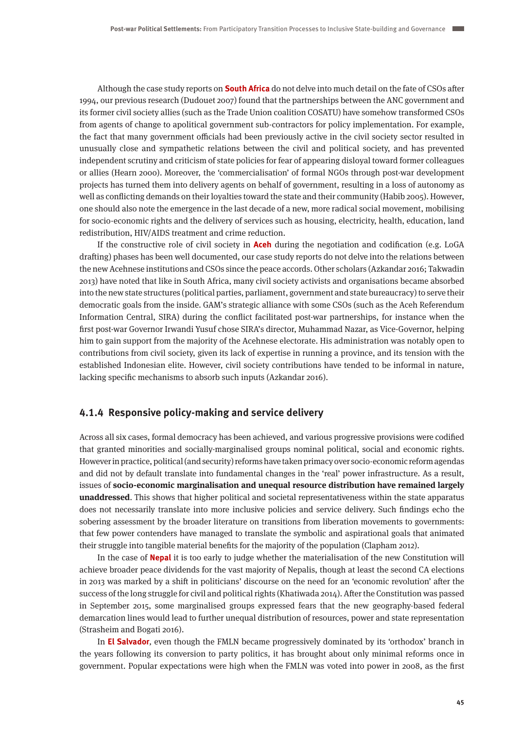Although the case study reports on **South Africa** do not delve into much detail on the fate of CSOs after 1994, our previous research (Dudouet 2007) found that the partnerships between the ANC government and its former civil society allies (such as the Trade Union coalition COSATU) have somehow transformed CSOs from agents of change to apolitical government sub-contractors for policy implementation. For example, the fact that many government officials had been previously active in the civil society sector resulted in unusually close and sympathetic relations between the civil and political society, and has prevented independent scrutiny and criticism of state policies for fear of appearing disloyal toward former colleagues or allies (Hearn 2000). Moreover, the 'commercialisation' of formal NGOs through post-war development projects has turned them into delivery agents on behalf of government, resulting in a loss of autonomy as well as conflicting demands on their loyalties toward the state and their community (Habib 2005). However, one should also note the emergence in the last decade of a new, more radical social movement, mobilising for socio-economic rights and the delivery of services such as housing, electricity, health, education, land redistribution, HIV/AIDS treatment and crime reduction.

If the constructive role of civil society in **Aceh** during the negotiation and codification (e.g. LoGA drafting) phases has been well documented, our case study reports do not delve into the relations between the new Acehnese institutions and CSOs since the peace accords. Other scholars (Azkandar 2016; Takwadin 2013) have noted that like in South Africa, many civil society activists and organisations became absorbed into the new state structures (political parties, parliament, government and state bureaucracy) to serve their democratic goals from the inside. GAM's strategic alliance with some CSOs (such as the Aceh Referendum Information Central, SIRA) during the conflict facilitated post-war partnerships, for instance when the first post-war Governor Irwandi Yusuf chose SIRA's director, Muhammad Nazar, as Vice-Governor, helping him to gain support from the majority of the Acehnese electorate. His administration was notably open to contributions from civil society, given its lack of expertise in running a province, and its tension with the established Indonesian elite. However, civil society contributions have tended to be informal in nature, lacking specific mechanisms to absorb such inputs (Azkandar 2016).

### 4.1.4 Responsive policy-making and service delivery

Across all six cases, formal democracy has been achieved, and various progressive provisions were codified that granted minorities and socially-marginalised groups nominal political, social and economic rights. However in practice, political (and security) reforms have taken primacy over socio-economic reform agendas and did not by default translate into fundamental changes in the 'real' power infrastructure. As a result, issues of **socio-economic marginalisation and unequal resource distribution have remained largely unaddressed**. This shows that higher political and societal representativeness within the state apparatus does not necessarily translate into more inclusive policies and service delivery. Such findings echo the sobering assessment by the broader literature on transitions from liberation movements to governments: that few power contenders have managed to translate the symbolic and aspirational goals that animated their struggle into tangible material benefits for the majority of the population (Clapham 2012).

In the case of **Nepal** it is too early to judge whether the materialisation of the new Constitution will achieve broader peace dividends for the vast majority of Nepalis, though at least the second CA elections in 2013 was marked by a shift in politicians' discourse on the need for an 'economic revolution' after the success of the long struggle for civil and political rights (Khatiwada 2014). After the Constitution was passed in September 2015, some marginalised groups expressed fears that the new geography-based federal demarcation lines would lead to further unequal distribution of resources, power and state representation (Strasheim and Bogati 2016).

In **El Salvador**, even though the FMLN became progressively dominated by its 'orthodox' branch in the years following its conversion to party politics, it has brought about only minimal reforms once in government. Popular expectations were high when the FMLN was voted into power in 2008, as the first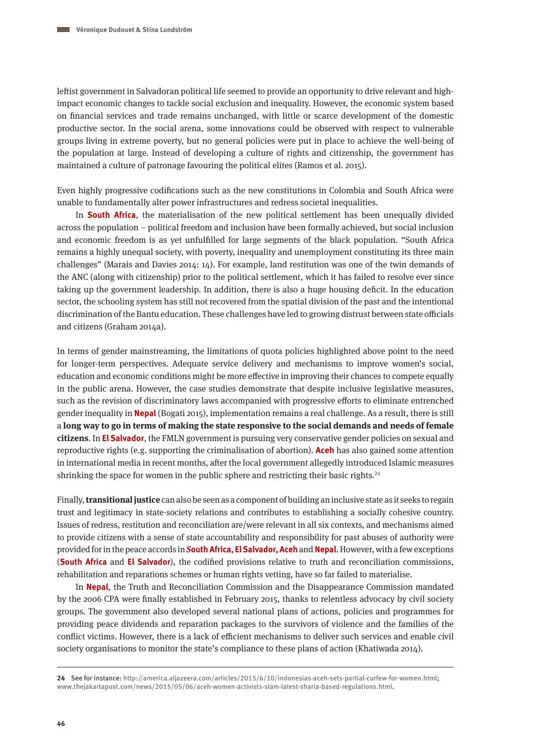leftist government in Salvadoran political life seemed to provide an opportunity to drive relevant and high-impact economic changes to tackle social exclusion and inequality. However, the economic system based on financial services and trade remains unchanged, with little or scarce development of the domestic productive sector. In the social arena, some innovations could be observed with respect to vulnerable groups living in extreme poverty, but no general policies were put in place to achieve the well-being of the population at large. Instead of developing a culture of rights and citizenship, the government has maintained a culture of patronage favouring the political elites (Ramos et al. 2015).

Even highly progressive codifications such as the new constitutions in Colombia and South Africa were unable to fundamentally alter power infrastructures and redress societal inequalities.

In **South Africa**, the materialisation of the new political settlement has been unequally divided across the population – political freedom and inclusion have been formally achieved, but social inclusion and economic freedom is as yet unfulfilled for large segments of the black population. "South Africa remains a highly unequal society, with poverty, inequality and unemployment constituting its three main challenges" (Marais and Davies 2014: 14). For example, land restitution was one of the twin demands of the ANC (along with citizenship) prior to the political settlement, which it has failed to resolve ever since taking up the government leadership. In addition, there is also a huge housing deficit. In the education sector, the schooling system has still not recovered from the spatial division of the past and the intentional discrimination of the Bantu education. These challenges have led to growing distrust between state officials and citizens (Graham 2014a).

In terms of gender mainstreaming, the limitations of quota policies highlighted above point to the need for longer-term perspectives. Adequate service delivery and mechanisms to improve women's social, education and economic conditions might be more effective in improving their chances to compete equally in the public arena. However, the case studies demonstrate that despite inclusive legislative measures, such as the revision of discriminatory laws accompanied with progressive efforts to eliminate entrenched gender inequality in **Nepal** (Bogati 2015), implementation remains a real challenge. As a result, there is still a **long way to go in terms of making the state responsive to the social demands and needs of female citizens**. In **El Salvador**, the FMLN government is pursuing very conservative gender policies on sexual and reproductive rights (e.g. supporting the criminalisation of abortion). **Aceh** has also gained some attention in international media in recent months, after the local government allegedly introduced Islamic measures shrinking the space for women in the public sphere and restricting their basic rights.[24]

Finally, **transitional justice** can also be seen as a component of building an inclusive state as it seeks to regain trust and legitimacy in state-society relations and contributes to establishing a socially cohesive country. Issues of redress, restitution and reconciliation are/were relevant in all six contexts, and mechanisms aimed to provide citizens with a sense of state accountability and responsibility for past abuses of authority were provided for in the peace accords in ***South Africa*, El Salvador, Aceh** and **Nepal**. However, with a few exceptions (**South Africa** and **El Salvador**), the codified provisions relative to truth and reconciliation commissions, rehabilitation and reparations schemes or human rights vetting, have so far failed to materialise.

In **Nepal**, the Truth and Reconciliation Commission and the Disappearance Commission mandated by the 2006 CPA were finally established in February 2015, thanks to relentless advocacy by civil society groups. The government also developed several national plans of actions, policies and programmes for providing peace dividends and reparation packages to the survivors of violence and the families of the conflict victims. However, there is a lack of efficient mechanisms to deliver such services and enable civil society organisations to monitor the state's compliance to these plans of action (Khatiwada 2014).

---

24 See for instance: http://america.aljazeera.com/articles/2015/6/10/indonesias-aceh-sets-partial-curfew-for-women.html; www.thejakartapost.com/news/2015/05/06/aceh-women-activists-slam-latest-sharia-based-regulations.html.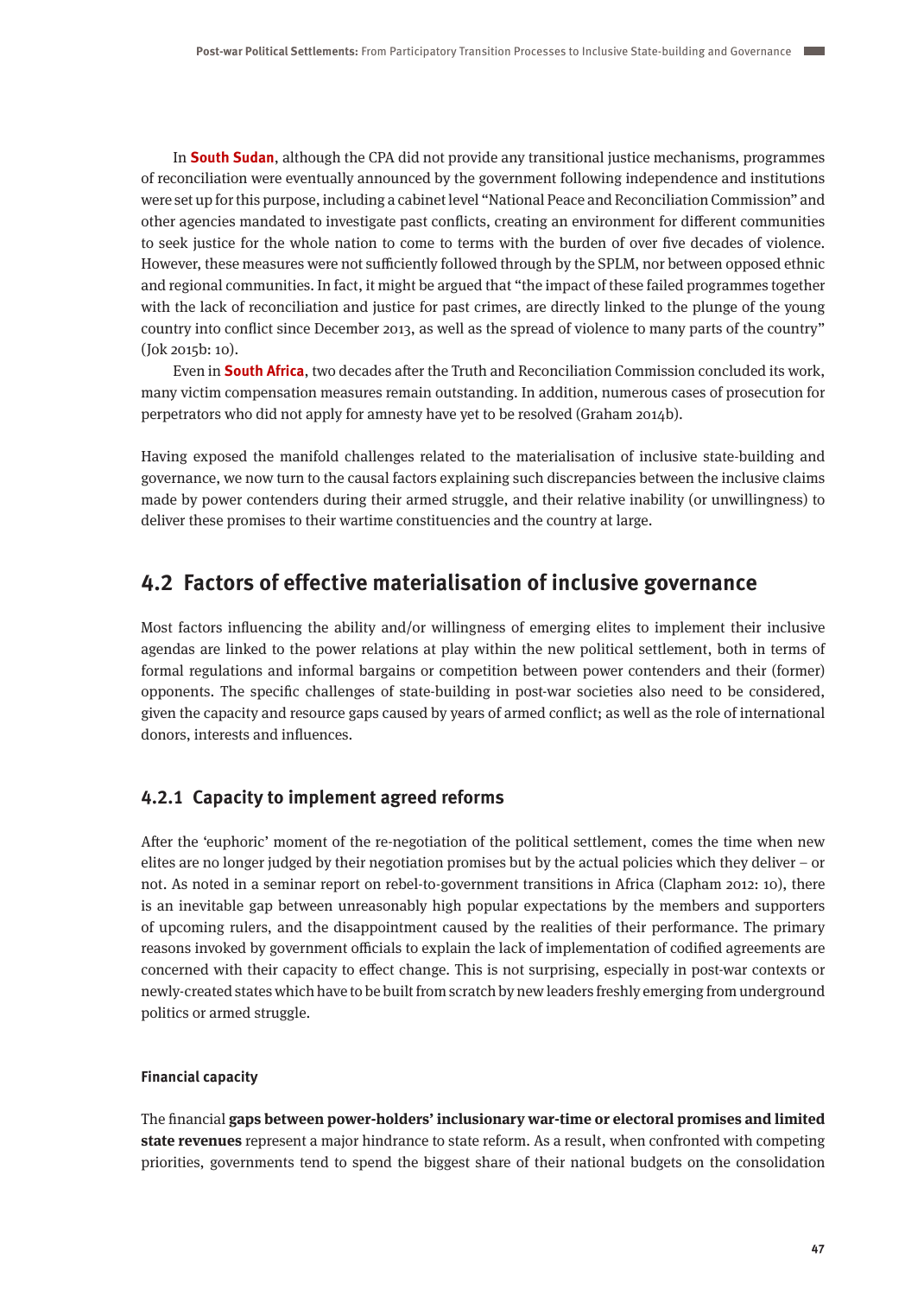In **South Sudan**, although the CPA did not provide any transitional justice mechanisms, programmes of reconciliation were eventually announced by the government following independence and institutions were set up for this purpose, including a cabinet level "National Peace and Reconciliation Commission" and other agencies mandated to investigate past conflicts, creating an environment for different communities to seek justice for the whole nation to come to terms with the burden of over five decades of violence. However, these measures were not sufficiently followed through by the SPLM, nor between opposed ethnic and regional communities. In fact, it might be argued that "the impact of these failed programmes together with the lack of reconciliation and justice for past crimes, are directly linked to the plunge of the young country into conflict since December 2013, as well as the spread of violence to many parts of the country" (Jok 2015b: 10).

Even in **South Africa**, two decades after the Truth and Reconciliation Commission concluded its work, many victim compensation measures remain outstanding. In addition, numerous cases of prosecution for perpetrators who did not apply for amnesty have yet to be resolved (Graham 2014b).

Having exposed the manifold challenges related to the materialisation of inclusive state-building and governance, we now turn to the causal factors explaining such discrepancies between the inclusive claims made by power contenders during their armed struggle, and their relative inability (or unwillingness) to deliver these promises to their wartime constituencies and the country at large.

## 4.2 Factors of effective materialisation of inclusive governance

Most factors influencing the ability and/or willingness of emerging elites to implement their inclusive agendas are linked to the power relations at play within the new political settlement, both in terms of formal regulations and informal bargains or competition between power contenders and their (former) opponents. The specific challenges of state-building in post-war societies also need to be considered, given the capacity and resource gaps caused by years of armed conflict; as well as the role of international donors, interests and influences.

### 4.2.1 Capacity to implement agreed reforms

After the 'euphoric' moment of the re-negotiation of the political settlement, comes the time when new elites are no longer judged by their negotiation promises but by the actual policies which they deliver – or not. As noted in a seminar report on rebel-to-government transitions in Africa (Clapham 2012: 10), there is an inevitable gap between unreasonably high popular expectations by the members and supporters of upcoming rulers, and the disappointment caused by the realities of their performance. The primary reasons invoked by government officials to explain the lack of implementation of codified agreements are concerned with their capacity to effect change. This is not surprising, especially in post-war contexts or newly-created states which have to be built from scratch by new leaders freshly emerging from underground politics or armed struggle.

#### Financial capacity

The financial **gaps between power-holders' inclusionary war-time or electoral promises and limited state revenues** represent a major hindrance to state reform. As a result, when confronted with competing priorities, governments tend to spend the biggest share of their national budgets on the consolidation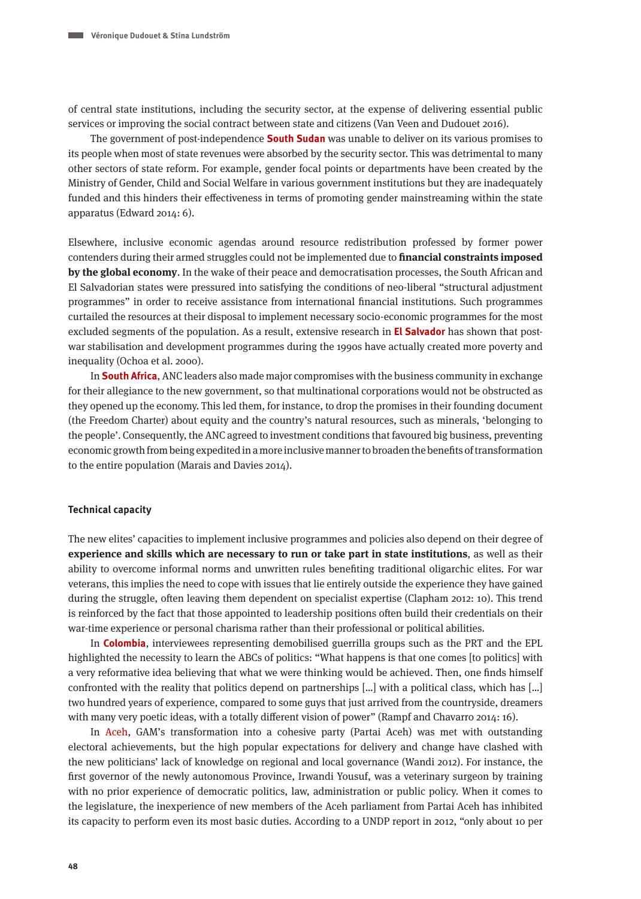of central state institutions, including the security sector, at the expense of delivering essential public services or improving the social contract between state and citizens (Van Veen and Dudouet 2016).

The government of post-independence **South Sudan** was unable to deliver on its various promises to its people when most of state revenues were absorbed by the security sector. This was detrimental to many other sectors of state reform. For example, gender focal points or departments have been created by the Ministry of Gender, Child and Social Welfare in various government institutions but they are inadequately funded and this hinders their effectiveness in terms of promoting gender mainstreaming within the state apparatus (Edward 2014: 6).

Elsewhere, inclusive economic agendas around resource redistribution professed by former power contenders during their armed struggles could not be implemented due to **financial constraints imposed by the global economy**. In the wake of their peace and democratisation processes, the South African and El Salvadorian states were pressured into satisfying the conditions of neo-liberal "structural adjustment programmes" in order to receive assistance from international financial institutions. Such programmes curtailed the resources at their disposal to implement necessary socio-economic programmes for the most excluded segments of the population. As a result, extensive research in **El Salvador** has shown that post-war stabilisation and development programmes during the 1990s have actually created more poverty and inequality (Ochoa et al. 2000).

In **South Africa**, ANC leaders also made major compromises with the business community in exchange for their allegiance to the new government, so that multinational corporations would not be obstructed as they opened up the economy. This led them, for instance, to drop the promises in their founding document (the Freedom Charter) about equity and the country's natural resources, such as minerals, 'belonging to the people'. Consequently, the ANC agreed to investment conditions that favoured big business, preventing economic growth from being expedited in a more inclusive manner to broaden the benefits of transformation to the entire population (Marais and Davies 2014).

### Technical capacity

The new elites' capacities to implement inclusive programmes and policies also depend on their degree of **experience and skills which are necessary to run or take part in state institutions**, as well as their ability to overcome informal norms and unwritten rules benefiting traditional oligarchic elites. For war veterans, this implies the need to cope with issues that lie entirely outside the experience they have gained during the struggle, often leaving them dependent on specialist expertise (Clapham 2012: 10). This trend is reinforced by the fact that those appointed to leadership positions often build their credentials on their war-time experience or personal charisma rather than their professional or political abilities.

In **Colombia**, interviewees representing demobilised guerrilla groups such as the PRT and the EPL highlighted the necessity to learn the ABCs of politics: "What happens is that one comes [to politics] with a very reformative idea believing that what we were thinking would be achieved. Then, one finds himself confronted with the reality that politics depend on partnerships [...] with a political class, which has [...] two hundred years of experience, compared to some guys that just arrived from the countryside, dreamers with many very poetic ideas, with a totally different vision of power" (Rampf and Chavarro 2014: 16).

In Aceh, GAM's transformation into a cohesive party (Partai Aceh) was met with outstanding electoral achievements, but the high popular expectations for delivery and change have clashed with the new politicians' lack of knowledge on regional and local governance (Wandi 2012). For instance, the first governor of the newly autonomous Province, Irwandi Yousuf, was a veterinary surgeon by training with no prior experience of democratic politics, law, administration or public policy. When it comes to the legislature, the inexperience of new members of the Aceh parliament from Partai Aceh has inhibited its capacity to perform even its most basic duties. According to a UNDP report in 2012, "only about 10 per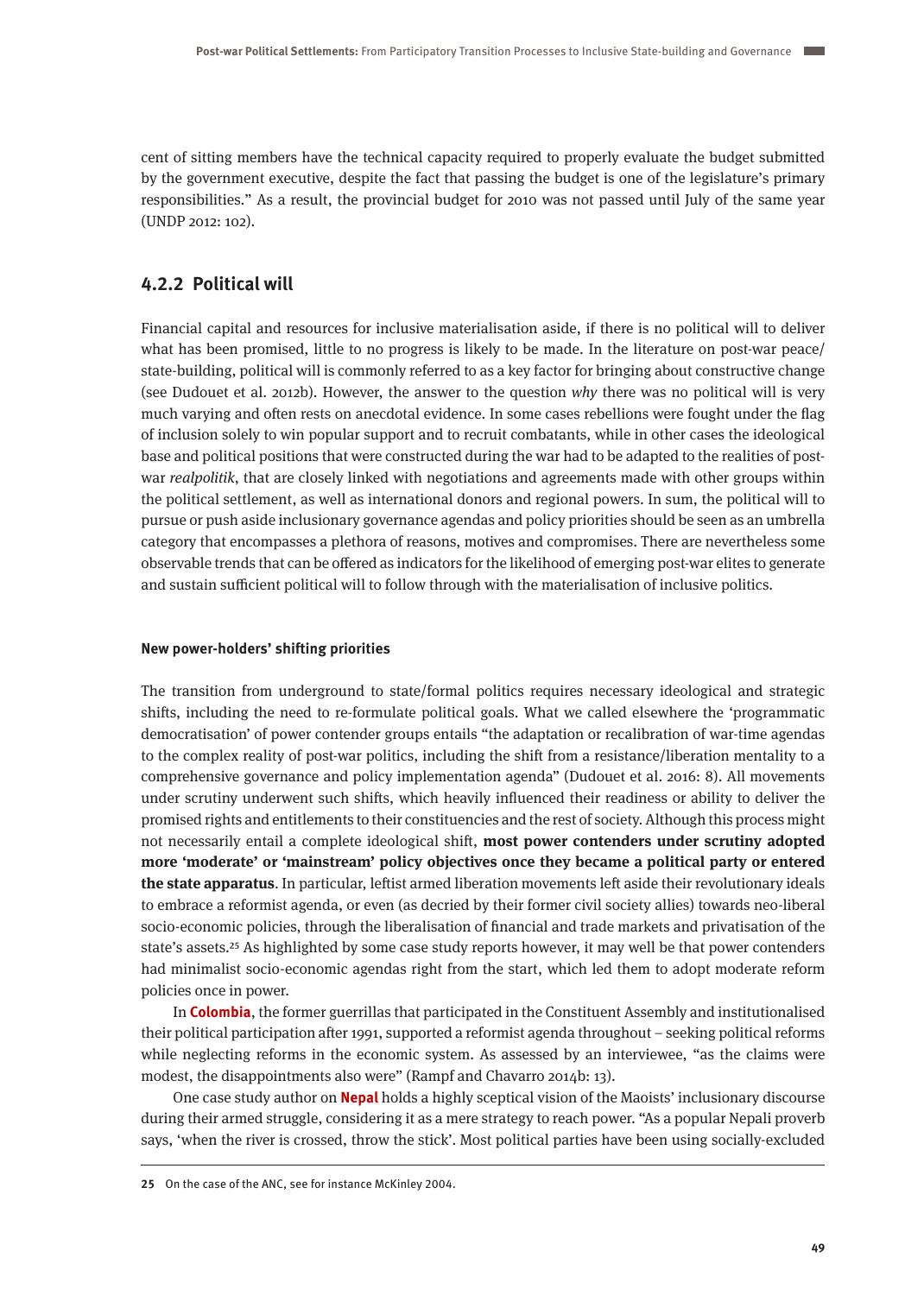cent of sitting members have the technical capacity required to properly evaluate the budget submitted by the government executive, despite the fact that passing the budget is one of the legislature's primary responsibilities." As a result, the provincial budget for 2010 was not passed until July of the same year (UNDP 2012: 102).

### 4.2.2 Political will

Financial capital and resources for inclusive materialisation aside, if there is no political will to deliver what has been promised, little to no progress is likely to be made. In the literature on post-war peace/state-building, political will is commonly referred to as a key factor for bringing about constructive change (see Dudouet et al. 2012b). However, the answer to the question *why* there was no political will is very much varying and often rests on anecdotal evidence. In some cases rebellions were fought under the flag of inclusion solely to win popular support and to recruit combatants, while in other cases the ideological base and political positions that were constructed during the war had to be adapted to the realities of post-war *realpolitik*, that are closely linked with negotiations and agreements made with other groups within the political settlement, as well as international donors and regional powers. In sum, the political will to pursue or push aside inclusionary governance agendas and policy priorities should be seen as an umbrella category that encompasses a plethora of reasons, motives and compromises. There are nevertheless some observable trends that can be offered as indicators for the likelihood of emerging post-war elites to generate and sustain sufficient political will to follow through with the materialisation of inclusive politics.

#### New power-holders' shifting priorities

The transition from underground to state/formal politics requires necessary ideological and strategic shifts, including the need to re-formulate political goals. What we called elsewhere the 'programmatic democratisation' of power contender groups entails "the adaptation or recalibration of war-time agendas to the complex reality of post-war politics, including the shift from a resistance/liberation mentality to a comprehensive governance and policy implementation agenda" (Dudouet et al. 2016: 8). All movements under scrutiny underwent such shifts, which heavily influenced their readiness or ability to deliver the promised rights and entitlements to their constituencies and the rest of society. Although this process might not necessarily entail a complete ideological shift, **most power contenders under scrutiny adopted more 'moderate' or 'mainstream' policy objectives once they became a political party or entered the state apparatus**. In particular, leftist armed liberation movements left aside their revolutionary ideals to embrace a reformist agenda, or even (as decried by their former civil society allies) towards neo-liberal socio-economic policies, through the liberalisation of financial and trade markets and privatisation of the state's assets.[25] As highlighted by some case study reports however, it may well be that power contenders had minimalist socio-economic agendas right from the start, which led them to adopt moderate reform policies once in power.

In **Colombia**, the former guerrillas that participated in the Constituent Assembly and institutionalised their political participation after 1991, supported a reformist agenda throughout – seeking political reforms while neglecting reforms in the economic system. As assessed by an interviewee, "as the claims were modest, the disappointments also were" (Rampf and Chavarro 2014b: 13).

One case study author on **Nepal** holds a highly sceptical vision of the Maoists' inclusionary discourse during their armed struggle, considering it as a mere strategy to reach power. "As a popular Nepali proverb says, 'when the river is crossed, throw the stick'. Most political parties have been using socially-excluded

---

**25** On the case of the ANC, see for instance McKinley 2004.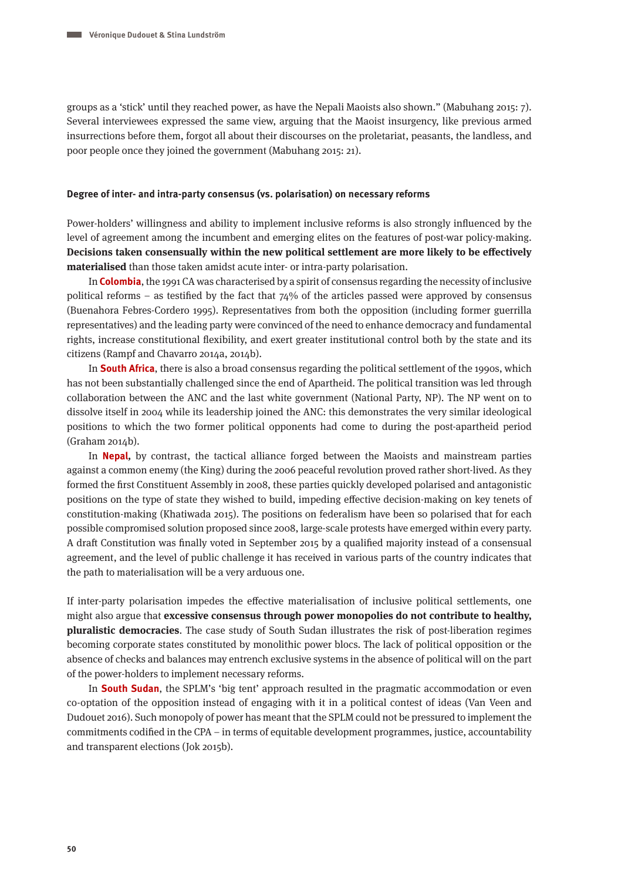groups as a 'stick' until they reached power, as have the Nepali Maoists also shown." (Mabuhang 2015: 7). Several interviewees expressed the same view, arguing that the Maoist insurgency, like previous armed insurrections before them, forgot all about their discourses on the proletariat, peasants, the landless, and poor people once they joined the government (Mabuhang 2015: 21).

#### Degree of inter- and intra-party consensus (vs. polarisation) on necessary reforms

Power-holders' willingness and ability to implement inclusive reforms is also strongly influenced by the level of agreement among the incumbent and emerging elites on the features of post-war policy-making. **Decisions taken consensually within the new political settlement are more likely to be effectively materialised** than those taken amidst acute inter- or intra-party polarisation.

In **Colombia**, the 1991 CA was characterised by a spirit of consensus regarding the necessity of inclusive political reforms – as testified by the fact that 74% of the articles passed were approved by consensus (Buenahora Febres-Cordero 1995). Representatives from both the opposition (including former guerrilla representatives) and the leading party were convinced of the need to enhance democracy and fundamental rights, increase constitutional flexibility, and exert greater institutional control both by the state and its citizens (Rampf and Chavarro 2014a, 2014b).

In **South Africa**, there is also a broad consensus regarding the political settlement of the 1990s, which has not been substantially challenged since the end of Apartheid. The political transition was led through collaboration between the ANC and the last white government (National Party, NP). The NP went on to dissolve itself in 2004 while its leadership joined the ANC: this demonstrates the very similar ideological positions to which the two former political opponents had come to during the post-apartheid period (Graham 2014b).

In **Nepal**, by contrast, the tactical alliance forged between the Maoists and mainstream parties against a common enemy (the King) during the 2006 peaceful revolution proved rather short-lived. As they formed the first Constituent Assembly in 2008, these parties quickly developed polarised and antagonistic positions on the type of state they wished to build, impeding effective decision-making on key tenets of constitution-making (Khatiwada 2015). The positions on federalism have been so polarised that for each possible compromised solution proposed since 2008, large-scale protests have emerged within every party. A draft Constitution was finally voted in September 2015 by a qualified majority instead of a consensual agreement, and the level of public challenge it has received in various parts of the country indicates that the path to materialisation will be a very arduous one.

If inter-party polarisation impedes the effective materialisation of inclusive political settlements, one might also argue that **excessive consensus through power monopolies do not contribute to healthy, pluralistic democracies**. The case study of South Sudan illustrates the risk of post-liberation regimes becoming corporate states constituted by monolithic power blocs. The lack of political opposition or the absence of checks and balances may entrench exclusive systems in the absence of political will on the part of the power-holders to implement necessary reforms.

In **South Sudan**, the SPLM's 'big tent' approach resulted in the pragmatic accommodation or even co-optation of the opposition instead of engaging with it in a political contest of ideas (Van Veen and Dudouet 2016). Such monopoly of power has meant that the SPLM could not be pressured to implement the commitments codified in the CPA – in terms of equitable development programmes, justice, accountability and transparent elections (Jok 2015b).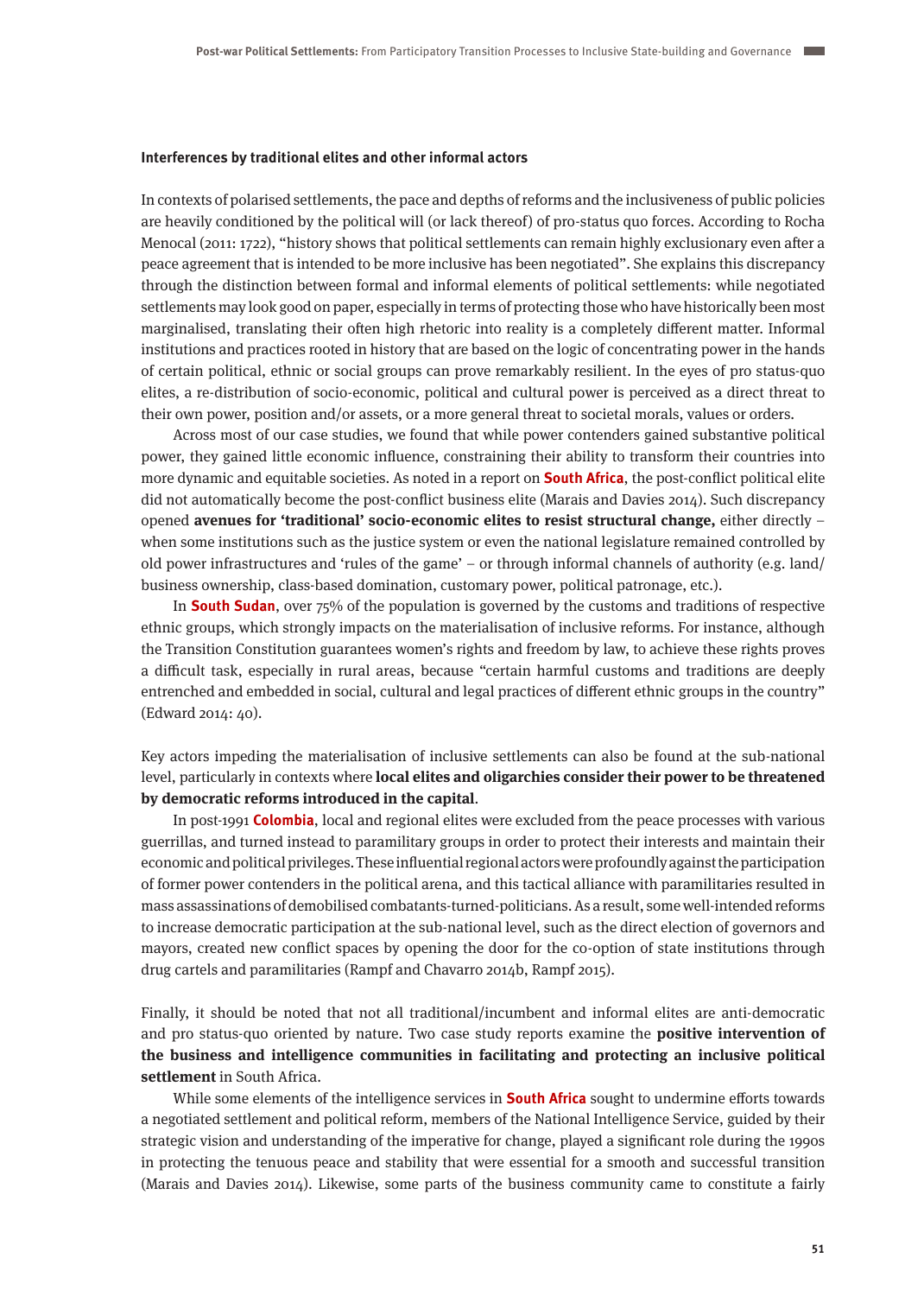#### Interferences by traditional elites and other informal actors

In contexts of polarised settlements, the pace and depths of reforms and the inclusiveness of public policies are heavily conditioned by the political will (or lack thereof) of pro-status quo forces. According to Rocha Menocal (2011: 1722), "history shows that political settlements can remain highly exclusionary even after a peace agreement that is intended to be more inclusive has been negotiated". She explains this discrepancy through the distinction between formal and informal elements of political settlements: while negotiated settlements may look good on paper, especially in terms of protecting those who have historically been most marginalised, translating their often high rhetoric into reality is a completely different matter. Informal institutions and practices rooted in history that are based on the logic of concentrating power in the hands of certain political, ethnic or social groups can prove remarkably resilient. In the eyes of pro status-quo elites, a re-distribution of socio-economic, political and cultural power is perceived as a direct threat to their own power, position and/or assets, or a more general threat to societal morals, values or orders.

Across most of our case studies, we found that while power contenders gained substantive political power, they gained little economic influence, constraining their ability to transform their countries into more dynamic and equitable societies. As noted in a report on **South Africa**, the post-conflict political elite did not automatically become the post-conflict business elite (Marais and Davies 2014). Such discrepancy opened **avenues for 'traditional' socio-economic elites to resist structural change,** either directly – when some institutions such as the justice system or even the national legislature remained controlled by old power infrastructures and 'rules of the game' – or through informal channels of authority (e.g. land/business ownership, class-based domination, customary power, political patronage, etc.).

In **South Sudan**, over 75% of the population is governed by the customs and traditions of respective ethnic groups, which strongly impacts on the materialisation of inclusive reforms. For instance, although the Transition Constitution guarantees women's rights and freedom by law, to achieve these rights proves a difficult task, especially in rural areas, because "certain harmful customs and traditions are deeply entrenched and embedded in social, cultural and legal practices of different ethnic groups in the country" (Edward 2014: 40).

Key actors impeding the materialisation of inclusive settlements can also be found at the sub-national level, particularly in contexts where **local elites and oligarchies consider their power to be threatened by democratic reforms introduced in the capital**.

In post-1991 **Colombia**, local and regional elites were excluded from the peace processes with various guerrillas, and turned instead to paramilitary groups in order to protect their interests and maintain their economic and political privileges. These influential regional actors were profoundly against the participation of former power contenders in the political arena, and this tactical alliance with paramilitaries resulted in mass assassinations of demobilised combatants-turned-politicians. As a result, some well-intended reforms to increase democratic participation at the sub-national level, such as the direct election of governors and mayors, created new conflict spaces by opening the door for the co-option of state institutions through drug cartels and paramilitaries (Rampf and Chavarro 2014b, Rampf 2015).

Finally, it should be noted that not all traditional/incumbent and informal elites are anti-democratic and pro status-quo oriented by nature. Two case study reports examine the **positive intervention of the business and intelligence communities in facilitating and protecting an inclusive political settlement** in South Africa.

While some elements of the intelligence services in **South Africa** sought to undermine efforts towards a negotiated settlement and political reform, members of the National Intelligence Service, guided by their strategic vision and understanding of the imperative for change, played a significant role during the 1990s in protecting the tenuous peace and stability that were essential for a smooth and successful transition (Marais and Davies 2014). Likewise, some parts of the business community came to constitute a fairly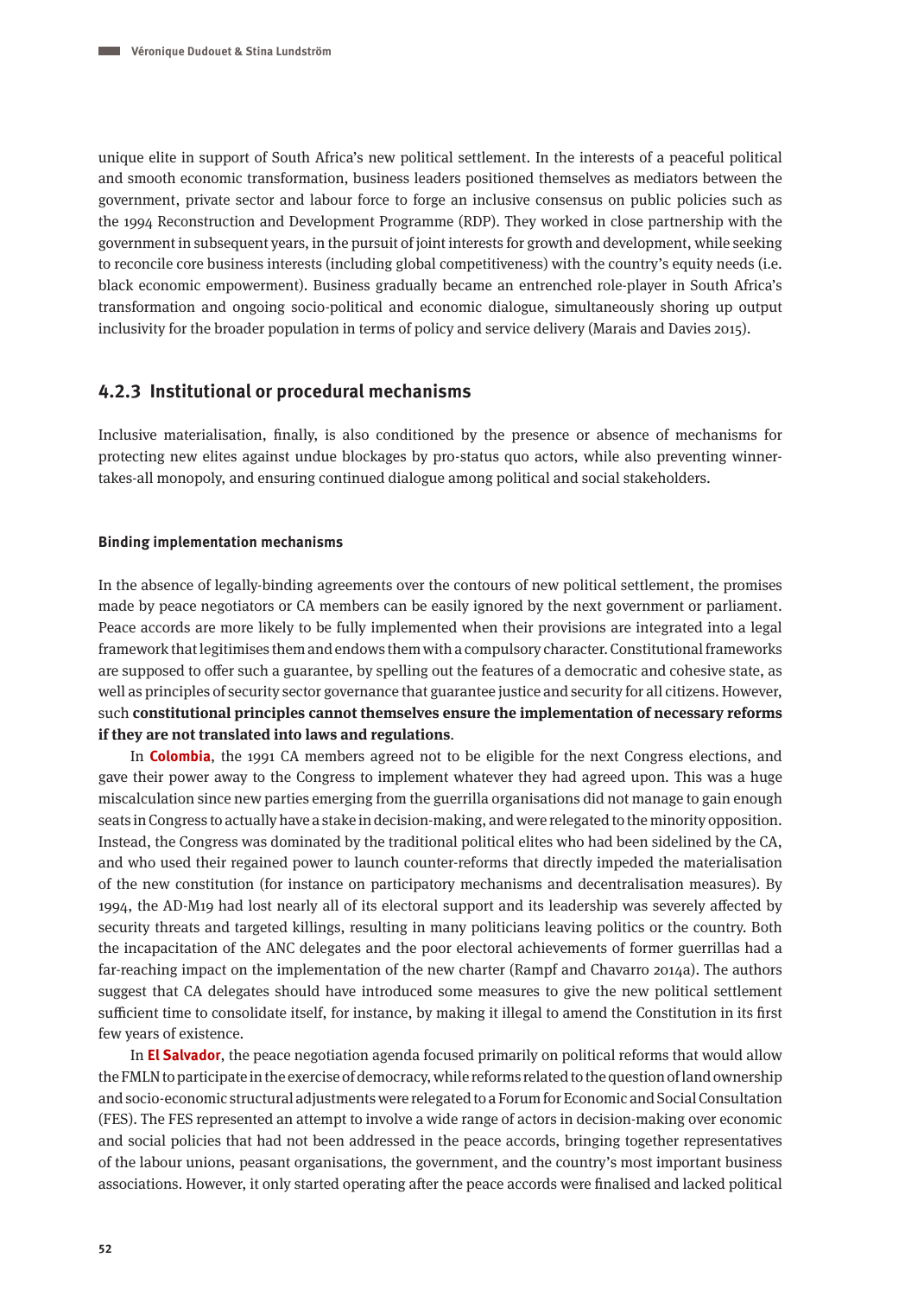unique elite in support of South Africa's new political settlement. In the interests of a peaceful political and smooth economic transformation, business leaders positioned themselves as mediators between the government, private sector and labour force to forge an inclusive consensus on public policies such as the 1994 Reconstruction and Development Programme (RDP). They worked in close partnership with the government in subsequent years, in the pursuit of joint interests for growth and development, while seeking to reconcile core business interests (including global competitiveness) with the country's equity needs (i.e. black economic empowerment). Business gradually became an entrenched role-player in South Africa's transformation and ongoing socio-political and economic dialogue, simultaneously shoring up output inclusivity for the broader population in terms of policy and service delivery (Marais and Davies 2015).

### 4.2.3 Institutional or procedural mechanisms

Inclusive materialisation, finally, is also conditioned by the presence or absence of mechanisms for protecting new elites against undue blockages by pro-status quo actors, while also preventing winner-takes-all monopoly, and ensuring continued dialogue among political and social stakeholders.

#### Binding implementation mechanisms

In the absence of legally-binding agreements over the contours of new political settlement, the promises made by peace negotiators or CA members can be easily ignored by the next government or parliament. Peace accords are more likely to be fully implemented when their provisions are integrated into a legal framework that legitimises them and endows them with a compulsory character. Constitutional frameworks are supposed to offer such a guarantee, by spelling out the features of a democratic and cohesive state, as well as principles of security sector governance that guarantee justice and security for all citizens. However, such **constitutional principles cannot themselves ensure the implementation of necessary reforms if they are not translated into laws and regulations**.

In **Colombia**, the 1991 CA members agreed not to be eligible for the next Congress elections, and gave their power away to the Congress to implement whatever they had agreed upon. This was a huge miscalculation since new parties emerging from the guerrilla organisations did not manage to gain enough seats in Congress to actually have a stake in decision-making, and were relegated to the minority opposition. Instead, the Congress was dominated by the traditional political elites who had been sidelined by the CA, and who used their regained power to launch counter-reforms that directly impeded the materialisation of the new constitution (for instance on participatory mechanisms and decentralisation measures). By 1994, the AD-M19 had lost nearly all of its electoral support and its leadership was severely affected by security threats and targeted killings, resulting in many politicians leaving politics or the country. Both the incapacitation of the ANC delegates and the poor electoral achievements of former guerrillas had a far-reaching impact on the implementation of the new charter (Rampf and Chavarro 2014a). The authors suggest that CA delegates should have introduced some measures to give the new political settlement sufficient time to consolidate itself, for instance, by making it illegal to amend the Constitution in its first few years of existence.

In **El Salvador**, the peace negotiation agenda focused primarily on political reforms that would allow the FMLN to participate in the exercise of democracy, while reforms related to the question of land ownership and socio-economic structural adjustments were relegated to a Forum for Economic and Social Consultation (FES). The FES represented an attempt to involve a wide range of actors in decision-making over economic and social policies that had not been addressed in the peace accords, bringing together representatives of the labour unions, peasant organisations, the government, and the country's most important business associations. However, it only started operating after the peace accords were finalised and lacked political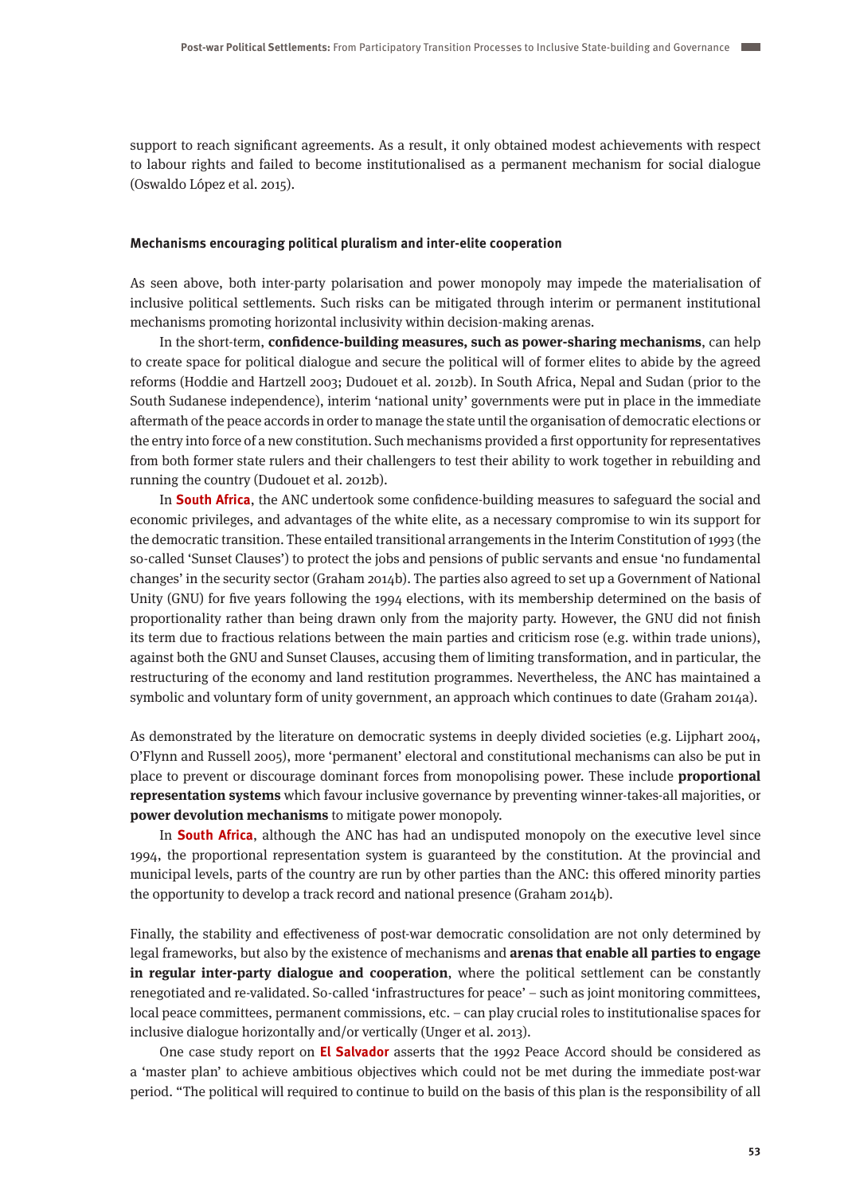support to reach significant agreements. As a result, it only obtained modest achievements with respect to labour rights and failed to become institutionalised as a permanent mechanism for social dialogue (Oswaldo López et al. 2015).

#### Mechanisms encouraging political pluralism and inter-elite cooperation

As seen above, both inter-party polarisation and power monopoly may impede the materialisation of inclusive political settlements. Such risks can be mitigated through interim or permanent institutional mechanisms promoting horizontal inclusivity within decision-making arenas.

In the short-term, **confidence-building measures, such as power-sharing mechanisms**, can help to create space for political dialogue and secure the political will of former elites to abide by the agreed reforms (Hoddie and Hartzell 2003; Dudouet et al. 2012b). In South Africa, Nepal and Sudan (prior to the South Sudanese independence), interim 'national unity' governments were put in place in the immediate aftermath of the peace accords in order to manage the state until the organisation of democratic elections or the entry into force of a new constitution. Such mechanisms provided a first opportunity for representatives from both former state rulers and their challengers to test their ability to work together in rebuilding and running the country (Dudouet et al. 2012b).

In **South Africa**, the ANC undertook some confidence-building measures to safeguard the social and economic privileges, and advantages of the white elite, as a necessary compromise to win its support for the democratic transition. These entailed transitional arrangements in the Interim Constitution of 1993 (the so-called 'Sunset Clauses') to protect the jobs and pensions of public servants and ensue 'no fundamental changes' in the security sector (Graham 2014b). The parties also agreed to set up a Government of National Unity (GNU) for five years following the 1994 elections, with its membership determined on the basis of proportionality rather than being drawn only from the majority party. However, the GNU did not finish its term due to fractious relations between the main parties and criticism rose (e.g. within trade unions), against both the GNU and Sunset Clauses, accusing them of limiting transformation, and in particular, the restructuring of the economy and land restitution programmes. Nevertheless, the ANC has maintained a symbolic and voluntary form of unity government, an approach which continues to date (Graham 2014a).

As demonstrated by the literature on democratic systems in deeply divided societies (e.g. Lijphart 2004, O'Flynn and Russell 2005), more 'permanent' electoral and constitutional mechanisms can also be put in place to prevent or discourage dominant forces from monopolising power. These include **proportional representation systems** which favour inclusive governance by preventing winner-takes-all majorities, or **power devolution mechanisms** to mitigate power monopoly.

In **South Africa**, although the ANC has had an undisputed monopoly on the executive level since 1994, the proportional representation system is guaranteed by the constitution. At the provincial and municipal levels, parts of the country are run by other parties than the ANC: this offered minority parties the opportunity to develop a track record and national presence (Graham 2014b).

Finally, the stability and effectiveness of post-war democratic consolidation are not only determined by legal frameworks, but also by the existence of mechanisms and **arenas that enable all parties to engage in regular inter-party dialogue and cooperation**, where the political settlement can be constantly renegotiated and re-validated. So-called 'infrastructures for peace' – such as joint monitoring committees, local peace committees, permanent commissions, etc. – can play crucial roles to institutionalise spaces for inclusive dialogue horizontally and/or vertically (Unger et al. 2013).

One case study report on **El Salvador** asserts that the 1992 Peace Accord should be considered as a 'master plan' to achieve ambitious objectives which could not be met during the immediate post-war period. "The political will required to continue to build on the basis of this plan is the responsibility of all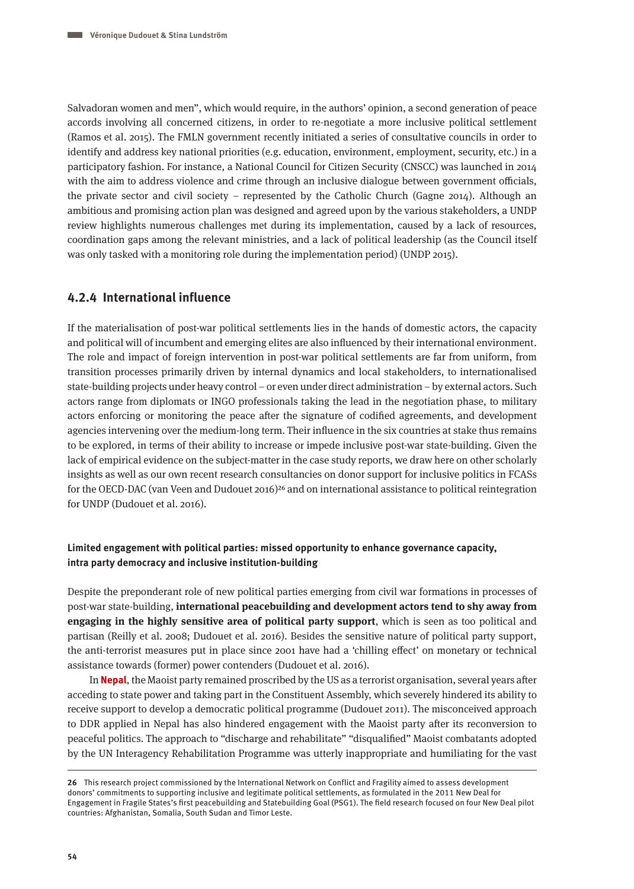Salvadoran women and men", which would require, in the authors' opinion, a second generation of peace accords involving all concerned citizens, in order to re-negotiate a more inclusive political settlement (Ramos et al. 2015). The FMLN government recently initiated a series of consultative councils in order to identify and address key national priorities (e.g. education, environment, employment, security, etc.) in a participatory fashion. For instance, a National Council for Citizen Security (CNSCC) was launched in 2014 with the aim to address violence and crime through an inclusive dialogue between government officials, the private sector and civil society – represented by the Catholic Church (Gagne 2014). Although an ambitious and promising action plan was designed and agreed upon by the various stakeholders, a UNDP review highlights numerous challenges met during its implementation, caused by a lack of resources, coordination gaps among the relevant ministries, and a lack of political leadership (as the Council itself was only tasked with a monitoring role during the implementation period) (UNDP 2015).

### 4.2.4 International influence

If the materialisation of post-war political settlements lies in the hands of domestic actors, the capacity and political will of incumbent and emerging elites are also influenced by their international environment. The role and impact of foreign intervention in post-war political settlements are far from uniform, from transition processes primarily driven by internal dynamics and local stakeholders, to internationalised state-building projects under heavy control – or even under direct administration – by external actors. Such actors range from diplomats or INGO professionals taking the lead in the negotiation phase, to military actors enforcing or monitoring the peace after the signature of codified agreements, and development agencies intervening over the medium-long term. Their influence in the six countries at stake thus remains to be explored, in terms of their ability to increase or impede inclusive post-war state-building. Given the lack of empirical evidence on the subject-matter in the case study reports, we draw here on other scholarly insights as well as our own recent research consultancies on donor support for inclusive politics in FCASs for the OECD-DAC (van Veen and Dudouet 2016)[26] and on international assistance to political reintegration for UNDP (Dudouet et al. 2016).

**Limited engagement with political parties: missed opportunity to enhance governance capacity, intra party democracy and inclusive institution-building**

Despite the preponderant role of new political parties emerging from civil war formations in processes of post-war state-building, **international peacebuilding and development actors tend to shy away from engaging in the highly sensitive area of political party support**, which is seen as too political and partisan (Reilly et al. 2008; Dudouet et al. 2016). Besides the sensitive nature of political party support, the anti-terrorist measures put in place since 2001 have had a 'chilling effect' on monetary or technical assistance towards (former) power contenders (Dudouet et al. 2016).

In **Nepal**, the Maoist party remained proscribed by the US as a terrorist organisation, several years after acceding to state power and taking part in the Constituent Assembly, which severely hindered its ability to receive support to develop a democratic political programme (Dudouet 2011). The misconceived approach to DDR applied in Nepal has also hindered engagement with the Maoist party after its reconversion to peaceful politics. The approach to "discharge and rehabilitate" "disqualified" Maoist combatants adopted by the UN Interagency Rehabilitation Programme was utterly inappropriate and humiliating for the vast

---

[26] This research project commissioned by the International Network on Conflict and Fragility aimed to assess development donors' commitments to supporting inclusive and legitimate political settlements, as formulated in the 2011 New Deal for Engagement in Fragile States's first peacebuilding and Statebuilding Goal (PSG1). The field research focused on four New Deal pilot countries: Afghanistan, Somalia, South Sudan and Timor Leste.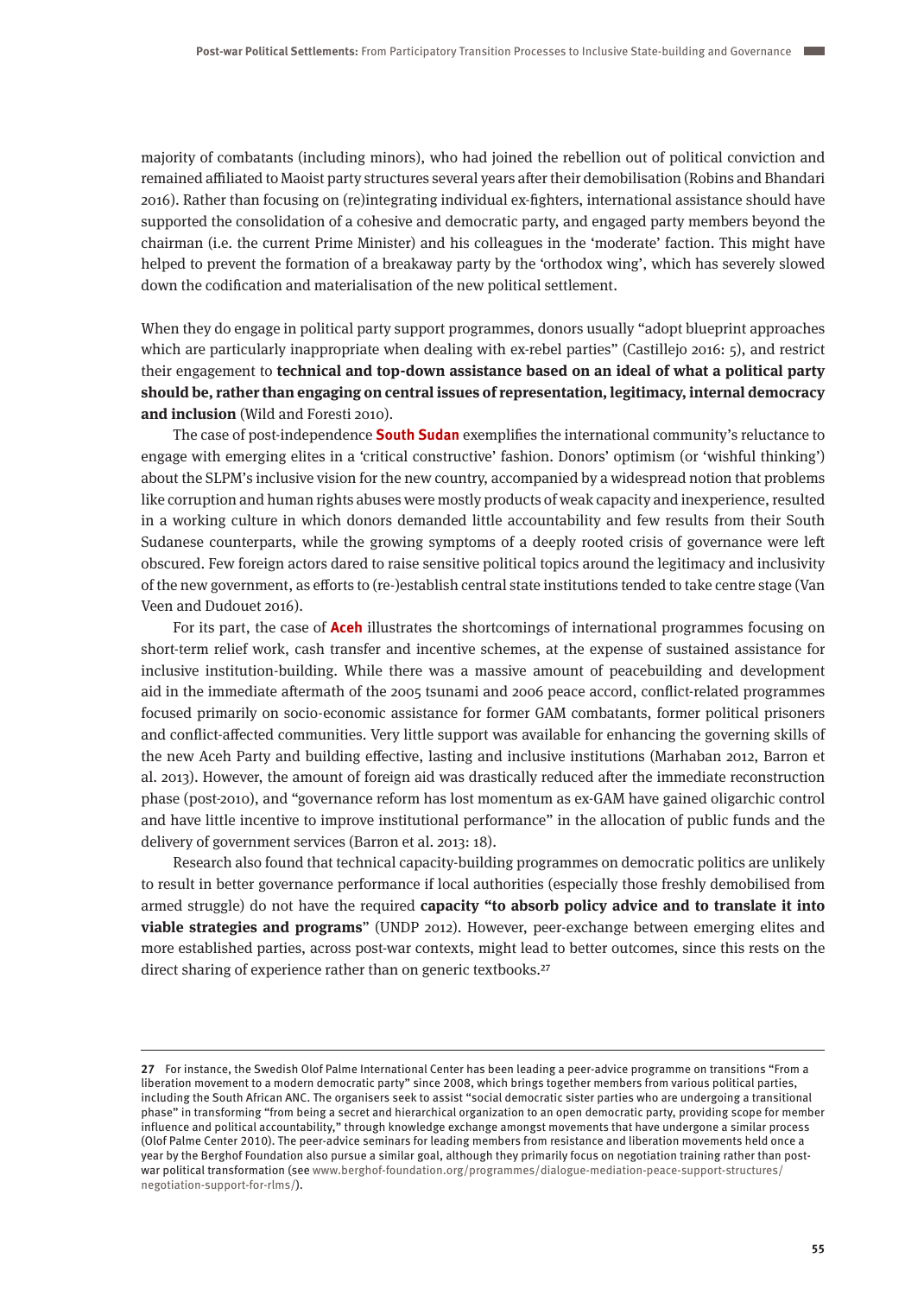majority of combatants (including minors), who had joined the rebellion out of political conviction and remained affiliated to Maoist party structures several years after their demobilisation (Robins and Bhandari 2016). Rather than focusing on (re)integrating individual ex-fighters, international assistance should have supported the consolidation of a cohesive and democratic party, and engaged party members beyond the chairman (i.e. the current Prime Minister) and his colleagues in the 'moderate' faction. This might have helped to prevent the formation of a breakaway party by the 'orthodox wing', which has severely slowed down the codification and materialisation of the new political settlement.

When they do engage in political party support programmes, donors usually "adopt blueprint approaches which are particularly inappropriate when dealing with ex-rebel parties" (Castillejo 2016: 5), and restrict their engagement to **technical and top-down assistance based on an ideal of what a political party should be, rather than engaging on central issues of representation, legitimacy, internal democracy and inclusion** (Wild and Foresti 2010).

The case of post-independence **South Sudan** exemplifies the international community's reluctance to engage with emerging elites in a 'critical constructive' fashion. Donors' optimism (or 'wishful thinking') about the SLPM's inclusive vision for the new country, accompanied by a widespread notion that problems like corruption and human rights abuses were mostly products of weak capacity and inexperience, resulted in a working culture in which donors demanded little accountability and few results from their South Sudanese counterparts, while the growing symptoms of a deeply rooted crisis of governance were left obscured. Few foreign actors dared to raise sensitive political topics around the legitimacy and inclusivity of the new government, as efforts to (re-)establish central state institutions tended to take centre stage (Van Veen and Dudouet 2016).

For its part, the case of **Aceh** illustrates the shortcomings of international programmes focusing on short-term relief work, cash transfer and incentive schemes, at the expense of sustained assistance for inclusive institution-building. While there was a massive amount of peacebuilding and development aid in the immediate aftermath of the 2005 tsunami and 2006 peace accord, conflict-related programmes focused primarily on socio-economic assistance for former GAM combatants, former political prisoners and conflict-affected communities. Very little support was available for enhancing the governing skills of the new Aceh Party and building effective, lasting and inclusive institutions (Marhaban 2012, Barron et al. 2013). However, the amount of foreign aid was drastically reduced after the immediate reconstruction phase (post-2010), and "governance reform has lost momentum as ex-GAM have gained oligarchic control and have little incentive to improve institutional performance" in the allocation of public funds and the delivery of government services (Barron et al. 2013: 18).

Research also found that technical capacity-building programmes on democratic politics are unlikely to result in better governance performance if local authorities (especially those freshly demobilised from armed struggle) do not have the required **capacity "to absorb policy advice and to translate it into viable strategies and programs"** (UNDP 2012). However, peer-exchange between emerging elites and more established parties, across post-war contexts, might lead to better outcomes, since this rests on the direct sharing of experience rather than on generic textbooks.[27]

---

**27** For instance, the Swedish Olof Palme International Center has been leading a peer-advice programme on transitions "From a liberation movement to a modern democratic party" since 2008, which brings together members from various political parties, including the South African ANC. The organisers seek to assist "social democratic sister parties who are undergoing a transitional phase" in transforming "from being a secret and hierarchical organization to an open democratic party, providing scope for member influence and political accountability," through knowledge exchange amongst movements that have undergone a similar process (Olof Palme Center 2010). The peer-advice seminars for leading members from resistance and liberation movements held once a year by the Berghof Foundation also pursue a similar goal, although they primarily focus on negotiation training rather than post-war political transformation (see www.berghof-foundation.org/programmes/dialogue-mediation-peace-support-structures/negotiation-support-for-rlms/).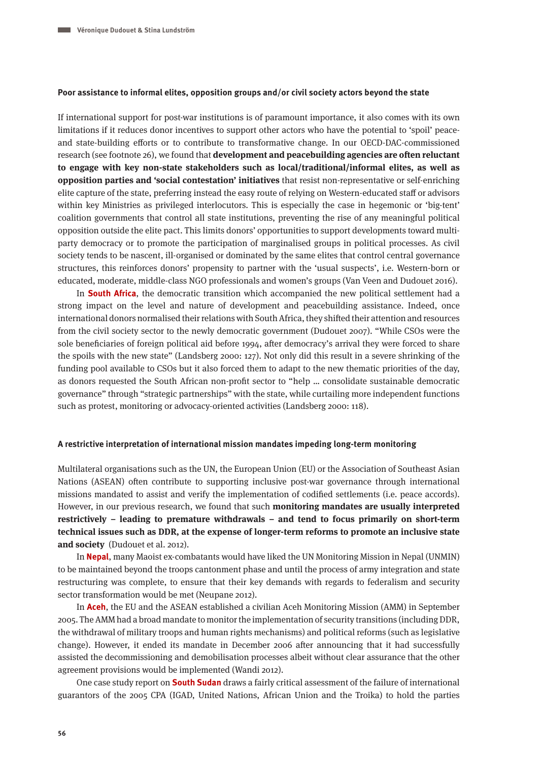### Poor assistance to informal elites, opposition groups and/or civil society actors beyond the state

If international support for post-war institutions is of paramount importance, it also comes with its own limitations if it reduces donor incentives to support other actors who have the potential to 'spoil' peace- and state-building efforts or to contribute to transformative change. In our OECD-DAC-commissioned research (see footnote 26), we found that **development and peacebuilding agencies are often reluctant to engage with key non-state stakeholders such as local/traditional/informal elites, as well as opposition parties and 'social contestation' initiatives** that resist non-representative or self-enriching elite capture of the state, preferring instead the easy route of relying on Western-educated staff or advisors within key Ministries as privileged interlocutors. This is especially the case in hegemonic or 'big-tent' coalition governments that control all state institutions, preventing the rise of any meaningful political opposition outside the elite pact. This limits donors' opportunities to support developments toward multi-party democracy or to promote the participation of marginalised groups in political processes. As civil society tends to be nascent, ill-organised or dominated by the same elites that control central governance structures, this reinforces donors' propensity to partner with the 'usual suspects', i.e. Western-born or educated, moderate, middle-class NGO professionals and women's groups (Van Veen and Dudouet 2016).

In **South Africa**, the democratic transition which accompanied the new political settlement had a strong impact on the level and nature of development and peacebuilding assistance. Indeed, once international donors normalised their relations with South Africa, they shifted their attention and resources from the civil society sector to the newly democratic government (Dudouet 2007). "While CSOs were the sole beneficiaries of foreign political aid before 1994, after democracy's arrival they were forced to share the spoils with the new state" (Landsberg 2000: 127). Not only did this result in a severe shrinking of the funding pool available to CSOs but it also forced them to adapt to the new thematic priorities of the day, as donors requested the South African non-profit sector to "help … consolidate sustainable democratic governance" through "strategic partnerships" with the state, while curtailing more independent functions such as protest, monitoring or advocacy-oriented activities (Landsberg 2000: 118).

### A restrictive interpretation of international mission mandates impeding long-term monitoring

Multilateral organisations such as the UN, the European Union (EU) or the Association of Southeast Asian Nations (ASEAN) often contribute to supporting inclusive post-war governance through international missions mandated to assist and verify the implementation of codified settlements (i.e. peace accords). However, in our previous research, we found that such **monitoring mandates are usually interpreted restrictively – leading to premature withdrawals – and tend to focus primarily on short-term technical issues such as DDR, at the expense of longer-term reforms to promote an inclusive state and society** (Dudouet et al. 2012).

In **Nepal**, many Maoist ex-combatants would have liked the UN Monitoring Mission in Nepal (UNMIN) to be maintained beyond the troops cantonment phase and until the process of army integration and state restructuring was complete, to ensure that their key demands with regards to federalism and security sector transformation would be met (Neupane 2012).

In **Aceh**, the EU and the ASEAN established a civilian Aceh Monitoring Mission (AMM) in September 2005. The AMM had a broad mandate to monitor the implementation of security transitions (including DDR, the withdrawal of military troops and human rights mechanisms) and political reforms (such as legislative change). However, it ended its mandate in December 2006 after announcing that it had successfully assisted the decommissioning and demobilisation processes albeit without clear assurance that the other agreement provisions would be implemented (Wandi 2012).

One case study report on **South Sudan** draws a fairly critical assessment of the failure of international guarantors of the 2005 CPA (IGAD, United Nations, African Union and the Troika) to hold the parties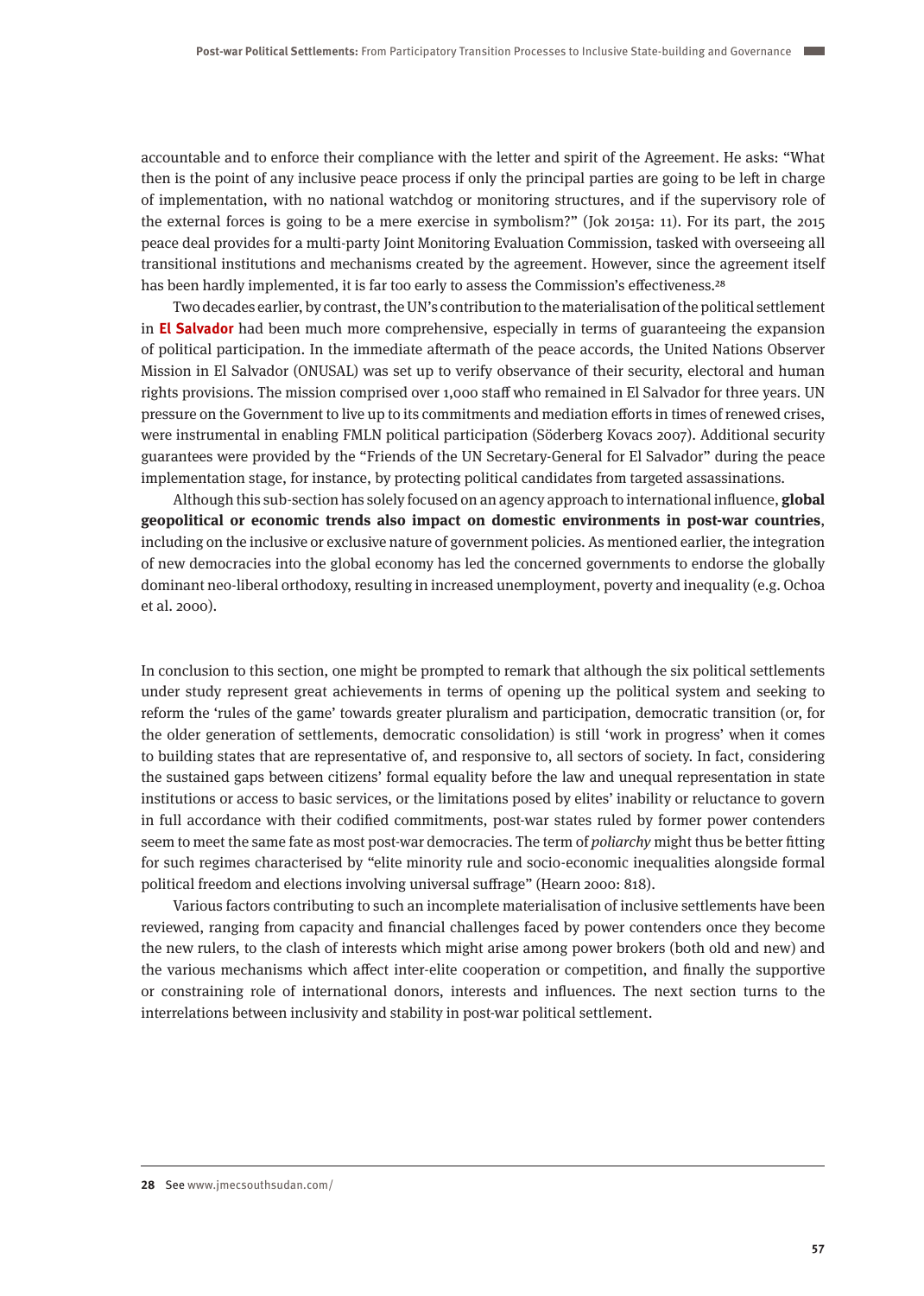accountable and to enforce their compliance with the letter and spirit of the Agreement. He asks: "What then is the point of any inclusive peace process if only the principal parties are going to be left in charge of implementation, with no national watchdog or monitoring structures, and if the supervisory role of the external forces is going to be a mere exercise in symbolism?" (Jok 2015a: 11). For its part, the 2015 peace deal provides for a multi-party Joint Monitoring Evaluation Commission, tasked with overseeing all transitional institutions and mechanisms created by the agreement. However, since the agreement itself has been hardly implemented, it is far too early to assess the Commission's effectiveness.[28]

Two decades earlier, by contrast, the UN's contribution to the materialisation of the political settlement in **El Salvador** had been much more comprehensive, especially in terms of guaranteeing the expansion of political participation. In the immediate aftermath of the peace accords, the United Nations Observer Mission in El Salvador (ONUSAL) was set up to verify observance of their security, electoral and human rights provisions. The mission comprised over 1,000 staff who remained in El Salvador for three years. UN pressure on the Government to live up to its commitments and mediation efforts in times of renewed crises, were instrumental in enabling FMLN political participation (Söderberg Kovacs 2007). Additional security guarantees were provided by the "Friends of the UN Secretary-General for El Salvador" during the peace implementation stage, for instance, by protecting political candidates from targeted assassinations.

Although this sub-section has solely focused on an agency approach to international influence, **global geopolitical or economic trends also impact on domestic environments in post-war countries**, including on the inclusive or exclusive nature of government policies. As mentioned earlier, the integration of new democracies into the global economy has led the concerned governments to endorse the globally dominant neo-liberal orthodoxy, resulting in increased unemployment, poverty and inequality (e.g. Ochoa et al. 2000).

In conclusion to this section, one might be prompted to remark that although the six political settlements under study represent great achievements in terms of opening up the political system and seeking to reform the 'rules of the game' towards greater pluralism and participation, democratic transition (or, for the older generation of settlements, democratic consolidation) is still 'work in progress' when it comes to building states that are representative of, and responsive to, all sectors of society. In fact, considering the sustained gaps between citizens' formal equality before the law and unequal representation in state institutions or access to basic services, or the limitations posed by elites' inability or reluctance to govern in full accordance with their codified commitments, post-war states ruled by former power contenders seem to meet the same fate as most post-war democracies. The term of *poliarchy* might thus be better fitting for such regimes characterised by "elite minority rule and socio-economic inequalities alongside formal political freedom and elections involving universal suffrage" (Hearn 2000: 818).

Various factors contributing to such an incomplete materialisation of inclusive settlements have been reviewed, ranging from capacity and financial challenges faced by power contenders once they become the new rulers, to the clash of interests which might arise among power brokers (both old and new) and the various mechanisms which affect inter-elite cooperation or competition, and finally the supportive or constraining role of international donors, interests and influences. The next section turns to the interrelations between inclusivity and stability in post-war political settlement.

---

**28** See www.jmecsouthsudan.com/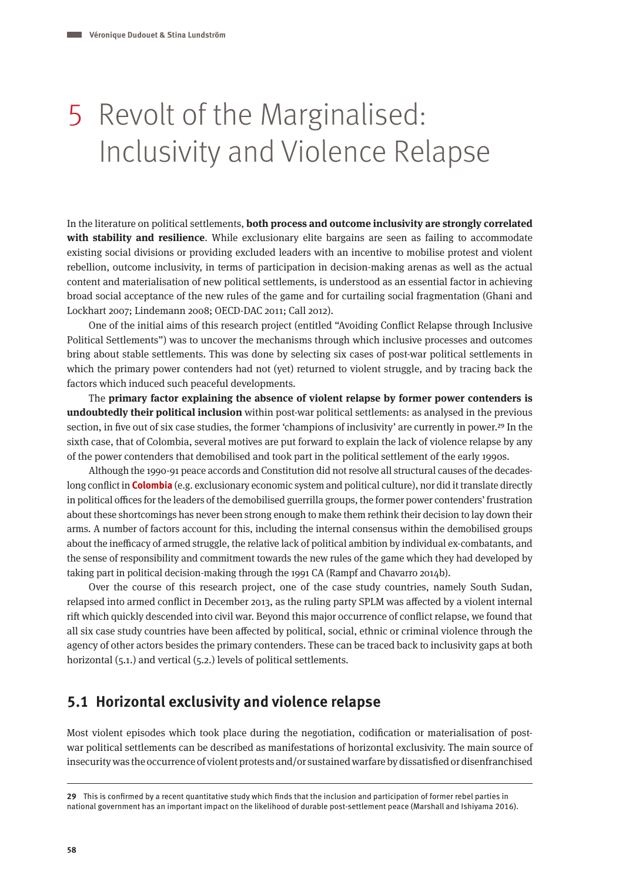# 5 Revolt of the Marginalised: Inclusivity and Violence Relapse

In the literature on political settlements, **both process and outcome inclusivity are strongly correlated with stability and resilience**. While exclusionary elite bargains are seen as failing to accommodate existing social divisions or providing excluded leaders with an incentive to mobilise protest and violent rebellion, outcome inclusivity, in terms of participation in decision-making arenas as well as the actual content and materialisation of new political settlements, is understood as an essential factor in achieving broad social acceptance of the new rules of the game and for curtailing social fragmentation (Ghani and Lockhart 2007; Lindemann 2008; OECD-DAC 2011; Call 2012).

One of the initial aims of this research project (entitled "Avoiding Conflict Relapse through Inclusive Political Settlements") was to uncover the mechanisms through which inclusive processes and outcomes bring about stable settlements. This was done by selecting six cases of post-war political settlements in which the primary power contenders had not (yet) returned to violent struggle, and by tracing back the factors which induced such peaceful developments.

The **primary factor explaining the absence of violent relapse by former power contenders is undoubtedly their political inclusion** within post-war political settlements: as analysed in the previous section, in five out of six case studies, the former 'champions of inclusivity' are currently in power.[29] In the sixth case, that of Colombia, several motives are put forward to explain the lack of violence relapse by any of the power contenders that demobilised and took part in the political settlement of the early 1990s.

Although the 1990-91 peace accords and Constitution did not resolve all structural causes of the decades-long conflict in **Colombia** (e.g. exclusionary economic system and political culture), nor did it translate directly in political offices for the leaders of the demobilised guerrilla groups, the former power contenders' frustration about these shortcomings has never been strong enough to make them rethink their decision to lay down their arms. A number of factors account for this, including the internal consensus within the demobilised groups about the inefficacy of armed struggle, the relative lack of political ambition by individual ex-combatants, and the sense of responsibility and commitment towards the new rules of the game which they had developed by taking part in political decision-making through the 1991 CA (Rampf and Chavarro 2014b).

Over the course of this research project, one of the case study countries, namely South Sudan, relapsed into armed conflict in December 2013, as the ruling party SPLM was affected by a violent internal rift which quickly descended into civil war. Beyond this major occurrence of conflict relapse, we found that all six case study countries have been affected by political, social, ethnic or criminal violence through the agency of other actors besides the primary contenders. These can be traced back to inclusivity gaps at both horizontal (5.1.) and vertical (5.2.) levels of political settlements.

## 5.1 Horizontal exclusivity and violence relapse

Most violent episodes which took place during the negotiation, codification or materialisation of post-war political settlements can be described as manifestations of horizontal exclusivity. The main source of insecurity was the occurrence of violent protests and/or sustained warfare by dissatisfied or disenfranchised

---

29 This is confirmed by a recent quantitative study which finds that the inclusion and participation of former rebel parties in national government has an important impact on the likelihood of durable post-settlement peace (Marshall and Ishiyama 2016).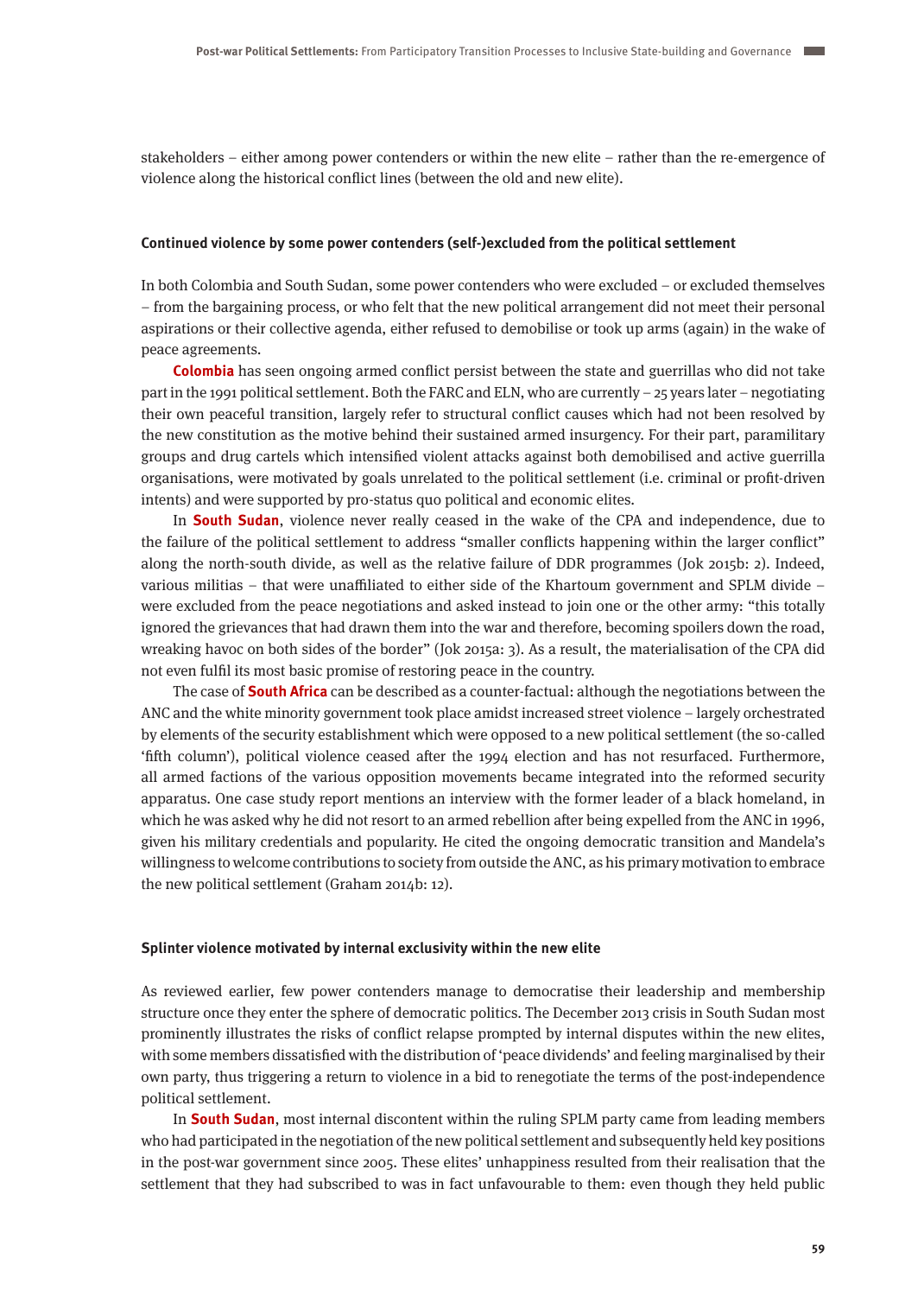stakeholders – either among power contenders or within the new elite – rather than the re-emergence of violence along the historical conflict lines (between the old and new elite).

#### Continued violence by some power contenders (self-)excluded from the political settlement

In both Colombia and South Sudan, some power contenders who were excluded – or excluded themselves – from the bargaining process, or who felt that the new political arrangement did not meet their personal aspirations or their collective agenda, either refused to demobilise or took up arms (again) in the wake of peace agreements.

**Colombia** has seen ongoing armed conflict persist between the state and guerrillas who did not take part in the 1991 political settlement. Both the FARC and ELN, who are currently – 25 years later – negotiating their own peaceful transition, largely refer to structural conflict causes which had not been resolved by the new constitution as the motive behind their sustained armed insurgency. For their part, paramilitary groups and drug cartels which intensified violent attacks against both demobilised and active guerrilla organisations, were motivated by goals unrelated to the political settlement (i.e. criminal or profit-driven intents) and were supported by pro-status quo political and economic elites.

In **South Sudan**, violence never really ceased in the wake of the CPA and independence, due to the failure of the political settlement to address "smaller conflicts happening within the larger conflict" along the north-south divide, as well as the relative failure of DDR programmes (Jok 2015b: 2). Indeed, various militias – that were unaffiliated to either side of the Khartoum government and SPLM divide – were excluded from the peace negotiations and asked instead to join one or the other army: "this totally ignored the grievances that had drawn them into the war and therefore, becoming spoilers down the road, wreaking havoc on both sides of the border" (Jok 2015a: 3). As a result, the materialisation of the CPA did not even fulfil its most basic promise of restoring peace in the country.

The case of **South Africa** can be described as a counter-factual: although the negotiations between the ANC and the white minority government took place amidst increased street violence – largely orchestrated by elements of the security establishment which were opposed to a new political settlement (the so-called 'fifth column'), political violence ceased after the 1994 election and has not resurfaced. Furthermore, all armed factions of the various opposition movements became integrated into the reformed security apparatus. One case study report mentions an interview with the former leader of a black homeland, in which he was asked why he did not resort to an armed rebellion after being expelled from the ANC in 1996, given his military credentials and popularity. He cited the ongoing democratic transition and Mandela's willingness to welcome contributions to society from outside the ANC, as his primary motivation to embrace the new political settlement (Graham 2014b: 12).

#### Splinter violence motivated by internal exclusivity within the new elite

As reviewed earlier, few power contenders manage to democratise their leadership and membership structure once they enter the sphere of democratic politics. The December 2013 crisis in South Sudan most prominently illustrates the risks of conflict relapse prompted by internal disputes within the new elites, with some members dissatisfied with the distribution of 'peace dividends' and feeling marginalised by their own party, thus triggering a return to violence in a bid to renegotiate the terms of the post-independence political settlement.

In **South Sudan**, most internal discontent within the ruling SPLM party came from leading members who had participated in the negotiation of the new political settlement and subsequently held key positions in the post-war government since 2005. These elites' unhappiness resulted from their realisation that the settlement that they had subscribed to was in fact unfavourable to them: even though they held public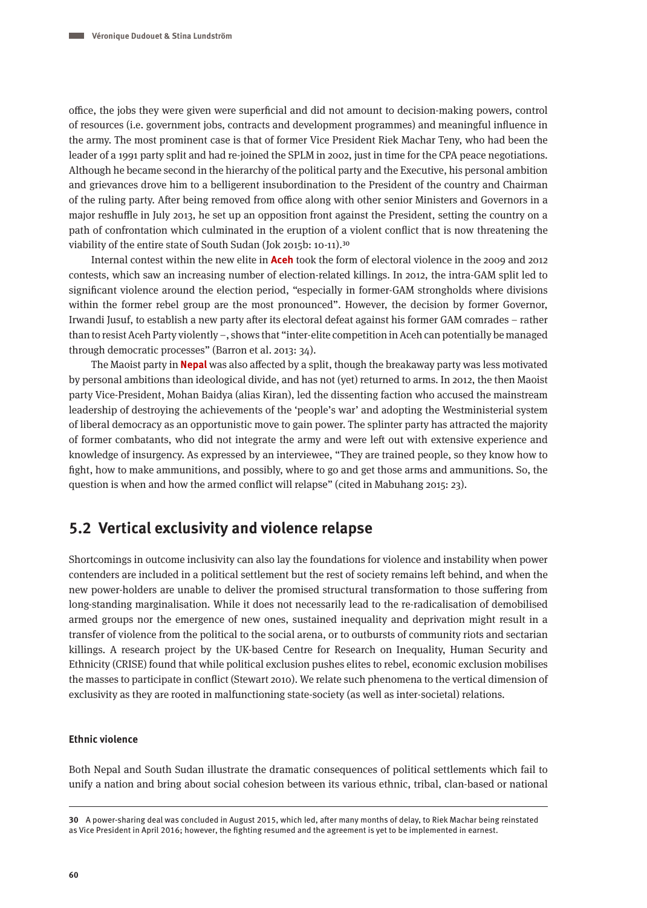office, the jobs they were given were superficial and did not amount to decision-making powers, control of resources (i.e. government jobs, contracts and development programmes) and meaningful influence in the army. The most prominent case is that of former Vice President Riek Machar Teny, who had been the leader of a 1991 party split and had re-joined the SPLM in 2002, just in time for the CPA peace negotiations. Although he became second in the hierarchy of the political party and the Executive, his personal ambition and grievances drove him to a belligerent insubordination to the President of the country and Chairman of the ruling party. After being removed from office along with other senior Ministers and Governors in a major reshuffle in July 2013, he set up an opposition front against the President, setting the country on a path of confrontation which culminated in the eruption of a violent conflict that is now threatening the viability of the entire state of South Sudan (Jok 2015b: 10-11).[30]

Internal contest within the new elite in **Aceh** took the form of electoral violence in the 2009 and 2012 contests, which saw an increasing number of election-related killings. In 2012, the intra-GAM split led to significant violence around the election period, "especially in former-GAM strongholds where divisions within the former rebel group are the most pronounced". However, the decision by former Governor, Irwandi Jusuf, to establish a new party after its electoral defeat against his former GAM comrades – rather than to resist Aceh Party violently –, shows that "inter-elite competition in Aceh can potentially be managed through democratic processes" (Barron et al. 2013: 34).

The Maoist party in **Nepal** was also affected by a split, though the breakaway party was less motivated by personal ambitions than ideological divide, and has not (yet) returned to arms. In 2012, the then Maoist party Vice-President, Mohan Baidya (alias Kiran), led the dissenting faction who accused the mainstream leadership of destroying the achievements of the 'people's war' and adopting the Westministerial system of liberal democracy as an opportunistic move to gain power. The splinter party has attracted the majority of former combatants, who did not integrate the army and were left out with extensive experience and knowledge of insurgency. As expressed by an interviewee, "They are trained people, so they know how to fight, how to make ammunitions, and possibly, where to go and get those arms and ammunitions. So, the question is when and how the armed conflict will relapse" (cited in Mabuhang 2015: 23).

## 5.2 Vertical exclusivity and violence relapse

Shortcomings in outcome inclusivity can also lay the foundations for violence and instability when power contenders are included in a political settlement but the rest of society remains left behind, and when the new power-holders are unable to deliver the promised structural transformation to those suffering from long-standing marginalisation. While it does not necessarily lead to the re-radicalisation of demobilised armed groups nor the emergence of new ones, sustained inequality and deprivation might result in a transfer of violence from the political to the social arena, or to outbursts of community riots and sectarian killings. A research project by the UK-based Centre for Research on Inequality, Human Security and Ethnicity (CRISE) found that while political exclusion pushes elites to rebel, economic exclusion mobilises the masses to participate in conflict (Stewart 2010). We relate such phenomena to the vertical dimension of exclusivity as they are rooted in malfunctioning state-society (as well as inter-societal) relations.

#### Ethnic violence

Both Nepal and South Sudan illustrate the dramatic consequences of political settlements which fail to unify a nation and bring about social cohesion between its various ethnic, tribal, clan-based or national

---

30 A power-sharing deal was concluded in August 2015, which led, after many months of delay, to Riek Machar being reinstated as Vice President in April 2016; however, the fighting resumed and the agreement is yet to be implemented in earnest.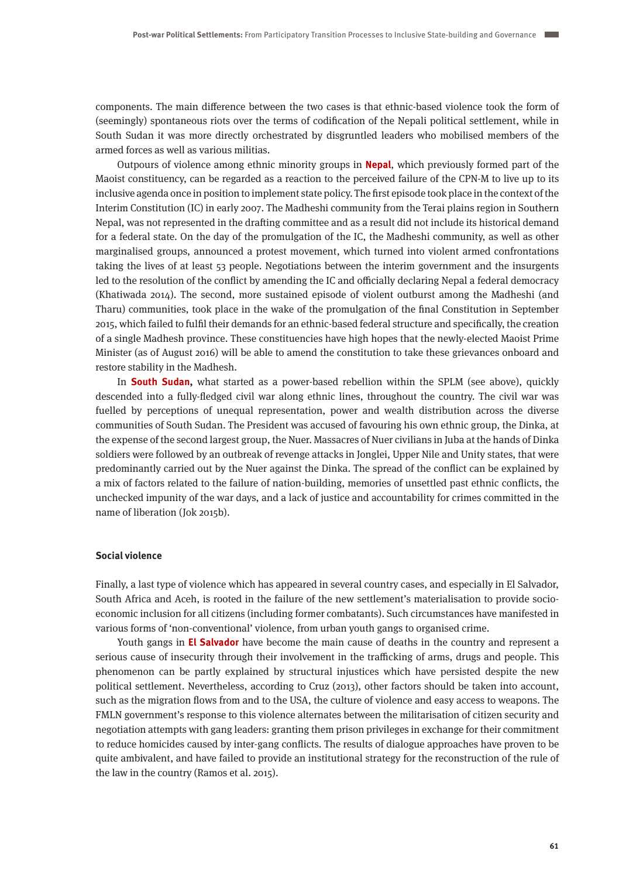components. The main difference between the two cases is that ethnic-based violence took the form of (seemingly) spontaneous riots over the terms of codification of the Nepali political settlement, while in South Sudan it was more directly orchestrated by disgruntled leaders who mobilised members of the armed forces as well as various militias.

Outpours of violence among ethnic minority groups in **Nepal**, which previously formed part of the Maoist constituency, can be regarded as a reaction to the perceived failure of the CPN-M to live up to its inclusive agenda once in position to implement state policy. The first episode took place in the context of the Interim Constitution (IC) in early 2007. The Madheshi community from the Terai plains region in Southern Nepal, was not represented in the drafting committee and as a result did not include its historical demand for a federal state. On the day of the promulgation of the IC, the Madheshi community, as well as other marginalised groups, announced a protest movement, which turned into violent armed confrontations taking the lives of at least 53 people. Negotiations between the interim government and the insurgents led to the resolution of the conflict by amending the IC and officially declaring Nepal a federal democracy (Khatiwada 2014). The second, more sustained episode of violent outburst among the Madheshi (and Tharu) communities, took place in the wake of the promulgation of the final Constitution in September 2015, which failed to fulfil their demands for an ethnic-based federal structure and specifically, the creation of a single Madhesh province. These constituencies have high hopes that the newly-elected Maoist Prime Minister (as of August 2016) will be able to amend the constitution to take these grievances onboard and restore stability in the Madhesh.

In **South Sudan,** what started as a power-based rebellion within the SPLM (see above), quickly descended into a fully-fledged civil war along ethnic lines, throughout the country. The civil war was fuelled by perceptions of unequal representation, power and wealth distribution across the diverse communities of South Sudan. The President was accused of favouring his own ethnic group, the Dinka, at the expense of the second largest group, the Nuer. Massacres of Nuer civilians in Juba at the hands of Dinka soldiers were followed by an outbreak of revenge attacks in Jonglei, Upper Nile and Unity states, that were predominantly carried out by the Nuer against the Dinka. The spread of the conflict can be explained by a mix of factors related to the failure of nation-building, memories of unsettled past ethnic conflicts, the unchecked impunity of the war days, and a lack of justice and accountability for crimes committed in the name of liberation (Jok 2015b).

#### Social violence

Finally, a last type of violence which has appeared in several country cases, and especially in El Salvador, South Africa and Aceh, is rooted in the failure of the new settlement's materialisation to provide socio-economic inclusion for all citizens (including former combatants). Such circumstances have manifested in various forms of 'non-conventional' violence, from urban youth gangs to organised crime.

Youth gangs in **El Salvador** have become the main cause of deaths in the country and represent a serious cause of insecurity through their involvement in the trafficking of arms, drugs and people. This phenomenon can be partly explained by structural injustices which have persisted despite the new political settlement. Nevertheless, according to Cruz (2013), other factors should be taken into account, such as the migration flows from and to the USA, the culture of violence and easy access to weapons. The FMLN government's response to this violence alternates between the militarisation of citizen security and negotiation attempts with gang leaders: granting them prison privileges in exchange for their commitment to reduce homicides caused by inter-gang conflicts. The results of dialogue approaches have proven to be quite ambivalent, and have failed to provide an institutional strategy for the reconstruction of the rule of the law in the country (Ramos et al. 2015).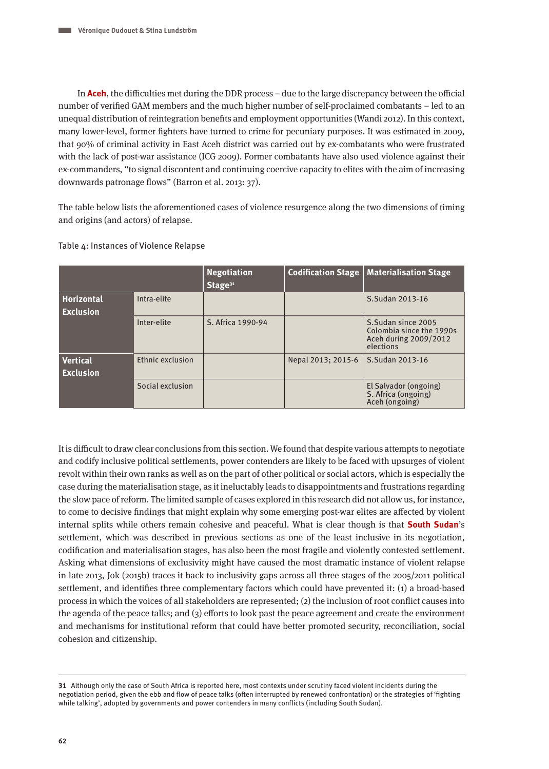In **Aceh**, the difficulties met during the DDR process – due to the large discrepancy between the official number of verified GAM members and the much higher number of self-proclaimed combatants – led to an unequal distribution of reintegration benefits and employment opportunities (Wandi 2012). In this context, many lower-level, former fighters have turned to crime for pecuniary purposes. It was estimated in 2009, that 90% of criminal activity in East Aceh district was carried out by ex-combatants who were frustrated with the lack of post-war assistance (ICG 2009). Former combatants have also used violence against their ex-commanders, "to signal discontent and continuing coercive capacity to elites with the aim of increasing downwards patronage flows" (Barron et al. 2013: 37).

The table below lists the aforementioned cases of violence resurgence along the two dimensions of timing and origins (and actors) of relapse.

Table 4: Instances of Violence Relapse

| | | Negotiation Stage[31] | Codification Stage | Materialisation Stage |
|---|---|---|---|---|
| **Horizontal Exclusion** | Intra-elite | | | S.Sudan 2013-16 |
| | Inter-elite | S. Africa 1990-94 | | S.Sudan since 2005<br>Colombia since the 1990s<br>Aceh during 2009/2012 elections |
| **Vertical Exclusion** | Ethnic exclusion | | Nepal 2013; 2015-6 | S.Sudan 2013-16 |
| | Social exclusion | | | El Salvador (ongoing)<br>S. Africa (ongoing)<br>Aceh (ongoing) |

It is difficult to draw clear conclusions from this section. We found that despite various attempts to negotiate and codify inclusive political settlements, power contenders are likely to be faced with upsurges of violent revolt within their own ranks as well as on the part of other political or social actors, which is especially the case during the materialisation stage, as it ineluctably leads to disappointments and frustrations regarding the slow pace of reform. The limited sample of cases explored in this research did not allow us, for instance, to come to decisive findings that might explain why some emerging post-war elites are affected by violent internal splits while others remain cohesive and peaceful. What is clear though is that **South Sudan**'s settlement, which was described in previous sections as one of the least inclusive in its negotiation, codification and materialisation stages, has also been the most fragile and violently contested settlement. Asking what dimensions of exclusivity might have caused the most dramatic instance of violent relapse in late 2013, Jok (2015b) traces it back to inclusivity gaps across all three stages of the 2005/2011 political settlement, and identifies three complementary factors which could have prevented it: (1) a broad-based process in which the voices of all stakeholders are represented; (2) the inclusion of root conflict causes into the agenda of the peace talks; and (3) efforts to look past the peace agreement and create the environment and mechanisms for institutional reform that could have better promoted security, reconciliation, social cohesion and citizenship.

---

**31** Although only the case of South Africa is reported here, most contexts under scrutiny faced violent incidents during the negotiation period, given the ebb and flow of peace talks (often interrupted by renewed confrontation) or the strategies of 'fighting while talking', adopted by governments and power contenders in many conflicts (including South Sudan).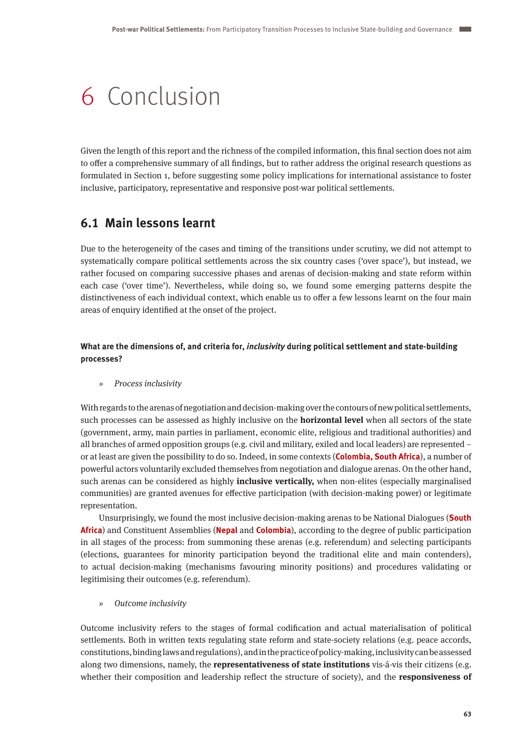// 6 Conclusion

Given the length of this report and the richness of the compiled information, this final section does not aim to offer a comprehensive summary of all findings, but to rather address the original research questions as formulated in Section 1, before suggesting some policy implications for international assistance to foster inclusive, participatory, representative and responsive post-war political settlements.

## 6.1 Main lessons learnt

Due to the heterogeneity of the cases and timing of the transitions under scrutiny, we did not attempt to systematically compare political settlements across the six country cases ('over space'), but instead, we rather focused on comparing successive phases and arenas of decision-making and state reform within each case ('over time'). Nevertheless, while doing so, we found some emerging patterns despite the distinctiveness of each individual context, which enable us to offer a few lessons learnt on the four main areas of enquiry identified at the onset of the project.

**What are the dimensions of, and criteria for, *inclusivity* during political settlement and state-building processes?**

» *Process inclusivity*

With regards to the arenas of negotiation and decision-making over the contours of new political settlements, such processes can be assessed as highly inclusive on the **horizontal level** when all sectors of the state (government, army, main parties in parliament, economic elite, religious and traditional authorities) and all branches of armed opposition groups (e.g. civil and military, exiled and local leaders) are represented – or at least are given the possibility to do so. Indeed, in some contexts (**Colombia, South Africa**), a number of powerful actors voluntarily excluded themselves from negotiation and dialogue arenas. On the other hand, such arenas can be considered as highly **inclusive vertically,** when non-elites (especially marginalised communities) are granted avenues for effective participation (with decision-making power) or legitimate representation.

Unsurprisingly, we found the most inclusive decision-making arenas to be National Dialogues (**South Africa**) and Constituent Assemblies (**Nepal** and **Colombia**), according to the degree of public participation in all stages of the process: from summoning these arenas (e.g. referendum) and selecting participants (elections, guarantees for minority participation beyond the traditional elite and main contenders), to actual decision-making (mechanisms favouring minority positions) and procedures validating or legitimising their outcomes (e.g. referendum).

» *Outcome inclusivity*

Outcome inclusivity refers to the stages of formal codification and actual materialisation of political settlements. Both in written texts regulating state reform and state-society relations (e.g. peace accords, constitutions, binding laws and regulations), and in the practice of policy-making, inclusivity can be assessed along two dimensions, namely, the **representativeness of state institutions** vis-á-vis their citizens (e.g. whether their composition and leadership reflect the structure of society), and the **responsiveness of**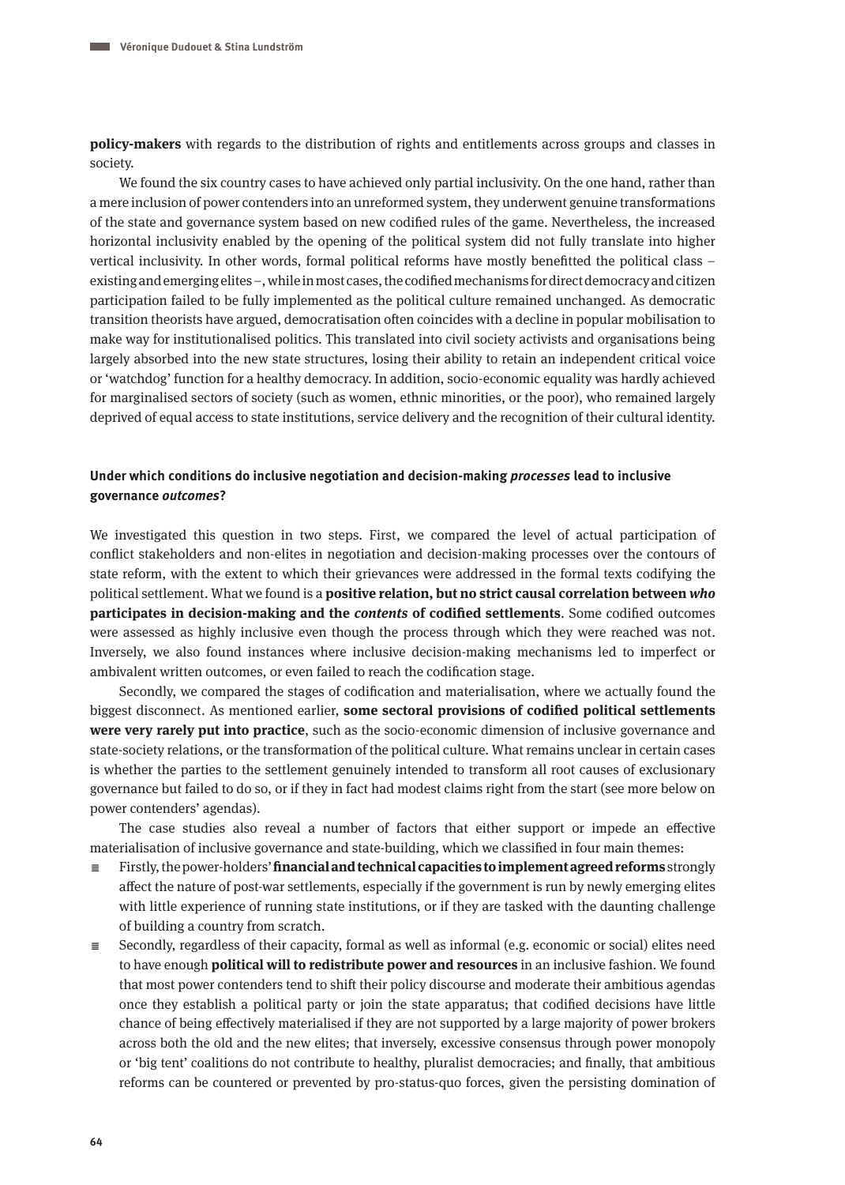**policy-makers** with regards to the distribution of rights and entitlements across groups and classes in society.

We found the six country cases to have achieved only partial inclusivity. On the one hand, rather than a mere inclusion of power contenders into an unreformed system, they underwent genuine transformations of the state and governance system based on new codified rules of the game. Nevertheless, the increased horizontal inclusivity enabled by the opening of the political system did not fully translate into higher vertical inclusivity. In other words, formal political reforms have mostly benefitted the political class – existing and emerging elites –, while in most cases, the codified mechanisms for direct democracy and citizen participation failed to be fully implemented as the political culture remained unchanged. As democratic transition theorists have argued, democratisation often coincides with a decline in popular mobilisation to make way for institutionalised politics. This translated into civil society activists and organisations being largely absorbed into the new state structures, losing their ability to retain an independent critical voice or 'watchdog' function for a healthy democracy. In addition, socio-economic equality was hardly achieved for marginalised sectors of society (such as women, ethnic minorities, or the poor), who remained largely deprived of equal access to state institutions, service delivery and the recognition of their cultural identity.

### Under which conditions do inclusive negotiation and decision-making *processes* lead to inclusive governance *outcomes*?

We investigated this question in two steps. First, we compared the level of actual participation of conflict stakeholders and non-elites in negotiation and decision-making processes over the contours of state reform, with the extent to which their grievances were addressed in the formal texts codifying the political settlement. What we found is a **positive relation, but no strict causal correlation between *who* participates in decision-making and the *contents* of codified settlements**. Some codified outcomes were assessed as highly inclusive even though the process through which they were reached was not. Inversely, we also found instances where inclusive decision-making mechanisms led to imperfect or ambivalent written outcomes, or even failed to reach the codification stage.

Secondly, we compared the stages of codification and materialisation, where we actually found the biggest disconnect. As mentioned earlier, **some sectoral provisions of codified political settlements were very rarely put into practice**, such as the socio-economic dimension of inclusive governance and state-society relations, or the transformation of the political culture. What remains unclear in certain cases is whether the parties to the settlement genuinely intended to transform all root causes of exclusionary governance but failed to do so, or if they in fact had modest claims right from the start (see more below on power contenders' agendas).

The case studies also reveal a number of factors that either support or impede an effective materialisation of inclusive governance and state-building, which we classified in four main themes:

- Firstly, the power-holders' **financial and technical capacities to implement agreed reforms** strongly affect the nature of post-war settlements, especially if the government is run by newly emerging elites with little experience of running state institutions, or if they are tasked with the daunting challenge of building a country from scratch.
- Secondly, regardless of their capacity, formal as well as informal (e.g. economic or social) elites need to have enough **political will to redistribute power and resources** in an inclusive fashion. We found that most power contenders tend to shift their policy discourse and moderate their ambitious agendas once they establish a political party or join the state apparatus; that codified decisions have little chance of being effectively materialised if they are not supported by a large majority of power brokers across both the old and the new elites; that inversely, excessive consensus through power monopoly or 'big tent' coalitions do not contribute to healthy, pluralist democracies; and finally, that ambitious reforms can be countered or prevented by pro-status-quo forces, given the persisting domination of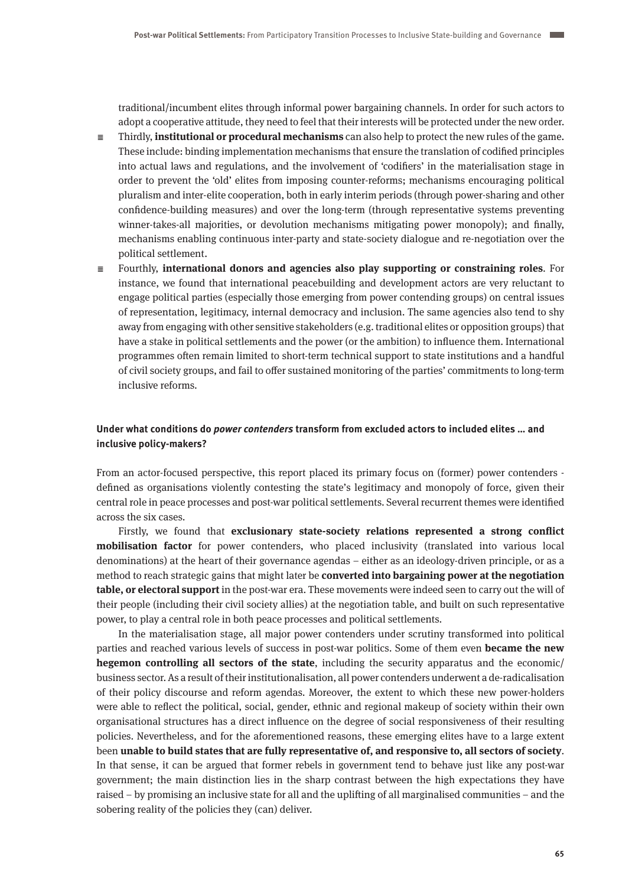traditional/incumbent elites through informal power bargaining channels. In order for such actors to adopt a cooperative attitude, they need to feel that their interests will be protected under the new order.

- Thirdly, **institutional or procedural mechanisms** can also help to protect the new rules of the game. These include: binding implementation mechanisms that ensure the translation of codified principles into actual laws and regulations, and the involvement of 'codifiers' in the materialisation stage in order to prevent the 'old' elites from imposing counter-reforms; mechanisms encouraging political pluralism and inter-elite cooperation, both in early interim periods (through power-sharing and other confidence-building measures) and over the long-term (through representative systems preventing winner-takes-all majorities, or devolution mechanisms mitigating power monopoly); and finally, mechanisms enabling continuous inter-party and state-society dialogue and re-negotiation over the political settlement.
- Fourthly, **international donors and agencies also play supporting or constraining roles**. For instance, we found that international peacebuilding and development actors are very reluctant to engage political parties (especially those emerging from power contending groups) on central issues of representation, legitimacy, internal democracy and inclusion. The same agencies also tend to shy away from engaging with other sensitive stakeholders (e.g. traditional elites or opposition groups) that have a stake in political settlements and the power (or the ambition) to influence them. International programmes often remain limited to short-term technical support to state institutions and a handful of civil society groups, and fail to offer sustained monitoring of the parties' commitments to long-term inclusive reforms.

#### Under what conditions do *power contenders* transform from excluded actors to included elites … and inclusive policy-makers?

From an actor-focused perspective, this report placed its primary focus on (former) power contenders - defined as organisations violently contesting the state's legitimacy and monopoly of force, given their central role in peace processes and post-war political settlements. Several recurrent themes were identified across the six cases.

Firstly, we found that **exclusionary state-society relations represented a strong conflict mobilisation factor** for power contenders, who placed inclusivity (translated into various local denominations) at the heart of their governance agendas – either as an ideology-driven principle, or as a method to reach strategic gains that might later be **converted into bargaining power at the negotiation table, or electoral support** in the post-war era. These movements were indeed seen to carry out the will of their people (including their civil society allies) at the negotiation table, and built on such representative power, to play a central role in both peace processes and political settlements.

In the materialisation stage, all major power contenders under scrutiny transformed into political parties and reached various levels of success in post-war politics. Some of them even **became the new hegemon controlling all sectors of the state**, including the security apparatus and the economic/business sector. As a result of their institutionalisation, all power contenders underwent a de-radicalisation of their policy discourse and reform agendas. Moreover, the extent to which these new power-holders were able to reflect the political, social, gender, ethnic and regional makeup of society within their own organisational structures has a direct influence on the degree of social responsiveness of their resulting policies. Nevertheless, and for the aforementioned reasons, these emerging elites have to a large extent been **unable to build states that are fully representative of, and responsive to, all sectors of society**. In that sense, it can be argued that former rebels in government tend to behave just like any post-war government; the main distinction lies in the sharp contrast between the high expectations they have raised – by promising an inclusive state for all and the uplifting of all marginalised communities – and the sobering reality of the policies they (can) deliver.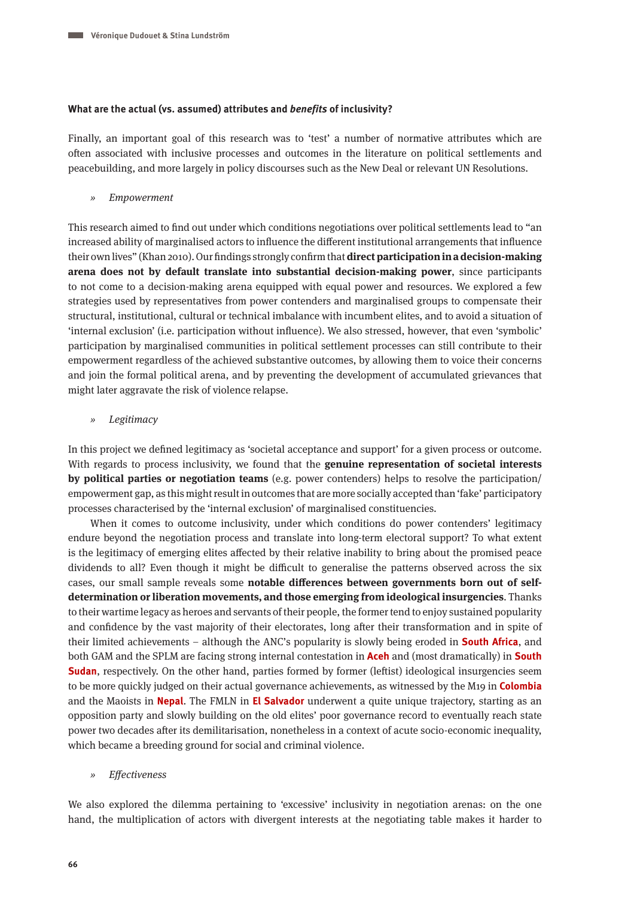### What are the actual (vs. assumed) attributes and *benefits* of inclusivity?

Finally, an important goal of this research was to 'test' a number of normative attributes which are often associated with inclusive processes and outcomes in the literature on political settlements and peacebuilding, and more largely in policy discourses such as the New Deal or relevant UN Resolutions.

» *Empowerment*

This research aimed to find out under which conditions negotiations over political settlements lead to "an increased ability of marginalised actors to influence the different institutional arrangements that influence their own lives" (Khan 2010). Our findings strongly confirm that **direct participation in a decision-making arena does not by default translate into substantial decision-making power**, since participants to not come to a decision-making arena equipped with equal power and resources. We explored a few strategies used by representatives from power contenders and marginalised groups to compensate their structural, institutional, cultural or technical imbalance with incumbent elites, and to avoid a situation of 'internal exclusion' (i.e. participation without influence). We also stressed, however, that even 'symbolic' participation by marginalised communities in political settlement processes can still contribute to their empowerment regardless of the achieved substantive outcomes, by allowing them to voice their concerns and join the formal political arena, and by preventing the development of accumulated grievances that might later aggravate the risk of violence relapse.

» *Legitimacy*

In this project we defined legitimacy as 'societal acceptance and support' for a given process or outcome. With regards to process inclusivity, we found that the **genuine representation of societal interests by political parties or negotiation teams** (e.g. power contenders) helps to resolve the participation/empowerment gap, as this might result in outcomes that are more socially accepted than 'fake' participatory processes characterised by the 'internal exclusion' of marginalised constituencies.

When it comes to outcome inclusivity, under which conditions do power contenders' legitimacy endure beyond the negotiation process and translate into long-term electoral support? To what extent is the legitimacy of emerging elites affected by their relative inability to bring about the promised peace dividends to all? Even though it might be difficult to generalise the patterns observed across the six cases, our small sample reveals some **notable differences between governments born out of self-determination or liberation movements, and those emerging from ideological insurgencies**. Thanks to their wartime legacy as heroes and servants of their people, the former tend to enjoy sustained popularity and confidence by the vast majority of their electorates, long after their transformation and in spite of their limited achievements – although the ANC's popularity is slowly being eroded in **South Africa**, and both GAM and the SPLM are facing strong internal contestation in **Aceh** and (most dramatically) in **South Sudan**, respectively. On the other hand, parties formed by former (leftist) ideological insurgencies seem to be more quickly judged on their actual governance achievements, as witnessed by the M19 in **Colombia** and the Maoists in **Nepal**. The FMLN in **El Salvador** underwent a quite unique trajectory, starting as an opposition party and slowly building on the old elites' poor governance record to eventually reach state power two decades after its demilitarisation, nonetheless in a context of acute socio-economic inequality, which became a breeding ground for social and criminal violence.

» *Effectiveness*

We also explored the dilemma pertaining to 'excessive' inclusivity in negotiation arenas: on the one hand, the multiplication of actors with divergent interests at the negotiating table makes it harder to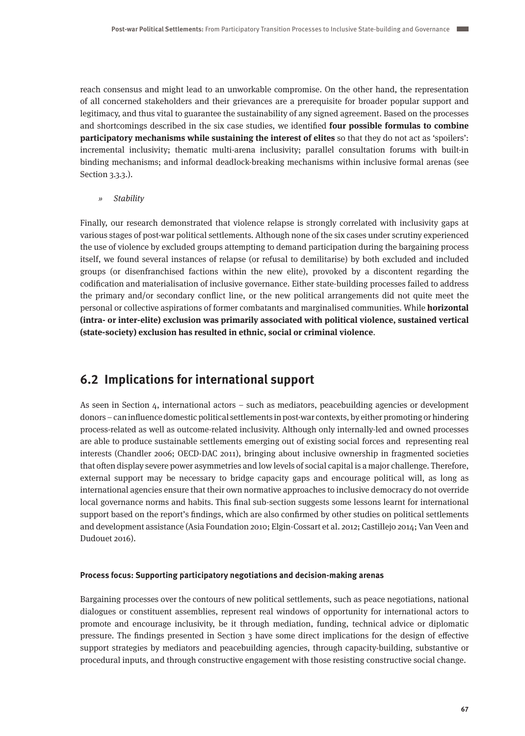reach consensus and might lead to an unworkable compromise. On the other hand, the representation of all concerned stakeholders and their grievances are a prerequisite for broader popular support and legitimacy, and thus vital to guarantee the sustainability of any signed agreement. Based on the processes and shortcomings described in the six case studies, we identified **four possible formulas to combine participatory mechanisms while sustaining the interest of elites** so that they do not act as 'spoilers': incremental inclusivity; thematic multi-arena inclusivity; parallel consultation forums with built-in binding mechanisms; and informal deadlock-breaking mechanisms within inclusive formal arenas (see Section 3.3.3.).

» *Stability*

Finally, our research demonstrated that violence relapse is strongly correlated with inclusivity gaps at various stages of post-war political settlements. Although none of the six cases under scrutiny experienced the use of violence by excluded groups attempting to demand participation during the bargaining process itself, we found several instances of relapse (or refusal to demilitarise) by both excluded and included groups (or disenfranchised factions within the new elite), provoked by a discontent regarding the codification and materialisation of inclusive governance. Either state-building processes failed to address the primary and/or secondary conflict line, or the new political arrangements did not quite meet the personal or collective aspirations of former combatants and marginalised communities. While **horizontal (intra- or inter-elite) exclusion was primarily associated with political violence, sustained vertical (state-society) exclusion has resulted in ethnic, social or criminal violence**.

## 6.2 Implications for international support

As seen in Section 4, international actors – such as mediators, peacebuilding agencies or development donors – can influence domestic political settlements in post-war contexts, by either promoting or hindering process-related as well as outcome-related inclusivity. Although only internally-led and owned processes are able to produce sustainable settlements emerging out of existing social forces and representing real interests (Chandler 2006; OECD-DAC 2011), bringing about inclusive ownership in fragmented societies that often display severe power asymmetries and low levels of social capital is a major challenge. Therefore, external support may be necessary to bridge capacity gaps and encourage political will, as long as international agencies ensure that their own normative approaches to inclusive democracy do not override local governance norms and habits. This final sub-section suggests some lessons learnt for international support based on the report's findings, which are also confirmed by other studies on political settlements and development assistance (Asia Foundation 2010; Elgin-Cossart et al. 2012; Castillejo 2014; Van Veen and Dudouet 2016).

#### Process focus: Supporting participatory negotiations and decision-making arenas

Bargaining processes over the contours of new political settlements, such as peace negotiations, national dialogues or constituent assemblies, represent real windows of opportunity for international actors to promote and encourage inclusivity, be it through mediation, funding, technical advice or diplomatic pressure. The findings presented in Section 3 have some direct implications for the design of effective support strategies by mediators and peacebuilding agencies, through capacity-building, substantive or procedural inputs, and through constructive engagement with those resisting constructive social change.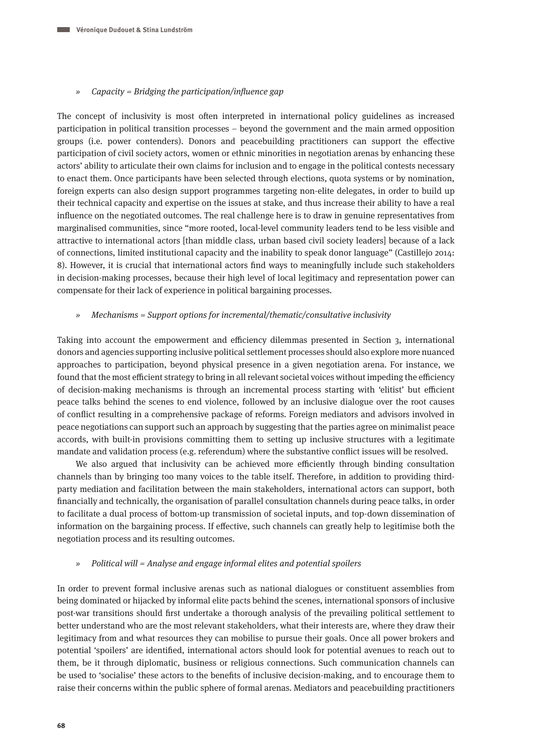» *Capacity = Bridging the participation/influence gap*

The concept of inclusivity is most often interpreted in international policy guidelines as increased participation in political transition processes – beyond the government and the main armed opposition groups (i.e. power contenders). Donors and peacebuilding practitioners can support the effective participation of civil society actors, women or ethnic minorities in negotiation arenas by enhancing these actors' ability to articulate their own claims for inclusion and to engage in the political contests necessary to enact them. Once participants have been selected through elections, quota systems or by nomination, foreign experts can also design support programmes targeting non-elite delegates, in order to build up their technical capacity and expertise on the issues at stake, and thus increase their ability to have a real influence on the negotiated outcomes. The real challenge here is to draw in genuine representatives from marginalised communities, since "more rooted, local-level community leaders tend to be less visible and attractive to international actors [than middle class, urban based civil society leaders] because of a lack of connections, limited institutional capacity and the inability to speak donor language" (Castillejo 2014: 8). However, it is crucial that international actors find ways to meaningfully include such stakeholders in decision-making processes, because their high level of local legitimacy and representation power can compensate for their lack of experience in political bargaining processes.

» *Mechanisms = Support options for incremental/thematic/consultative inclusivity*

Taking into account the empowerment and efficiency dilemmas presented in Section 3, international donors and agencies supporting inclusive political settlement processes should also explore more nuanced approaches to participation, beyond physical presence in a given negotiation arena. For instance, we found that the most efficient strategy to bring in all relevant societal voices without impeding the efficiency of decision-making mechanisms is through an incremental process starting with 'elitist' but efficient peace talks behind the scenes to end violence, followed by an inclusive dialogue over the root causes of conflict resulting in a comprehensive package of reforms. Foreign mediators and advisors involved in peace negotiations can support such an approach by suggesting that the parties agree on minimalist peace accords, with built-in provisions committing them to setting up inclusive structures with a legitimate mandate and validation process (e.g. referendum) where the substantive conflict issues will be resolved.

We also argued that inclusivity can be achieved more efficiently through binding consultation channels than by bringing too many voices to the table itself. Therefore, in addition to providing third-party mediation and facilitation between the main stakeholders, international actors can support, both financially and technically, the organisation of parallel consultation channels during peace talks, in order to facilitate a dual process of bottom-up transmission of societal inputs, and top-down dissemination of information on the bargaining process. If effective, such channels can greatly help to legitimise both the negotiation process and its resulting outcomes.

» *Political will = Analyse and engage informal elites and potential spoilers*

In order to prevent formal inclusive arenas such as national dialogues or constituent assemblies from being dominated or hijacked by informal elite pacts behind the scenes, international sponsors of inclusive post-war transitions should first undertake a thorough analysis of the prevailing political settlement to better understand who are the most relevant stakeholders, what their interests are, where they draw their legitimacy from and what resources they can mobilise to pursue their goals. Once all power brokers and potential 'spoilers' are identified, international actors should look for potential avenues to reach out to them, be it through diplomatic, business or religious connections. Such communication channels can be used to 'socialise' these actors to the benefits of inclusive decision-making, and to encourage them to raise their concerns within the public sphere of formal arenas. Mediators and peacebuilding practitioners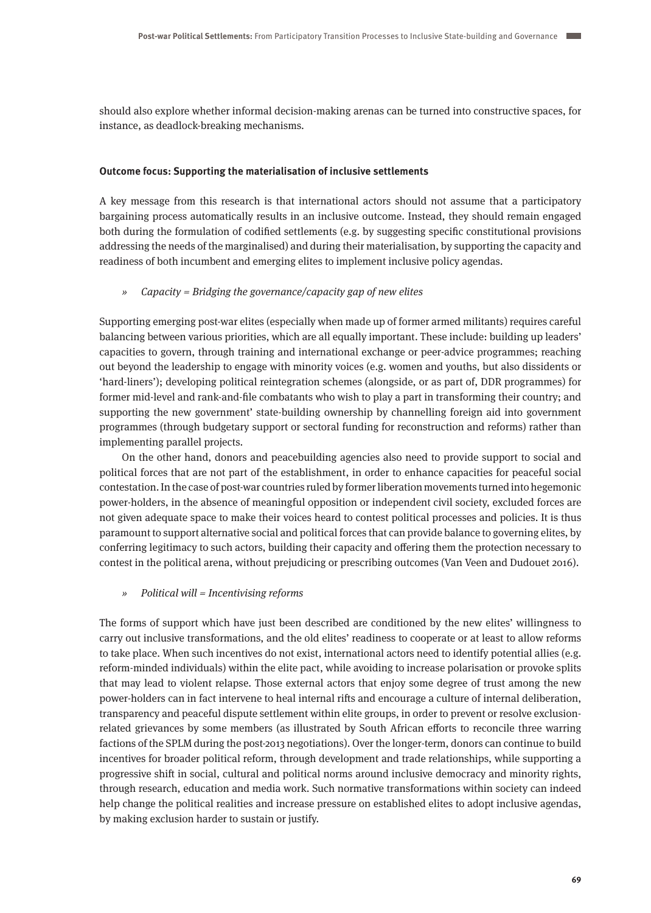should also explore whether informal decision-making arenas can be turned into constructive spaces, for instance, as deadlock-breaking mechanisms.

**Outcome focus: Supporting the materialisation of inclusive settlements**

A key message from this research is that international actors should not assume that a participatory bargaining process automatically results in an inclusive outcome. Instead, they should remain engaged both during the formulation of codified settlements (e.g. by suggesting specific constitutional provisions addressing the needs of the marginalised) and during their materialisation, by supporting the capacity and readiness of both incumbent and emerging elites to implement inclusive policy agendas.

» *Capacity = Bridging the governance/capacity gap of new elites*

Supporting emerging post-war elites (especially when made up of former armed militants) requires careful balancing between various priorities, which are all equally important. These include: building up leaders' capacities to govern, through training and international exchange or peer-advice programmes; reaching out beyond the leadership to engage with minority voices (e.g. women and youths, but also dissidents or 'hard-liners'); developing political reintegration schemes (alongside, or as part of, DDR programmes) for former mid-level and rank-and-file combatants who wish to play a part in transforming their country; and supporting the new government' state-building ownership by channelling foreign aid into government programmes (through budgetary support or sectoral funding for reconstruction and reforms) rather than implementing parallel projects.

On the other hand, donors and peacebuilding agencies also need to provide support to social and political forces that are not part of the establishment, in order to enhance capacities for peaceful social contestation. In the case of post-war countries ruled by former liberation movements turned into hegemonic power-holders, in the absence of meaningful opposition or independent civil society, excluded forces are not given adequate space to make their voices heard to contest political processes and policies. It is thus paramount to support alternative social and political forces that can provide balance to governing elites, by conferring legitimacy to such actors, building their capacity and offering them the protection necessary to contest in the political arena, without prejudicing or prescribing outcomes (Van Veen and Dudouet 2016).

» *Political will = Incentivising reforms*

The forms of support which have just been described are conditioned by the new elites' willingness to carry out inclusive transformations, and the old elites' readiness to cooperate or at least to allow reforms to take place. When such incentives do not exist, international actors need to identify potential allies (e.g. reform-minded individuals) within the elite pact, while avoiding to increase polarisation or provoke splits that may lead to violent relapse. Those external actors that enjoy some degree of trust among the new power-holders can in fact intervene to heal internal rifts and encourage a culture of internal deliberation, transparency and peaceful dispute settlement within elite groups, in order to prevent or resolve exclusion-related grievances by some members (as illustrated by South African efforts to reconcile three warring factions of the SPLM during the post-2013 negotiations). Over the longer-term, donors can continue to build incentives for broader political reform, through development and trade relationships, while supporting a progressive shift in social, cultural and political norms around inclusive democracy and minority rights, through research, education and media work. Such normative transformations within society can indeed help change the political realities and increase pressure on established elites to adopt inclusive agendas, by making exclusion harder to sustain or justify.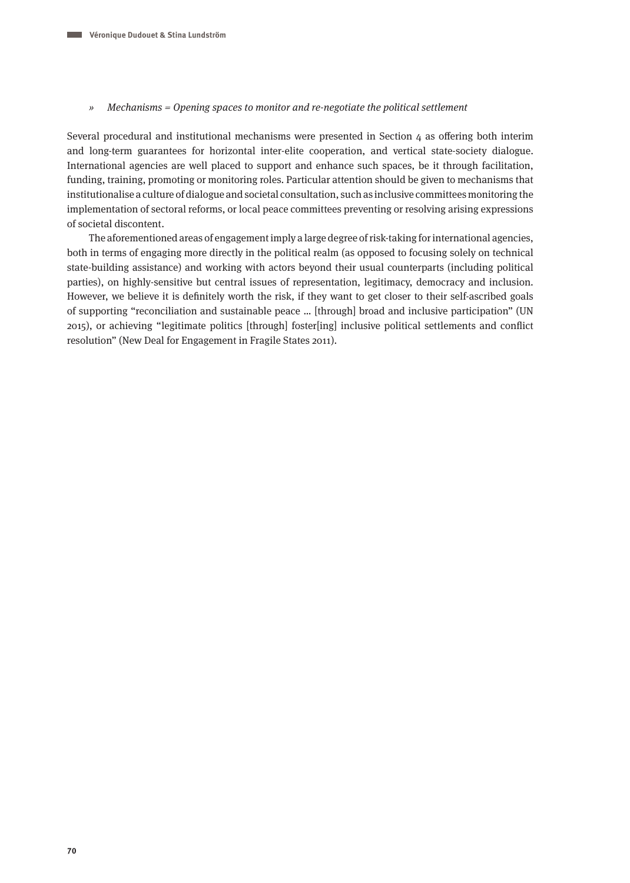» *Mechanisms = Opening spaces to monitor and re-negotiate the political settlement*

Several procedural and institutional mechanisms were presented in Section 4 as offering both interim and long-term guarantees for horizontal inter-elite cooperation, and vertical state-society dialogue. International agencies are well placed to support and enhance such spaces, be it through facilitation, funding, training, promoting or monitoring roles. Particular attention should be given to mechanisms that institutionalise a culture of dialogue and societal consultation, such as inclusive committees monitoring the implementation of sectoral reforms, or local peace committees preventing or resolving arising expressions of societal discontent.

The aforementioned areas of engagement imply a large degree of risk-taking for international agencies, both in terms of engaging more directly in the political realm (as opposed to focusing solely on technical state-building assistance) and working with actors beyond their usual counterparts (including political parties), on highly-sensitive but central issues of representation, legitimacy, democracy and inclusion. However, we believe it is definitely worth the risk, if they want to get closer to their self-ascribed goals of supporting "reconciliation and sustainable peace … [through] broad and inclusive participation" (UN 2015), or achieving "legitimate politics [through] foster[ing] inclusive political settlements and conflict resolution" (New Deal for Engagement in Fragile States 2011).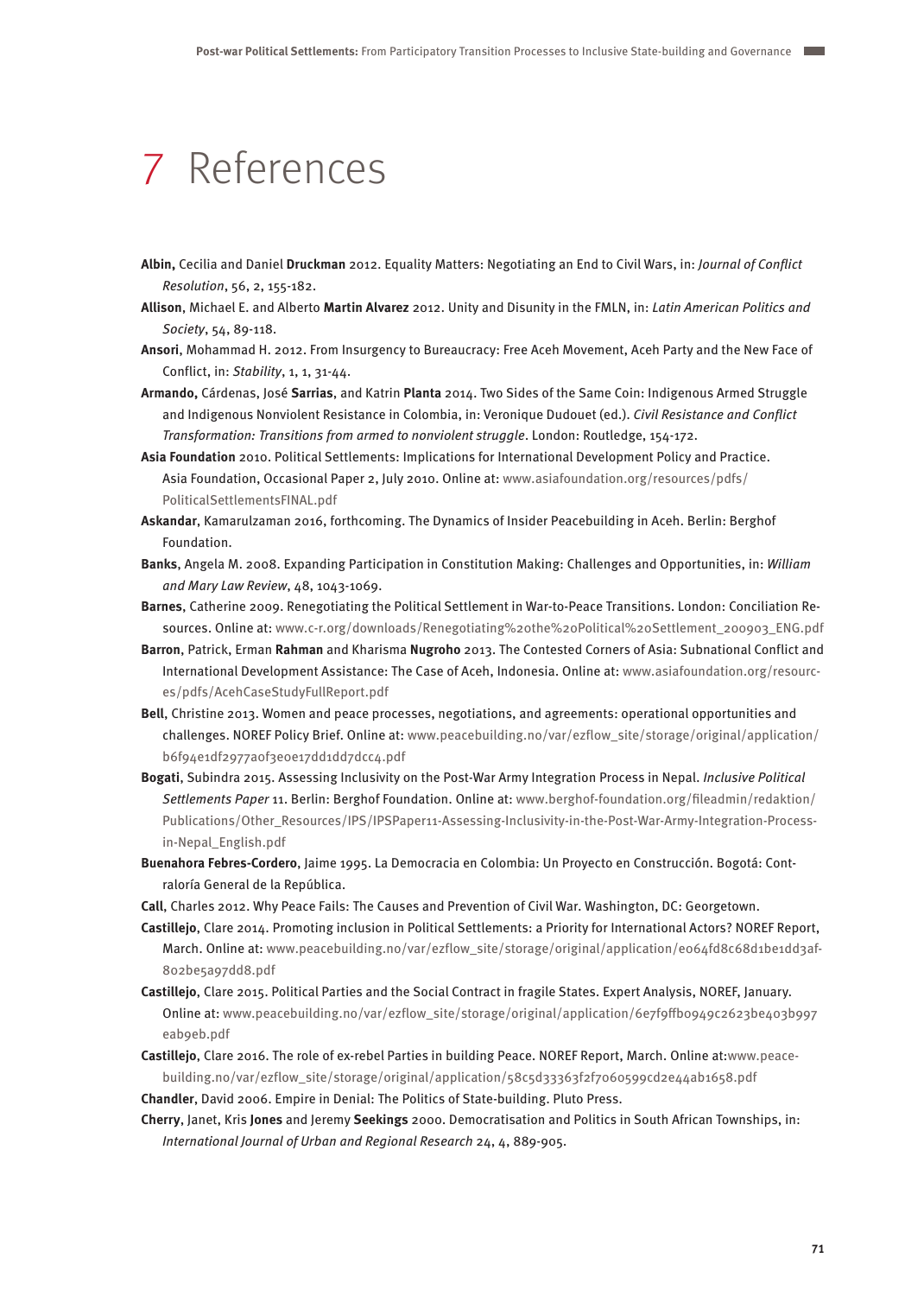# 7 References

**Albin,** Cecilia and Daniel **Druckman** 2012. Equality Matters: Negotiating an End to Civil Wars, in: *Journal of Conflict Resolution*, 56, 2, 155-182.

**Allison**, Michael E. and Alberto **Martin Alvarez** 2012. Unity and Disunity in the FMLN, in: *Latin American Politics and Society*, 54, 89-118.

**Ansori**, Mohammad H. 2012. From Insurgency to Bureaucracy: Free Aceh Movement, Aceh Party and the New Face of Conflict, in: *Stability*, 1, 1, 31-44.

**Armando,** Cárdenas, José **Sarrias**, and Katrin **Planta** 2014. Two Sides of the Same Coin: Indigenous Armed Struggle and Indigenous Nonviolent Resistance in Colombia, in: Veronique Dudouet (ed.). *Civil Resistance and Conflict Transformation: Transitions from armed to nonviolent struggle*. London: Routledge, 154-172.

**Asia Foundation** 2010. Political Settlements: Implications for International Development Policy and Practice. Asia Foundation, Occasional Paper 2, July 2010. Online at: www.asiafoundation.org/resources/pdfs/PoliticalSettlementsFINAL.pdf

**Askandar**, Kamarulzaman 2016, forthcoming. The Dynamics of Insider Peacebuilding in Aceh. Berlin: Berghof Foundation.

**Banks**, Angela M. 2008. Expanding Participation in Constitution Making: Challenges and Opportunities, in: *William and Mary Law Review*, 48, 1043-1069.

**Barnes**, Catherine 2009. Renegotiating the Political Settlement in War-to-Peace Transitions. London: Conciliation Resources. Online at: www.c-r.org/downloads/Renegotiating%20the%20Political%20Settlement_200903_ENG.pdf

**Barron**, Patrick, Erman **Rahman** and Kharisma **Nugroho** 2013. The Contested Corners of Asia: Subnational Conflict and International Development Assistance: The Case of Aceh, Indonesia. Online at: www.asiafoundation.org/resources/pdfs/AcehCaseStudyFullReport.pdf

**Bell**, Christine 2013. Women and peace processes, negotiations, and agreements: operational opportunities and challenges. NOREF Policy Brief. Online at: www.peacebuilding.no/var/ezflow_site/storage/original/application/b6f94e1df2977a0f3e0e17dd1dd7dcc4.pdf

**Bogati**, Subindra 2015. Assessing Inclusivity on the Post-War Army Integration Process in Nepal. *Inclusive Political Settlements Paper* 11. Berlin: Berghof Foundation. Online at: www.berghof-foundation.org/fileadmin/redaktion/Publications/Other_Resources/IPS/IPSPaper11-Assessing-Inclusivity-in-the-Post-War-Army-Integration-Process-in-Nepal_English.pdf

**Buenahora Febres-Cordero**, Jaime 1995. La Democracia en Colombia: Un Proyecto en Construcción. Bogotá: Contraloría General de la República.

**Call**, Charles 2012. Why Peace Fails: The Causes and Prevention of Civil War. Washington, DC: Georgetown.

**Castillejo**, Clare 2014. Promoting inclusion in Political Settlements: a Priority for International Actors? NOREF Report, March. Online at: www.peacebuilding.no/var/ezflow_site/storage/original/application/e064fd8c68d1be1dd3af802be5a97dd8.pdf

**Castillejo**, Clare 2015. Political Parties and the Social Contract in fragile States. Expert Analysis, NOREF, January. Online at: www.peacebuilding.no/var/ezflow_site/storage/original/application/6e7f9ffb0949c2623be403b997eab9eb.pdf

**Castillejo**, Clare 2016. The role of ex-rebel Parties in building Peace. NOREF Report, March. Online at:www.peacebuilding.no/var/ezflow_site/storage/original/application/58c5d33363f2f7060599cd2e44ab1658.pdf

**Chandler**, David 2006. Empire in Denial: The Politics of State-building. Pluto Press.

**Cherry**, Janet, Kris **Jones** and Jeremy **Seekings** 2000. Democratisation and Politics in South African Townships, in: *International Journal of Urban and Regional Research* 24, 4, 889-905.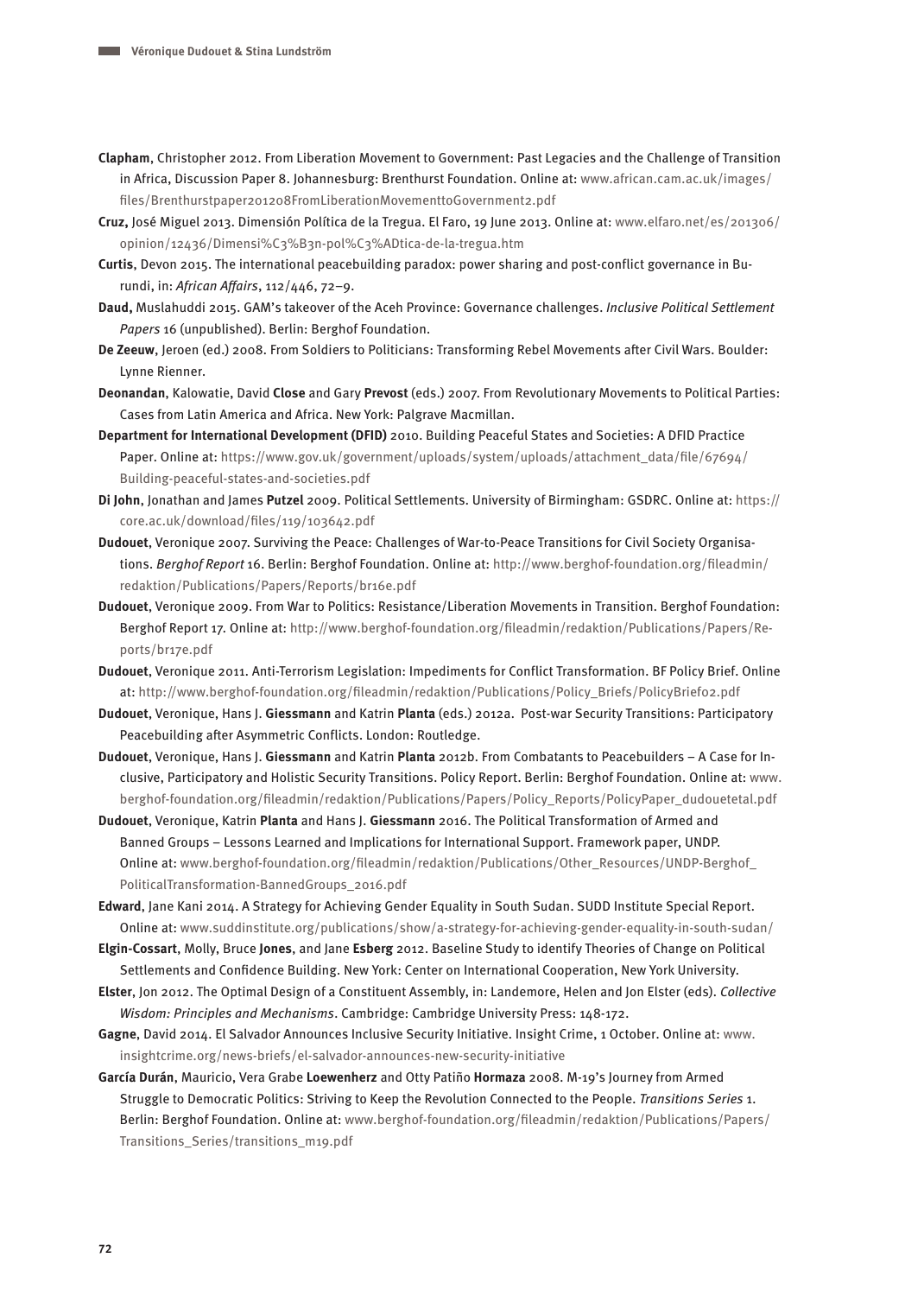**Clapham**, Christopher 2012. From Liberation Movement to Government: Past Legacies and the Challenge of Transition in Africa, Discussion Paper 8. Johannesburg: Brenthurst Foundation. Online at: www.african.cam.ac.uk/images/files/Brenthurstpaper201208FromLiberationMovementtoGovernment2.pdf

**Cruz,** José Miguel 2013. Dimensión Política de la Tregua. El Faro, 19 June 2013. Online at: www.elfaro.net/es/201306/opinion/12436/Dimensi%C3%B3n-pol%C3%ADtica-de-la-tregua.htm

**Curtis**, Devon 2015. The international peacebuilding paradox: power sharing and post-conflict governance in Burundi, in: *African Affairs*, 112/446, 72–9.

**Daud,** Muslahuddi 2015. GAM's takeover of the Aceh Province: Governance challenges. *Inclusive Political Settlement Papers* 16 (unpublished). Berlin: Berghof Foundation.

**De Zeeuw**, Jeroen (ed.) 2008. From Soldiers to Politicians: Transforming Rebel Movements after Civil Wars. Boulder: Lynne Rienner.

**Deonandan**, Kalowatie, David **Close** and Gary **Prevost** (eds.) 2007. From Revolutionary Movements to Political Parties: Cases from Latin America and Africa. New York: Palgrave Macmillan.

**Department for International Development (DFID)** 2010. Building Peaceful States and Societies: A DFID Practice Paper. Online at: https://www.gov.uk/government/uploads/system/uploads/attachment_data/file/67694/Building-peaceful-states-and-societies.pdf

**Di John**, Jonathan and James **Putzel** 2009. Political Settlements. University of Birmingham: GSDRC. Online at: https://core.ac.uk/download/files/119/103642.pdf

**Dudouet**, Veronique 2007. Surviving the Peace: Challenges of War-to-Peace Transitions for Civil Society Organisations. *Berghof Report* 16. Berlin: Berghof Foundation. Online at: http://www.berghof-foundation.org/fileadmin/redaktion/Publications/Papers/Reports/br16e.pdf

**Dudouet**, Veronique 2009. From War to Politics: Resistance/Liberation Movements in Transition. Berghof Foundation: Berghof Report 17. Online at: http://www.berghof-foundation.org/fileadmin/redaktion/Publications/Papers/Reports/br17e.pdf

**Dudouet**, Veronique 2011. Anti-Terrorism Legislation: Impediments for Conflict Transformation. BF Policy Brief. Online at: http://www.berghof-foundation.org/fileadmin/redaktion/Publications/Policy_Briefs/PolicyBrief02.pdf

**Dudouet**, Veronique, Hans J. **Giessmann** and Katrin **Planta** (eds.) 2012a. Post-war Security Transitions: Participatory Peacebuilding after Asymmetric Conflicts. London: Routledge.

**Dudouet**, Veronique, Hans J. **Giessmann** and Katrin **Planta** 2012b. From Combatants to Peacebuilders – A Case for Inclusive, Participatory and Holistic Security Transitions. Policy Report. Berlin: Berghof Foundation. Online at: www.berghof-foundation.org/fileadmin/redaktion/Publications/Papers/Policy_Reports/PolicyPaper_dudouetetal.pdf

**Dudouet**, Veronique, Katrin **Planta** and Hans J. **Giessmann** 2016. The Political Transformation of Armed and Banned Groups – Lessons Learned and Implications for International Support. Framework paper, UNDP. Online at: www.berghof-foundation.org/fileadmin/redaktion/Publications/Other_Resources/UNDP-Berghof_PoliticalTransformation-BannedGroups_2016.pdf

**Edward**, Jane Kani 2014. A Strategy for Achieving Gender Equality in South Sudan. SUDD Institute Special Report. Online at: www.suddinstitute.org/publications/show/a-strategy-for-achieving-gender-equality-in-south-sudan/

**Elgin-Cossart**, Molly, Bruce **Jones**, and Jane **Esberg** 2012. Baseline Study to identify Theories of Change on Political Settlements and Confidence Building. New York: Center on International Cooperation, New York University.

**Elster**, Jon 2012. The Optimal Design of a Constituent Assembly, in: Landemore, Helen and Jon Elster (eds). *Collective Wisdom: Principles and Mechanisms*. Cambridge: Cambridge University Press: 148-172.

**Gagne**, David 2014. El Salvador Announces Inclusive Security Initiative. Insight Crime, 1 October. Online at: www.insightcrime.org/news-briefs/el-salvador-announces-new-security-initiative

**García Durán**, Mauricio, Vera Grabe **Loewenherz** and Otty Patiño **Hormaza** 2008. M-19's Journey from Armed Struggle to Democratic Politics: Striving to Keep the Revolution Connected to the People. *Transitions Series* 1. Berlin: Berghof Foundation. Online at: www.berghof-foundation.org/fileadmin/redaktion/Publications/Papers/Transitions_Series/transitions_m19.pdf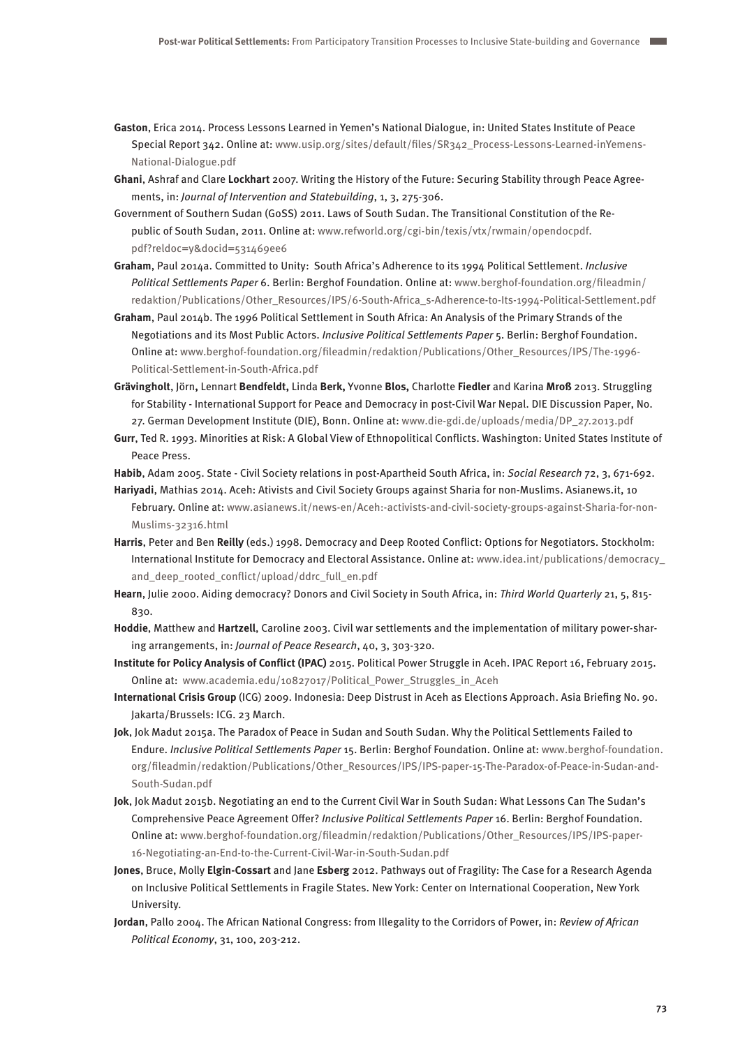**Gaston**, Erica 2014. Process Lessons Learned in Yemen's National Dialogue, in: United States Institute of Peace Special Report 342. Online at: www.usip.org/sites/default/files/SR342_Process-Lessons-Learned-inYemens-National-Dialogue.pdf

**Ghani**, Ashraf and Clare **Lockhart** 2007. Writing the History of the Future: Securing Stability through Peace Agreements, in: *Journal of Intervention and Statebuilding*, 1, 3, 275-306.

Government of Southern Sudan (GoSS) 2011. Laws of South Sudan. The Transitional Constitution of the Republic of South Sudan, 2011. Online at: www.refworld.org/cgi-bin/texis/vtx/rwmain/opendocpdf.pdf?reldoc=y&docid=531469ee6

**Graham**, Paul 2014a. Committed to Unity: South Africa's Adherence to its 1994 Political Settlement. *Inclusive Political Settlements Paper* 6. Berlin: Berghof Foundation. Online at: www.berghof-foundation.org/fileadmin/redaktion/Publications/Other_Resources/IPS/6-South-Africa_s-Adherence-to-Its-1994-Political-Settlement.pdf

**Graham**, Paul 2014b. The 1996 Political Settlement in South Africa: An Analysis of the Primary Strands of the Negotiations and its Most Public Actors. *Inclusive Political Settlements Paper* 5. Berlin: Berghof Foundation. Online at: www.berghof-foundation.org/fileadmin/redaktion/Publications/Other_Resources/IPS/The-1996-Political-Settlement-in-South-Africa.pdf

**Grävingholt**, Jörn**,** Lennart **Bendfeldt,** Linda **Berk,** Yvonne **Blos,** Charlotte **Fiedler** and Karina **Mroß** 2013. Struggling for Stability - International Support for Peace and Democracy in post-Civil War Nepal. DIE Discussion Paper, No. 27. German Development Institute (DIE), Bonn. Online at: www.die-gdi.de/uploads/media/DP_27.2013.pdf

**Gurr**, Ted R. 1993. Minorities at Risk: A Global View of Ethnopolitical Conflicts. Washington: United States Institute of Peace Press.

**Habib**, Adam 2005. State - Civil Society relations in post-Apartheid South Africa, in: *Social Research* 72, 3, 671-692.

**Hariyadi**, Mathias 2014. Aceh: Ativists and Civil Society Groups against Sharia for non-Muslims. Asianews.it, 10 February. Online at: www.asianews.it/news-en/Aceh:-activists-and-civil-society-groups-against-Sharia-for-non-Muslims-32316.html

**Harris**, Peter and Ben **Reilly** (eds.) 1998. Democracy and Deep Rooted Conflict: Options for Negotiators. Stockholm: International Institute for Democracy and Electoral Assistance. Online at: www.idea.int/publications/democracy_and_deep_rooted_conflict/upload/ddrc_full_en.pdf

**Hearn**, Julie 2000. Aiding democracy? Donors and Civil Society in South Africa, in: *Third World Quarterly* 21, 5, 815-830.

**Hoddie**, Matthew and **Hartzell**, Caroline 2003. Civil war settlements and the implementation of military power-sharing arrangements, in: *Journal of Peace Research*, 40, 3, 303-320.

**Institute for Policy Analysis of Conflict (IPAC)** 2015. Political Power Struggle in Aceh. IPAC Report 16, February 2015. Online at: www.academia.edu/10827017/Political_Power_Struggles_in_Aceh

**International Crisis Group** (ICG) 2009. Indonesia: Deep Distrust in Aceh as Elections Approach. Asia Briefing No. 90. Jakarta/Brussels: ICG. 23 March.

**Jok**, Jok Madut 2015a. The Paradox of Peace in Sudan and South Sudan. Why the Political Settlements Failed to Endure. *Inclusive Political Settlements Paper* 15. Berlin: Berghof Foundation. Online at: www.berghof-foundation.org/fileadmin/redaktion/Publications/Other_Resources/IPS/IPS-paper-15-The-Paradox-of-Peace-in-Sudan-and-South-Sudan.pdf

**Jok**, Jok Madut 2015b. Negotiating an end to the Current Civil War in South Sudan: What Lessons Can The Sudan's Comprehensive Peace Agreement Offer? *Inclusive Political Settlements Paper* 16. Berlin: Berghof Foundation. Online at: www.berghof-foundation.org/fileadmin/redaktion/Publications/Other_Resources/IPS/IPS-paper-16-Negotiating-an-End-to-the-Current-Civil-War-in-South-Sudan.pdf

**Jones**, Bruce, Molly **Elgin-Cossart** and Jane **Esberg** 2012. Pathways out of Fragility: The Case for a Research Agenda on Inclusive Political Settlements in Fragile States. New York: Center on International Cooperation, New York University.

**Jordan**, Pallo 2004. The African National Congress: from Illegality to the Corridors of Power, in: *Review of African Political Economy*, 31, 100, 203-212.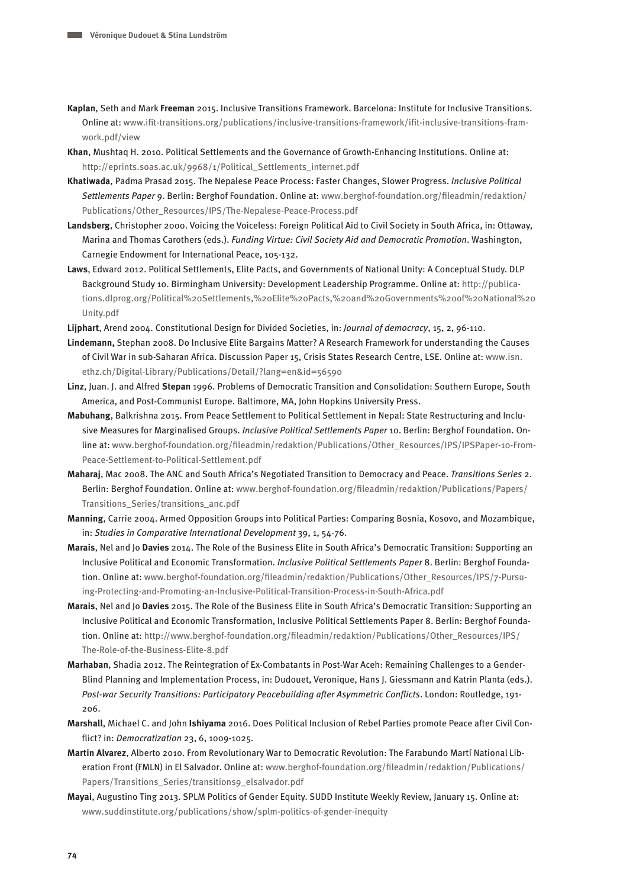**Kaplan**, Seth and Mark **Freeman** 2015. Inclusive Transitions Framework. Barcelona: Institute for Inclusive Transitions. Online at: www.ifit-transitions.org/publications/inclusive-transitions-framework/ifit-inclusive-transitions-framwork.pdf/view

**Khan**, Mushtaq H. 2010. Political Settlements and the Governance of Growth-Enhancing Institutions. Online at: http://eprints.soas.ac.uk/9968/1/Political_Settlements_internet.pdf

**Khatiwada**, Padma Prasad 2015. The Nepalese Peace Process: Faster Changes, Slower Progress. *Inclusive Political Settlements Paper 9*. Berlin: Berghof Foundation. Online at: www.berghof-foundation.org/fileadmin/redaktion/Publications/Other_Resources/IPS/The-Nepalese-Peace-Process.pdf

**Landsberg**, Christopher 2000. Voicing the Voiceless: Foreign Political Aid to Civil Society in South Africa, in: Ottaway, Marina and Thomas Carothers (eds.). *Funding Virtue: Civil Society Aid and Democratic Promotion*. Washington, Carnegie Endowment for International Peace, 105-132.

**Laws**, Edward 2012. Political Settlements, Elite Pacts, and Governments of National Unity: A Conceptual Study. DLP Background Study 10. Birmingham University: Development Leadership Programme. Online at: http://publications.dlprog.org/Political%20Settlements,%20Elite%20Pacts,%20and%20Governments%20of%20National%20Unity.pdf

**Lijphart**, Arend 2004. Constitutional Design for Divided Societies, in: *Journal of democracy*, 15, 2, 96-110.

**Lindemann,** Stephan 2008. Do Inclusive Elite Bargains Matter? A Research Framework for understanding the Causes of Civil War in sub-Saharan Africa. Discussion Paper 15, Crisis States Research Centre, LSE. Online at: www.isn.ethz.ch/Digital-Library/Publications/Detail/?lang=en&id=56590

**Linz**, Juan. J. and Alfred **Stepan** 1996. Problems of Democratic Transition and Consolidation: Southern Europe, South America, and Post-Communist Europe. Baltimore, MA, John Hopkins University Press.

**Mabuhang**, Balkrishna 2015. From Peace Settlement to Political Settlement in Nepal: State Restructuring and Inclusive Measures for Marginalised Groups. *Inclusive Political Settlements Paper* 10. Berlin: Berghof Foundation. Online at: www.berghof-foundation.org/fileadmin/redaktion/Publications/Other_Resources/IPS/IPSPaper-10-From-Peace-Settlement-to-Political-Settlement.pdf

**Maharaj**, Mac 2008. The ANC and South Africa's Negotiated Transition to Democracy and Peace. *Transitions Series* 2. Berlin: Berghof Foundation. Online at: www.berghof-foundation.org/fileadmin/redaktion/Publications/Papers/Transitions_Series/transitions_anc.pdf

**Manning**, Carrie 2004. Armed Opposition Groups into Political Parties: Comparing Bosnia, Kosovo, and Mozambique, in: *Studies in Comparative International Development* 39, 1, 54-76.

**Marais**, Nel and Jo **Davies** 2014. The Role of the Business Elite in South Africa's Democratic Transition: Supporting an Inclusive Political and Economic Transformation. *Inclusive Political Settlements Paper* 8. Berlin: Berghof Foundation. Online at: www.berghof-foundation.org/fileadmin/redaktion/Publications/Other_Resources/IPS/7-Pursuing-Protecting-and-Promoting-an-Inclusive-Political-Transition-Process-in-South-Africa.pdf

**Marais**, Nel and Jo **Davies** 2015. The Role of the Business Elite in South Africa's Democratic Transition: Supporting an Inclusive Political and Economic Transformation, Inclusive Political Settlements Paper 8. Berlin: Berghof Foundation. Online at: http://www.berghof-foundation.org/fileadmin/redaktion/Publications/Other_Resources/IPS/The-Role-of-the-Business-Elite-8.pdf

**Marhaban**, Shadia 2012. The Reintegration of Ex-Combatants in Post-War Aceh: Remaining Challenges to a Gender-Blind Planning and Implementation Process, in: Dudouet, Veronique, Hans J. Giessmann and Katrin Planta (eds.). *Post-war Security Transitions: Participatory Peacebuilding after Asymmetric Conflicts*. London: Routledge, 191-206.

**Marshall**, Michael C. and John **Ishiyama** 2016. Does Political Inclusion of Rebel Parties promote Peace after Civil Conflict? in: *Democratization* 23, 6, 1009-1025.

**Martin Alvarez**, Alberto 2010. From Revolutionary War to Democratic Revolution: The Farabundo Martí National Liberation Front (FMLN) in El Salvador. Online at: www.berghof-foundation.org/fileadmin/redaktion/Publications/Papers/Transitions_Series/transitions9_elsalvador.pdf

**Mayai**, Augustino Ting 2013. SPLM Politics of Gender Equity. SUDD Institute Weekly Review, January 15. Online at: www.suddinstitute.org/publications/show/splm-politics-of-gender-inequity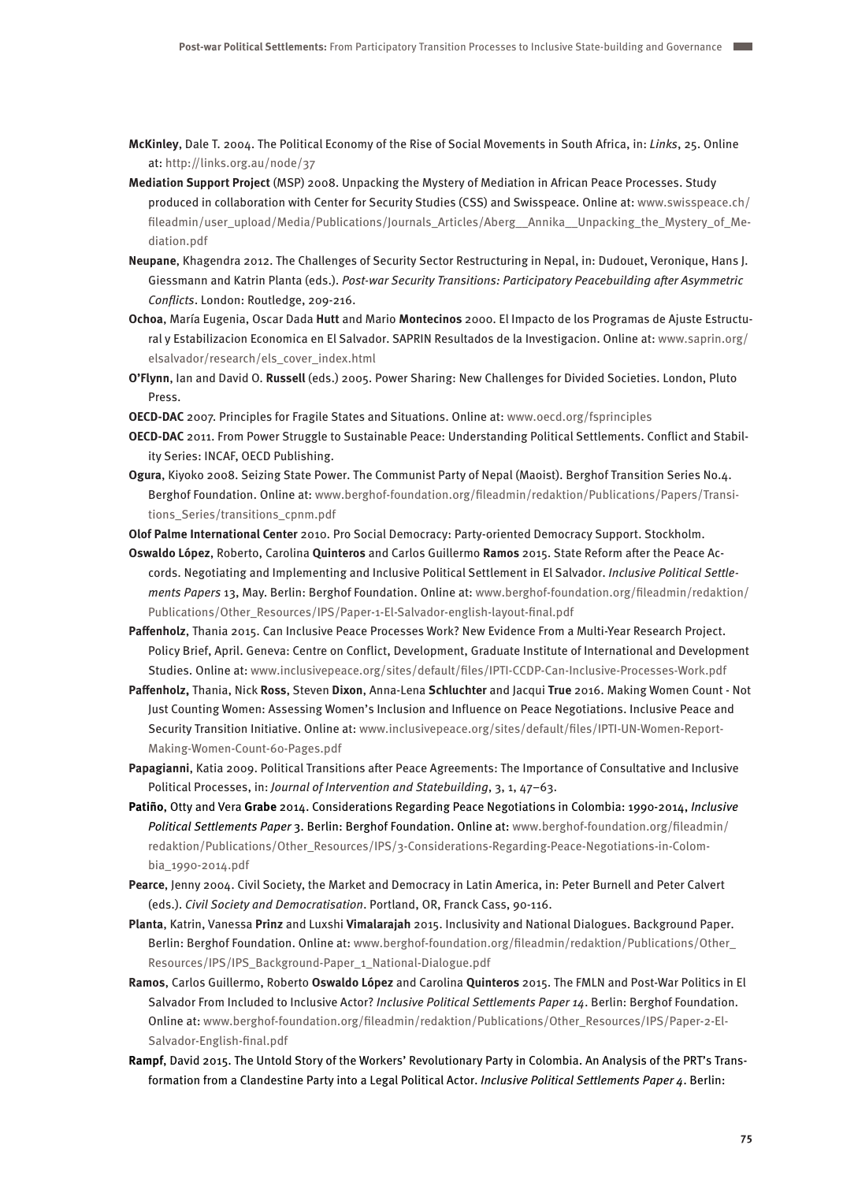**McKinley**, Dale T. 2004. The Political Economy of the Rise of Social Movements in South Africa, in: *Links*, 25. Online at: http://links.org.au/node/37

**Mediation Support Project** (MSP) 2008. Unpacking the Mystery of Mediation in African Peace Processes. Study produced in collaboration with Center for Security Studies (CSS) and Swisspeace. Online at: www.swisspeace.ch/fileadmin/user_upload/Media/Publications/Journals_Articles/Aberg__Annika__Unpacking_the_Mystery_of_Mediation.pdf

**Neupane**, Khagendra 2012. The Challenges of Security Sector Restructuring in Nepal, in: Dudouet, Veronique, Hans J. Giessmann and Katrin Planta (eds.). *Post-war Security Transitions: Participatory Peacebuilding after Asymmetric Conflicts*. London: Routledge, 209-216.

**Ochoa**, María Eugenia, Oscar Dada **Hutt** and Mario **Montecinos** 2000. El Impacto de los Programas de Ajuste Estructural y Estabilizacion Economica en El Salvador. SAPRIN Resultados de la Investigacion. Online at: www.saprin.org/elsalvador/research/els_cover_index.html

**O'Flynn**, Ian and David O. **Russell** (eds.) 2005. Power Sharing: New Challenges for Divided Societies. London, Pluto Press.

**OECD-DAC** 2007. Principles for Fragile States and Situations. Online at: www.oecd.org/fsprinciples

**OECD-DAC** 2011. From Power Struggle to Sustainable Peace: Understanding Political Settlements. Conflict and Stability Series: INCAF, OECD Publishing.

**Ogura**, Kiyoko 2008. Seizing State Power. The Communist Party of Nepal (Maoist). Berghof Transition Series No.4. Berghof Foundation. Online at: www.berghof-foundation.org/fileadmin/redaktion/Publications/Papers/Transitions_Series/transitions_cpnm.pdf

**Olof Palme International Center** 2010. Pro Social Democracy: Party-oriented Democracy Support. Stockholm.

**Oswaldo López**, Roberto, Carolina **Quinteros** and Carlos Guillermo **Ramos** 2015. State Reform after the Peace Accords. Negotiating and Implementing and Inclusive Political Settlement in El Salvador. *Inclusive Political Settlements Papers* 13, May. Berlin: Berghof Foundation. Online at: www.berghof-foundation.org/fileadmin/redaktion/Publications/Other_Resources/IPS/Paper-1-El-Salvador-english-layout-final.pdf

**Paffenholz**, Thania 2015. Can Inclusive Peace Processes Work? New Evidence From a Multi-Year Research Project. Policy Brief, April. Geneva: Centre on Conflict, Development, Graduate Institute of International and Development Studies. Online at: www.inclusivepeace.org/sites/default/files/IPTI-CCDP-Can-Inclusive-Processes-Work.pdf

**Paffenholz,** Thania, Nick **Ross**, Steven **Dixon**, Anna-Lena **Schluchter** and Jacqui **True** 2016. Making Women Count - Not Just Counting Women: Assessing Women's Inclusion and Influence on Peace Negotiations. Inclusive Peace and Security Transition Initiative. Online at: www.inclusivepeace.org/sites/default/files/IPTI-UN-Women-Report-Making-Women-Count-60-Pages.pdf

**Papagianni**, Katia 2009. Political Transitions after Peace Agreements: The Importance of Consultative and Inclusive Political Processes, in: *Journal of Intervention and Statebuilding*, 3, 1, 47–63.

**Patiño**, Otty and Vera **Grabe** 2014. Considerations Regarding Peace Negotiations in Colombia: 1990-2014, *Inclusive Political Settlements Paper* 3. Berlin: Berghof Foundation. Online at: www.berghof-foundation.org/fileadmin/redaktion/Publications/Other_Resources/IPS/3-Considerations-Regarding-Peace-Negotiations-in-Colombia_1990-2014.pdf

**Pearce**, Jenny 2004. Civil Society, the Market and Democracy in Latin America, in: Peter Burnell and Peter Calvert (eds.). *Civil Society and Democratisation*. Portland, OR, Franck Cass, 90-116.

**Planta**, Katrin, Vanessa **Prinz** and Luxshi **Vimalarajah** 2015. Inclusivity and National Dialogues. Background Paper. Berlin: Berghof Foundation. Online at: www.berghof-foundation.org/fileadmin/redaktion/Publications/Other_Resources/IPS/IPS_Background-Paper_1_National-Dialogue.pdf

**Ramos**, Carlos Guillermo, Roberto **Oswaldo López** and Carolina **Quinteros** 2015. The FMLN and Post-War Politics in El Salvador From Included to Inclusive Actor? *Inclusive Political Settlements Paper 14*. Berlin: Berghof Foundation. Online at: www.berghof-foundation.org/fileadmin/redaktion/Publications/Other_Resources/IPS/Paper-2-El-Salvador-English-final.pdf

**Rampf**, David 2015. The Untold Story of the Workers' Revolutionary Party in Colombia. An Analysis of the PRT's Transformation from a Clandestine Party into a Legal Political Actor. *Inclusive Political Settlements Paper 4*. Berlin: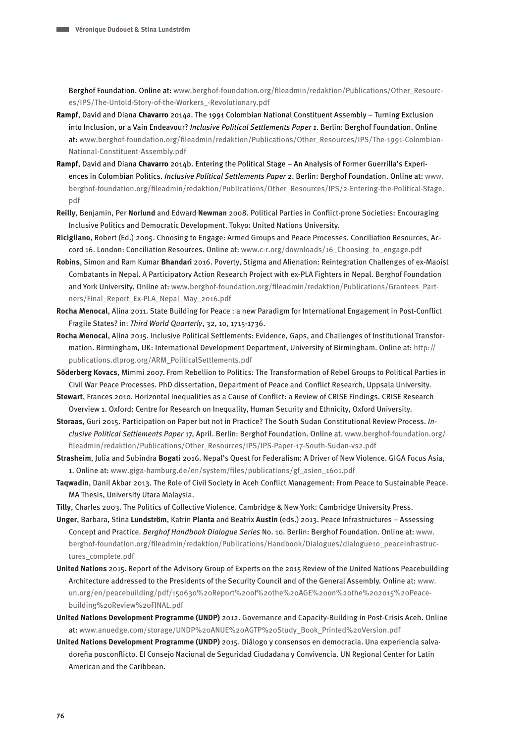Berghof Foundation. Online at: www.berghof-foundation.org/fileadmin/redaktion/Publications/Other_Resources/IPS/The-Untold-Story-of-the-Workers_-Revolutionary.pdf

**Rampf**, David and Diana **Chavarro** 2014a. The 1991 Colombian National Constituent Assembly – Turning Exclusion into Inclusion, or a Vain Endeavour? *Inclusive Political Settlements Paper 1*. Berlin: Berghof Foundation. Online at: www.berghof-foundation.org/fileadmin/redaktion/Publications/Other_Resources/IPS/The-1991-Colombian-National-Constituent-Assembly.pdf

**Rampf**, David and Diana **Chavarro** 2014b. Entering the Political Stage – An Analysis of Former Guerrilla's Experiences in Colombian Politics. *Inclusive Political Settlements Paper 2*. Berlin: Berghof Foundation. Online at: www.berghof-foundation.org/fileadmin/redaktion/Publications/Other_Resources/IPS/2-Entering-the-Political-Stage.pdf

**Reilly**, Benjamin, Per **Norlund** and Edward **Newman** 2008. Political Parties in Conflict-prone Societies: Encouraging Inclusive Politics and Democratic Development. Tokyo: United Nations University.

**Ricigliano**, Robert (Ed.) 2005. Choosing to Engage: Armed Groups and Peace Processes. Conciliation Resources, Accord 16. London: Conciliation Resources. Online at: www.c-r.org/downloads/16_Choosing_to_engage.pdf

**Robins**, Simon and Ram Kumar **Bhandari** 2016. Poverty, Stigma and Alienation: Reintegration Challenges of ex-Maoist Combatants in Nepal. A Participatory Action Research Project with ex-PLA Fighters in Nepal. Berghof Foundation and York University. Online at: www.berghof-foundation.org/fileadmin/redaktion/Publications/Grantees_Partners/Final_Report_Ex-PLA_Nepal_May_2016.pdf

**Rocha Menocal**, Alina 2011. State Building for Peace : a new Paradigm for International Engagement in Post-Conflict Fragile States? in: *Third World Quarterly*, 32, 10, 1715-1736.

**Rocha Menocal**, Alina 2015. Inclusive Political Settlements: Evidence, Gaps, and Challenges of Institutional Transformation. Birmingham, UK: International Development Department, University of Birmingham. Online at: http://publications.dlprog.org/ARM_PoliticalSettlements.pdf

**Söderberg Kovacs**, Mimmi 2007. From Rebellion to Politics: The Transformation of Rebel Groups to Political Parties in Civil War Peace Processes. PhD dissertation, Department of Peace and Conflict Research, Uppsala University.

**Stewart**, Frances 2010. Horizontal Inequalities as a Cause of Conflict: a Review of CRISE Findings. CRISE Research Overview 1. Oxford: Centre for Research on Inequality, Human Security and Ethnicity, Oxford University.

**Storaas**, Guri 2015. Participation on Paper but not in Practice? The South Sudan Constitutional Review Process. *Inclusive Political Settlements Paper* 17, April. Berlin: Berghof Foundation. Online at. www.berghof-foundation.org/fileadmin/redaktion/Publications/Other_Resources/IPS/IPS-Paper-17-South-Sudan-vs2.pdf

**Strasheim**, Julia and Subindra **Bogati** 2016. Nepal's Quest for Federalism: A Driver of New Violence. GIGA Focus Asia, 1. Online at: www.giga-hamburg.de/en/system/files/publications/gf_asien_1601.pdf

**Taqwadin**, Danil Akbar 2013. The Role of Civil Society in Aceh Conflict Management: From Peace to Sustainable Peace. MA Thesis, University Utara Malaysia.

**Tilly**, Charles 2003. The Politics of Collective Violence. Cambridge & New York: Cambridge University Press.

**Unger**, Barbara, Stina **Lundström**, Katrin **Planta** and Beatrix **Austin** (eds.) 2013. Peace Infrastructures – Assessing Concept and Practice. *Berghof Handbook Dialogue Series* No. 10. Berlin: Berghof Foundation. Online at: www.berghof-foundation.org/fileadmin/redaktion/Publications/Handbook/Dialogues/dialogue10_peaceinfrastructures_complete.pdf

**United Nations** 2015. Report of the Advisory Group of Experts on the 2015 Review of the United Nations Peacebuilding Architecture addressed to the Presidents of the Security Council and of the General Assembly. Online at: www.un.org/en/peacebuilding/pdf/150630%20Report%20of%20the%20AGE%20on%20the%202015%20Peacebuilding%20Review%20FINAL.pdf

**United Nations Development Programme (UNDP)** 2012. Governance and Capacity-Building in Post-Crisis Aceh. Online at: www.anuedge.com/storage/UNDP%20ANUE%20AGTP%20Study_Book_Printed%20Version.pdf

**United Nations Development Programme (UNDP)** 2015. Diálogo y consensos en democracia. Una experiencia salvadoreña posconflicto. El Consejo Nacional de Seguridad Ciudadana y Convivencia. UN Regional Center for Latin American and the Caribbean.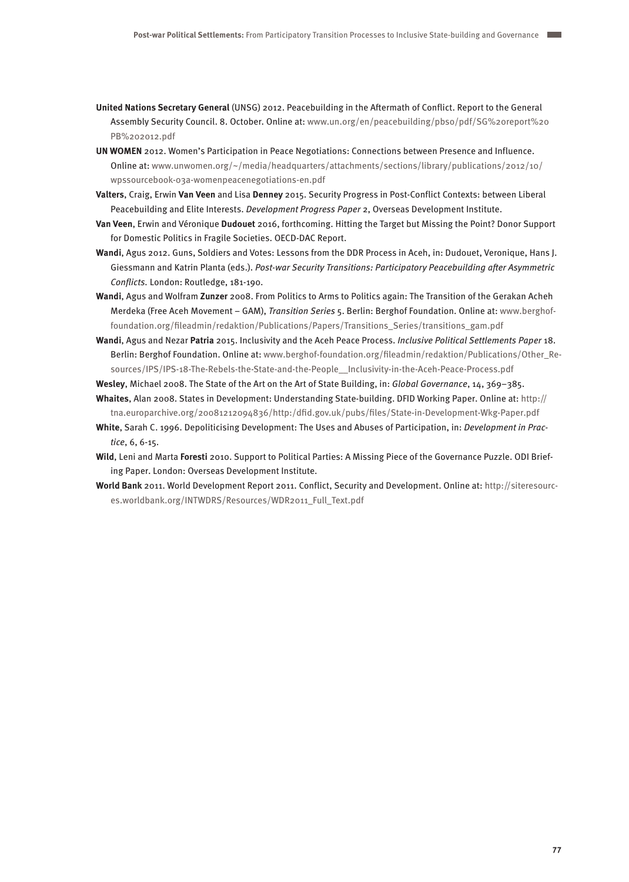**United Nations Secretary General** (UNSG) 2012. Peacebuilding in the Aftermath of Conflict. Report to the General Assembly Security Council. 8. October. Online at: www.un.org/en/peacebuilding/pbso/pdf/SG%20report%20PB%202012.pdf

**UN WOMEN** 2012. Women's Participation in Peace Negotiations: Connections between Presence and Influence. Online at: www.unwomen.org/~/media/headquarters/attachments/sections/library/publications/2012/10/wpssourcebook-03a-womenpeacenegotiations-en.pdf

**Valters**, Craig, Erwin **Van Veen** and Lisa **Denney** 2015. Security Progress in Post-Conflict Contexts: between Liberal Peacebuilding and Elite Interests. *Development Progress Paper* 2, Overseas Development Institute.

**Van Veen**, Erwin and Véronique **Dudouet** 2016, forthcoming. Hitting the Target but Missing the Point? Donor Support for Domestic Politics in Fragile Societies. OECD-DAC Report.

**Wandi**, Agus 2012. Guns, Soldiers and Votes: Lessons from the DDR Process in Aceh, in: Dudouet, Veronique, Hans J. Giessmann and Katrin Planta (eds.). *Post-war Security Transitions: Participatory Peacebuilding after Asymmetric Conflicts.* London: Routledge, 181-190.

**Wandi**, Agus and Wolfram **Zunzer** 2008. From Politics to Arms to Politics again: The Transition of the Gerakan Acheh Merdeka (Free Aceh Movement – GAM), *Transition Series* 5. Berlin: Berghof Foundation. Online at: www.berghof-foundation.org/fileadmin/redaktion/Publications/Papers/Transitions_Series/transitions_gam.pdf

**Wandi**, Agus and Nezar **Patria** 2015. Inclusivity and the Aceh Peace Process. *Inclusive Political Settlements Paper* 18. Berlin: Berghof Foundation. Online at: www.berghof-foundation.org/fileadmin/redaktion/Publications/Other_Resources/IPS/IPS-18-The-Rebels-the-State-and-the-People__Inclusivity-in-the-Aceh-Peace-Process.pdf

**Wesley**, Michael 2008. The State of the Art on the Art of State Building, in: *Global Governance*, 14, 369–385.

**Whaites**, Alan 2008. States in Development: Understanding State-building. DFID Working Paper. Online at: http://tna.europarchive.org/20081212094836/http:/dfid.gov.uk/pubs/files/State-in-Development-Wkg-Paper.pdf

**White**, Sarah C. 1996. Depoliticising Development: The Uses and Abuses of Participation, in: *Development in Practice*, 6, 6-15.

**Wild**, Leni and Marta **Foresti** 2010. Support to Political Parties: A Missing Piece of the Governance Puzzle. ODI Briefing Paper. London: Overseas Development Institute.

**World Bank** 2011. World Development Report 2011. Conflict, Security and Development. Online at: http://siteresources.worldbank.org/INTWDRS/Resources/WDR2011_Full_Text.pdf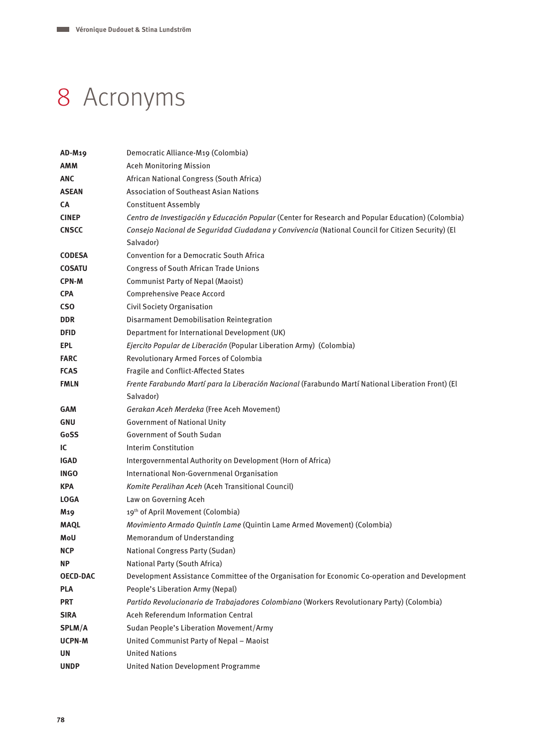# 8 Acronyms

| | |
|---|---|
| **AD-M19** | Democratic Alliance-M19 (Colombia) |
| **AMM** | Aceh Monitoring Mission |
| **ANC** | African National Congress (South Africa) |
| **ASEAN** | Association of Southeast Asian Nations |
| **CA** | Constituent Assembly |
| **CINEP** | *Centro de Investigación y Educación Popular* (Center for Research and Popular Education) (Colombia) |
| **CNSCC** | *Consejo Nacional de Seguridad Ciudadana y Convivencia* (National Council for Citizen Security) (El Salvador) |
| **CODESA** | Convention for a Democratic South Africa |
| **COSATU** | Congress of South African Trade Unions |
| **CPN-M** | Communist Party of Nepal (Maoist) |
| **CPA** | Comprehensive Peace Accord |
| **CSO** | Civil Society Organisation |
| **DDR** | Disarmament Demobilisation Reintegration |
| **DFID** | Department for International Development (UK) |
| **EPL** | *Ejercito Popular de Liberación* (Popular Liberation Army) (Colombia) |
| **FARC** | Revolutionary Armed Forces of Colombia |
| **FCAS** | Fragile and Conflict-Affected States |
| **FMLN** | *Frente Farabundo Martí para la Liberación Nacional* (Farabundo Martí National Liberation Front) (El Salvador) |
| **GAM** | *Gerakan Aceh Merdeka* (Free Aceh Movement) |
| **GNU** | Government of National Unity |
| **GoSS** | Government of South Sudan |
| **IC** | Interim Constitution |
| **IGAD** | Intergovernmental Authority on Development (Horn of Africa) |
| **INGO** | International Non-Governmental Organisation |
| **KPA** | *Komite Peralihan Aceh* (Aceh Transitional Council) |
| **LOGA** | Law on Governing Aceh |
| **M19** | 19th of April Movement (Colombia) |
| **MAQL** | *Movimiento Armado Quintín Lame* (Quintin Lame Armed Movement) (Colombia) |
| **MoU** | Memorandum of Understanding |
| **NCP** | National Congress Party (Sudan) |
| **NP** | National Party (South Africa) |
| **OECD-DAC** | Development Assistance Committee of the Organisation for Economic Co-operation and Development |
| **PLA** | People's Liberation Army (Nepal) |
| **PRT** | *Partido Revolucionario de Trabajadores Colombiano* (Workers Revolutionary Party) (Colombia) |
| **SIRA** | Aceh Referendum Information Central |
| **SPLM/A** | Sudan People's Liberation Movement/Army |
| **UCPN-M** | United Communist Party of Nepal – Maoist |
| **UN** | United Nations |
| **UNDP** | United Nation Development Programme |